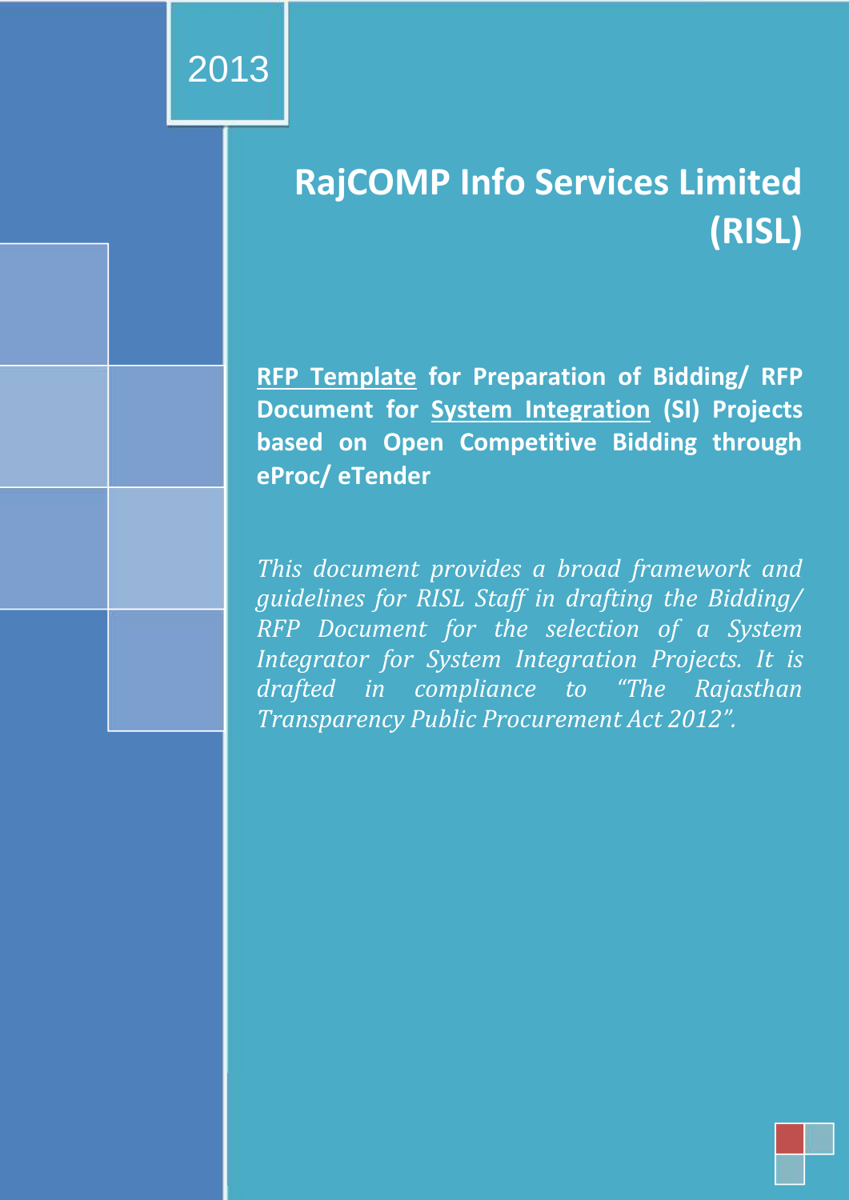2013

# RajCOMP Info Services Limited (RISL)

**RFP Template for Preparation of Bidding/ RFP Document for System Integration (SI) Projects based on Open Competitive Bidding through eProc/ eTender**

*This document provides a broad framework and guidelines for RISL Staff in drafting the Bidding/ RFP Document for the selection of a System Integrator for System Integration Projects. It is drafted in compliance to "The Rajasthan Transparency Public Procurement Act 2012".*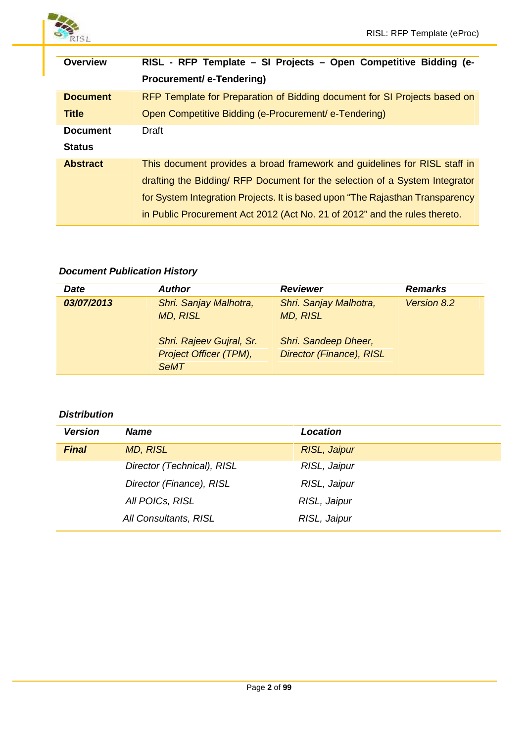| **Overview** | **RISL - RFP Template – SI Projects – Open Competitive Bidding (e-Procurement/ e-Tendering)** |
|---|---|
| **Document Title** | RFP Template for Preparation of Bidding document for SI Projects based on Open Competitive Bidding (e-Procurement/ e-Tendering) |
| **Document Status** | Draft |
| **Abstract** | This document provides a broad framework and guidelines for RISL staff in drafting the Bidding/ RFP Document for the selection of a System Integrator for System Integration Projects. It is based upon "The Rajasthan Transparency in Public Procurement Act 2012 (Act No. 21 of 2012" and the rules thereto. |

***Document Publication History***

| ***Date*** | ***Author*** | ***Reviewer*** | ***Remarks*** |
|---|---|---|---|
| ***03/07/2013*** | *Shri. Sanjay Malhotra, MD, RISL*<br><br>*Shri. Rajeev Gujral, Sr. Project Officer (TPM), SeMT* | *Shri. Sanjay Malhotra, MD, RISL*<br><br>*Shri. Sandeep Dheer, Director (Finance), RISL* | *Version 8.2* |

***Distribution***

| ***Version*** | ***Name*** | ***Location*** |
|---|---|---|
| ***Final*** | *MD, RISL* | *RISL, Jaipur* |
| | *Director (Technical), RISL* | *RISL, Jaipur* |
| | *Director (Finance), RISL* | *RISL, Jaipur* |
| | *All POICs, RISL* | *RISL, Jaipur* |
| | *All Consultants, RISL* | *RISL, Jaipur* |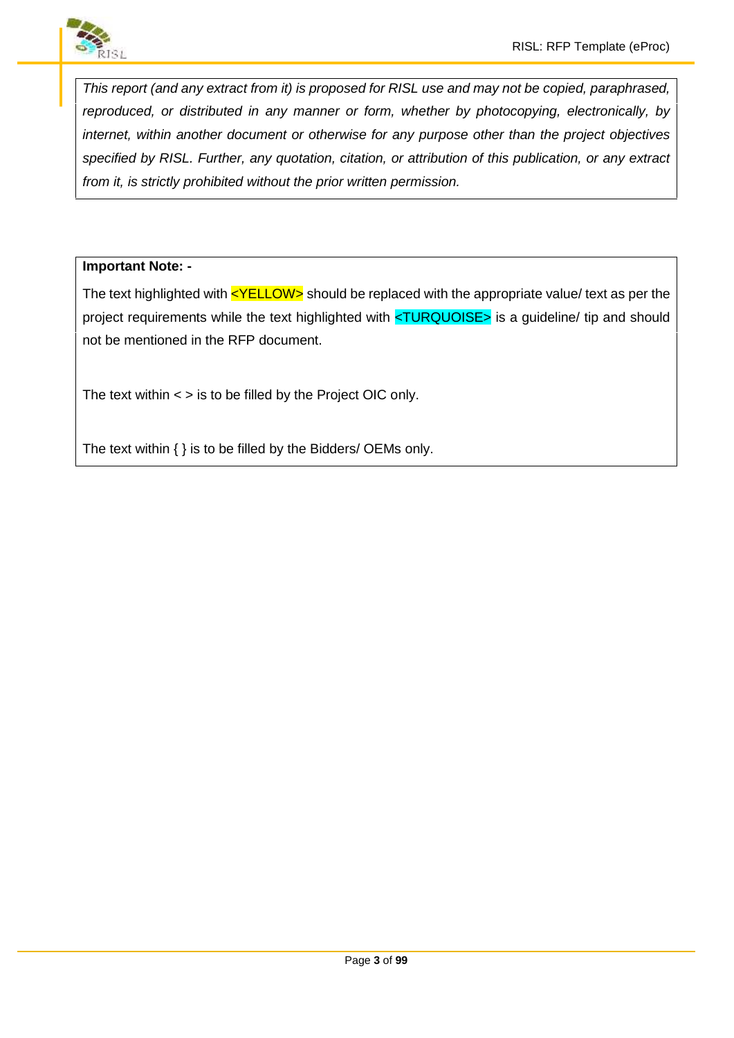*This report (and any extract from it) is proposed for RISL use and may not be copied, paraphrased, reproduced, or distributed in any manner or form, whether by photocopying, electronically, by internet, within another document or otherwise for any purpose other than the project objectives specified by RISL. Further, any quotation, citation, or attribution of this publication, or any extract from it, is strictly prohibited without the prior written permission.*

**Important Note: -**

The text highlighted with <YELLOW> should be replaced with the appropriate value/ text as per the project requirements while the text highlighted with <TURQUOISE> is a guideline/ tip and should not be mentioned in the RFP document.

The text within < > is to be filled by the Project OIC only.

The text within { } is to be filled by the Bidders/ OEMs only.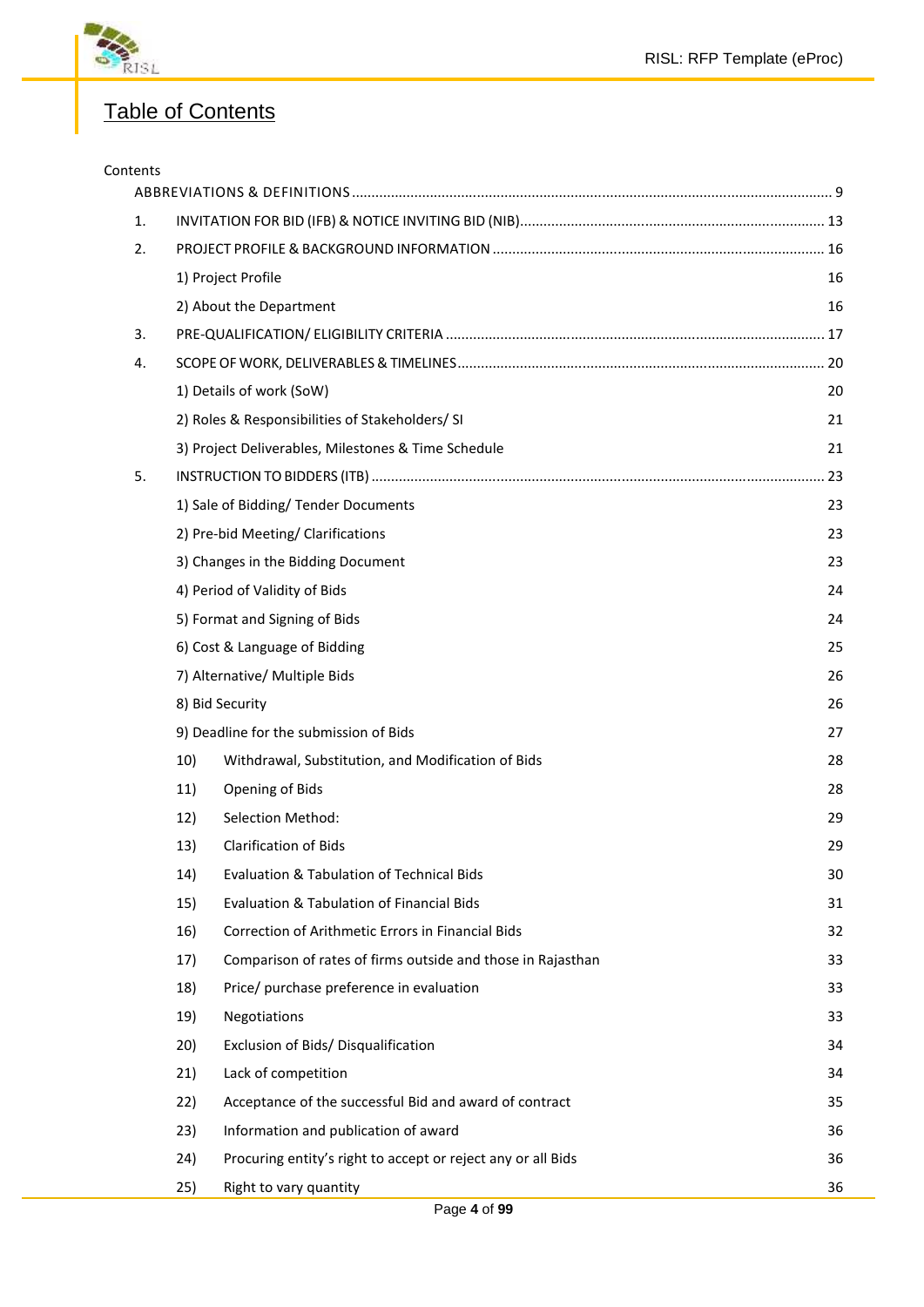# Table of Contents

Contents

ABBREVIATIONS & DEFINITIONS .......... 9

1. INVITATION FOR BID (IFB) & NOTICE INVITING BID (NIB) .......... 13
2. PROJECT PROFILE & BACKGROUND INFORMATION .......... 16
   - 1) Project Profile 16
   - 2) About the Department 16
3. PRE-QUALIFICATION/ ELIGIBILITY CRITERIA .......... 17
4. SCOPE OF WORK, DELIVERABLES & TIMELINES .......... 20
   - 1) Details of work (SoW) 20
   - 2) Roles & Responsibilities of Stakeholders/ SI 21
   - 3) Project Deliverables, Milestones & Time Schedule 21
5. INSTRUCTION TO BIDDERS (ITB) .......... 23
   - 1) Sale of Bidding/ Tender Documents 23
   - 2) Pre-bid Meeting/ Clarifications 23
   - 3) Changes in the Bidding Document 23
   - 4) Period of Validity of Bids 24
   - 5) Format and Signing of Bids 24
   - 6) Cost & Language of Bidding 25
   - 7) Alternative/ Multiple Bids 26
   - 8) Bid Security 26
   - 9) Deadline for the submission of Bids 27
   - 10) Withdrawal, Substitution, and Modification of Bids 28
   - 11) Opening of Bids 28
   - 12) Selection Method: 29
   - 13) Clarification of Bids 29
   - 14) Evaluation & Tabulation of Technical Bids 30
   - 15) Evaluation & Tabulation of Financial Bids 31
   - 16) Correction of Arithmetic Errors in Financial Bids 32
   - 17) Comparison of rates of firms outside and those in Rajasthan 33
   - 18) Price/ purchase preference in evaluation 33
   - 19) Negotiations 33
   - 20) Exclusion of Bids/ Disqualification 34
   - 21) Lack of competition 34
   - 22) Acceptance of the successful Bid and award of contract 35
   - 23) Information and publication of award 36
   - 24) Procuring entity's right to accept or reject any or all Bids 36
   - 25) Right to vary quantity 36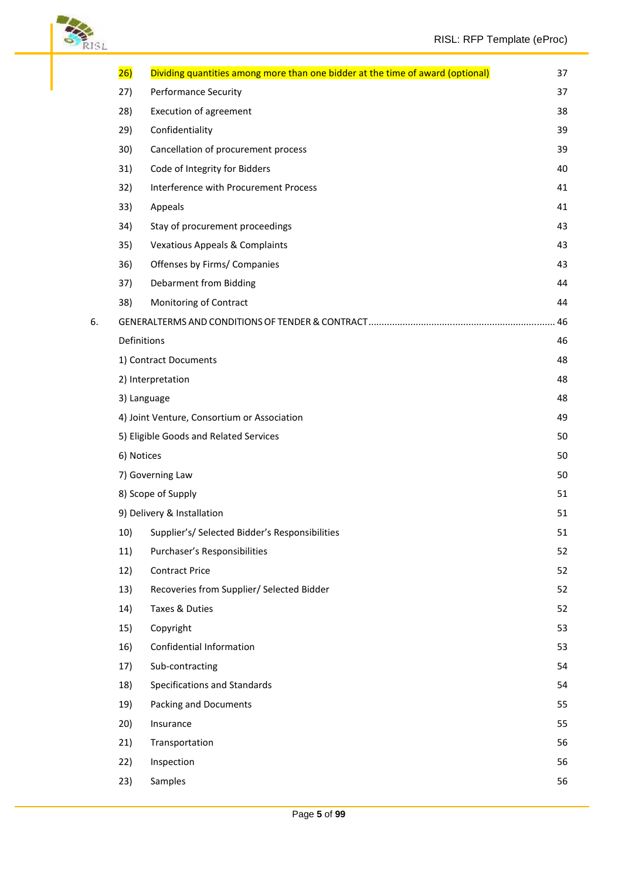| | | |
|---|---|---|
| 26) | Dividing quantities among more than one bidder at the time of award (optional) | 37 |
| 27) | Performance Security | 37 |
| 28) | Execution of agreement | 38 |
| 29) | Confidentiality | 39 |
| 30) | Cancellation of procurement process | 39 |
| 31) | Code of Integrity for Bidders | 40 |
| 32) | Interference with Procurement Process | 41 |
| 33) | Appeals | 41 |
| 34) | Stay of procurement proceedings | 43 |
| 35) | Vexatious Appeals & Complaints | 43 |
| 36) | Offenses by Firms/ Companies | 43 |
| 37) | Debarment from Bidding | 44 |
| 38) | Monitoring of Contract | 44 |

6. GENERALTERMS AND CONDITIONS OF TENDER & CONTRACT ........................................ 46

| | | |
|---|---|---|
| Definitions | | 46 |
| 1) Contract Documents | | 48 |
| 2) Interpretation | | 48 |
| 3) Language | | 48 |
| 4) Joint Venture, Consortium or Association | | 49 |
| 5) Eligible Goods and Related Services | | 50 |
| 6) Notices | | 50 |
| 7) Governing Law | | 50 |
| 8) Scope of Supply | | 51 |
| 9) Delivery & Installation | | 51 |
| 10) | Supplier's/ Selected Bidder's Responsibilities | 51 |
| 11) | Purchaser's Responsibilities | 52 |
| 12) | Contract Price | 52 |
| 13) | Recoveries from Supplier/ Selected Bidder | 52 |
| 14) | Taxes & Duties | 52 |
| 15) | Copyright | 53 |
| 16) | Confidential Information | 53 |
| 17) | Sub-contracting | 54 |
| 18) | Specifications and Standards | 54 |
| 19) | Packing and Documents | 55 |
| 20) | Insurance | 55 |
| 21) | Transportation | 56 |
| 22) | Inspection | 56 |
| 23) | Samples | 56 |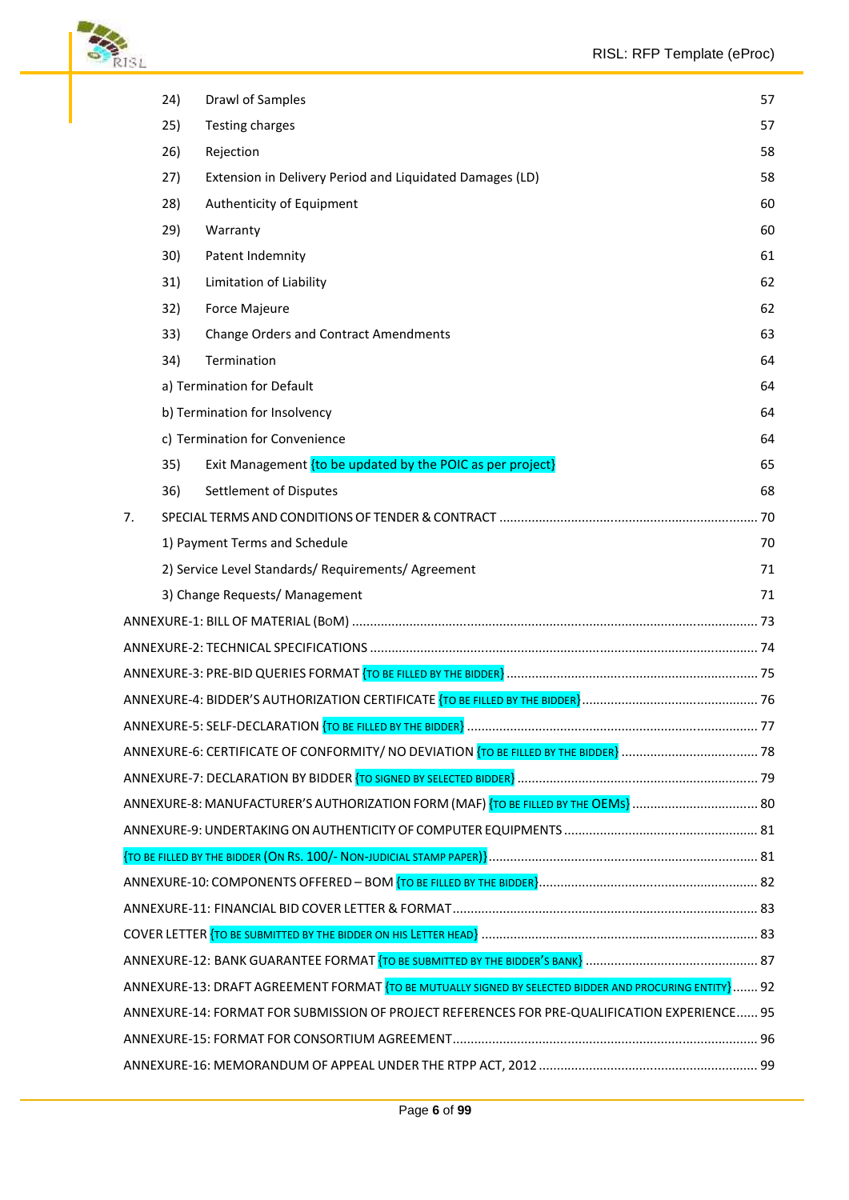| | | |
|---|---|---|
| 24) | Drawl of Samples | 57 |
| 25) | Testing charges | 57 |
| 26) | Rejection | 58 |
| 27) | Extension in Delivery Period and Liquidated Damages (LD) | 58 |
| 28) | Authenticity of Equipment | 60 |
| 29) | Warranty | 60 |
| 30) | Patent Indemnity | 61 |
| 31) | Limitation of Liability | 62 |
| 32) | Force Majeure | 62 |
| 33) | Change Orders and Contract Amendments | 63 |
| 34) | Termination | 64 |
| | a) Termination for Default | 64 |
| | b) Termination for Insolvency | 64 |
| | c) Termination for Convenience | 64 |
| 35) | Exit Management {to be updated by the POIC as per project} | 65 |
| 36) | Settlement of Disputes | 68 |

7. SPECIAL TERMS AND CONDITIONS OF TENDER & CONTRACT ....... 70

| | |
|---|---|
| 1) Payment Terms and Schedule | 70 |
| 2) Service Level Standards/ Requirements/ Agreement | 71 |
| 3) Change Requests/ Management | 71 |

ANNEXURE-1: BILL OF MATERIAL (BOM) ....... 73

ANNEXURE-2: TECHNICAL SPECIFICATIONS ....... 74

ANNEXURE-3: PRE-BID QUERIES FORMAT {TO BE FILLED BY THE BIDDER} ....... 75

ANNEXURE-4: BIDDER'S AUTHORIZATION CERTIFICATE {TO BE FILLED BY THE BIDDER} ....... 76

ANNEXURE-5: SELF-DECLARATION {TO BE FILLED BY THE BIDDER} ....... 77

ANNEXURE-6: CERTIFICATE OF CONFORMITY/ NO DEVIATION {TO BE FILLED BY THE BIDDER} ....... 78

ANNEXURE-7: DECLARATION BY BIDDER {TO SIGNED BY SELECTED BIDDER} ....... 79

ANNEXURE-8: MANUFACTURER'S AUTHORIZATION FORM (MAF) {TO BE FILLED BY THE OEMS} ....... 80

ANNEXURE-9: UNDERTAKING ON AUTHENTICITY OF COMPUTER EQUIPMENTS ....... 81

{TO BE FILLED BY THE BIDDER (ON RS. 100/- NON-JUDICIAL STAMP PAPER)} ....... 81

ANNEXURE-10: COMPONENTS OFFERED – BOM {TO BE FILLED BY THE BIDDER} ....... 82

ANNEXURE-11: FINANCIAL BID COVER LETTER & FORMAT ....... 83

COVER LETTER {TO BE SUBMITTED BY THE BIDDER ON HIS LETTER HEAD} ....... 83

ANNEXURE-12: BANK GUARANTEE FORMAT {TO BE SUBMITTED BY THE BIDDER'S BANK} ....... 87

ANNEXURE-13: DRAFT AGREEMENT FORMAT {TO BE MUTUALLY SIGNED BY SELECTED BIDDER AND PROCURING ENTITY} ....... 92

ANNEXURE-14: FORMAT FOR SUBMISSION OF PROJECT REFERENCES FOR PRE-QUALIFICATION EXPERIENCE ....... 95

ANNEXURE-15: FORMAT FOR CONSORTIUM AGREEMENT ....... 96

ANNEXURE-16: MEMORANDUM OF APPEAL UNDER THE RTPP ACT, 2012 ....... 99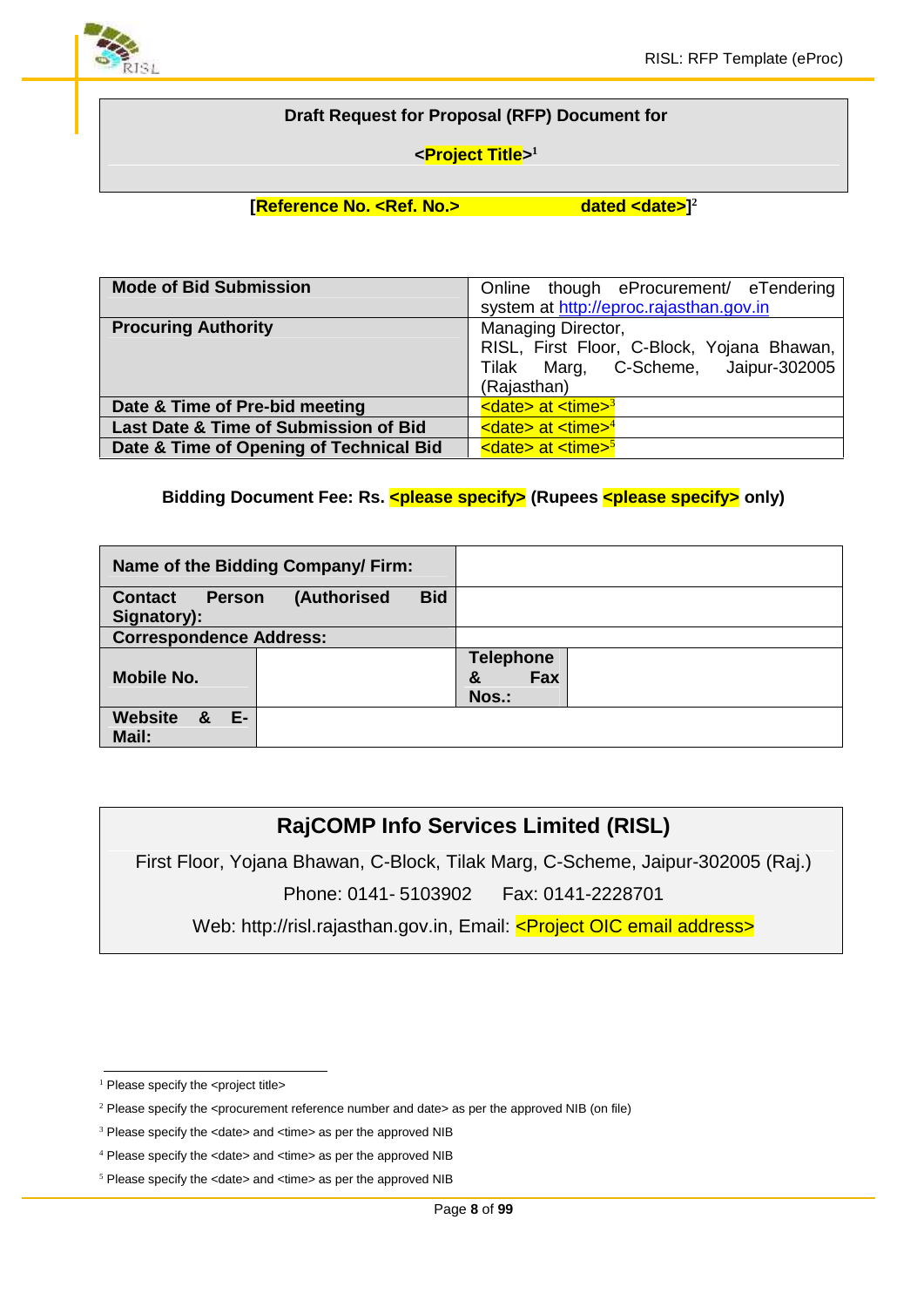**Draft Request for Proposal (RFP) Document for**

**<Project Title>**[1]

**[Reference No. <Ref. No.> dated <date>]**[2]

| **Mode of Bid Submission** | Online though eProcurement/ eTendering system at http://eproc.rajasthan.gov.in |
|---|---|
| **Procuring Authority** | Managing Director, RISL, First Floor, C-Block, Yojana Bhawan, Tilak Marg, C-Scheme, Jaipur-302005 (Rajasthan) |
| **Date & Time of Pre-bid meeting** | <date> at <time>[3] |
| **Last Date & Time of Submission of Bid** | <date> at <time>[4] |
| **Date & Time of Opening of Technical Bid** | <date> at <time>[5] |

**Bidding Document Fee: Rs. <please specify> (Rupees <please specify> only)**

| **Name of the Bidding Company/ Firm:** | | | |
|---|---|---|---|
| **Contact Person (Authorised Bid Signatory):** | | | |
| **Correspondence Address:** | | | |
| **Mobile No.** | | **Telephone & Fax Nos.:** | |
| **Website & E-Mail:** | | | |

**RajCOMP Info Services Limited (RISL)**

First Floor, Yojana Bhawan, C-Block, Tilak Marg, C-Scheme, Jaipur-302005 (Raj.)

Phone: 0141- 5103902 Fax: 0141-2228701

Web: http://risl.rajasthan.gov.in, Email: <Project OIC email address>

---

[1] Please specify the <project title>

[2] Please specify the <procurement reference number and date> as per the approved NIB (on file)

[3] Please specify the <date> and <time> as per the approved NIB

[4] Please specify the <date> and <time> as per the approved NIB

[5] Please specify the <date> and <time> as per the approved NIB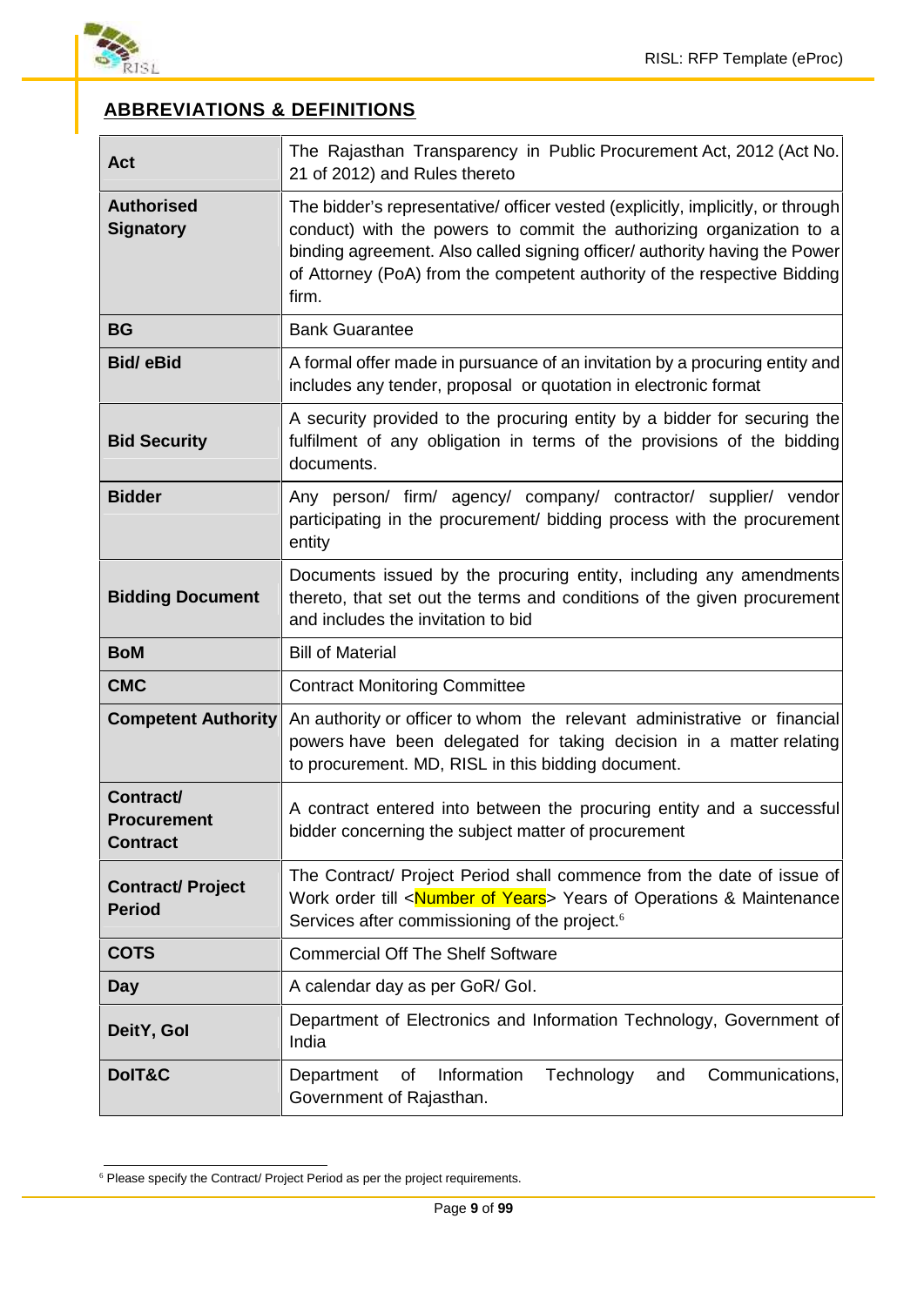## ABBREVIATIONS & DEFINITIONS

| | |
|---|---|
| **Act** | The Rajasthan Transparency in Public Procurement Act, 2012 (Act No. 21 of 2012) and Rules thereto |
| **Authorised Signatory** | The bidder's representative/ officer vested (explicitly, implicitly, or through conduct) with the powers to commit the authorizing organization to a binding agreement. Also called signing officer/ authority having the Power of Attorney (PoA) from the competent authority of the respective Bidding firm. |
| **BG** | Bank Guarantee |
| **Bid/ eBid** | A formal offer made in pursuance of an invitation by a procuring entity and includes any tender, proposal or quotation in electronic format |
| **Bid Security** | A security provided to the procuring entity by a bidder for securing the fulfilment of any obligation in terms of the provisions of the bidding documents. |
| **Bidder** | Any person/ firm/ agency/ company/ contractor/ supplier/ vendor participating in the procurement/ bidding process with the procurement entity |
| **Bidding Document** | Documents issued by the procuring entity, including any amendments thereto, that set out the terms and conditions of the given procurement and includes the invitation to bid |
| **BoM** | Bill of Material |
| **CMC** | Contract Monitoring Committee |
| **Competent Authority** | An authority or officer to whom the relevant administrative or financial powers have been delegated for taking decision in a matter relating to procurement. MD, RISL in this bidding document. |
| **Contract/ Procurement Contract** | A contract entered into between the procuring entity and a successful bidder concerning the subject matter of procurement |
| **Contract/ Project Period** | The Contract/ Project Period shall commence from the date of issue of Work order till <Number of Years> Years of Operations & Maintenance Services after commissioning of the project.[6] |
| **COTS** | Commercial Off The Shelf Software |
| **Day** | A calendar day as per GoR/ GoI. |
| **DeitY, GoI** | Department of Electronics and Information Technology, Government of India |
| **DoIT&C** | Department of Information Technology and Communications, Government of Rajasthan. |

[6] Please specify the Contract/ Project Period as per the project requirements.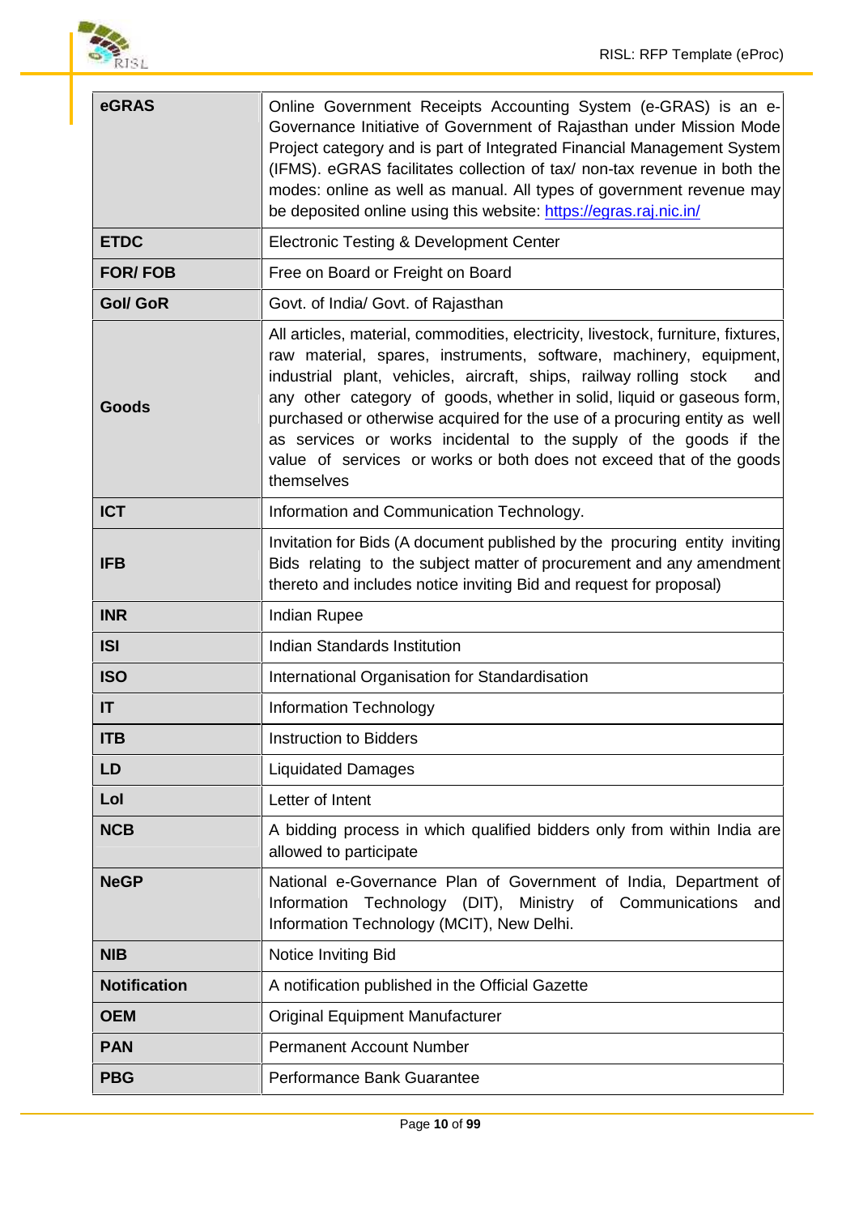| | |
|---|---|
| **eGRAS** | Online Government Receipts Accounting System (e-GRAS) is an e-Governance Initiative of Government of Rajasthan under Mission Mode Project category and is part of Integrated Financial Management System (IFMS). eGRAS facilitates collection of tax/ non-tax revenue in both the modes: online as well as manual. All types of government revenue may be deposited online using this website: https://egras.raj.nic.in/ |
| **ETDC** | Electronic Testing & Development Center |
| **FOR/ FOB** | Free on Board or Freight on Board |
| **GoI/ GoR** | Govt. of India/ Govt. of Rajasthan |
| **Goods** | All articles, material, commodities, electricity, livestock, furniture, fixtures, raw material, spares, instruments, software, machinery, equipment, industrial plant, vehicles, aircraft, ships, railway rolling stock and any other category of goods, whether in solid, liquid or gaseous form, purchased or otherwise acquired for the use of a procuring entity as well as services or works incidental to the supply of the goods if the value of services or works or both does not exceed that of the goods themselves |
| **ICT** | Information and Communication Technology. |
| **IFB** | Invitation for Bids (A document published by the procuring entity inviting Bids relating to the subject matter of procurement and any amendment thereto and includes notice inviting Bid and request for proposal) |
| **INR** | Indian Rupee |
| **ISI** | Indian Standards Institution |
| **ISO** | International Organisation for Standardisation |
| **IT** | Information Technology |
| **ITB** | Instruction to Bidders |
| **LD** | Liquidated Damages |
| **LoI** | Letter of Intent |
| **NCB** | A bidding process in which qualified bidders only from within India are allowed to participate |
| **NeGP** | National e-Governance Plan of Government of India, Department of Information Technology (DIT), Ministry of Communications and Information Technology (MCIT), New Delhi. |
| **NIB** | Notice Inviting Bid |
| **Notification** | A notification published in the Official Gazette |
| **OEM** | Original Equipment Manufacturer |
| **PAN** | Permanent Account Number |
| **PBG** | Performance Bank Guarantee |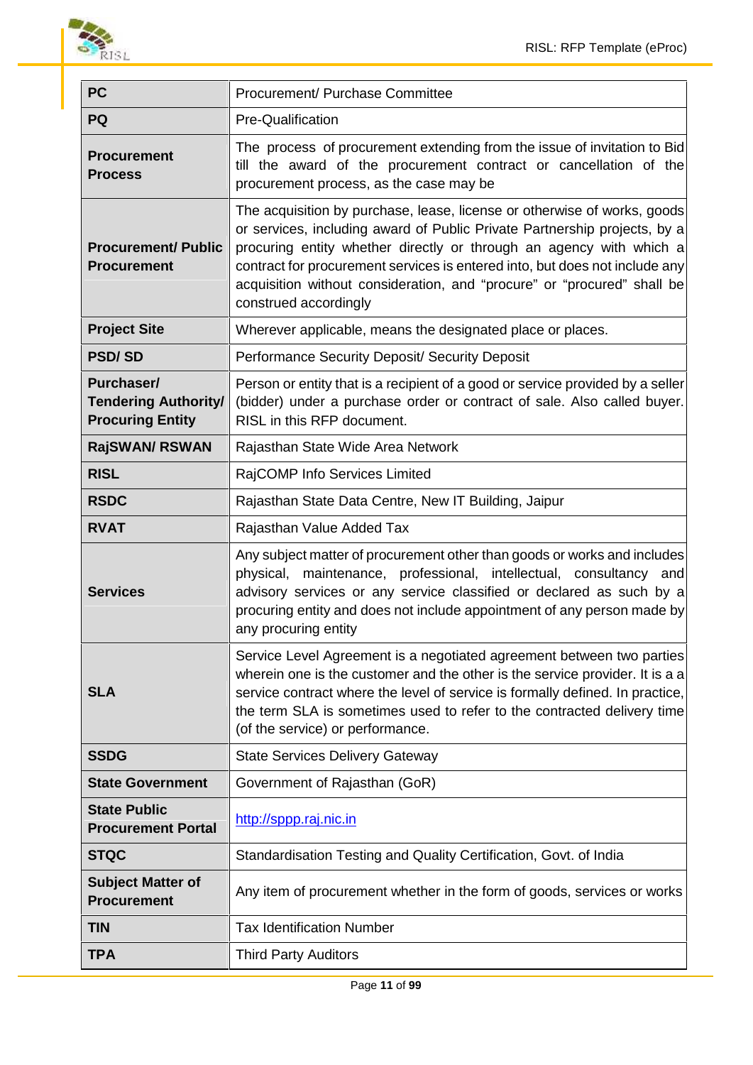| | |
|---|---|
| **PC** | Procurement/ Purchase Committee |
| **PQ** | Pre-Qualification |
| **Procurement Process** | The process of procurement extending from the issue of invitation to Bid till the award of the procurement contract or cancellation of the procurement process, as the case may be |
| **Procurement/ Public Procurement** | The acquisition by purchase, lease, license or otherwise of works, goods or services, including award of Public Private Partnership projects, by a procuring entity whether directly or through an agency with which a contract for procurement services is entered into, but does not include any acquisition without consideration, and "procure" or "procured" shall be construed accordingly |
| **Project Site** | Wherever applicable, means the designated place or places. |
| **PSD/ SD** | Performance Security Deposit/ Security Deposit |
| **Purchaser/ Tendering Authority/ Procuring Entity** | Person or entity that is a recipient of a good or service provided by a seller (bidder) under a purchase order or contract of sale. Also called buyer. RISL in this RFP document. |
| **RajSWAN/ RSWAN** | Rajasthan State Wide Area Network |
| **RISL** | RajCOMP Info Services Limited |
| **RSDC** | Rajasthan State Data Centre, New IT Building, Jaipur |
| **RVAT** | Rajasthan Value Added Tax |
| **Services** | Any subject matter of procurement other than goods or works and includes physical, maintenance, professional, intellectual, consultancy and advisory services or any service classified or declared as such by a procuring entity and does not include appointment of any person made by any procuring entity |
| **SLA** | Service Level Agreement is a negotiated agreement between two parties wherein one is the customer and the other is the service provider. It is a a service contract where the level of service is formally defined. In practice, the term SLA is sometimes used to refer to the contracted delivery time (of the service) or performance. |
| **SSDG** | State Services Delivery Gateway |
| **State Government** | Government of Rajasthan (GoR) |
| **State Public Procurement Portal** | http://sppp.raj.nic.in |
| **STQC** | Standardisation Testing and Quality Certification, Govt. of India |
| **Subject Matter of Procurement** | Any item of procurement whether in the form of goods, services or works |
| **TIN** | Tax Identification Number |
| **TPA** | Third Party Auditors |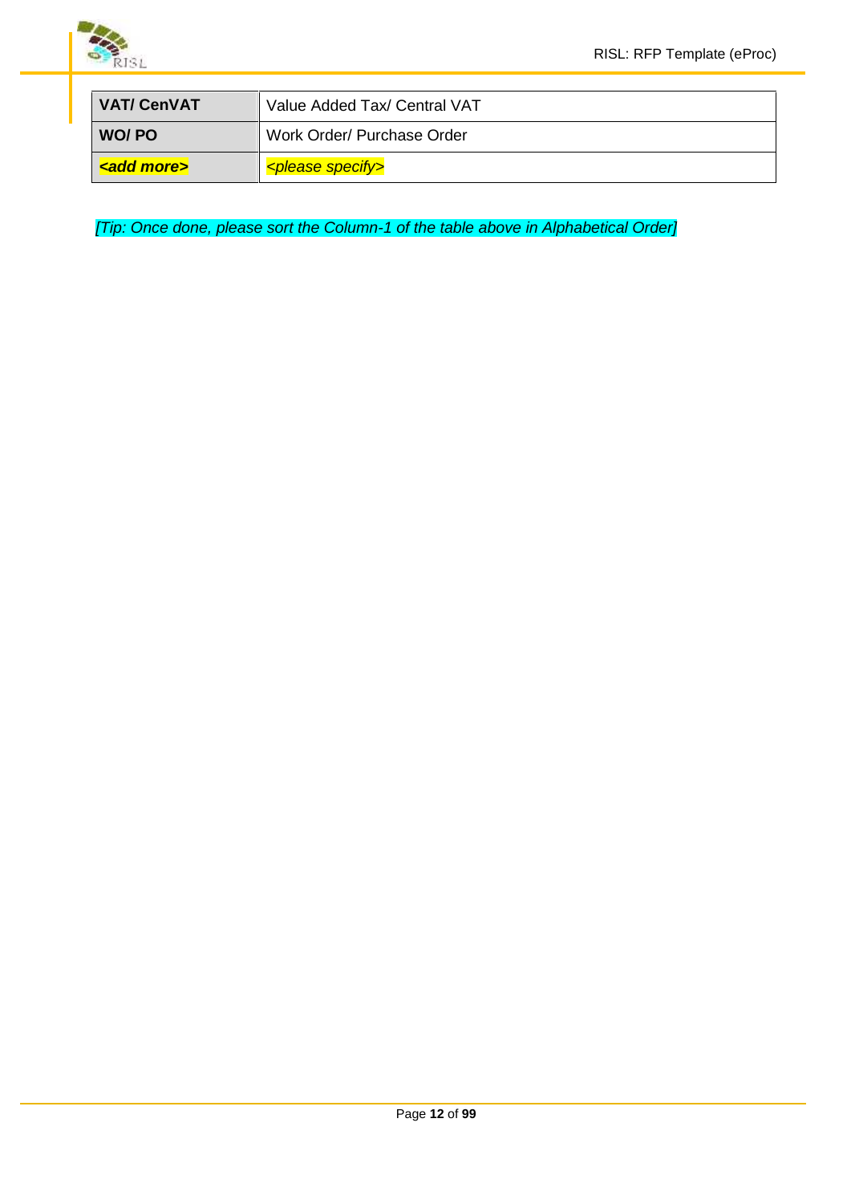| | |
|---|---|
| **VAT/ CenVAT** | Value Added Tax/ Central VAT |
| **WO/ PO** | Work Order/ Purchase Order |
| ***<add more>*** | *<please specify>* |

*[Tip: Once done, please sort the Column-1 of the table above in Alphabetical Order]*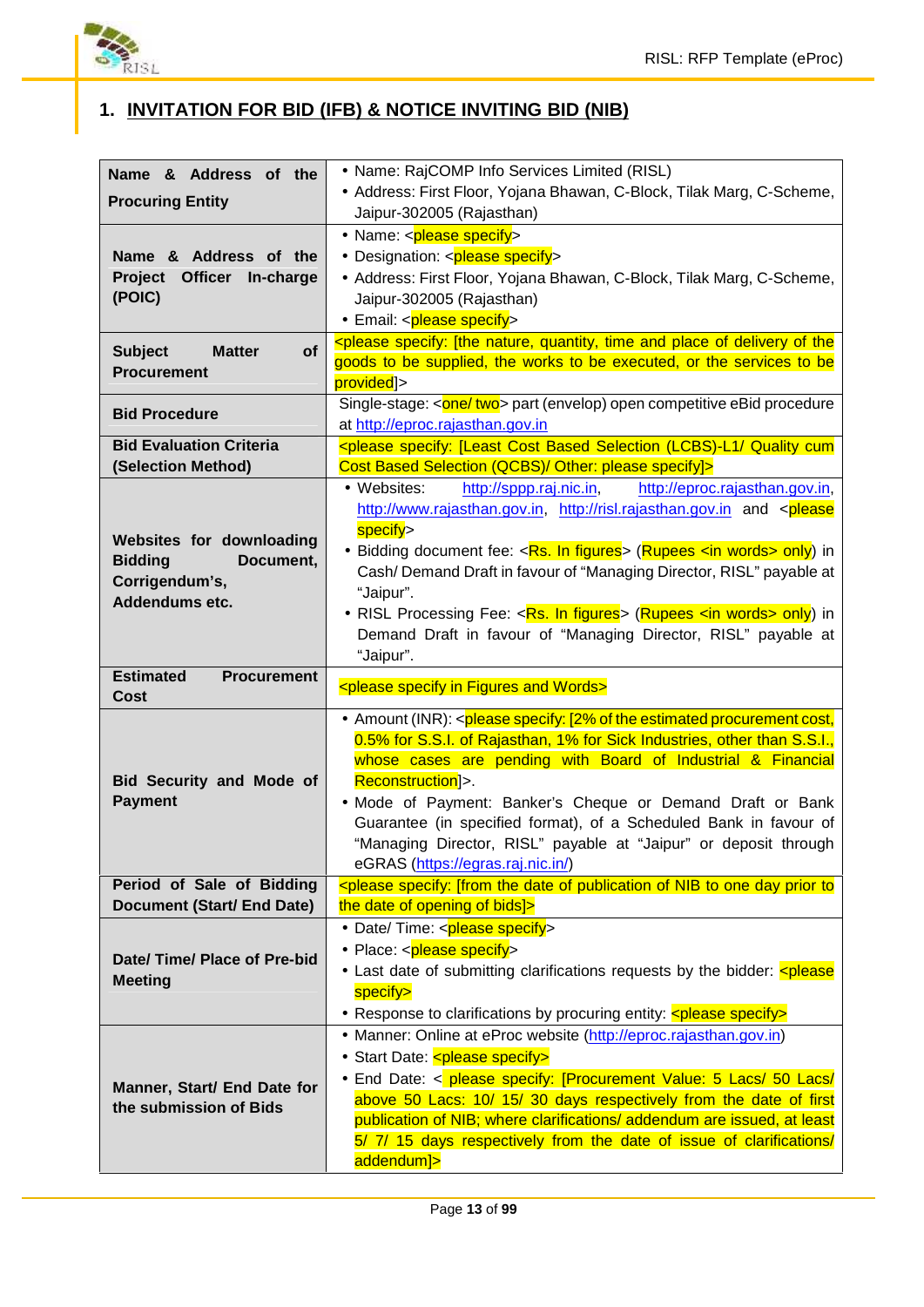# 1. INVITATION FOR BID (IFB) & NOTICE INVITING BID (NIB)

| | |
|---|---|
| **Name & Address of the Procuring Entity** | • Name: RajCOMP Info Services Limited (RISL)<br>• Address: First Floor, Yojana Bhawan, C-Block, Tilak Marg, C-Scheme, Jaipur-302005 (Rajasthan) |
| **Name & Address of the Project Officer In-charge (POIC)** | • Name: <please specify><br>• Designation: <please specify><br>• Address: First Floor, Yojana Bhawan, C-Block, Tilak Marg, C-Scheme, Jaipur-302005 (Rajasthan)<br>• Email: <please specify> |
| **Subject Matter of Procurement** | <please specify: [the nature, quantity, time and place of delivery of the goods to be supplied, the works to be executed, or the services to be provided]> |
| **Bid Procedure** | Single-stage: <one/ two> part (envelop) open competitive eBid procedure at http://eproc.rajasthan.gov.in |
| **Bid Evaluation Criteria (Selection Method)** | <please specify: [Least Cost Based Selection (LCBS)-L1/ Quality cum Cost Based Selection (QCBS)/ Other: please specify]> |
| **Websites for downloading Bidding Document, Corrigendum's, Addendums etc.** | • Websites: http://sppp.raj.nic.in, http://eproc.rajasthan.gov.in, http://www.rajasthan.gov.in, http://risl.rajasthan.gov.in and <please specify><br>• Bidding document fee: <Rs. In figures> (Rupees <in words> only) in Cash/ Demand Draft in favour of "Managing Director, RISL" payable at "Jaipur".<br>• RISL Processing Fee: <Rs. In figures> (Rupees <in words> only) in Demand Draft in favour of "Managing Director, RISL" payable at "Jaipur". |
| **Estimated Procurement Cost** | <please specify in Figures and Words> |
| **Bid Security and Mode of Payment** | • Amount (INR): <please specify: [2% of the estimated procurement cost, 0.5% for S.S.I. of Rajasthan, 1% for Sick Industries, other than S.S.I., whose cases are pending with Board of Industrial & Financial Reconstruction]>.<br>• Mode of Payment: Banker's Cheque or Demand Draft or Bank Guarantee (in specified format), of a Scheduled Bank in favour of "Managing Director, RISL" payable at "Jaipur" or deposit through eGRAS (https://egras.raj.nic.in/) |
| **Period of Sale of Bidding Document (Start/ End Date)** | <please specify: [from the date of publication of NIB to one day prior to the date of opening of bids]> |
| **Date/ Time/ Place of Pre-bid Meeting** | • Date/ Time: <please specify><br>• Place: <please specify><br>• Last date of submitting clarifications requests by the bidder: <please specify><br>• Response to clarifications by procuring entity: <please specify> |
| **Manner, Start/ End Date for the submission of Bids** | • Manner: Online at eProc website (http://eproc.rajasthan.gov.in)<br>• Start Date: <please specify><br>• End Date: < please specify: [Procurement Value: 5 Lacs/ 50 Lacs/ above 50 Lacs: 10/ 15/ 30 days respectively from the date of first publication of NIB; where clarifications/ addendum are issued, at least 5/ 7/ 15 days respectively from the date of issue of clarifications/ addendum]> |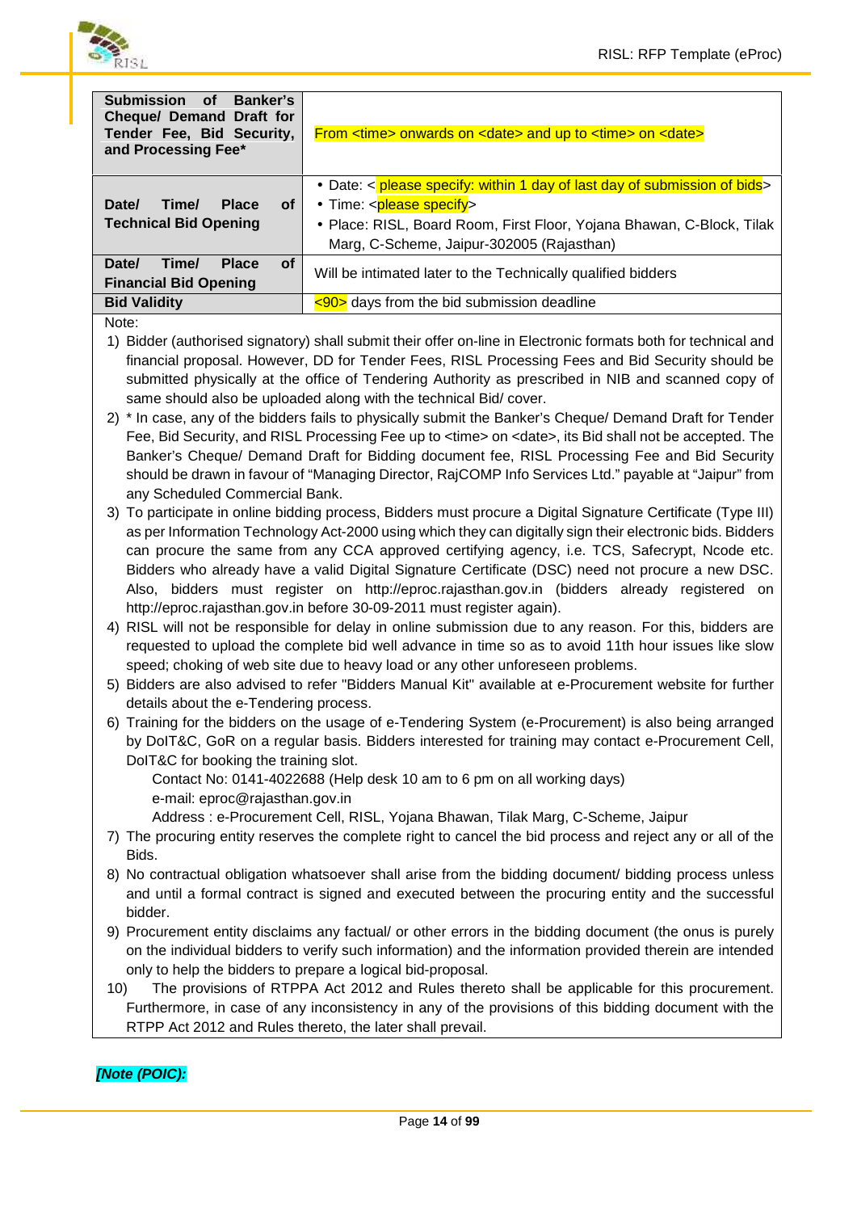| | |
|---|---|
| **Submission of Banker's Cheque/ Demand Draft for Tender Fee, Bid Security, and Processing Fee*** | From <time> onwards on <date> and up to <time> on <date> |
| **Date/ Time/ Place of Technical Bid Opening** | • Date: < please specify: within 1 day of last day of submission of bids> <br> • Time: <please specify> <br> • Place: RISL, Board Room, First Floor, Yojana Bhawan, C-Block, Tilak Marg, C-Scheme, Jaipur-302005 (Rajasthan) |
| **Date/ Time/ Place of Financial Bid Opening** | Will be intimated later to the Technically qualified bidders |
| **Bid Validity** | <90> days from the bid submission deadline |

Note:

1) Bidder (authorised signatory) shall submit their offer on-line in Electronic formats both for technical and financial proposal. However, DD for Tender Fees, RISL Processing Fees and Bid Security should be submitted physically at the office of Tendering Authority as prescribed in NIB and scanned copy of same should also be uploaded along with the technical Bid/ cover.
2) * In case, any of the bidders fails to physically submit the Banker's Cheque/ Demand Draft for Tender Fee, Bid Security, and RISL Processing Fee up to <time> on <date>, its Bid shall not be accepted. The Banker's Cheque/ Demand Draft for Bidding document fee, RISL Processing Fee and Bid Security should be drawn in favour of "Managing Director, RajCOMP Info Services Ltd." payable at "Jaipur" from any Scheduled Commercial Bank.
3) To participate in online bidding process, Bidders must procure a Digital Signature Certificate (Type III) as per Information Technology Act-2000 using which they can digitally sign their electronic bids. Bidders can procure the same from any CCA approved certifying agency, i.e. TCS, Safecrypt, Ncode etc. Bidders who already have a valid Digital Signature Certificate (DSC) need not procure a new DSC. Also, bidders must register on http://eproc.rajasthan.gov.in (bidders already registered on http://eproc.rajasthan.gov.in before 30-09-2011 must register again).
4) RISL will not be responsible for delay in online submission due to any reason. For this, bidders are requested to upload the complete bid well advance in time so as to avoid 11th hour issues like slow speed; choking of web site due to heavy load or any other unforeseen problems.
5) Bidders are also advised to refer "Bidders Manual Kit" available at e-Procurement website for further details about the e-Tendering process.
6) Training for the bidders on the usage of e-Tendering System (e-Procurement) is also being arranged by DoIT&C, GoR on a regular basis. Bidders interested for training may contact e-Procurement Cell, DoIT&C for booking the training slot.

   Contact No: 0141-4022688 (Help desk 10 am to 6 pm on all working days)
   e-mail: eproc@rajasthan.gov.in
   Address : e-Procurement Cell, RISL, Yojana Bhawan, Tilak Marg, C-Scheme, Jaipur
7) The procuring entity reserves the complete right to cancel the bid process and reject any or all of the Bids.
8) No contractual obligation whatsoever shall arise from the bidding document/ bidding process unless and until a formal contract is signed and executed between the procuring entity and the successful bidder.
9) Procurement entity disclaims any factual/ or other errors in the bidding document (the onus is purely on the individual bidders to verify such information) and the information provided therein are intended only to help the bidders to prepare a logical bid-proposal.
10) The provisions of RTPPA Act 2012 and Rules thereto shall be applicable for this procurement. Furthermore, in case of any inconsistency in any of the provisions of this bidding document with the RTPP Act 2012 and Rules thereto, the later shall prevail.

***[Note (POIC):***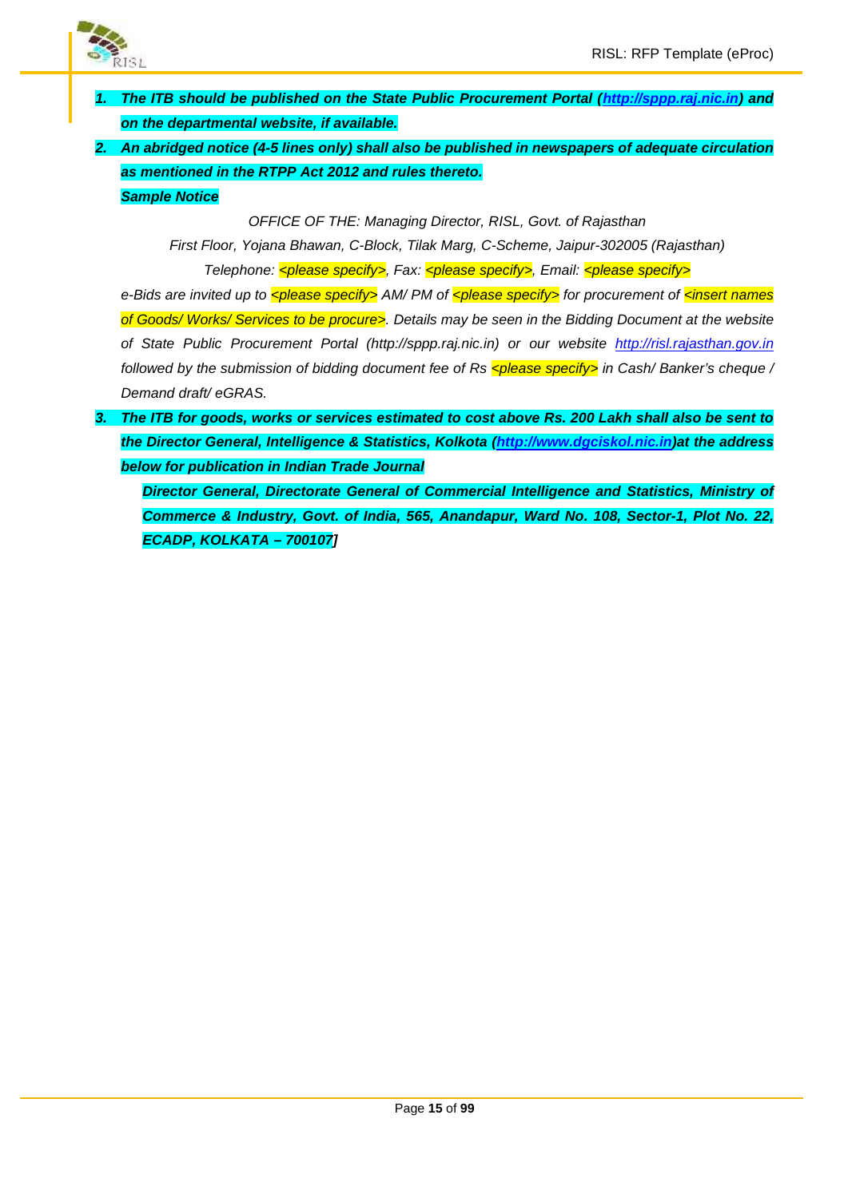1. ***The ITB should be published on the State Public Procurement Portal (http://sppp.raj.nic.in) and on the departmental website, if available.***
2. ***An abridged notice (4-5 lines only) shall also be published in newspapers of adequate circulation as mentioned in the RTPP Act 2012 and rules thereto.***

   ***Sample Notice***

   *OFFICE OF THE: Managing Director, RISL, Govt. of Rajasthan*

   *First Floor, Yojana Bhawan, C-Block, Tilak Marg, C-Scheme, Jaipur-302005 (Rajasthan)*

   *Telephone: <please specify>, Fax: <please specify>, Email: <please specify>*

   *e-Bids are invited up to <please specify> AM/ PM of <please specify> for procurement of <insert names of Goods/ Works/ Services to be procure>. Details may be seen in the Bidding Document at the website of State Public Procurement Portal (http://sppp.raj.nic.in) or our website http://risl.rajasthan.gov.in followed by the submission of bidding document fee of Rs <please specify> in Cash/ Banker's cheque / Demand draft/ eGRAS.*

3. ***The ITB for goods, works or services estimated to cost above Rs. 200 Lakh shall also be sent to the Director General, Intelligence & Statistics, Kolkota (http://www.dgciskol.nic.in)at the address below for publication in Indian Trade Journal***

   ***Director General, Directorate General of Commercial Intelligence and Statistics, Ministry of Commerce & Industry, Govt. of India, 565, Anandapur, Ward No. 108, Sector-1, Plot No. 22, ECADP, KOLKATA – 700107]***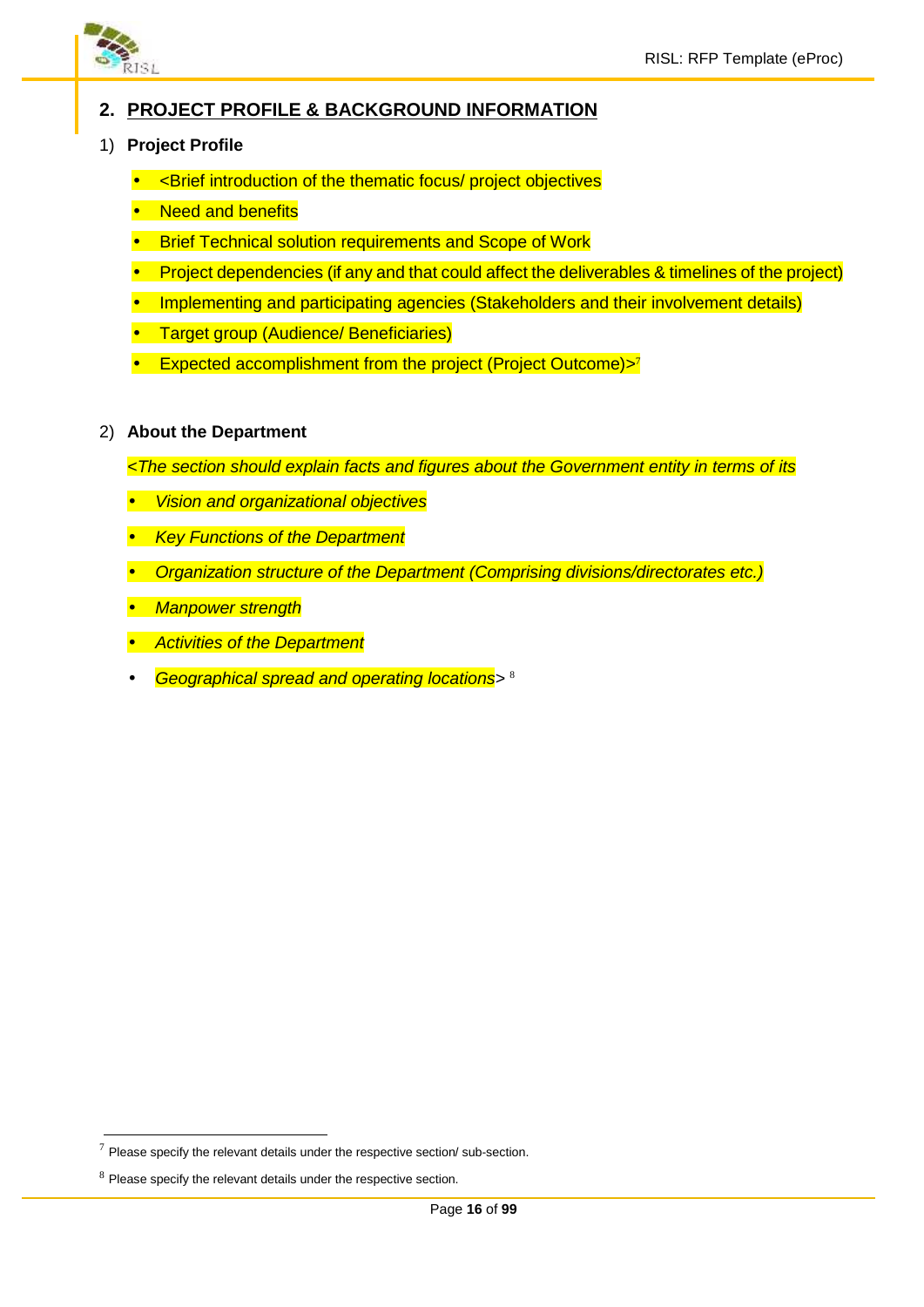## 2. PROJECT PROFILE & BACKGROUND INFORMATION

1) **Project Profile**

- <Brief introduction of the thematic focus/ project objectives
- Need and benefits
- Brief Technical solution requirements and Scope of Work
- Project dependencies (if any and that could affect the deliverables & timelines of the project)
- Implementing and participating agencies (Stakeholders and their involvement details)
- Target group (Audience/ Beneficiaries)
- Expected accomplishment from the project (Project Outcome)>[7]

2) **About the Department**

*<The section should explain facts and figures about the Government entity in terms of its*

- *Vision and organizational objectives*
- *Key Functions of the Department*
- *Organization structure of the Department (Comprising divisions/directorates etc.)*
- *Manpower strength*
- *Activities of the Department*
- *Geographical spread and operating locations*> [8]

---

[7] Please specify the relevant details under the respective section/ sub-section.

[8] Please specify the relevant details under the respective section.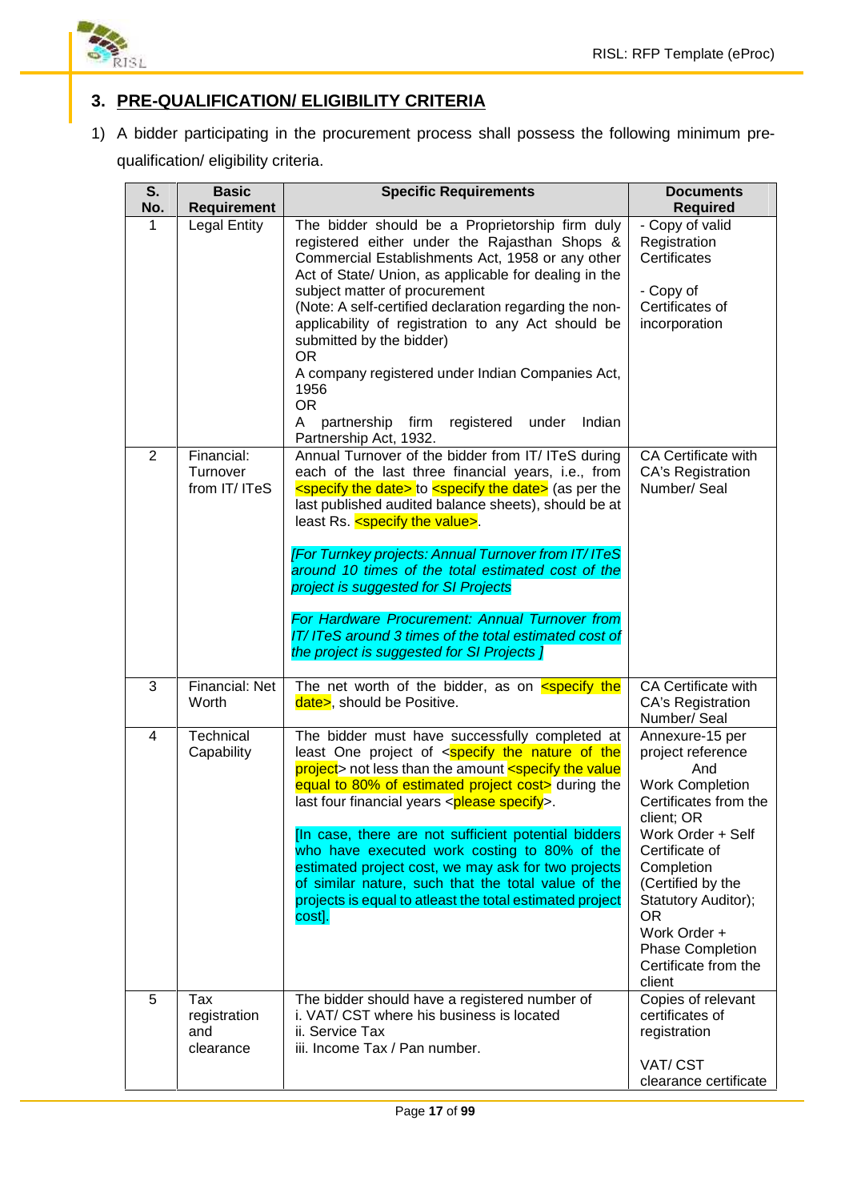## 3. PRE-QUALIFICATION/ ELIGIBILITY CRITERIA

1) A bidder participating in the procurement process shall possess the following minimum pre-qualification/ eligibility criteria.

| S. No. | Basic Requirement | Specific Requirements | Documents Required |
|---|---|---|---|
| 1 | Legal Entity | The bidder should be a Proprietorship firm duly registered either under the Rajasthan Shops & Commercial Establishments Act, 1958 or any other Act of State/ Union, as applicable for dealing in the subject matter of procurement<br>(Note: A self-certified declaration regarding the non-applicability of registration to any Act should be submitted by the bidder)<br>OR<br>A company registered under Indian Companies Act, 1956<br>OR<br>A partnership firm registered under Indian Partnership Act, 1932. | - Copy of valid Registration Certificates<br><br>- Copy of Certificates of incorporation |
| 2 | Financial: Turnover from IT/ ITeS | Annual Turnover of the bidder from IT/ ITeS during each of the last three financial years, i.e., from <specify the date> to <specify the date> (as per the last published audited balance sheets), should be at least Rs. <specify the value>.<br><br>*[For Turnkey projects: Annual Turnover from IT/ ITeS around 10 times of the total estimated cost of the project is suggested for SI Projects*<br><br>*For Hardware Procurement: Annual Turnover from IT/ ITeS around 3 times of the total estimated cost of the project is suggested for SI Projects ]* | CA Certificate with CA's Registration Number/ Seal |
| 3 | Financial: Net Worth | The net worth of the bidder, as on <specify the date>, should be Positive. | CA Certificate with CA's Registration Number/ Seal |
| 4 | Technical Capability | The bidder must have successfully completed at least One project of <specify the nature of the project> not less than the amount <specify the value equal to 80% of estimated project cost> during the last four financial years <please specify>.<br><br>[In case, there are not sufficient potential bidders who have executed work costing to 80% of the estimated project cost, we may ask for two projects of similar nature, such that the total value of the projects is equal to atleast the total estimated project cost]. | Annexure-15 per project reference<br>And<br>Work Completion Certificates from the client; OR<br>Work Order + Self Certificate of Completion (Certified by the Statutory Auditor);<br>OR<br>Work Order + Phase Completion Certificate from the client |
| 5 | Tax registration and clearance | The bidder should have a registered number of<br>i. VAT/ CST where his business is located<br>ii. Service Tax<br>iii. Income Tax / Pan number. | Copies of relevant certificates of registration<br><br>VAT/ CST clearance certificate |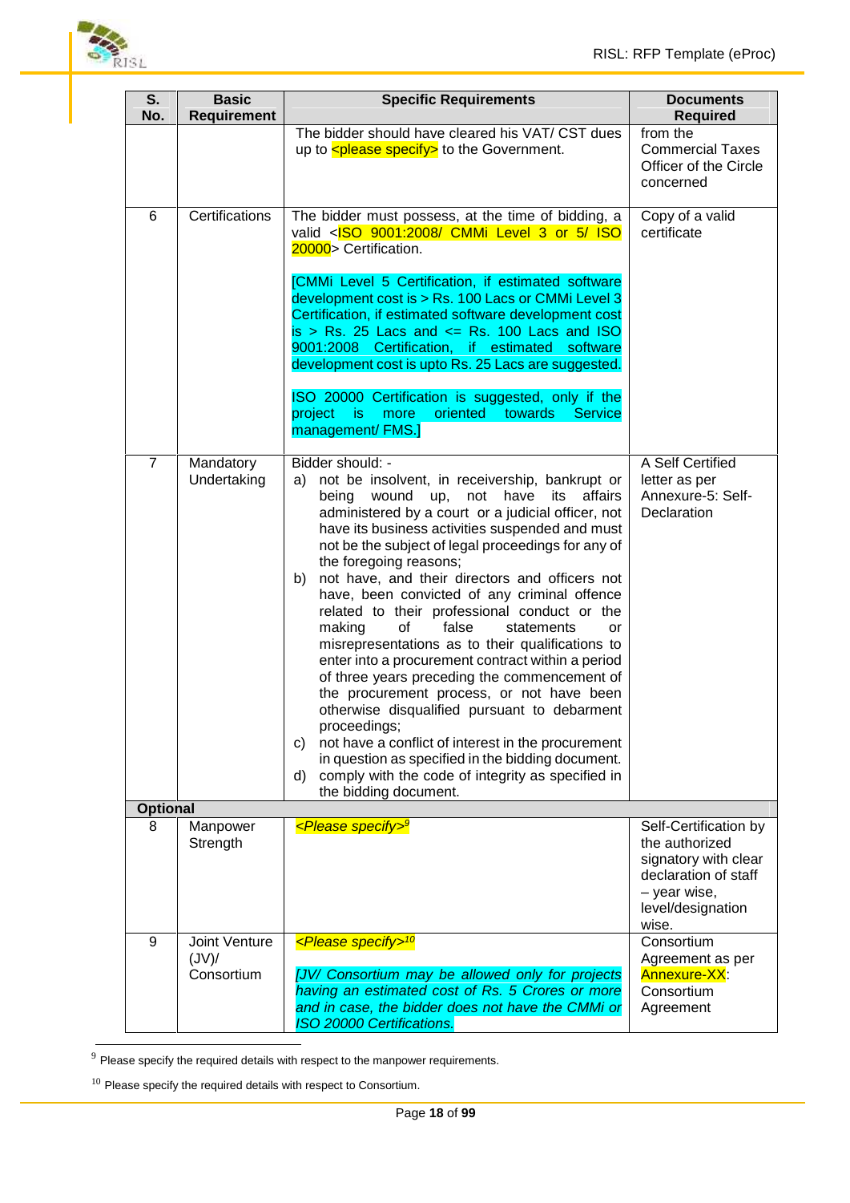| S. No. | Basic Requirement | Specific Requirements | Documents Required |
|---|---|---|---|
| | | The bidder should have cleared his VAT/ CST dues up to <please specify> to the Government. | from the Commercial Taxes Officer of the Circle concerned |
| 6 | Certifications | The bidder must possess, at the time of bidding, a valid <ISO 9001:2008/ CMMi Level 3 or 5/ ISO 20000> Certification.<br><br>[CMMi Level 5 Certification, if estimated software development cost is > Rs. 100 Lacs or CMMi Level 3 Certification, if estimated software development cost is > Rs. 25 Lacs and <= Rs. 100 Lacs and ISO 9001:2008 Certification, if estimated software development cost is upto Rs. 25 Lacs are suggested.<br><br>ISO 20000 Certification is suggested, only if the project is more oriented towards Service management/ FMS.] | Copy of a valid certificate |
| 7 | Mandatory Undertaking | Bidder should: -<br>a) not be insolvent, in receivership, bankrupt or being wound up, not have its affairs administered by a court or a judicial officer, not have its business activities suspended and must not be the subject of legal proceedings for any of the foregoing reasons;<br>b) not have, and their directors and officers not have, been convicted of any criminal offence related to their professional conduct or the making of false statements or misrepresentations as to their qualifications to enter into a procurement contract within a period of three years preceding the commencement of the procurement process, or not have been otherwise disqualified pursuant to debarment proceedings;<br>c) not have a conflict of interest in the procurement in question as specified in the bidding document.<br>d) comply with the code of integrity as specified in the bidding document. | A Self Certified letter as per Annexure-5: Self-Declaration |
| **Optional** | | | |
| 8 | Manpower Strength | *<Please specify>*[9] | Self-Certification by the authorized signatory with clear declaration of staff – year wise, level/designation wise. |
| 9 | Joint Venture (JV)/ Consortium | *<Please specify>*[10]<br><br>*[JV/ Consortium may be allowed only for projects having an estimated cost of Rs. 5 Crores or more and in case, the bidder does not have the CMMi or ISO 20000 Certifications.* | Consortium Agreement as per Annexure-XX: Consortium Agreement |

[9] Please specify the required details with respect to the manpower requirements.

[10] Please specify the required details with respect to Consortium.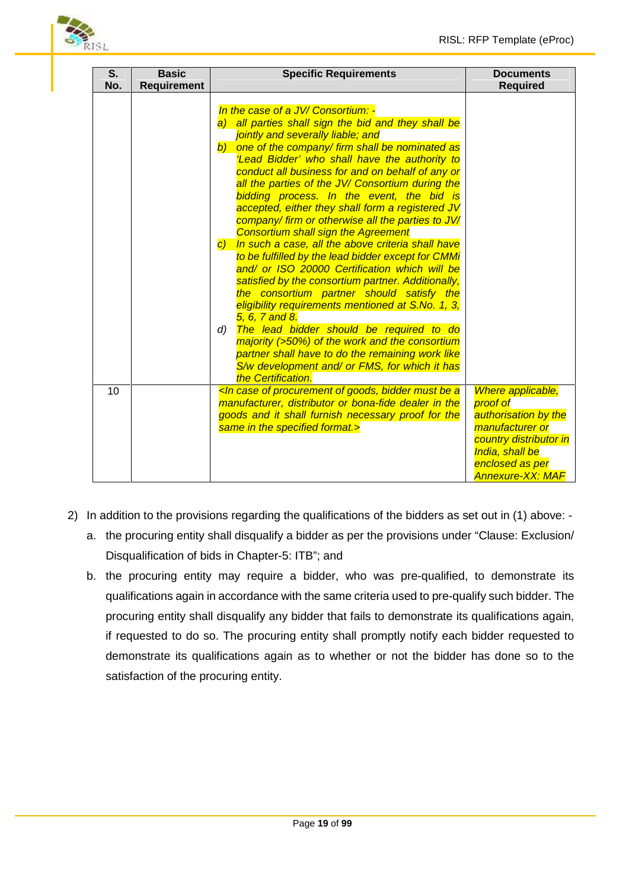| S. No. | Basic Requirement | Specific Requirements | Documents Required |
|---|---|---|---|
| | | *In the case of a JV/ Consortium: -*<br>*a) all parties shall sign the bid and they shall be jointly and severally liable; and*<br>*b) one of the company/ firm shall be nominated as 'Lead Bidder' who shall have the authority to conduct all business for and on behalf of any or all the parties of the JV/ Consortium during the bidding process. In the event, the bid is accepted, either they shall form a registered JV company/ firm or otherwise all the parties to JV/ Consortium shall sign the Agreement*<br>*c) In such a case, all the above criteria shall have to be fulfilled by the lead bidder except for CMMi and/ or ISO 20000 Certification which will be satisfied by the consortium partner. Additionally, the consortium partner should satisfy the eligibility requirements mentioned at S.No. 1, 3, 5, 6, 7 and 8.*<br>*d) The lead bidder should be required to do majority (>50%) of the work and the consortium partner shall have to do the remaining work like S/w development and/ or FMS, for which it has the Certification.* | |
| 10 | | *<In case of procurement of goods, bidder must be a manufacturer, distributor or bona-fide dealer in the goods and it shall furnish necessary proof for the same in the specified format.>* | *Where applicable, proof of authorisation by the manufacturer or country distributor in India, shall be enclosed as per Annexure-XX: MAF* |

2) In addition to the provisions regarding the qualifications of the bidders as set out in (1) above: -
   a. the procuring entity shall disqualify a bidder as per the provisions under "Clause: Exclusion/ Disqualification of bids in Chapter-5: ITB"; and
   b. the procuring entity may require a bidder, who was pre-qualified, to demonstrate its qualifications again in accordance with the same criteria used to pre-qualify such bidder. The procuring entity shall disqualify any bidder that fails to demonstrate its qualifications again, if requested to do so. The procuring entity shall promptly notify each bidder requested to demonstrate its qualifications again as to whether or not the bidder has done so to the satisfaction of the procuring entity.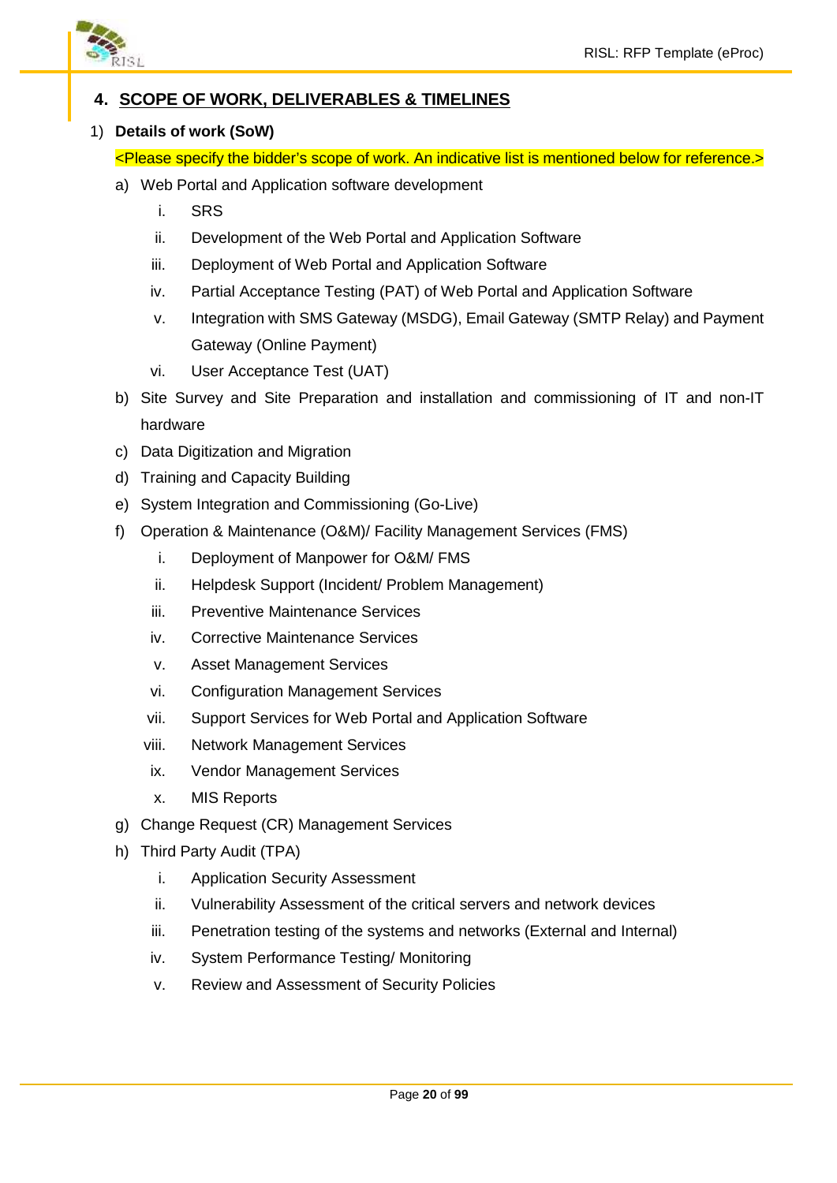## 4. SCOPE OF WORK, DELIVERABLES & TIMELINES

1) **Details of work (SoW)**

   <Please specify the bidder's scope of work. An indicative list is mentioned below for reference.>

   a) Web Portal and Application software development
      i. SRS
      ii. Development of the Web Portal and Application Software
      iii. Deployment of Web Portal and Application Software
      iv. Partial Acceptance Testing (PAT) of Web Portal and Application Software
      v. Integration with SMS Gateway (MSDG), Email Gateway (SMTP Relay) and Payment Gateway (Online Payment)
      vi. User Acceptance Test (UAT)
   b) Site Survey and Site Preparation and installation and commissioning of IT and non-IT hardware
   c) Data Digitization and Migration
   d) Training and Capacity Building
   e) System Integration and Commissioning (Go-Live)
   f) Operation & Maintenance (O&M)/ Facility Management Services (FMS)
      i. Deployment of Manpower for O&M/ FMS
      ii. Helpdesk Support (Incident/ Problem Management)
      iii. Preventive Maintenance Services
      iv. Corrective Maintenance Services
      v. Asset Management Services
      vi. Configuration Management Services
      vii. Support Services for Web Portal and Application Software
      viii. Network Management Services
      ix. Vendor Management Services
      x. MIS Reports
   g) Change Request (CR) Management Services
   h) Third Party Audit (TPA)
      i. Application Security Assessment
      ii. Vulnerability Assessment of the critical servers and network devices
      iii. Penetration testing of the systems and networks (External and Internal)
      iv. System Performance Testing/ Monitoring
      v. Review and Assessment of Security Policies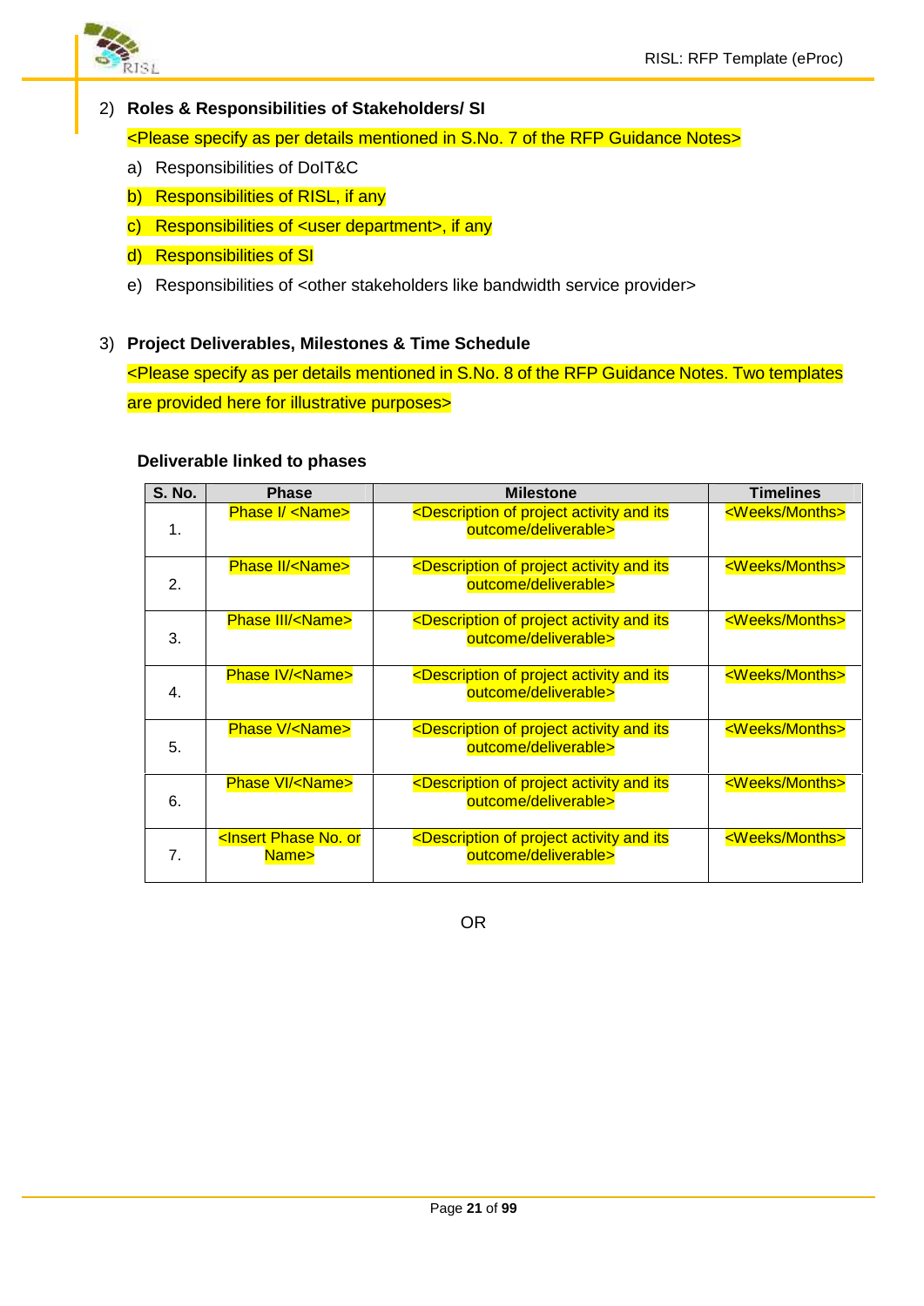2) **Roles & Responsibilities of Stakeholders/ SI**

<Please specify as per details mentioned in S.No. 7 of the RFP Guidance Notes>

a) Responsibilities of DoIT&C
b) Responsibilities of RISL, if any
c) Responsibilities of <user department>, if any
d) Responsibilities of SI
e) Responsibilities of <other stakeholders like bandwidth service provider>

3) **Project Deliverables, Milestones & Time Schedule**

<Please specify as per details mentioned in S.No. 8 of the RFP Guidance Notes. Two templates are provided here for illustrative purposes>

**Deliverable linked to phases**

| S. No. | Phase | Milestone | Timelines |
|---|---|---|---|
| 1. | Phase I/ <Name> | <Description of project activity and its outcome/deliverable> | <Weeks/Months> |
| 2. | Phase II/<Name> | <Description of project activity and its outcome/deliverable> | <Weeks/Months> |
| 3. | Phase III/<Name> | <Description of project activity and its outcome/deliverable> | <Weeks/Months> |
| 4. | Phase IV/<Name> | <Description of project activity and its outcome/deliverable> | <Weeks/Months> |
| 5. | Phase V/<Name> | <Description of project activity and its outcome/deliverable> | <Weeks/Months> |
| 6. | Phase VI/<Name> | <Description of project activity and its outcome/deliverable> | <Weeks/Months> |
| 7. | <Insert Phase No. or Name> | <Description of project activity and its outcome/deliverable> | <Weeks/Months> |

OR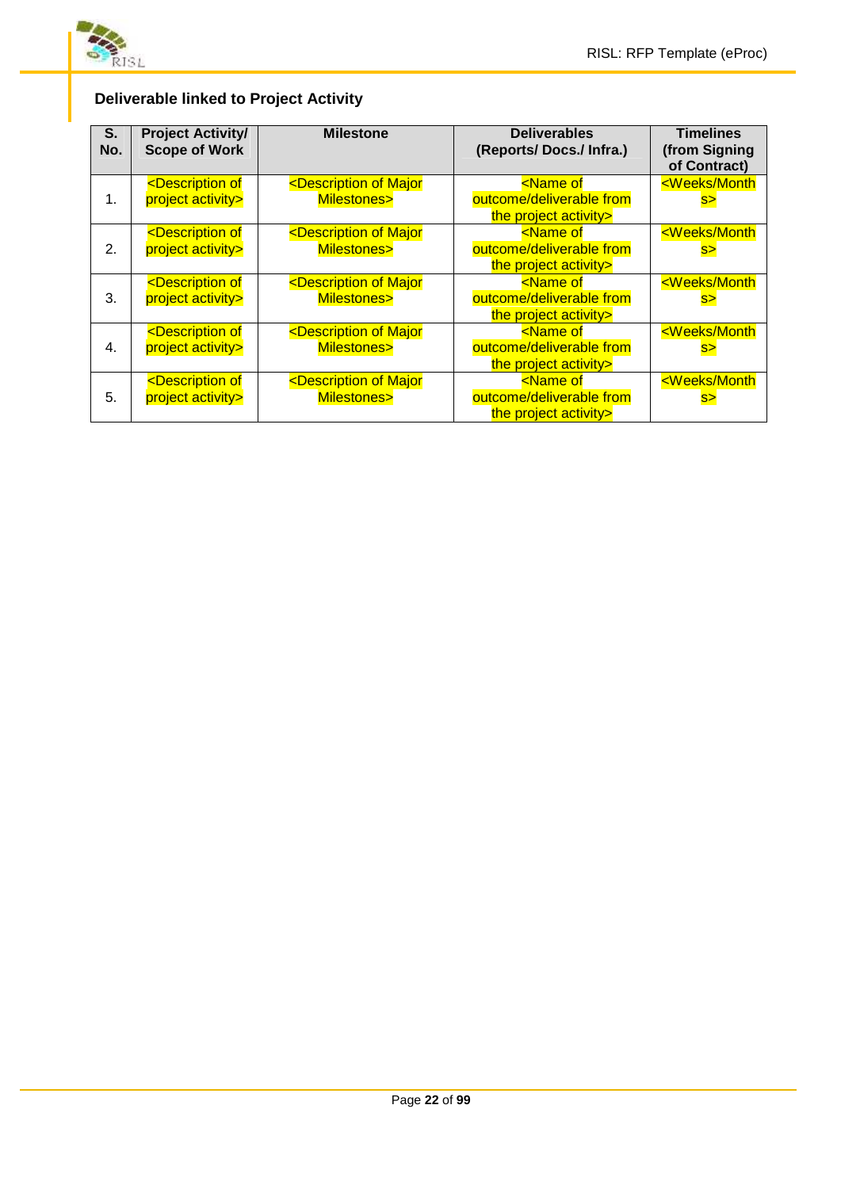**Deliverable linked to Project Activity**

| S. No. | Project Activity/ Scope of Work | Milestone | Deliverables (Reports/ Docs./ Infra.) | Timelines (from Signing of Contract) |
|---|---|---|---|---|
| 1. | <Description of project activity> | <Description of Major Milestones> | <Name of outcome/deliverable from the project activity> | <Weeks/Months> |
| 2. | <Description of project activity> | <Description of Major Milestones> | <Name of outcome/deliverable from the project activity> | <Weeks/Months> |
| 3. | <Description of project activity> | <Description of Major Milestones> | <Name of outcome/deliverable from the project activity> | <Weeks/Months> |
| 4. | <Description of project activity> | <Description of Major Milestones> | <Name of outcome/deliverable from the project activity> | <Weeks/Months> |
| 5. | <Description of project activity> | <Description of Major Milestones> | <Name of outcome/deliverable from the project activity> | <Weeks/Months> |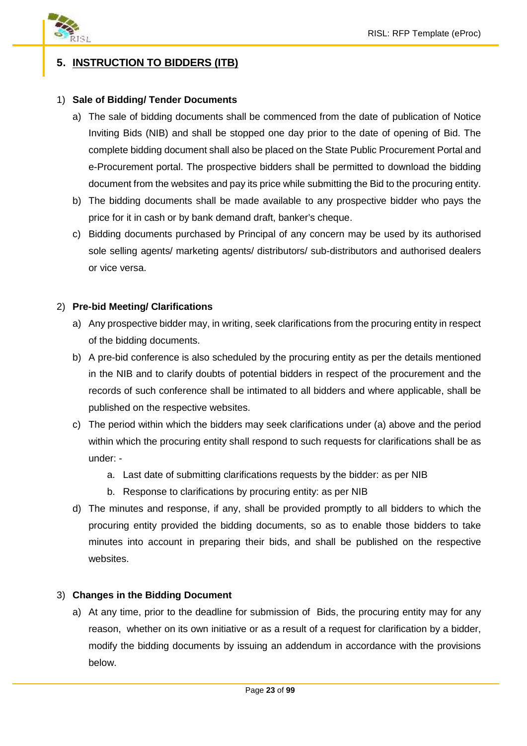## 5. INSTRUCTION TO BIDDERS (ITB)

1) **Sale of Bidding/ Tender Documents**

   a) The sale of bidding documents shall be commenced from the date of publication of Notice Inviting Bids (NIB) and shall be stopped one day prior to the date of opening of Bid. The complete bidding document shall also be placed on the State Public Procurement Portal and e-Procurement portal. The prospective bidders shall be permitted to download the bidding document from the websites and pay its price while submitting the Bid to the procuring entity.

   b) The bidding documents shall be made available to any prospective bidder who pays the price for it in cash or by bank demand draft, banker's cheque.

   c) Bidding documents purchased by Principal of any concern may be used by its authorised sole selling agents/ marketing agents/ distributors/ sub-distributors and authorised dealers or vice versa.

2) **Pre-bid Meeting/ Clarifications**

   a) Any prospective bidder may, in writing, seek clarifications from the procuring entity in respect of the bidding documents.

   b) A pre-bid conference is also scheduled by the procuring entity as per the details mentioned in the NIB and to clarify doubts of potential bidders in respect of the procurement and the records of such conference shall be intimated to all bidders and where applicable, shall be published on the respective websites.

   c) The period within which the bidders may seek clarifications under (a) above and the period within which the procuring entity shall respond to such requests for clarifications shall be as under: -

      a. Last date of submitting clarifications requests by the bidder: as per NIB

      b. Response to clarifications by procuring entity: as per NIB

   d) The minutes and response, if any, shall be provided promptly to all bidders to which the procuring entity provided the bidding documents, so as to enable those bidders to take minutes into account in preparing their bids, and shall be published on the respective websites.

3) **Changes in the Bidding Document**

   a) At any time, prior to the deadline for submission of Bids, the procuring entity may for any reason, whether on its own initiative or as a result of a request for clarification by a bidder, modify the bidding documents by issuing an addendum in accordance with the provisions below.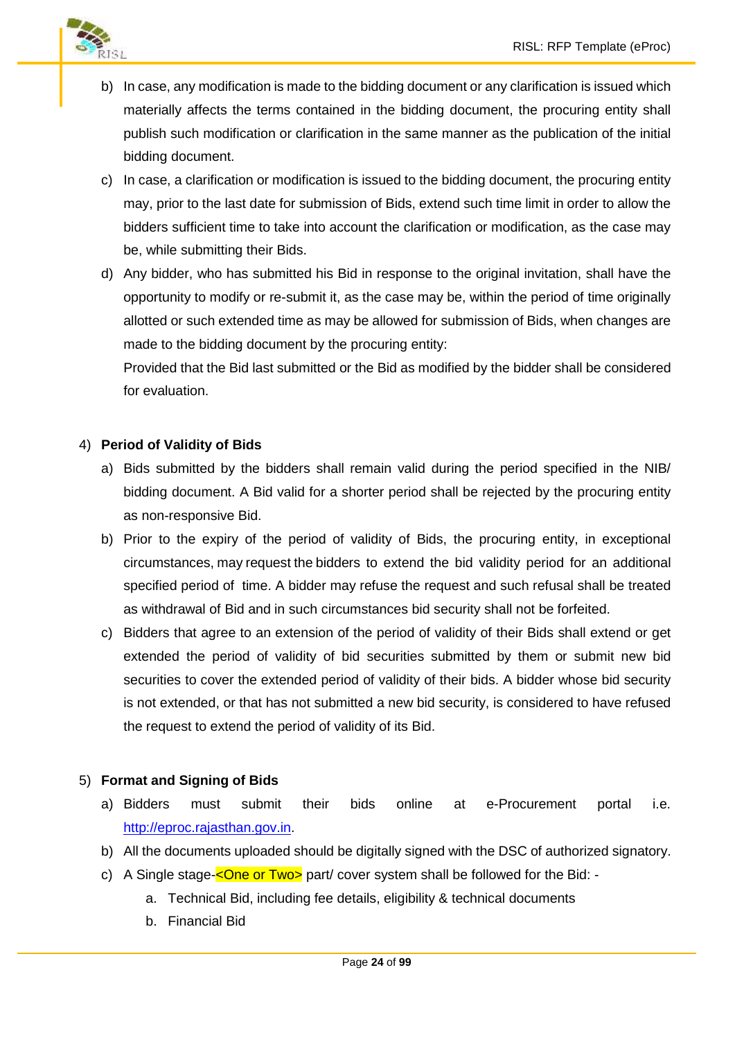b) In case, any modification is made to the bidding document or any clarification is issued which materially affects the terms contained in the bidding document, the procuring entity shall publish such modification or clarification in the same manner as the publication of the initial bidding document.

c) In case, a clarification or modification is issued to the bidding document, the procuring entity may, prior to the last date for submission of Bids, extend such time limit in order to allow the bidders sufficient time to take into account the clarification or modification, as the case may be, while submitting their Bids.

d) Any bidder, who has submitted his Bid in response to the original invitation, shall have the opportunity to modify or re-submit it, as the case may be, within the period of time originally allotted or such extended time as may be allowed for submission of Bids, when changes are made to the bidding document by the procuring entity:

   Provided that the Bid last submitted or the Bid as modified by the bidder shall be considered for evaluation.

4) **Period of Validity of Bids**

   a) Bids submitted by the bidders shall remain valid during the period specified in the NIB/ bidding document. A Bid valid for a shorter period shall be rejected by the procuring entity as non-responsive Bid.

   b) Prior to the expiry of the period of validity of Bids, the procuring entity, in exceptional circumstances, may request the bidders to extend the bid validity period for an additional specified period of time. A bidder may refuse the request and such refusal shall be treated as withdrawal of Bid and in such circumstances bid security shall not be forfeited.

   c) Bidders that agree to an extension of the period of validity of their Bids shall extend or get extended the period of validity of bid securities submitted by them or submit new bid securities to cover the extended period of validity of their bids. A bidder whose bid security is not extended, or that has not submitted a new bid security, is considered to have refused the request to extend the period of validity of its Bid.

5) **Format and Signing of Bids**

   a) Bidders must submit their bids online at e-Procurement portal i.e. http://eproc.rajasthan.gov.in.

   b) All the documents uploaded should be digitally signed with the DSC of authorized signatory.

   c) A Single stage-<One or Two> part/ cover system shall be followed for the Bid: -

      a. Technical Bid, including fee details, eligibility & technical documents

      b. Financial Bid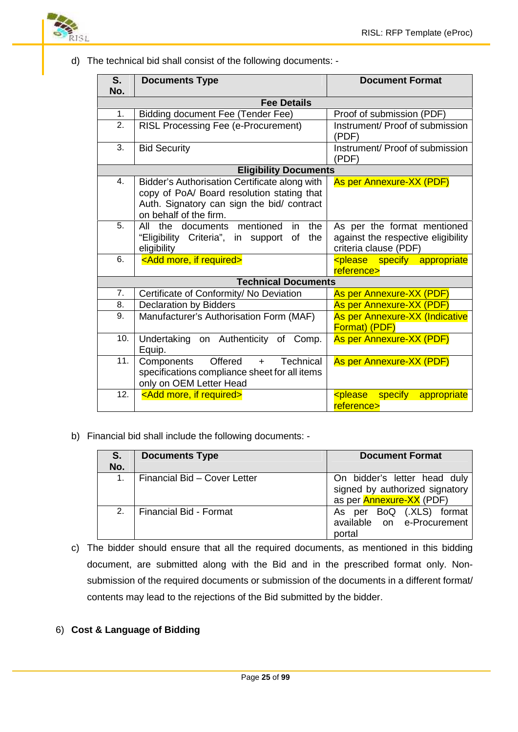d) The technical bid shall consist of the following documents: -

| S. No. | Documents Type | Document Format |
|---|---|---|
| | **Fee Details** | |
| 1. | Bidding document Fee (Tender Fee) | Proof of submission (PDF) |
| 2. | RISL Processing Fee (e-Procurement) | Instrument/ Proof of submission (PDF) |
| 3. | Bid Security | Instrument/ Proof of submission (PDF) |
| | **Eligibility Documents** | |
| 4. | Bidder's Authorisation Certificate along with copy of PoA/ Board resolution stating that Auth. Signatory can sign the bid/ contract on behalf of the firm. | As per Annexure-XX (PDF) |
| 5. | All the documents mentioned in the "Eligibility Criteria", in support of the eligibility | As per the format mentioned against the respective eligibility criteria clause (PDF) |
| 6. | <Add more, if required> | <please specify appropriate reference> |
| | **Technical Documents** | |
| 7. | Certificate of Conformity/ No Deviation | As per Annexure-XX (PDF) |
| 8. | Declaration by Bidders | As per Annexure-XX (PDF) |
| 9. | Manufacturer's Authorisation Form (MAF) | As per Annexure-XX (Indicative Format) (PDF) |
| 10. | Undertaking on Authenticity of Comp. Equip. | As per Annexure-XX (PDF) |
| 11. | Components Offered + Technical specifications compliance sheet for all items only on OEM Letter Head | As per Annexure-XX (PDF) |
| 12. | <Add more, if required> | <please specify appropriate reference> |

b) Financial bid shall include the following documents: -

| S. No. | Documents Type | Document Format |
|---|---|---|
| 1. | Financial Bid – Cover Letter | On bidder's letter head duly signed by authorized signatory as per Annexure-XX (PDF) |
| 2. | Financial Bid - Format | As per BoQ (.XLS) format available on e-Procurement portal |

c) The bidder should ensure that all the required documents, as mentioned in this bidding document, are submitted along with the Bid and in the prescribed format only. Non-submission of the required documents or submission of the documents in a different format/ contents may lead to the rejections of the Bid submitted by the bidder.

6) **Cost & Language of Bidding**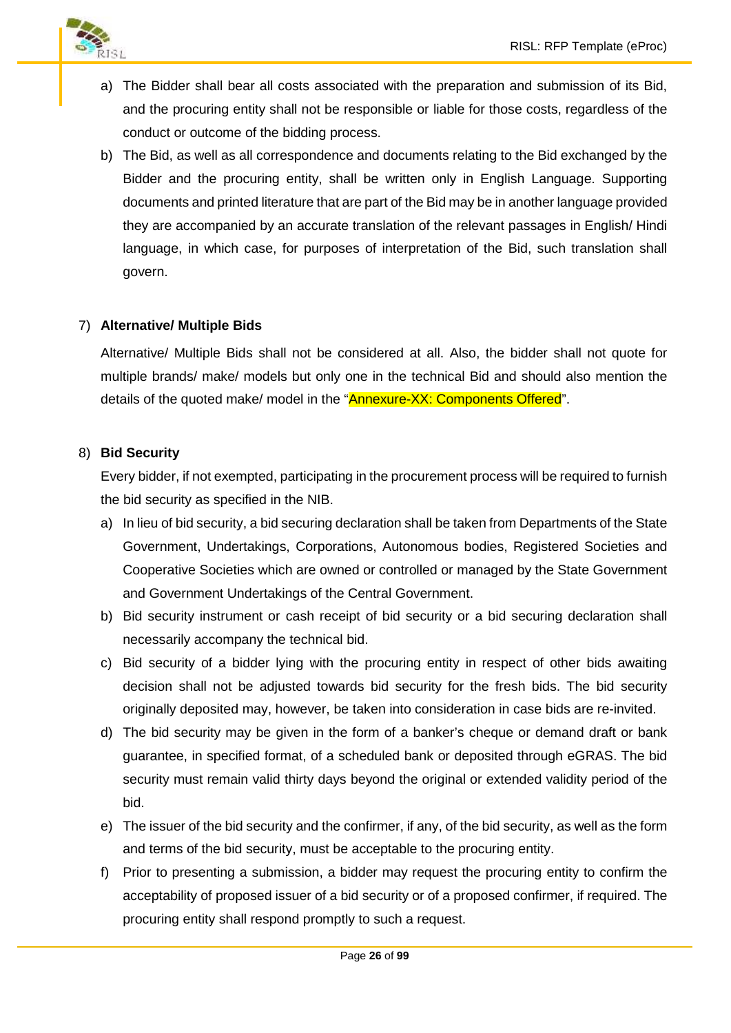a) The Bidder shall bear all costs associated with the preparation and submission of its Bid, and the procuring entity shall not be responsible or liable for those costs, regardless of the conduct or outcome of the bidding process.

b) The Bid, as well as all correspondence and documents relating to the Bid exchanged by the Bidder and the procuring entity, shall be written only in English Language. Supporting documents and printed literature that are part of the Bid may be in another language provided they are accompanied by an accurate translation of the relevant passages in English/ Hindi language, in which case, for purposes of interpretation of the Bid, such translation shall govern.

7) **Alternative/ Multiple Bids**

Alternative/ Multiple Bids shall not be considered at all. Also, the bidder shall not quote for multiple brands/ make/ models but only one in the technical Bid and should also mention the details of the quoted make/ model in the "Annexure-XX: Components Offered".

8) **Bid Security**

Every bidder, if not exempted, participating in the procurement process will be required to furnish the bid security as specified in the NIB.

a) In lieu of bid security, a bid securing declaration shall be taken from Departments of the State Government, Undertakings, Corporations, Autonomous bodies, Registered Societies and Cooperative Societies which are owned or controlled or managed by the State Government and Government Undertakings of the Central Government.

b) Bid security instrument or cash receipt of bid security or a bid securing declaration shall necessarily accompany the technical bid.

c) Bid security of a bidder lying with the procuring entity in respect of other bids awaiting decision shall not be adjusted towards bid security for the fresh bids. The bid security originally deposited may, however, be taken into consideration in case bids are re-invited.

d) The bid security may be given in the form of a banker's cheque or demand draft or bank guarantee, in specified format, of a scheduled bank or deposited through eGRAS. The bid security must remain valid thirty days beyond the original or extended validity period of the bid.

e) The issuer of the bid security and the confirmer, if any, of the bid security, as well as the form and terms of the bid security, must be acceptable to the procuring entity.

f) Prior to presenting a submission, a bidder may request the procuring entity to confirm the acceptability of proposed issuer of a bid security or of a proposed confirmer, if required. The procuring entity shall respond promptly to such a request.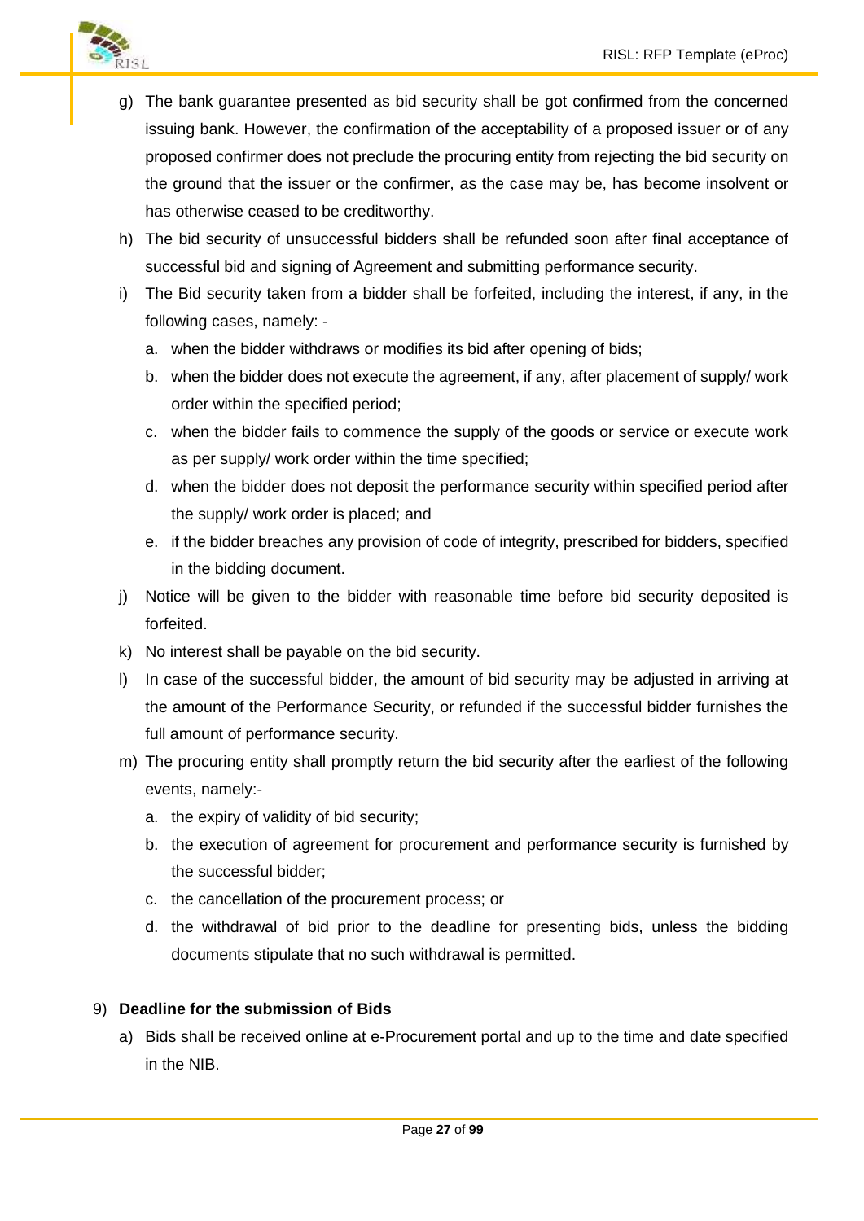g) The bank guarantee presented as bid security shall be got confirmed from the concerned issuing bank. However, the confirmation of the acceptability of a proposed issuer or of any proposed confirmer does not preclude the procuring entity from rejecting the bid security on the ground that the issuer or the confirmer, as the case may be, has become insolvent or has otherwise ceased to be creditworthy.

h) The bid security of unsuccessful bidders shall be refunded soon after final acceptance of successful bid and signing of Agreement and submitting performance security.

i) The Bid security taken from a bidder shall be forfeited, including the interest, if any, in the following cases, namely: -

   a. when the bidder withdraws or modifies its bid after opening of bids;
   b. when the bidder does not execute the agreement, if any, after placement of supply/ work order within the specified period;
   c. when the bidder fails to commence the supply of the goods or service or execute work as per supply/ work order within the time specified;
   d. when the bidder does not deposit the performance security within specified period after the supply/ work order is placed; and
   e. if the bidder breaches any provision of code of integrity, prescribed for bidders, specified in the bidding document.

j) Notice will be given to the bidder with reasonable time before bid security deposited is forfeited.

k) No interest shall be payable on the bid security.

l) In case of the successful bidder, the amount of bid security may be adjusted in arriving at the amount of the Performance Security, or refunded if the successful bidder furnishes the full amount of performance security.

m) The procuring entity shall promptly return the bid security after the earliest of the following events, namely:-

   a. the expiry of validity of bid security;
   b. the execution of agreement for procurement and performance security is furnished by the successful bidder;
   c. the cancellation of the procurement process; or
   d. the withdrawal of bid prior to the deadline for presenting bids, unless the bidding documents stipulate that no such withdrawal is permitted.

9) **Deadline for the submission of Bids**

   a) Bids shall be received online at e-Procurement portal and up to the time and date specified in the NIB.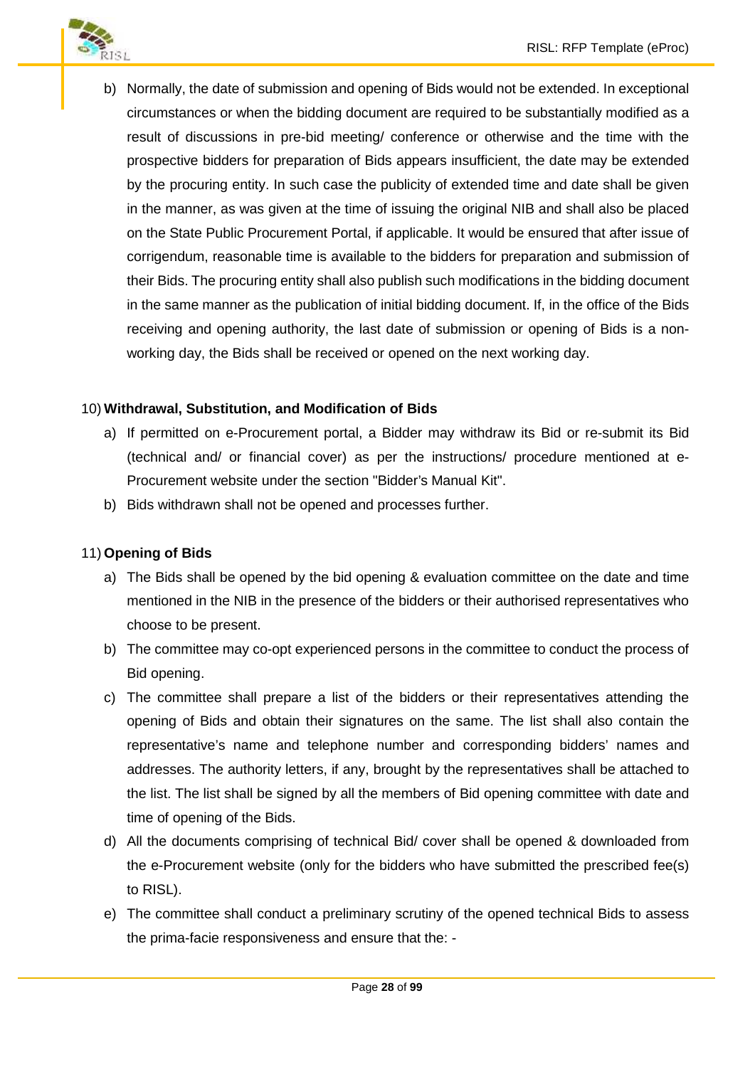b) Normally, the date of submission and opening of Bids would not be extended. In exceptional circumstances or when the bidding document are required to be substantially modified as a result of discussions in pre-bid meeting/ conference or otherwise and the time with the prospective bidders for preparation of Bids appears insufficient, the date may be extended by the procuring entity. In such case the publicity of extended time and date shall be given in the manner, as was given at the time of issuing the original NIB and shall also be placed on the State Public Procurement Portal, if applicable. It would be ensured that after issue of corrigendum, reasonable time is available to the bidders for preparation and submission of their Bids. The procuring entity shall also publish such modifications in the bidding document in the same manner as the publication of initial bidding document. If, in the office of the Bids receiving and opening authority, the last date of submission or opening of Bids is a non-working day, the Bids shall be received or opened on the next working day.

10) **Withdrawal, Substitution, and Modification of Bids**

a) If permitted on e-Procurement portal, a Bidder may withdraw its Bid or re-submit its Bid (technical and/ or financial cover) as per the instructions/ procedure mentioned at e-Procurement website under the section "Bidder's Manual Kit".

b) Bids withdrawn shall not be opened and processes further.

11) **Opening of Bids**

a) The Bids shall be opened by the bid opening & evaluation committee on the date and time mentioned in the NIB in the presence of the bidders or their authorised representatives who choose to be present.

b) The committee may co-opt experienced persons in the committee to conduct the process of Bid opening.

c) The committee shall prepare a list of the bidders or their representatives attending the opening of Bids and obtain their signatures on the same. The list shall also contain the representative's name and telephone number and corresponding bidders' names and addresses. The authority letters, if any, brought by the representatives shall be attached to the list. The list shall be signed by all the members of Bid opening committee with date and time of opening of the Bids.

d) All the documents comprising of technical Bid/ cover shall be opened & downloaded from the e-Procurement website (only for the bidders who have submitted the prescribed fee(s) to RISL).

e) The committee shall conduct a preliminary scrutiny of the opened technical Bids to assess the prima-facie responsiveness and ensure that the: -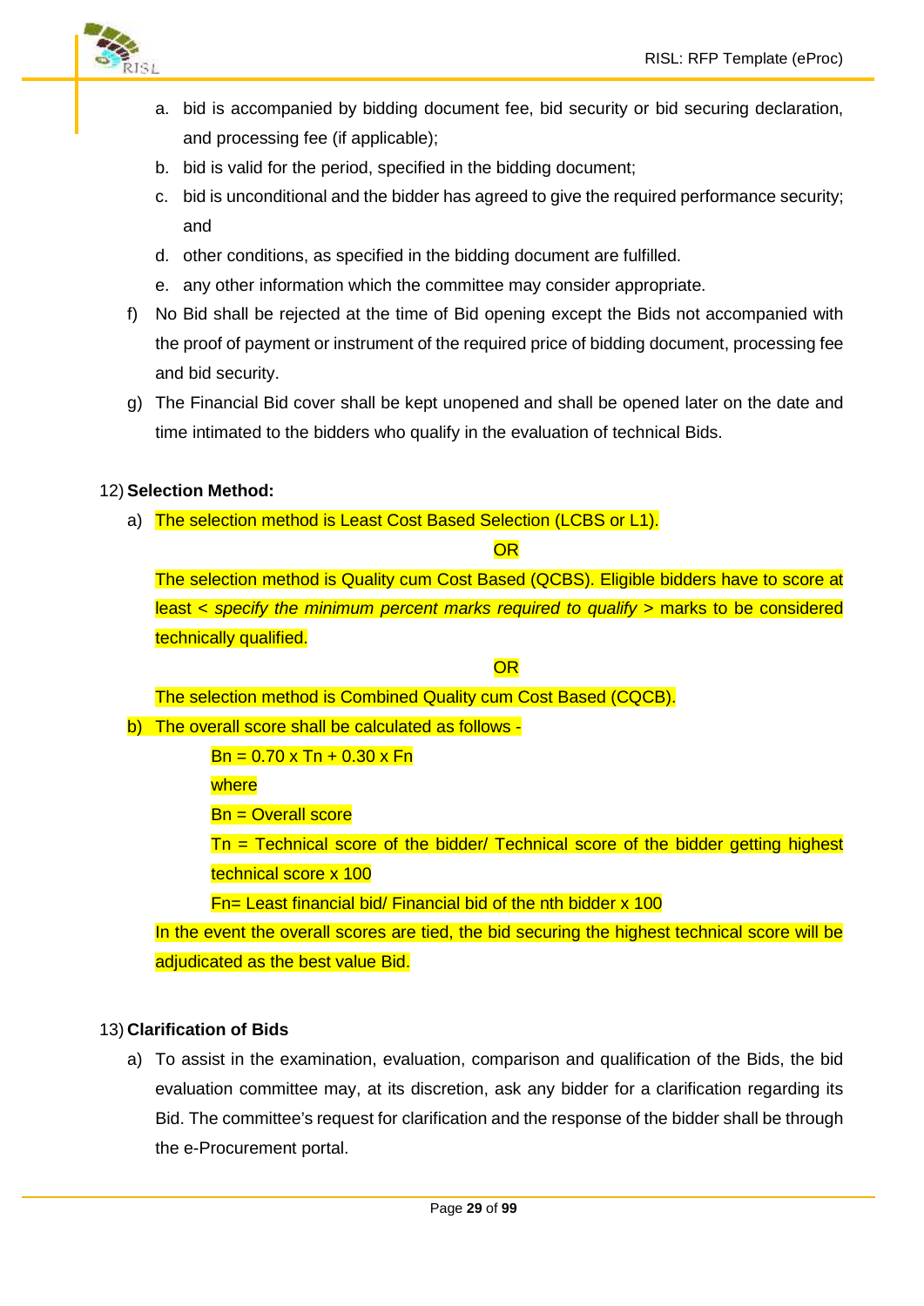a. bid is accompanied by bidding document fee, bid security or bid securing declaration, and processing fee (if applicable);
   b. bid is valid for the period, specified in the bidding document;
   c. bid is unconditional and the bidder has agreed to give the required performance security; and
   d. other conditions, as specified in the bidding document are fulfilled.
   e. any other information which the committee may consider appropriate.

f) No Bid shall be rejected at the time of Bid opening except the Bids not accompanied with the proof of payment or instrument of the required price of bidding document, processing fee and bid security.

g) The Financial Bid cover shall be kept unopened and shall be opened later on the date and time intimated to the bidders who qualify in the evaluation of technical Bids.

12) **Selection Method:**

a) The selection method is Least Cost Based Selection (LCBS or L1).

OR

The selection method is Quality cum Cost Based (QCBS). Eligible bidders have to score at least < *specify the minimum percent marks required to qualify* > marks to be considered technically qualified.

OR

The selection method is Combined Quality cum Cost Based (CQCB).

b) The overall score shall be calculated as follows -

$$Bn = 0.70 \times Tn + 0.30 \times Fn$$

where

$Bn$ = Overall score

$Tn$ = Technical score of the bidder/ Technical score of the bidder getting highest technical score x 100

$Fn$= Least financial bid/ Financial bid of the nth bidder x 100

In the event the overall scores are tied, the bid securing the highest technical score will be adjudicated as the best value Bid.

13) **Clarification of Bids**

a) To assist in the examination, evaluation, comparison and qualification of the Bids, the bid evaluation committee may, at its discretion, ask any bidder for a clarification regarding its Bid. The committee's request for clarification and the response of the bidder shall be through the e-Procurement portal.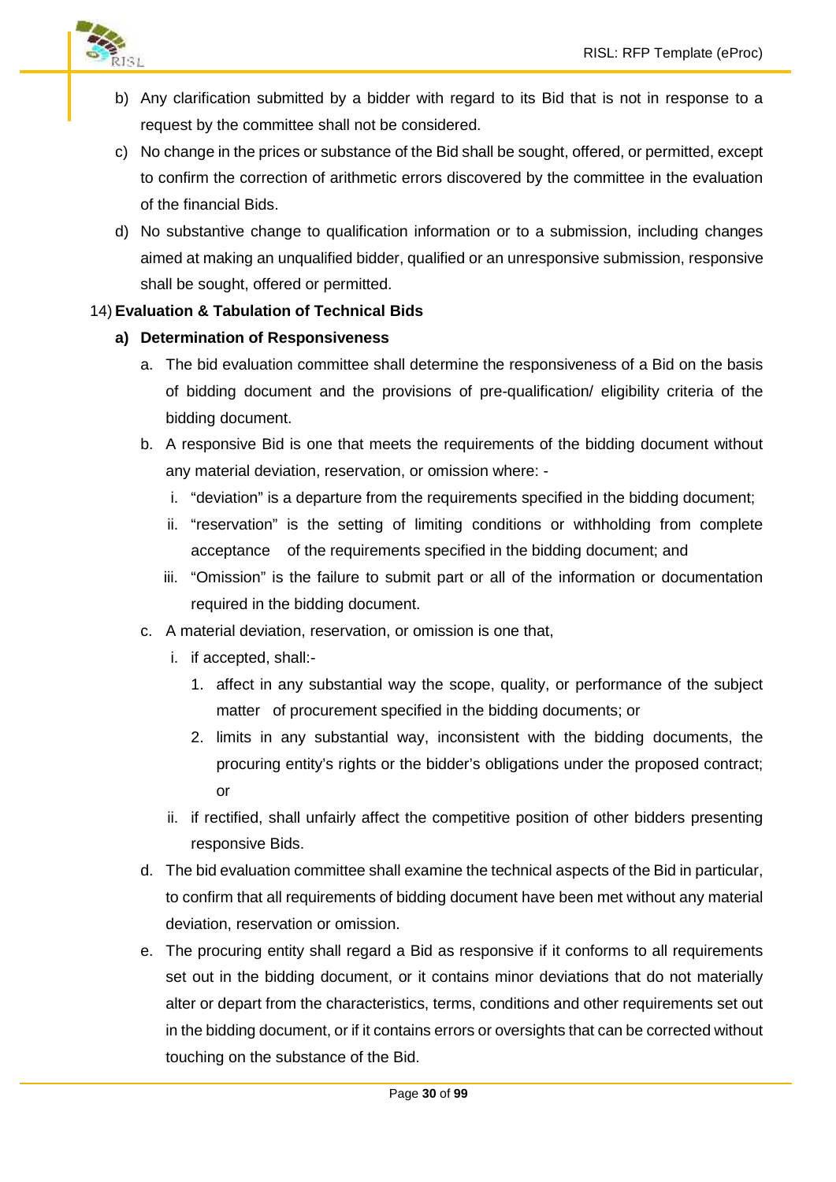b) Any clarification submitted by a bidder with regard to its Bid that is not in response to a request by the committee shall not be considered.

c) No change in the prices or substance of the Bid shall be sought, offered, or permitted, except to confirm the correction of arithmetic errors discovered by the committee in the evaluation of the financial Bids.

d) No substantive change to qualification information or to a submission, including changes aimed at making an unqualified bidder, qualified or an unresponsive submission, responsive shall be sought, offered or permitted.

14) **Evaluation & Tabulation of Technical Bids**

**a) Determination of Responsiveness**

a. The bid evaluation committee shall determine the responsiveness of a Bid on the basis of bidding document and the provisions of pre-qualification/ eligibility criteria of the bidding document.

b. A responsive Bid is one that meets the requirements of the bidding document without any material deviation, reservation, or omission where: -

   i. "deviation" is a departure from the requirements specified in the bidding document;

   ii. "reservation" is the setting of limiting conditions or withholding from complete acceptance of the requirements specified in the bidding document; and

   iii. "Omission" is the failure to submit part or all of the information or documentation required in the bidding document.

c. A material deviation, reservation, or omission is one that,

   i. if accepted, shall:-

      1. affect in any substantial way the scope, quality, or performance of the subject matter of procurement specified in the bidding documents; or

      2. limits in any substantial way, inconsistent with the bidding documents, the procuring entity's rights or the bidder's obligations under the proposed contract; or

   ii. if rectified, shall unfairly affect the competitive position of other bidders presenting responsive Bids.

d. The bid evaluation committee shall examine the technical aspects of the Bid in particular, to confirm that all requirements of bidding document have been met without any material deviation, reservation or omission.

e. The procuring entity shall regard a Bid as responsive if it conforms to all requirements set out in the bidding document, or it contains minor deviations that do not materially alter or depart from the characteristics, terms, conditions and other requirements set out in the bidding document, or if it contains errors or oversights that can be corrected without touching on the substance of the Bid.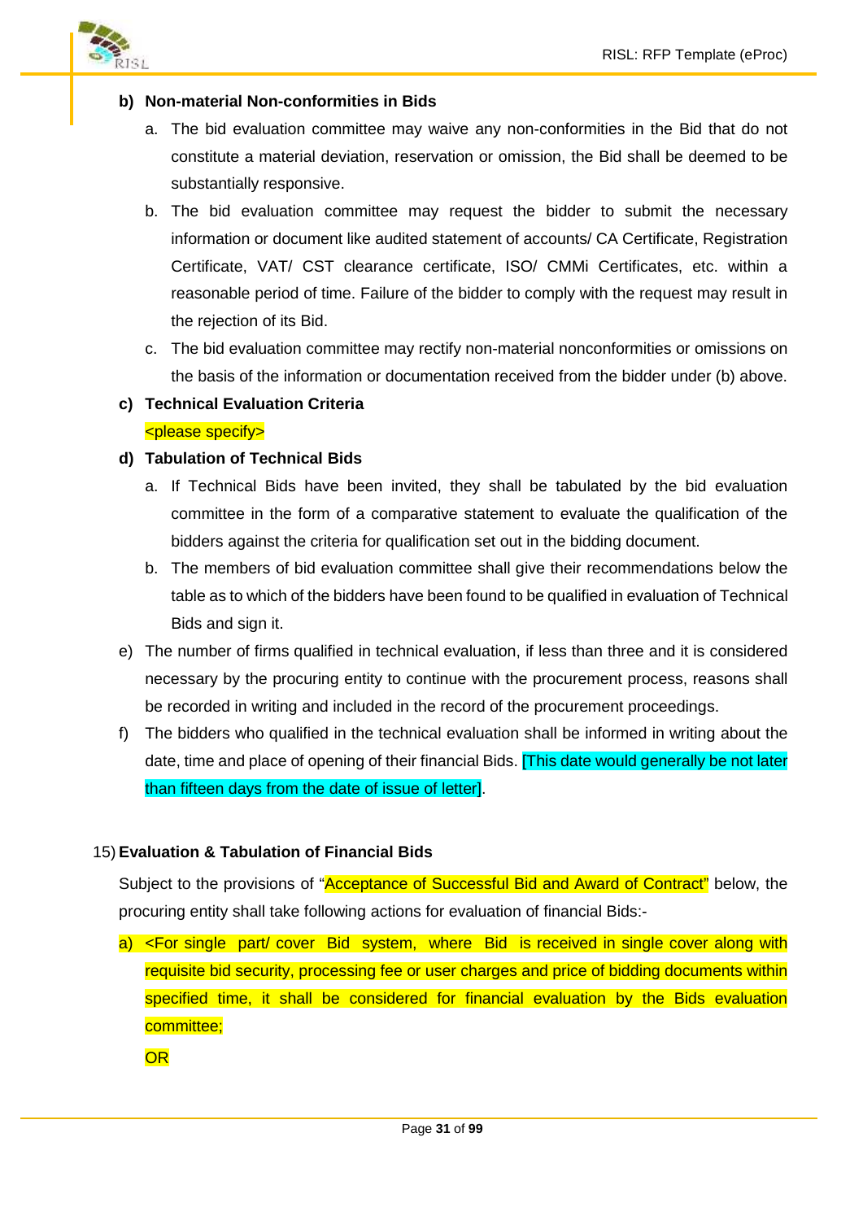**b) Non-material Non-conformities in Bids**

a. The bid evaluation committee may waive any non-conformities in the Bid that do not constitute a material deviation, reservation or omission, the Bid shall be deemed to be substantially responsive.

b. The bid evaluation committee may request the bidder to submit the necessary information or document like audited statement of accounts/ CA Certificate, Registration Certificate, VAT/ CST clearance certificate, ISO/ CMMi Certificates, etc. within a reasonable period of time. Failure of the bidder to comply with the request may result in the rejection of its Bid.

c. The bid evaluation committee may rectify non-material nonconformities or omissions on the basis of the information or documentation received from the bidder under (b) above.

**c) Technical Evaluation Criteria**

<please specify>

**d) Tabulation of Technical Bids**

a. If Technical Bids have been invited, they shall be tabulated by the bid evaluation committee in the form of a comparative statement to evaluate the qualification of the bidders against the criteria for qualification set out in the bidding document.

b. The members of bid evaluation committee shall give their recommendations below the table as to which of the bidders have been found to be qualified in evaluation of Technical Bids and sign it.

e) The number of firms qualified in technical evaluation, if less than three and it is considered necessary by the procuring entity to continue with the procurement process, reasons shall be recorded in writing and included in the record of the procurement proceedings.

f) The bidders who qualified in the technical evaluation shall be informed in writing about the date, time and place of opening of their financial Bids. [This date would generally be not later than fifteen days from the date of issue of letter].

15) **Evaluation & Tabulation of Financial Bids**

Subject to the provisions of "Acceptance of Successful Bid and Award of Contract" below, the procuring entity shall take following actions for evaluation of financial Bids:-

a) <For single part/ cover Bid system, where Bid is received in single cover along with requisite bid security, processing fee or user charges and price of bidding documents within specified time, it shall be considered for financial evaluation by the Bids evaluation committee;

OR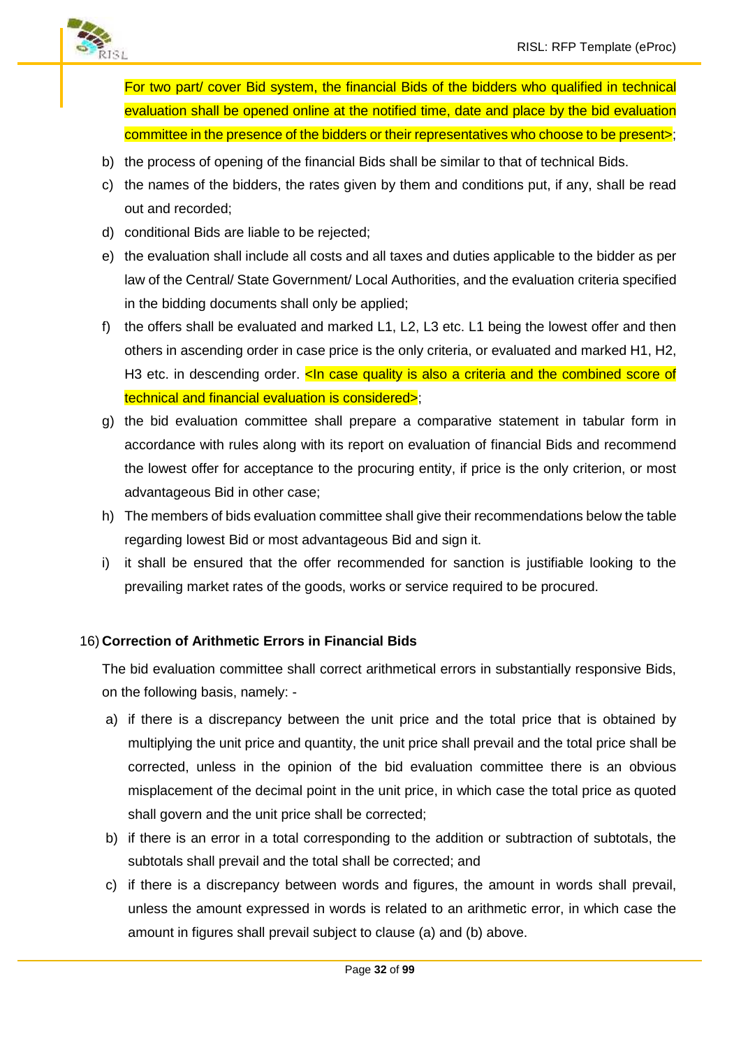For two part/ cover Bid system, the financial Bids of the bidders who qualified in technical evaluation shall be opened online at the notified time, date and place by the bid evaluation committee in the presence of the bidders or their representatives who choose to be present>;

b) the process of opening of the financial Bids shall be similar to that of technical Bids.

c) the names of the bidders, the rates given by them and conditions put, if any, shall be read out and recorded;

d) conditional Bids are liable to be rejected;

e) the evaluation shall include all costs and all taxes and duties applicable to the bidder as per law of the Central/ State Government/ Local Authorities, and the evaluation criteria specified in the bidding documents shall only be applied;

f) the offers shall be evaluated and marked L1, L2, L3 etc. L1 being the lowest offer and then others in ascending order in case price is the only criteria, or evaluated and marked H1, H2, H3 etc. in descending order. <In case quality is also a criteria and the combined score of technical and financial evaluation is considered>;

g) the bid evaluation committee shall prepare a comparative statement in tabular form in accordance with rules along with its report on evaluation of financial Bids and recommend the lowest offer for acceptance to the procuring entity, if price is the only criterion, or most advantageous Bid in other case;

h) The members of bids evaluation committee shall give their recommendations below the table regarding lowest Bid or most advantageous Bid and sign it.

i) it shall be ensured that the offer recommended for sanction is justifiable looking to the prevailing market rates of the goods, works or service required to be procured.

16) **Correction of Arithmetic Errors in Financial Bids**

The bid evaluation committee shall correct arithmetical errors in substantially responsive Bids, on the following basis, namely: -

a) if there is a discrepancy between the unit price and the total price that is obtained by multiplying the unit price and quantity, the unit price shall prevail and the total price shall be corrected, unless in the opinion of the bid evaluation committee there is an obvious misplacement of the decimal point in the unit price, in which case the total price as quoted shall govern and the unit price shall be corrected;

b) if there is an error in a total corresponding to the addition or subtraction of subtotals, the subtotals shall prevail and the total shall be corrected; and

c) if there is a discrepancy between words and figures, the amount in words shall prevail, unless the amount expressed in words is related to an arithmetic error, in which case the amount in figures shall prevail subject to clause (a) and (b) above.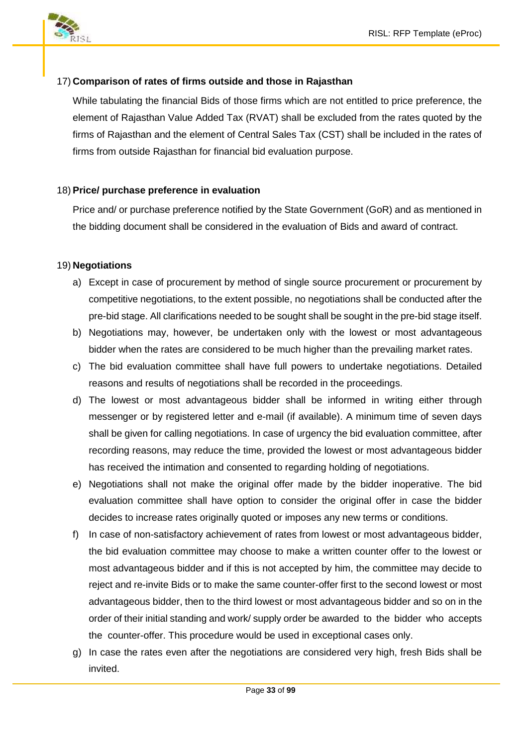17) **Comparison of rates of firms outside and those in Rajasthan**

While tabulating the financial Bids of those firms which are not entitled to price preference, the element of Rajasthan Value Added Tax (RVAT) shall be excluded from the rates quoted by the firms of Rajasthan and the element of Central Sales Tax (CST) shall be included in the rates of firms from outside Rajasthan for financial bid evaluation purpose.

18) **Price/ purchase preference in evaluation**

Price and/ or purchase preference notified by the State Government (GoR) and as mentioned in the bidding document shall be considered in the evaluation of Bids and award of contract.

19) **Negotiations**

a) Except in case of procurement by method of single source procurement or procurement by competitive negotiations, to the extent possible, no negotiations shall be conducted after the pre-bid stage. All clarifications needed to be sought shall be sought in the pre-bid stage itself.

b) Negotiations may, however, be undertaken only with the lowest or most advantageous bidder when the rates are considered to be much higher than the prevailing market rates.

c) The bid evaluation committee shall have full powers to undertake negotiations. Detailed reasons and results of negotiations shall be recorded in the proceedings.

d) The lowest or most advantageous bidder shall be informed in writing either through messenger or by registered letter and e-mail (if available). A minimum time of seven days shall be given for calling negotiations. In case of urgency the bid evaluation committee, after recording reasons, may reduce the time, provided the lowest or most advantageous bidder has received the intimation and consented to regarding holding of negotiations.

e) Negotiations shall not make the original offer made by the bidder inoperative. The bid evaluation committee shall have option to consider the original offer in case the bidder decides to increase rates originally quoted or imposes any new terms or conditions.

f) In case of non-satisfactory achievement of rates from lowest or most advantageous bidder, the bid evaluation committee may choose to make a written counter offer to the lowest or most advantageous bidder and if this is not accepted by him, the committee may decide to reject and re-invite Bids or to make the same counter-offer first to the second lowest or most advantageous bidder, then to the third lowest or most advantageous bidder and so on in the order of their initial standing and work/ supply order be awarded to the bidder who accepts the counter-offer. This procedure would be used in exceptional cases only.

g) In case the rates even after the negotiations are considered very high, fresh Bids shall be invited.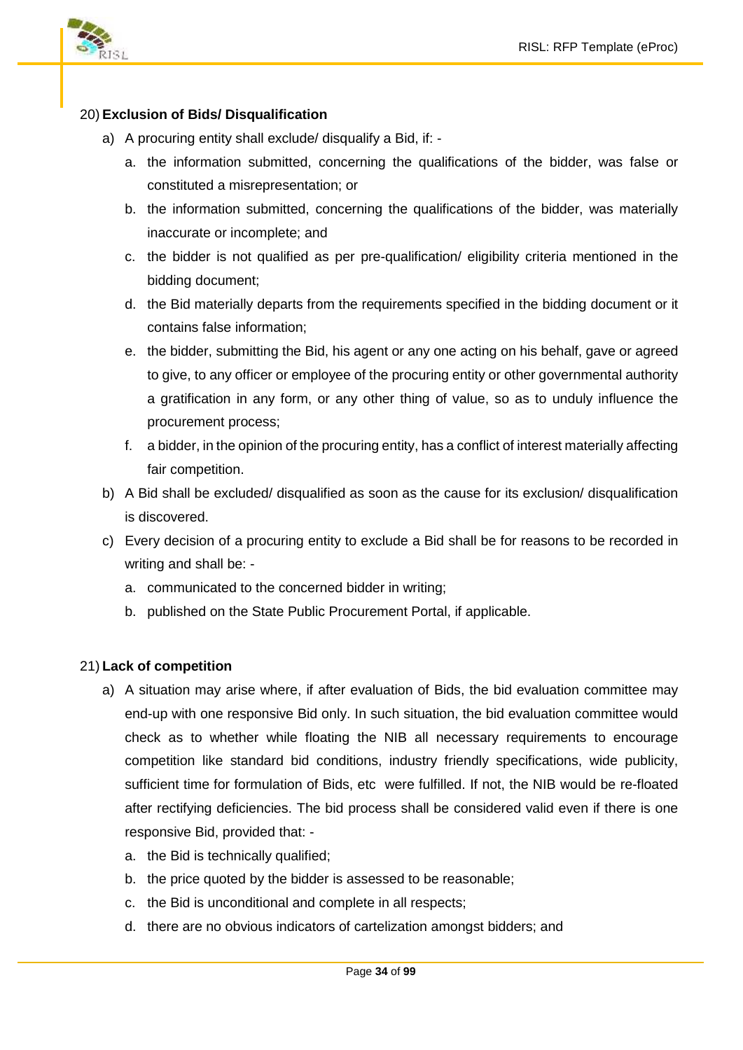20) **Exclusion of Bids/ Disqualification**

a) A procuring entity shall exclude/ disqualify a Bid, if: -

   a. the information submitted, concerning the qualifications of the bidder, was false or constituted a misrepresentation; or
   b. the information submitted, concerning the qualifications of the bidder, was materially inaccurate or incomplete; and
   c. the bidder is not qualified as per pre-qualification/ eligibility criteria mentioned in the bidding document;
   d. the Bid materially departs from the requirements specified in the bidding document or it contains false information;
   e. the bidder, submitting the Bid, his agent or any one acting on his behalf, gave or agreed to give, to any officer or employee of the procuring entity or other governmental authority a gratification in any form, or any other thing of value, so as to unduly influence the procurement process;
   f. a bidder, in the opinion of the procuring entity, has a conflict of interest materially affecting fair competition.

b) A Bid shall be excluded/ disqualified as soon as the cause for its exclusion/ disqualification is discovered.

c) Every decision of a procuring entity to exclude a Bid shall be for reasons to be recorded in writing and shall be: -

   a. communicated to the concerned bidder in writing;
   b. published on the State Public Procurement Portal, if applicable.

21) **Lack of competition**

a) A situation may arise where, if after evaluation of Bids, the bid evaluation committee may end-up with one responsive Bid only. In such situation, the bid evaluation committee would check as to whether while floating the NIB all necessary requirements to encourage competition like standard bid conditions, industry friendly specifications, wide publicity, sufficient time for formulation of Bids, etc were fulfilled. If not, the NIB would be re-floated after rectifying deficiencies. The bid process shall be considered valid even if there is one responsive Bid, provided that: -

   a. the Bid is technically qualified;
   b. the price quoted by the bidder is assessed to be reasonable;
   c. the Bid is unconditional and complete in all respects;
   d. there are no obvious indicators of cartelization amongst bidders; and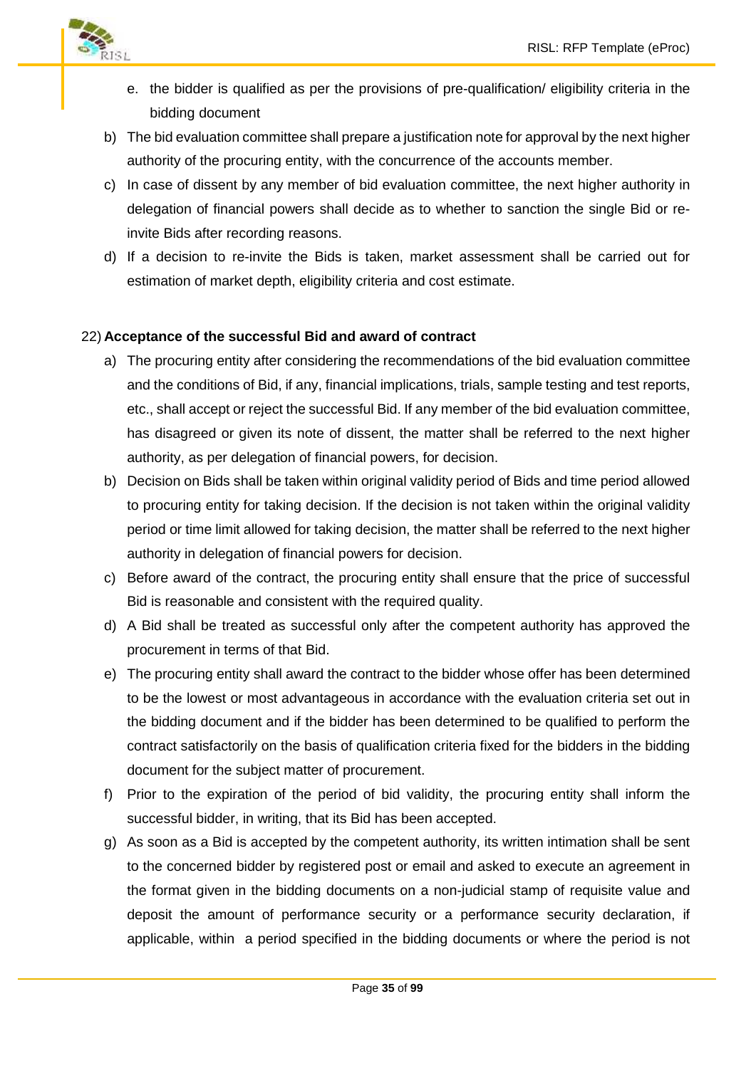e. the bidder is qualified as per the provisions of pre-qualification/ eligibility criteria in the bidding document

b) The bid evaluation committee shall prepare a justification note for approval by the next higher authority of the procuring entity, with the concurrence of the accounts member.

c) In case of dissent by any member of bid evaluation committee, the next higher authority in delegation of financial powers shall decide as to whether to sanction the single Bid or re-invite Bids after recording reasons.

d) If a decision to re-invite the Bids is taken, market assessment shall be carried out for estimation of market depth, eligibility criteria and cost estimate.

22) **Acceptance of the successful Bid and award of contract**

a) The procuring entity after considering the recommendations of the bid evaluation committee and the conditions of Bid, if any, financial implications, trials, sample testing and test reports, etc., shall accept or reject the successful Bid. If any member of the bid evaluation committee, has disagreed or given its note of dissent, the matter shall be referred to the next higher authority, as per delegation of financial powers, for decision.

b) Decision on Bids shall be taken within original validity period of Bids and time period allowed to procuring entity for taking decision. If the decision is not taken within the original validity period or time limit allowed for taking decision, the matter shall be referred to the next higher authority in delegation of financial powers for decision.

c) Before award of the contract, the procuring entity shall ensure that the price of successful Bid is reasonable and consistent with the required quality.

d) A Bid shall be treated as successful only after the competent authority has approved the procurement in terms of that Bid.

e) The procuring entity shall award the contract to the bidder whose offer has been determined to be the lowest or most advantageous in accordance with the evaluation criteria set out in the bidding document and if the bidder has been determined to be qualified to perform the contract satisfactorily on the basis of qualification criteria fixed for the bidders in the bidding document for the subject matter of procurement.

f) Prior to the expiration of the period of bid validity, the procuring entity shall inform the successful bidder, in writing, that its Bid has been accepted.

g) As soon as a Bid is accepted by the competent authority, its written intimation shall be sent to the concerned bidder by registered post or email and asked to execute an agreement in the format given in the bidding documents on a non-judicial stamp of requisite value and deposit the amount of performance security or a performance security declaration, if applicable, within a period specified in the bidding documents or where the period is not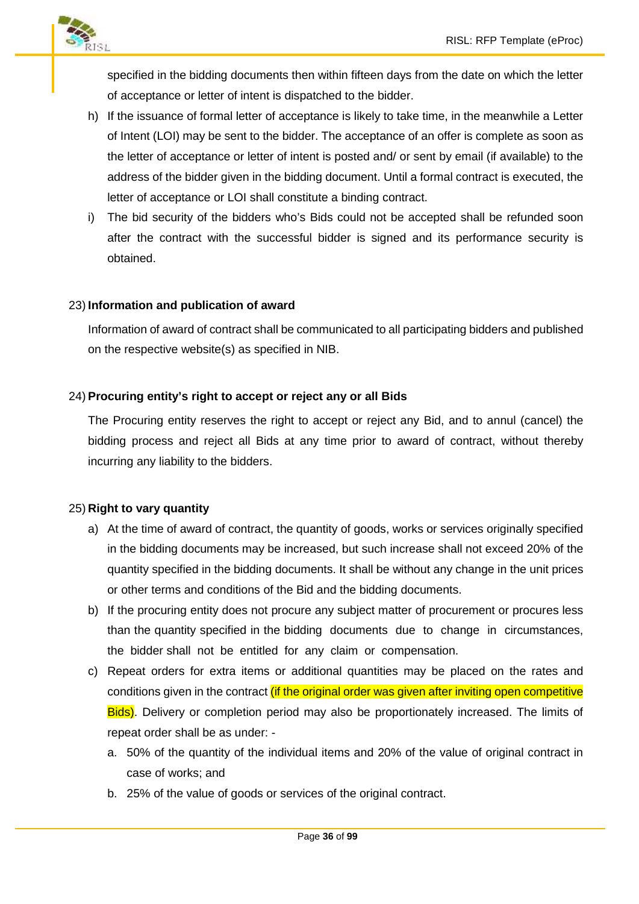specified in the bidding documents then within fifteen days from the date on which the letter of acceptance or letter of intent is dispatched to the bidder.

h) If the issuance of formal letter of acceptance is likely to take time, in the meanwhile a Letter of Intent (LOI) may be sent to the bidder. The acceptance of an offer is complete as soon as the letter of acceptance or letter of intent is posted and/ or sent by email (if available) to the address of the bidder given in the bidding document. Until a formal contract is executed, the letter of acceptance or LOI shall constitute a binding contract.

i) The bid security of the bidders who's Bids could not be accepted shall be refunded soon after the contract with the successful bidder is signed and its performance security is obtained.

23) **Information and publication of award**

Information of award of contract shall be communicated to all participating bidders and published on the respective website(s) as specified in NIB.

24) **Procuring entity's right to accept or reject any or all Bids**

The Procuring entity reserves the right to accept or reject any Bid, and to annul (cancel) the bidding process and reject all Bids at any time prior to award of contract, without thereby incurring any liability to the bidders.

25) **Right to vary quantity**

a) At the time of award of contract, the quantity of goods, works or services originally specified in the bidding documents may be increased, but such increase shall not exceed 20% of the quantity specified in the bidding documents. It shall be without any change in the unit prices or other terms and conditions of the Bid and the bidding documents.

b) If the procuring entity does not procure any subject matter of procurement or procures less than the quantity specified in the bidding documents due to change in circumstances, the bidder shall not be entitled for any claim or compensation.

c) Repeat orders for extra items or additional quantities may be placed on the rates and conditions given in the contract (if the original order was given after inviting open competitive Bids). Delivery or completion period may also be proportionately increased. The limits of repeat order shall be as under: -

   a. 50% of the quantity of the individual items and 20% of the value of original contract in case of works; and

   b. 25% of the value of goods or services of the original contract.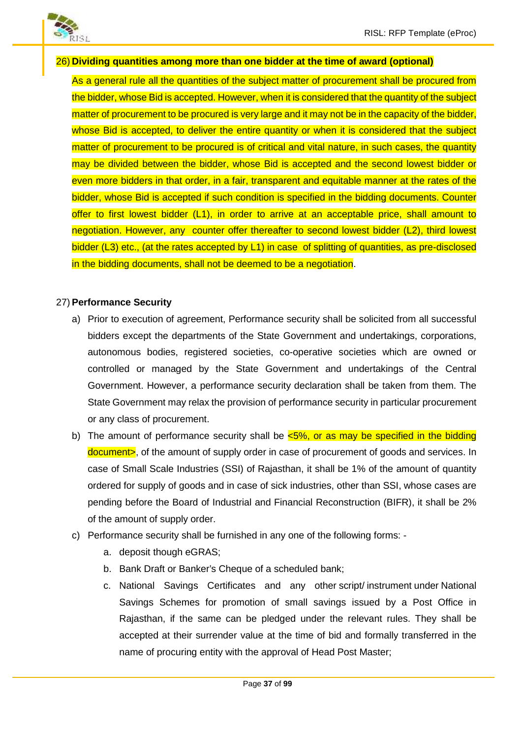26) **Dividing quantities among more than one bidder at the time of award (optional)**

As a general rule all the quantities of the subject matter of procurement shall be procured from the bidder, whose Bid is accepted. However, when it is considered that the quantity of the subject matter of procurement to be procured is very large and it may not be in the capacity of the bidder, whose Bid is accepted, to deliver the entire quantity or when it is considered that the subject matter of procurement to be procured is of critical and vital nature, in such cases, the quantity may be divided between the bidder, whose Bid is accepted and the second lowest bidder or even more bidders in that order, in a fair, transparent and equitable manner at the rates of the bidder, whose Bid is accepted if such condition is specified in the bidding documents. Counter offer to first lowest bidder (L1), in order to arrive at an acceptable price, shall amount to negotiation. However, any counter offer thereafter to second lowest bidder (L2), third lowest bidder (L3) etc., (at the rates accepted by L1) in case of splitting of quantities, as pre-disclosed in the bidding documents, shall not be deemed to be a negotiation.

27) **Performance Security**

a) Prior to execution of agreement, Performance security shall be solicited from all successful bidders except the departments of the State Government and undertakings, corporations, autonomous bodies, registered societies, co-operative societies which are owned or controlled or managed by the State Government and undertakings of the Central Government. However, a performance security declaration shall be taken from them. The State Government may relax the provision of performance security in particular procurement or any class of procurement.

b) The amount of performance security shall be <5%, or as may be specified in the bidding document>, of the amount of supply order in case of procurement of goods and services. In case of Small Scale Industries (SSI) of Rajasthan, it shall be 1% of the amount of quantity ordered for supply of goods and in case of sick industries, other than SSI, whose cases are pending before the Board of Industrial and Financial Reconstruction (BIFR), it shall be 2% of the amount of supply order.

c) Performance security shall be furnished in any one of the following forms: -

   a. deposit though eGRAS;

   b. Bank Draft or Banker's Cheque of a scheduled bank;

   c. National Savings Certificates and any other script/ instrument under National Savings Schemes for promotion of small savings issued by a Post Office in Rajasthan, if the same can be pledged under the relevant rules. They shall be accepted at their surrender value at the time of bid and formally transferred in the name of procuring entity with the approval of Head Post Master;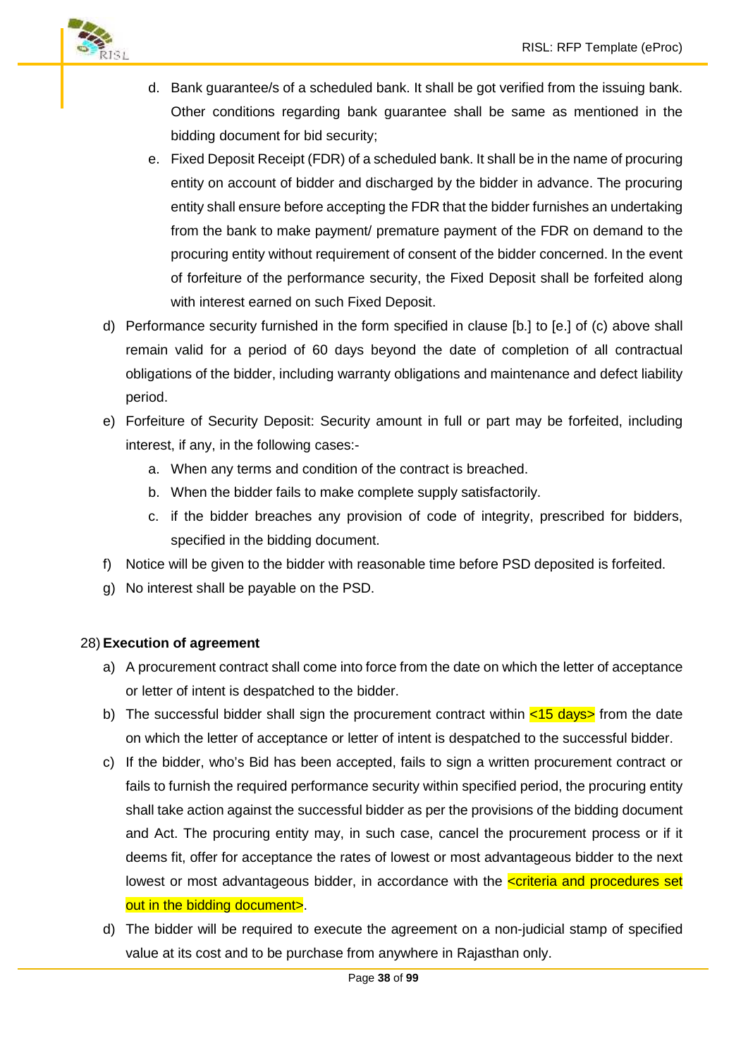d. Bank guarantee/s of a scheduled bank. It shall be got verified from the issuing bank. Other conditions regarding bank guarantee shall be same as mentioned in the bidding document for bid security;

   e. Fixed Deposit Receipt (FDR) of a scheduled bank. It shall be in the name of procuring entity on account of bidder and discharged by the bidder in advance. The procuring entity shall ensure before accepting the FDR that the bidder furnishes an undertaking from the bank to make payment/ premature payment of the FDR on demand to the procuring entity without requirement of consent of the bidder concerned. In the event of forfeiture of the performance security, the Fixed Deposit shall be forfeited along with interest earned on such Fixed Deposit.

d) Performance security furnished in the form specified in clause [b.] to [e.] of (c) above shall remain valid for a period of 60 days beyond the date of completion of all contractual obligations of the bidder, including warranty obligations and maintenance and defect liability period.

e) Forfeiture of Security Deposit: Security amount in full or part may be forfeited, including interest, if any, in the following cases:-

   a. When any terms and condition of the contract is breached.

   b. When the bidder fails to make complete supply satisfactorily.

   c. if the bidder breaches any provision of code of integrity, prescribed for bidders, specified in the bidding document.

f) Notice will be given to the bidder with reasonable time before PSD deposited is forfeited.

g) No interest shall be payable on the PSD.

28) **Execution of agreement**

a) A procurement contract shall come into force from the date on which the letter of acceptance or letter of intent is despatched to the bidder.

b) The successful bidder shall sign the procurement contract within <15 days> from the date on which the letter of acceptance or letter of intent is despatched to the successful bidder.

c) If the bidder, who's Bid has been accepted, fails to sign a written procurement contract or fails to furnish the required performance security within specified period, the procuring entity shall take action against the successful bidder as per the provisions of the bidding document and Act. The procuring entity may, in such case, cancel the procurement process or if it deems fit, offer for acceptance the rates of lowest or most advantageous bidder to the next lowest or most advantageous bidder, in accordance with the <criteria and procedures set out in the bidding document>.

d) The bidder will be required to execute the agreement on a non-judicial stamp of specified value at its cost and to be purchase from anywhere in Rajasthan only.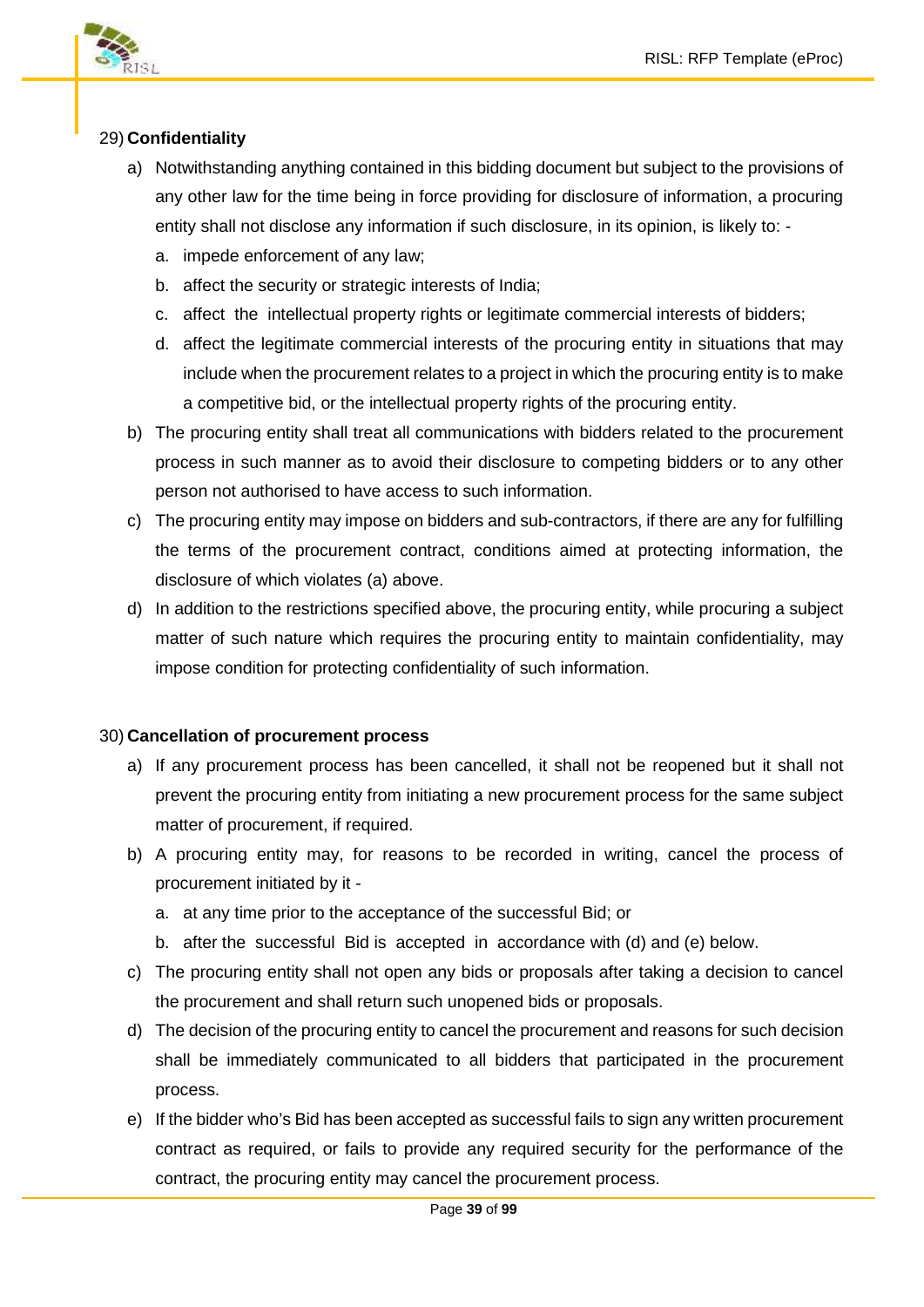29) **Confidentiality**

a) Notwithstanding anything contained in this bidding document but subject to the provisions of any other law for the time being in force providing for disclosure of information, a procuring entity shall not disclose any information if such disclosure, in its opinion, is likely to: -

   a. impede enforcement of any law;
   b. affect the security or strategic interests of India;
   c. affect the intellectual property rights or legitimate commercial interests of bidders;
   d. affect the legitimate commercial interests of the procuring entity in situations that may include when the procurement relates to a project in which the procuring entity is to make a competitive bid, or the intellectual property rights of the procuring entity.

b) The procuring entity shall treat all communications with bidders related to the procurement process in such manner as to avoid their disclosure to competing bidders or to any other person not authorised to have access to such information.

c) The procuring entity may impose on bidders and sub-contractors, if there are any for fulfilling the terms of the procurement contract, conditions aimed at protecting information, the disclosure of which violates (a) above.

d) In addition to the restrictions specified above, the procuring entity, while procuring a subject matter of such nature which requires the procuring entity to maintain confidentiality, may impose condition for protecting confidentiality of such information.

30) **Cancellation of procurement process**

a) If any procurement process has been cancelled, it shall not be reopened but it shall not prevent the procuring entity from initiating a new procurement process for the same subject matter of procurement, if required.

b) A procuring entity may, for reasons to be recorded in writing, cancel the process of procurement initiated by it -

   a. at any time prior to the acceptance of the successful Bid; or
   b. after the successful Bid is accepted in accordance with (d) and (e) below.

c) The procuring entity shall not open any bids or proposals after taking a decision to cancel the procurement and shall return such unopened bids or proposals.

d) The decision of the procuring entity to cancel the procurement and reasons for such decision shall be immediately communicated to all bidders that participated in the procurement process.

e) If the bidder who's Bid has been accepted as successful fails to sign any written procurement contract as required, or fails to provide any required security for the performance of the contract, the procuring entity may cancel the procurement process.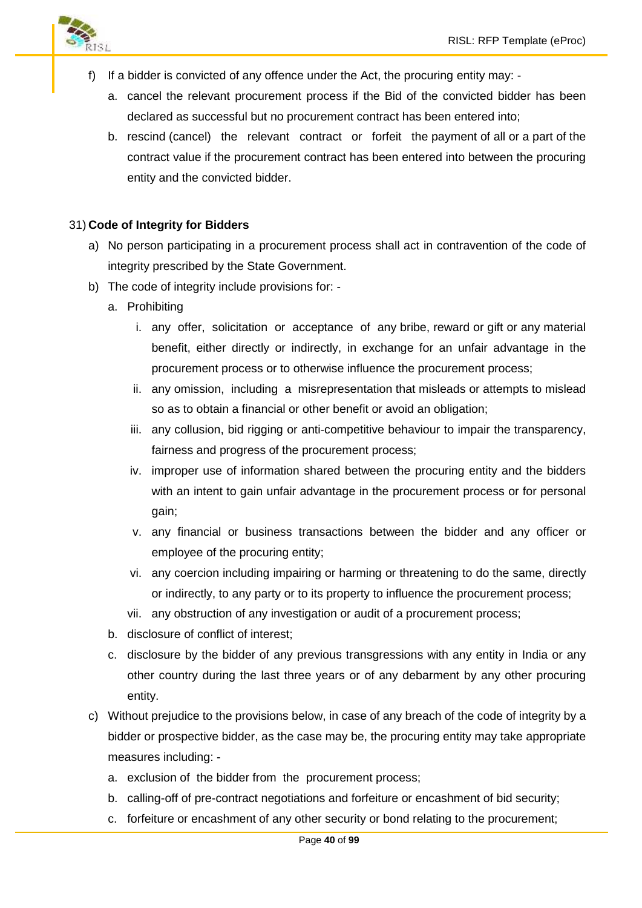f) If a bidder is convicted of any offence under the Act, the procuring entity may: -
   a. cancel the relevant procurement process if the Bid of the convicted bidder has been declared as successful but no procurement contract has been entered into;
   b. rescind (cancel) the relevant contract or forfeit the payment of all or a part of the contract value if the procurement contract has been entered into between the procuring entity and the convicted bidder.

31) **Code of Integrity for Bidders**

a) No person participating in a procurement process shall act in contravention of the code of integrity prescribed by the State Government.

b) The code of integrity include provisions for: -
   a. Prohibiting
      i. any offer, solicitation or acceptance of any bribe, reward or gift or any material benefit, either directly or indirectly, in exchange for an unfair advantage in the procurement process or to otherwise influence the procurement process;
      ii. any omission, including a misrepresentation that misleads or attempts to mislead so as to obtain a financial or other benefit or avoid an obligation;
      iii. any collusion, bid rigging or anti-competitive behaviour to impair the transparency, fairness and progress of the procurement process;
      iv. improper use of information shared between the procuring entity and the bidders with an intent to gain unfair advantage in the procurement process or for personal gain;
      v. any financial or business transactions between the bidder and any officer or employee of the procuring entity;
      vi. any coercion including impairing or harming or threatening to do the same, directly or indirectly, to any party or to its property to influence the procurement process;
      vii. any obstruction of any investigation or audit of a procurement process;
   b. disclosure of conflict of interest;
   c. disclosure by the bidder of any previous transgressions with any entity in India or any other country during the last three years or of any debarment by any other procuring entity.

c) Without prejudice to the provisions below, in case of any breach of the code of integrity by a bidder or prospective bidder, as the case may be, the procuring entity may take appropriate measures including: -
   a. exclusion of the bidder from the procurement process;
   b. calling-off of pre-contract negotiations and forfeiture or encashment of bid security;
   c. forfeiture or encashment of any other security or bond relating to the procurement;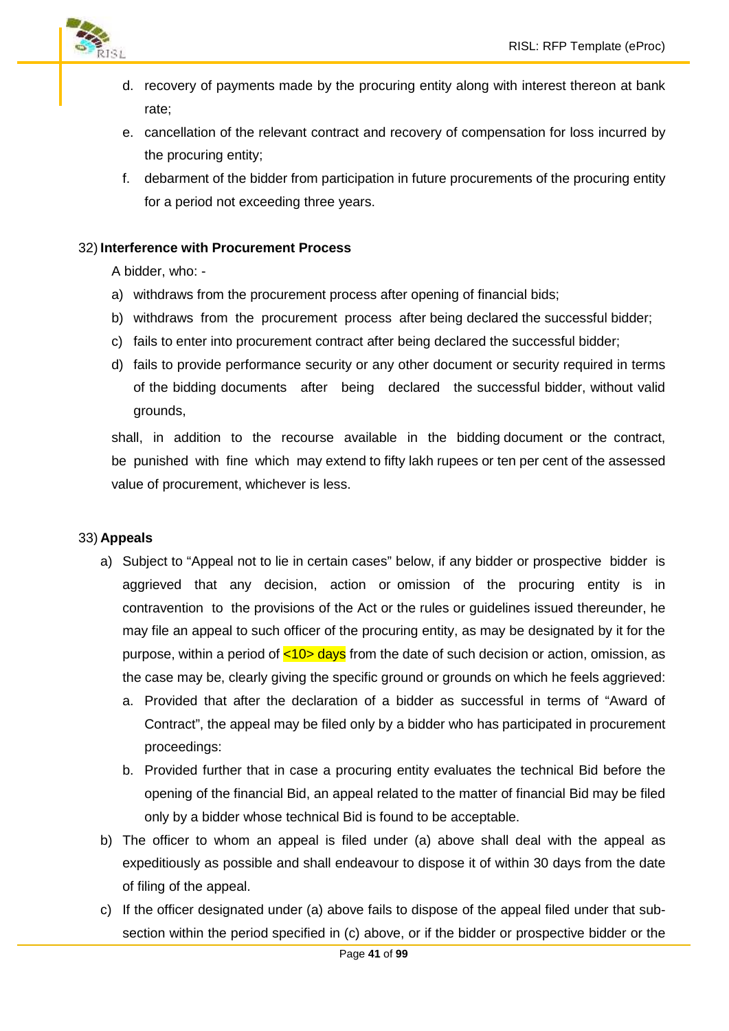d. recovery of payments made by the procuring entity along with interest thereon at bank rate;

e. cancellation of the relevant contract and recovery of compensation for loss incurred by the procuring entity;

f. debarment of the bidder from participation in future procurements of the procuring entity for a period not exceeding three years.

32) **Interference with Procurement Process**

A bidder, who: -

a) withdraws from the procurement process after opening of financial bids;
b) withdraws from the procurement process after being declared the successful bidder;
c) fails to enter into procurement contract after being declared the successful bidder;
d) fails to provide performance security or any other document or security required in terms of the bidding documents after being declared the successful bidder, without valid grounds,

shall, in addition to the recourse available in the bidding document or the contract, be punished with fine which may extend to fifty lakh rupees or ten per cent of the assessed value of procurement, whichever is less.

33) **Appeals**

a) Subject to "Appeal not to lie in certain cases" below, if any bidder or prospective bidder is aggrieved that any decision, action or omission of the procuring entity is in contravention to the provisions of the Act or the rules or guidelines issued thereunder, he may file an appeal to such officer of the procuring entity, as may be designated by it for the purpose, within a period of <10> days from the date of such decision or action, omission, as the case may be, clearly giving the specific ground or grounds on which he feels aggrieved:
   a. Provided that after the declaration of a bidder as successful in terms of "Award of Contract", the appeal may be filed only by a bidder who has participated in procurement proceedings:
   b. Provided further that in case a procuring entity evaluates the technical Bid before the opening of the financial Bid, an appeal related to the matter of financial Bid may be filed only by a bidder whose technical Bid is found to be acceptable.
b) The officer to whom an appeal is filed under (a) above shall deal with the appeal as expeditiously as possible and shall endeavour to dispose it of within 30 days from the date of filing of the appeal.
c) If the officer designated under (a) above fails to dispose of the appeal filed under that sub-section within the period specified in (c) above, or if the bidder or prospective bidder or the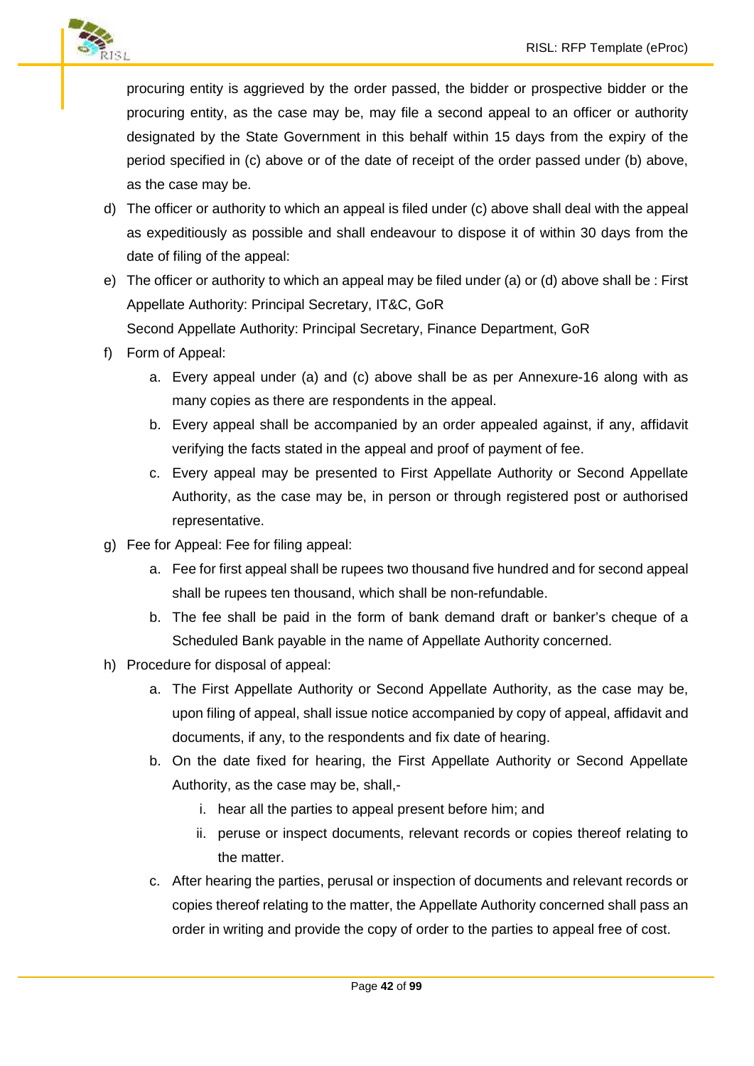procuring entity is aggrieved by the order passed, the bidder or prospective bidder or the procuring entity, as the case may be, may file a second appeal to an officer or authority designated by the State Government in this behalf within 15 days from the expiry of the period specified in (c) above or of the date of receipt of the order passed under (b) above, as the case may be.

d) The officer or authority to which an appeal is filed under (c) above shall deal with the appeal as expeditiously as possible and shall endeavour to dispose it of within 30 days from the date of filing of the appeal:

e) The officer or authority to which an appeal may be filed under (a) or (d) above shall be : First Appellate Authority: Principal Secretary, IT&C, GoR
   Second Appellate Authority: Principal Secretary, Finance Department, GoR

f) Form of Appeal:
   a. Every appeal under (a) and (c) above shall be as per Annexure-16 along with as many copies as there are respondents in the appeal.
   b. Every appeal shall be accompanied by an order appealed against, if any, affidavit verifying the facts stated in the appeal and proof of payment of fee.
   c. Every appeal may be presented to First Appellate Authority or Second Appellate Authority, as the case may be, in person or through registered post or authorised representative.

g) Fee for Appeal: Fee for filing appeal:
   a. Fee for first appeal shall be rupees two thousand five hundred and for second appeal shall be rupees ten thousand, which shall be non-refundable.
   b. The fee shall be paid in the form of bank demand draft or banker's cheque of a Scheduled Bank payable in the name of Appellate Authority concerned.

h) Procedure for disposal of appeal:
   a. The First Appellate Authority or Second Appellate Authority, as the case may be, upon filing of appeal, shall issue notice accompanied by copy of appeal, affidavit and documents, if any, to the respondents and fix date of hearing.
   b. On the date fixed for hearing, the First Appellate Authority or Second Appellate Authority, as the case may be, shall,-
      i. hear all the parties to appeal present before him; and
      ii. peruse or inspect documents, relevant records or copies thereof relating to the matter.
   c. After hearing the parties, perusal or inspection of documents and relevant records or copies thereof relating to the matter, the Appellate Authority concerned shall pass an order in writing and provide the copy of order to the parties to appeal free of cost.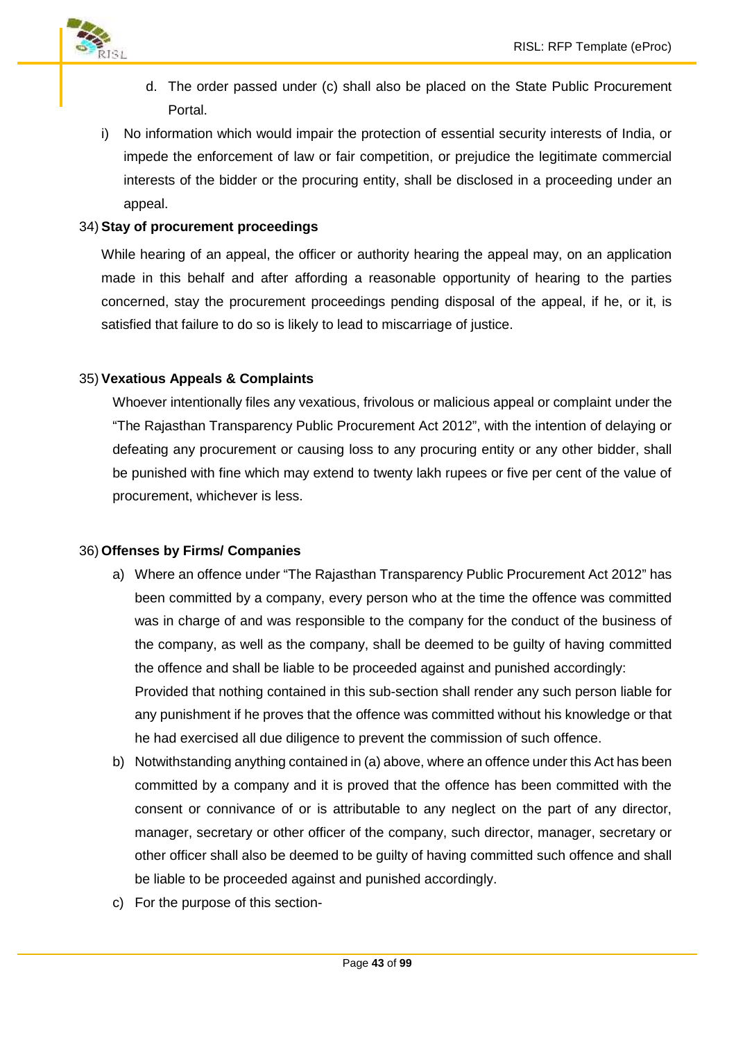d. The order passed under (c) shall also be placed on the State Public Procurement Portal.

i) No information which would impair the protection of essential security interests of India, or impede the enforcement of law or fair competition, or prejudice the legitimate commercial interests of the bidder or the procuring entity, shall be disclosed in a proceeding under an appeal.

34) **Stay of procurement proceedings**

While hearing of an appeal, the officer or authority hearing the appeal may, on an application made in this behalf and after affording a reasonable opportunity of hearing to the parties concerned, stay the procurement proceedings pending disposal of the appeal, if he, or it, is satisfied that failure to do so is likely to lead to miscarriage of justice.

35) **Vexatious Appeals & Complaints**

Whoever intentionally files any vexatious, frivolous or malicious appeal or complaint under the "The Rajasthan Transparency Public Procurement Act 2012", with the intention of delaying or defeating any procurement or causing loss to any procuring entity or any other bidder, shall be punished with fine which may extend to twenty lakh rupees or five per cent of the value of procurement, whichever is less.

36) **Offenses by Firms/ Companies**

a) Where an offence under "The Rajasthan Transparency Public Procurement Act 2012" has been committed by a company, every person who at the time the offence was committed was in charge of and was responsible to the company for the conduct of the business of the company, as well as the company, shall be deemed to be guilty of having committed the offence and shall be liable to be proceeded against and punished accordingly:
Provided that nothing contained in this sub-section shall render any such person liable for any punishment if he proves that the offence was committed without his knowledge or that he had exercised all due diligence to prevent the commission of such offence.

b) Notwithstanding anything contained in (a) above, where an offence under this Act has been committed by a company and it is proved that the offence has been committed with the consent or connivance of or is attributable to any neglect on the part of any director, manager, secretary or other officer of the company, such director, manager, secretary or other officer shall also be deemed to be guilty of having committed such offence and shall be liable to be proceeded against and punished accordingly.

c) For the purpose of this section-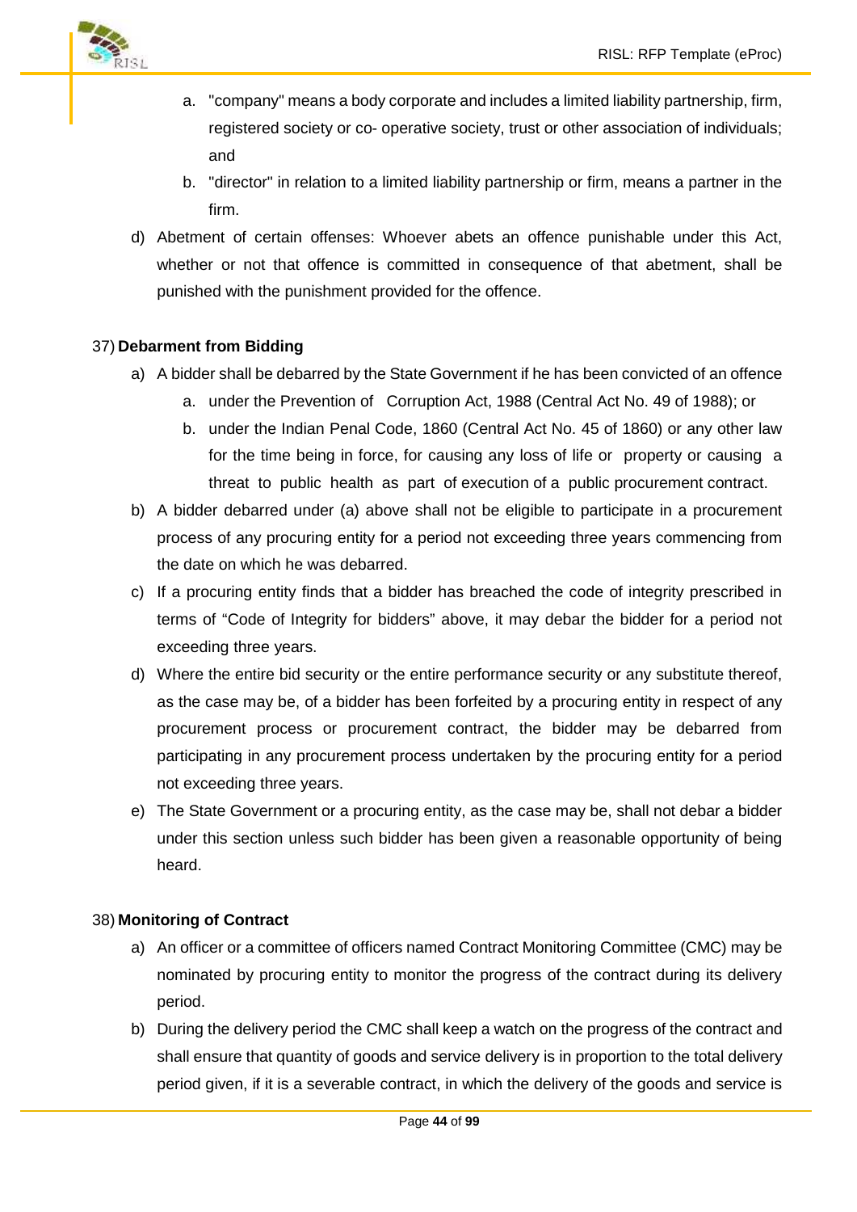a. "company" means a body corporate and includes a limited liability partnership, firm, registered society or co- operative society, trust or other association of individuals; and
b. "director" in relation to a limited liability partnership or firm, means a partner in the firm.

d) Abetment of certain offenses: Whoever abets an offence punishable under this Act, whether or not that offence is committed in consequence of that abetment, shall be punished with the punishment provided for the offence.

37) **Debarment from Bidding**

a) A bidder shall be debarred by the State Government if he has been convicted of an offence
   a. under the Prevention of Corruption Act, 1988 (Central Act No. 49 of 1988); or
   b. under the Indian Penal Code, 1860 (Central Act No. 45 of 1860) or any other law for the time being in force, for causing any loss of life or property or causing a threat to public health as part of execution of a public procurement contract.

b) A bidder debarred under (a) above shall not be eligible to participate in a procurement process of any procuring entity for a period not exceeding three years commencing from the date on which he was debarred.

c) If a procuring entity finds that a bidder has breached the code of integrity prescribed in terms of "Code of Integrity for bidders" above, it may debar the bidder for a period not exceeding three years.

d) Where the entire bid security or the entire performance security or any substitute thereof, as the case may be, of a bidder has been forfeited by a procuring entity in respect of any procurement process or procurement contract, the bidder may be debarred from participating in any procurement process undertaken by the procuring entity for a period not exceeding three years.

e) The State Government or a procuring entity, as the case may be, shall not debar a bidder under this section unless such bidder has been given a reasonable opportunity of being heard.

38) **Monitoring of Contract**

a) An officer or a committee of officers named Contract Monitoring Committee (CMC) may be nominated by procuring entity to monitor the progress of the contract during its delivery period.

b) During the delivery period the CMC shall keep a watch on the progress of the contract and shall ensure that quantity of goods and service delivery is in proportion to the total delivery period given, if it is a severable contract, in which the delivery of the goods and service is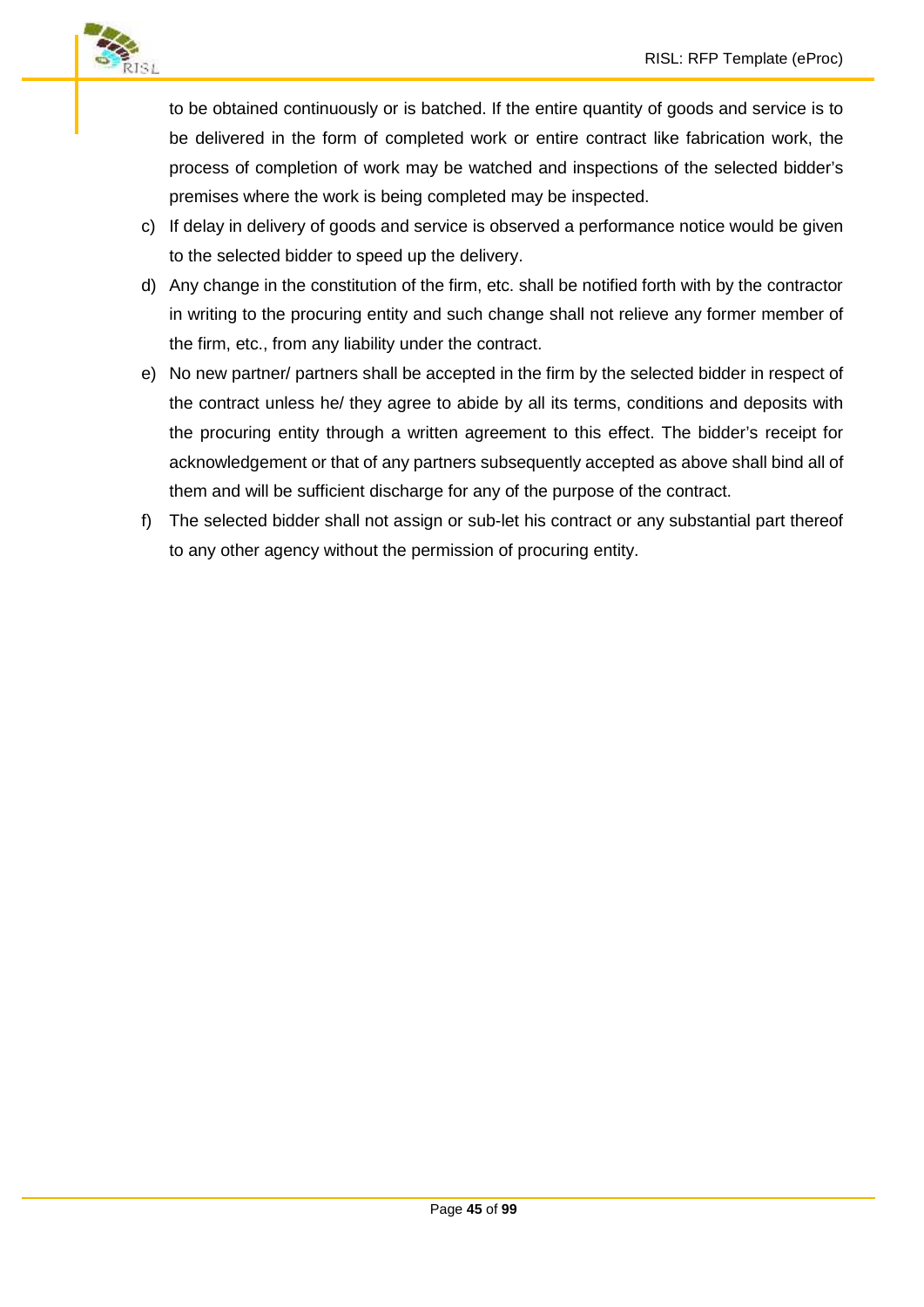to be obtained continuously or is batched. If the entire quantity of goods and service is to be delivered in the form of completed work or entire contract like fabrication work, the process of completion of work may be watched and inspections of the selected bidder's premises where the work is being completed may be inspected.

c) If delay in delivery of goods and service is observed a performance notice would be given to the selected bidder to speed up the delivery.

d) Any change in the constitution of the firm, etc. shall be notified forth with by the contractor in writing to the procuring entity and such change shall not relieve any former member of the firm, etc., from any liability under the contract.

e) No new partner/ partners shall be accepted in the firm by the selected bidder in respect of the contract unless he/ they agree to abide by all its terms, conditions and deposits with the procuring entity through a written agreement to this effect. The bidder's receipt for acknowledgement or that of any partners subsequently accepted as above shall bind all of them and will be sufficient discharge for any of the purpose of the contract.

f) The selected bidder shall not assign or sub-let his contract or any substantial part thereof to any other agency without the permission of procuring entity.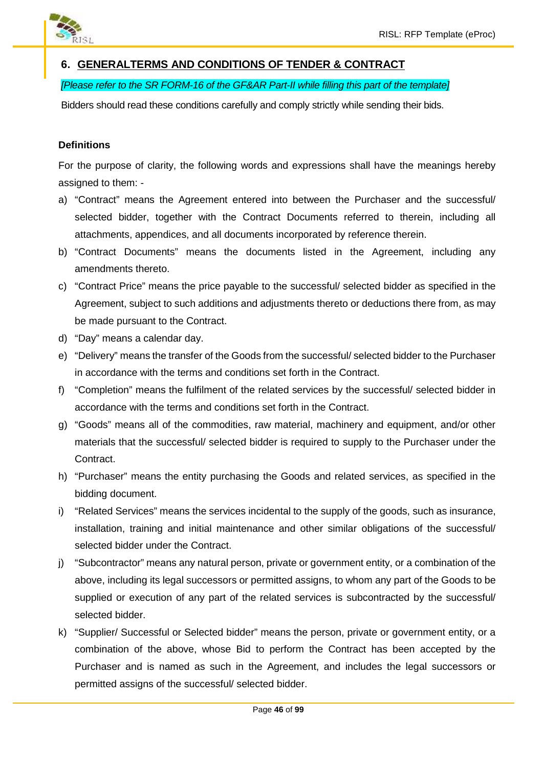## 6. GENERALTERMS AND CONDITIONS OF TENDER & CONTRACT

*[Please refer to the SR FORM-16 of the GF&AR Part-II while filling this part of the template]*

Bidders should read these conditions carefully and comply strictly while sending their bids.

**Definitions**

For the purpose of clarity, the following words and expressions shall have the meanings hereby assigned to them: -

a) "Contract" means the Agreement entered into between the Purchaser and the successful/ selected bidder, together with the Contract Documents referred to therein, including all attachments, appendices, and all documents incorporated by reference therein.
b) "Contract Documents" means the documents listed in the Agreement, including any amendments thereto.
c) "Contract Price" means the price payable to the successful/ selected bidder as specified in the Agreement, subject to such additions and adjustments thereto or deductions there from, as may be made pursuant to the Contract.
d) "Day" means a calendar day.
e) "Delivery" means the transfer of the Goods from the successful/ selected bidder to the Purchaser in accordance with the terms and conditions set forth in the Contract.
f) "Completion" means the fulfilment of the related services by the successful/ selected bidder in accordance with the terms and conditions set forth in the Contract.
g) "Goods" means all of the commodities, raw material, machinery and equipment, and/or other materials that the successful/ selected bidder is required to supply to the Purchaser under the Contract.
h) "Purchaser" means the entity purchasing the Goods and related services, as specified in the bidding document.
i) "Related Services" means the services incidental to the supply of the goods, such as insurance, installation, training and initial maintenance and other similar obligations of the successful/ selected bidder under the Contract.
j) "Subcontractor" means any natural person, private or government entity, or a combination of the above, including its legal successors or permitted assigns, to whom any part of the Goods to be supplied or execution of any part of the related services is subcontracted by the successful/ selected bidder.
k) "Supplier/ Successful or Selected bidder" means the person, private or government entity, or a combination of the above, whose Bid to perform the Contract has been accepted by the Purchaser and is named as such in the Agreement, and includes the legal successors or permitted assigns of the successful/ selected bidder.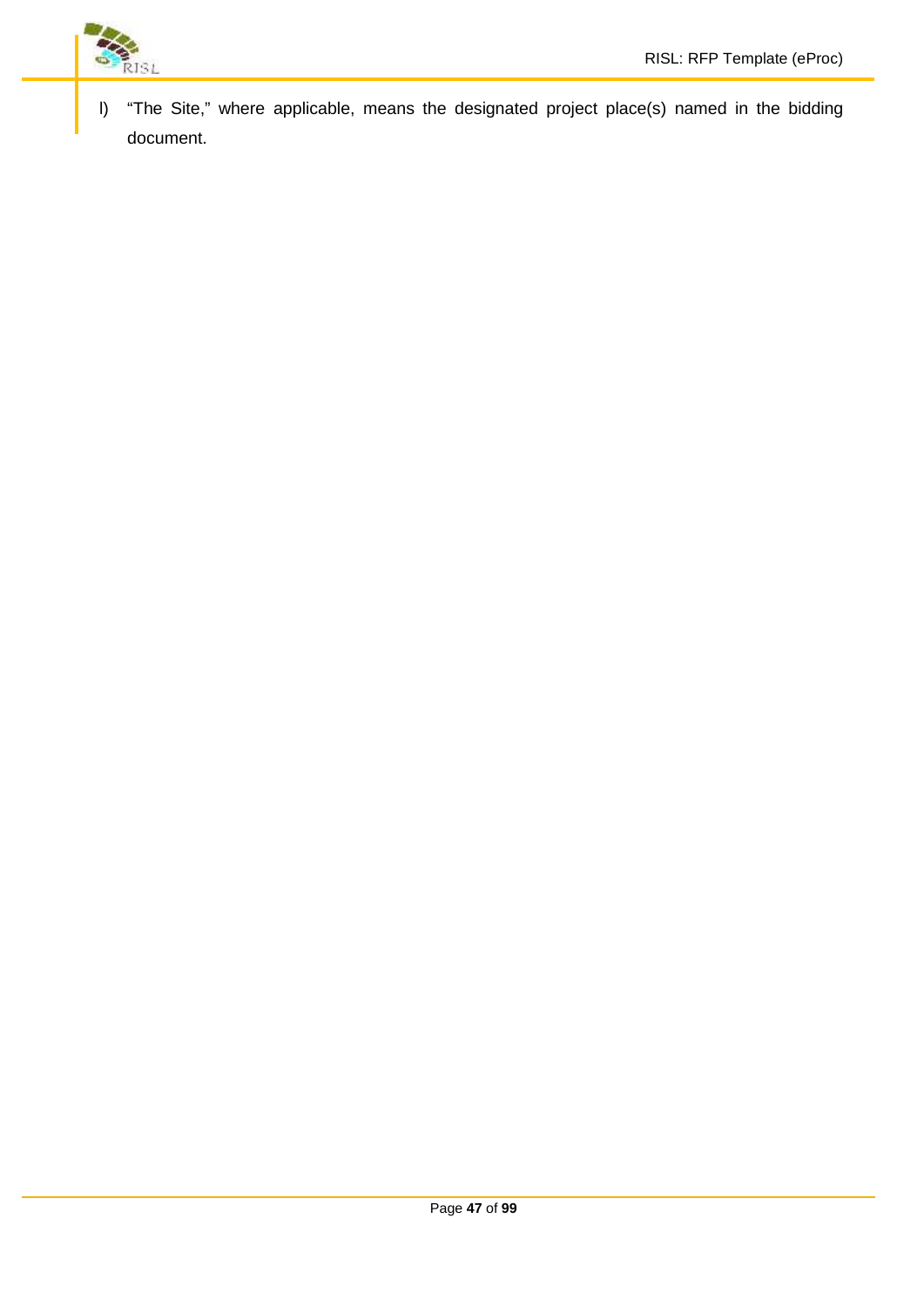l) "The Site," where applicable, means the designated project place(s) named in the bidding document.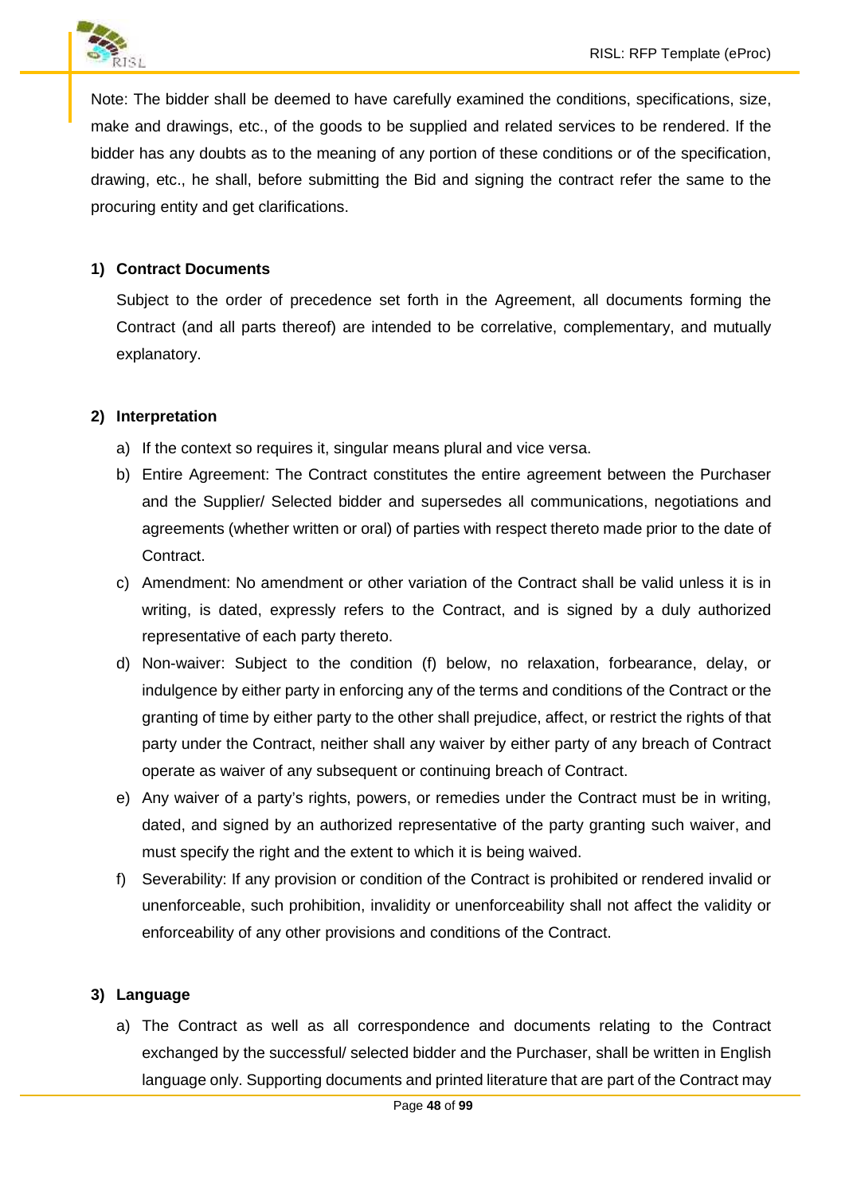Note: The bidder shall be deemed to have carefully examined the conditions, specifications, size, make and drawings, etc., of the goods to be supplied and related services to be rendered. If the bidder has any doubts as to the meaning of any portion of these conditions or of the specification, drawing, etc., he shall, before submitting the Bid and signing the contract refer the same to the procuring entity and get clarifications.

**1) Contract Documents**

Subject to the order of precedence set forth in the Agreement, all documents forming the Contract (and all parts thereof) are intended to be correlative, complementary, and mutually explanatory.

**2) Interpretation**

a) If the context so requires it, singular means plural and vice versa.

b) Entire Agreement: The Contract constitutes the entire agreement between the Purchaser and the Supplier/ Selected bidder and supersedes all communications, negotiations and agreements (whether written or oral) of parties with respect thereto made prior to the date of Contract.

c) Amendment: No amendment or other variation of the Contract shall be valid unless it is in writing, is dated, expressly refers to the Contract, and is signed by a duly authorized representative of each party thereto.

d) Non-waiver: Subject to the condition (f) below, no relaxation, forbearance, delay, or indulgence by either party in enforcing any of the terms and conditions of the Contract or the granting of time by either party to the other shall prejudice, affect, or restrict the rights of that party under the Contract, neither shall any waiver by either party of any breach of Contract operate as waiver of any subsequent or continuing breach of Contract.

e) Any waiver of a party's rights, powers, or remedies under the Contract must be in writing, dated, and signed by an authorized representative of the party granting such waiver, and must specify the right and the extent to which it is being waived.

f) Severability: If any provision or condition of the Contract is prohibited or rendered invalid or unenforceable, such prohibition, invalidity or unenforceability shall not affect the validity or enforceability of any other provisions and conditions of the Contract.

**3) Language**

a) The Contract as well as all correspondence and documents relating to the Contract exchanged by the successful/ selected bidder and the Purchaser, shall be written in English language only. Supporting documents and printed literature that are part of the Contract may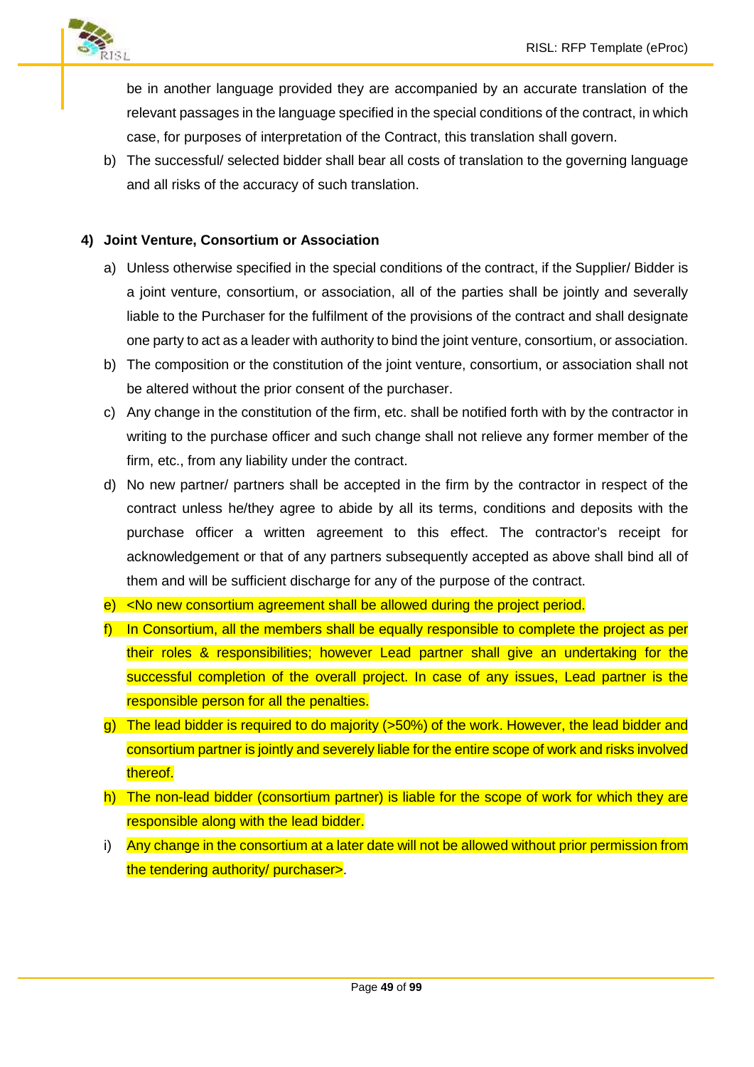be in another language provided they are accompanied by an accurate translation of the relevant passages in the language specified in the special conditions of the contract, in which case, for purposes of interpretation of the Contract, this translation shall govern.

b) The successful/ selected bidder shall bear all costs of translation to the governing language and all risks of the accuracy of such translation.

**4) Joint Venture, Consortium or Association**

a) Unless otherwise specified in the special conditions of the contract, if the Supplier/ Bidder is a joint venture, consortium, or association, all of the parties shall be jointly and severally liable to the Purchaser for the fulfilment of the provisions of the contract and shall designate one party to act as a leader with authority to bind the joint venture, consortium, or association.

b) The composition or the constitution of the joint venture, consortium, or association shall not be altered without the prior consent of the purchaser.

c) Any change in the constitution of the firm, etc. shall be notified forth with by the contractor in writing to the purchase officer and such change shall not relieve any former member of the firm, etc., from any liability under the contract.

d) No new partner/ partners shall be accepted in the firm by the contractor in respect of the contract unless he/they agree to abide by all its terms, conditions and deposits with the purchase officer a written agreement to this effect. The contractor's receipt for acknowledgement or that of any partners subsequently accepted as above shall bind all of them and will be sufficient discharge for any of the purpose of the contract.

e) <No new consortium agreement shall be allowed during the project period.

f) In Consortium, all the members shall be equally responsible to complete the project as per their roles & responsibilities; however Lead partner shall give an undertaking for the successful completion of the overall project. In case of any issues, Lead partner is the responsible person for all the penalties.

g) The lead bidder is required to do majority (>50%) of the work. However, the lead bidder and consortium partner is jointly and severely liable for the entire scope of work and risks involved thereof.

h) The non-lead bidder (consortium partner) is liable for the scope of work for which they are responsible along with the lead bidder.

i) Any change in the consortium at a later date will not be allowed without prior permission from the tendering authority/ purchaser>.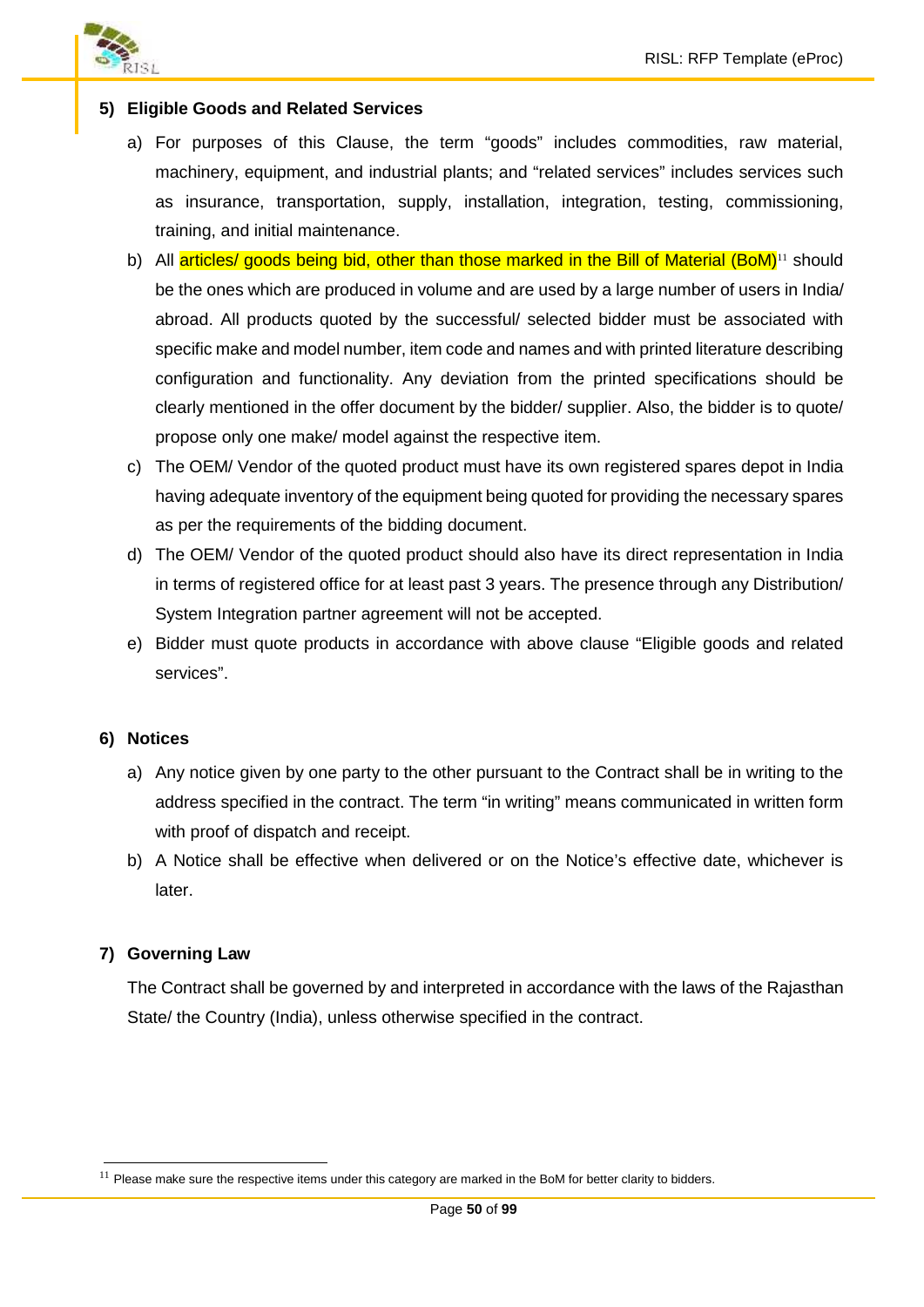**5) Eligible Goods and Related Services**

a) For purposes of this Clause, the term "goods" includes commodities, raw material, machinery, equipment, and industrial plants; and "related services" includes services such as insurance, transportation, supply, installation, integration, testing, commissioning, training, and initial maintenance.

b) All articles/ goods being bid, other than those marked in the Bill of Material (BoM)[11] should be the ones which are produced in volume and are used by a large number of users in India/ abroad. All products quoted by the successful/ selected bidder must be associated with specific make and model number, item code and names and with printed literature describing configuration and functionality. Any deviation from the printed specifications should be clearly mentioned in the offer document by the bidder/ supplier. Also, the bidder is to quote/ propose only one make/ model against the respective item.

c) The OEM/ Vendor of the quoted product must have its own registered spares depot in India having adequate inventory of the equipment being quoted for providing the necessary spares as per the requirements of the bidding document.

d) The OEM/ Vendor of the quoted product should also have its direct representation in India in terms of registered office for at least past 3 years. The presence through any Distribution/ System Integration partner agreement will not be accepted.

e) Bidder must quote products in accordance with above clause "Eligible goods and related services".

**6) Notices**

a) Any notice given by one party to the other pursuant to the Contract shall be in writing to the address specified in the contract. The term "in writing" means communicated in written form with proof of dispatch and receipt.

b) A Notice shall be effective when delivered or on the Notice's effective date, whichever is later.

**7) Governing Law**

The Contract shall be governed by and interpreted in accordance with the laws of the Rajasthan State/ the Country (India), unless otherwise specified in the contract.

---

[11] Please make sure the respective items under this category are marked in the BoM for better clarity to bidders.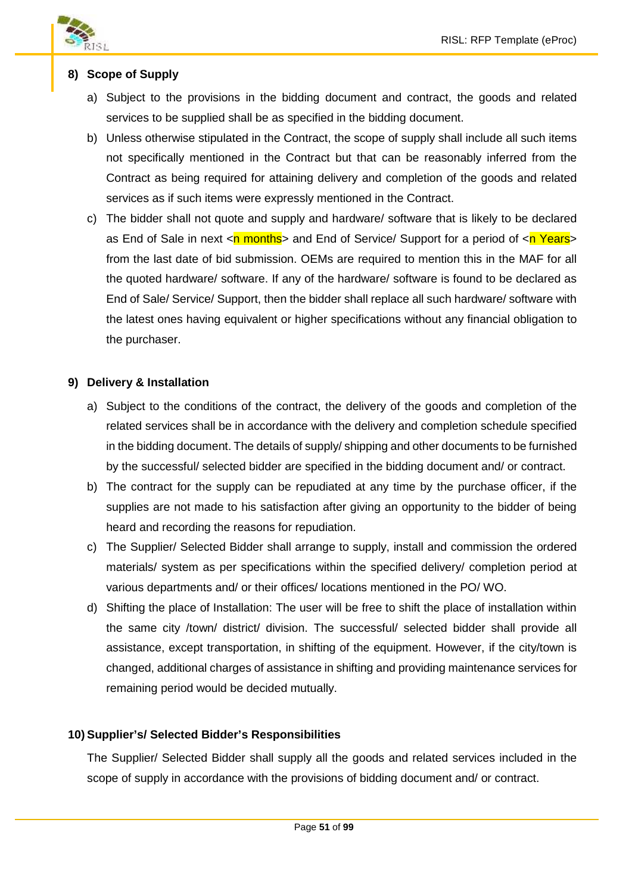**8) Scope of Supply**

a) Subject to the provisions in the bidding document and contract, the goods and related services to be supplied shall be as specified in the bidding document.

b) Unless otherwise stipulated in the Contract, the scope of supply shall include all such items not specifically mentioned in the Contract but that can be reasonably inferred from the Contract as being required for attaining delivery and completion of the goods and related services as if such items were expressly mentioned in the Contract.

c) The bidder shall not quote and supply and hardware/ software that is likely to be declared as End of Sale in next <n months> and End of Service/ Support for a period of <n Years> from the last date of bid submission. OEMs are required to mention this in the MAF for all the quoted hardware/ software. If any of the hardware/ software is found to be declared as End of Sale/ Service/ Support, then the bidder shall replace all such hardware/ software with the latest ones having equivalent or higher specifications without any financial obligation to the purchaser.

**9) Delivery & Installation**

a) Subject to the conditions of the contract, the delivery of the goods and completion of the related services shall be in accordance with the delivery and completion schedule specified in the bidding document. The details of supply/ shipping and other documents to be furnished by the successful/ selected bidder are specified in the bidding document and/ or contract.

b) The contract for the supply can be repudiated at any time by the purchase officer, if the supplies are not made to his satisfaction after giving an opportunity to the bidder of being heard and recording the reasons for repudiation.

c) The Supplier/ Selected Bidder shall arrange to supply, install and commission the ordered materials/ system as per specifications within the specified delivery/ completion period at various departments and/ or their offices/ locations mentioned in the PO/ WO.

d) Shifting the place of Installation: The user will be free to shift the place of installation within the same city /town/ district/ division. The successful/ selected bidder shall provide all assistance, except transportation, in shifting of the equipment. However, if the city/town is changed, additional charges of assistance in shifting and providing maintenance services for remaining period would be decided mutually.

**10) Supplier's/ Selected Bidder's Responsibilities**

The Supplier/ Selected Bidder shall supply all the goods and related services included in the scope of supply in accordance with the provisions of bidding document and/ or contract.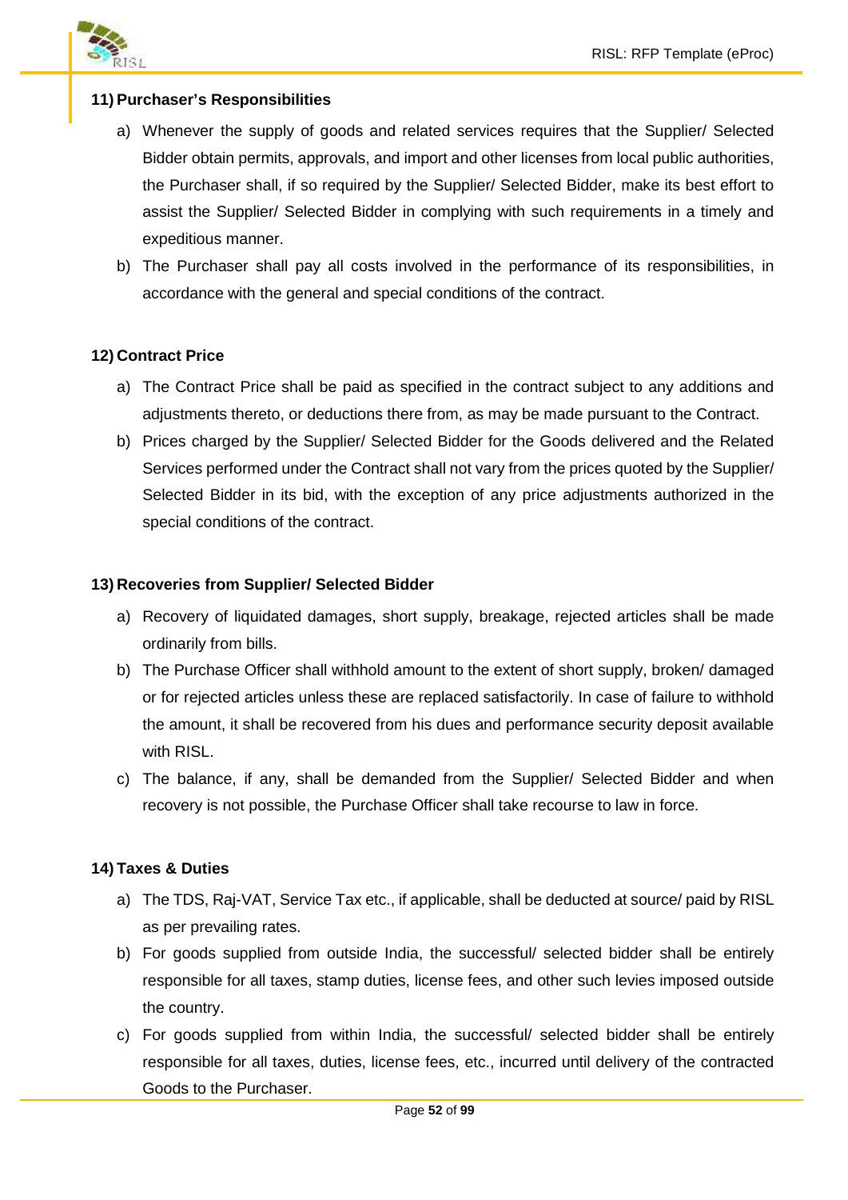### 11) Purchaser's Responsibilities

a) Whenever the supply of goods and related services requires that the Supplier/ Selected Bidder obtain permits, approvals, and import and other licenses from local public authorities, the Purchaser shall, if so required by the Supplier/ Selected Bidder, make its best effort to assist the Supplier/ Selected Bidder in complying with such requirements in a timely and expeditious manner.

b) The Purchaser shall pay all costs involved in the performance of its responsibilities, in accordance with the general and special conditions of the contract.

### 12) Contract Price

a) The Contract Price shall be paid as specified in the contract subject to any additions and adjustments thereto, or deductions there from, as may be made pursuant to the Contract.

b) Prices charged by the Supplier/ Selected Bidder for the Goods delivered and the Related Services performed under the Contract shall not vary from the prices quoted by the Supplier/ Selected Bidder in its bid, with the exception of any price adjustments authorized in the special conditions of the contract.

### 13) Recoveries from Supplier/ Selected Bidder

a) Recovery of liquidated damages, short supply, breakage, rejected articles shall be made ordinarily from bills.

b) The Purchase Officer shall withhold amount to the extent of short supply, broken/ damaged or for rejected articles unless these are replaced satisfactorily. In case of failure to withhold the amount, it shall be recovered from his dues and performance security deposit available with RISL.

c) The balance, if any, shall be demanded from the Supplier/ Selected Bidder and when recovery is not possible, the Purchase Officer shall take recourse to law in force.

### 14) Taxes & Duties

a) The TDS, Raj-VAT, Service Tax etc., if applicable, shall be deducted at source/ paid by RISL as per prevailing rates.

b) For goods supplied from outside India, the successful/ selected bidder shall be entirely responsible for all taxes, stamp duties, license fees, and other such levies imposed outside the country.

c) For goods supplied from within India, the successful/ selected bidder shall be entirely responsible for all taxes, duties, license fees, etc., incurred until delivery of the contracted Goods to the Purchaser.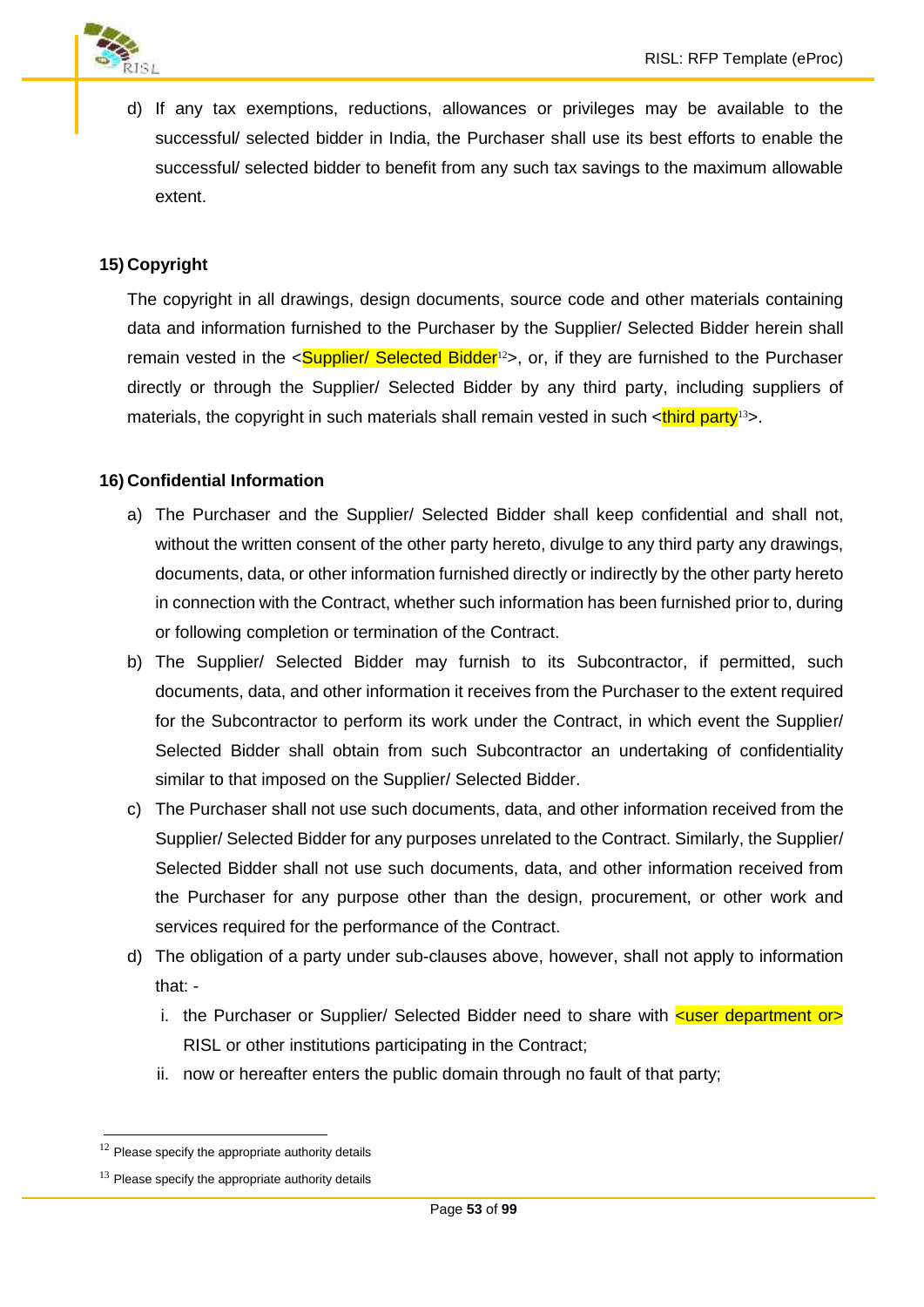d) If any tax exemptions, reductions, allowances or privileges may be available to the successful/ selected bidder in India, the Purchaser shall use its best efforts to enable the successful/ selected bidder to benefit from any such tax savings to the maximum allowable extent.

**15) Copyright**

The copyright in all drawings, design documents, source code and other materials containing data and information furnished to the Purchaser by the Supplier/ Selected Bidder herein shall remain vested in the <Supplier/ Selected Bidder[12]>, or, if they are furnished to the Purchaser directly or through the Supplier/ Selected Bidder by any third party, including suppliers of materials, the copyright in such materials shall remain vested in such <third party[13]>.

**16) Confidential Information**

a) The Purchaser and the Supplier/ Selected Bidder shall keep confidential and shall not, without the written consent of the other party hereto, divulge to any third party any drawings, documents, data, or other information furnished directly or indirectly by the other party hereto in connection with the Contract, whether such information has been furnished prior to, during or following completion or termination of the Contract.

b) The Supplier/ Selected Bidder may furnish to its Subcontractor, if permitted, such documents, data, and other information it receives from the Purchaser to the extent required for the Subcontractor to perform its work under the Contract, in which event the Supplier/ Selected Bidder shall obtain from such Subcontractor an undertaking of confidentiality similar to that imposed on the Supplier/ Selected Bidder.

c) The Purchaser shall not use such documents, data, and other information received from the Supplier/ Selected Bidder for any purposes unrelated to the Contract. Similarly, the Supplier/ Selected Bidder shall not use such documents, data, and other information received from the Purchaser for any purpose other than the design, procurement, or other work and services required for the performance of the Contract.

d) The obligation of a party under sub-clauses above, however, shall not apply to information that: -

   i. the Purchaser or Supplier/ Selected Bidder need to share with <user department or> RISL or other institutions participating in the Contract;

   ii. now or hereafter enters the public domain through no fault of that party;

---

[12] Please specify the appropriate authority details

[13] Please specify the appropriate authority details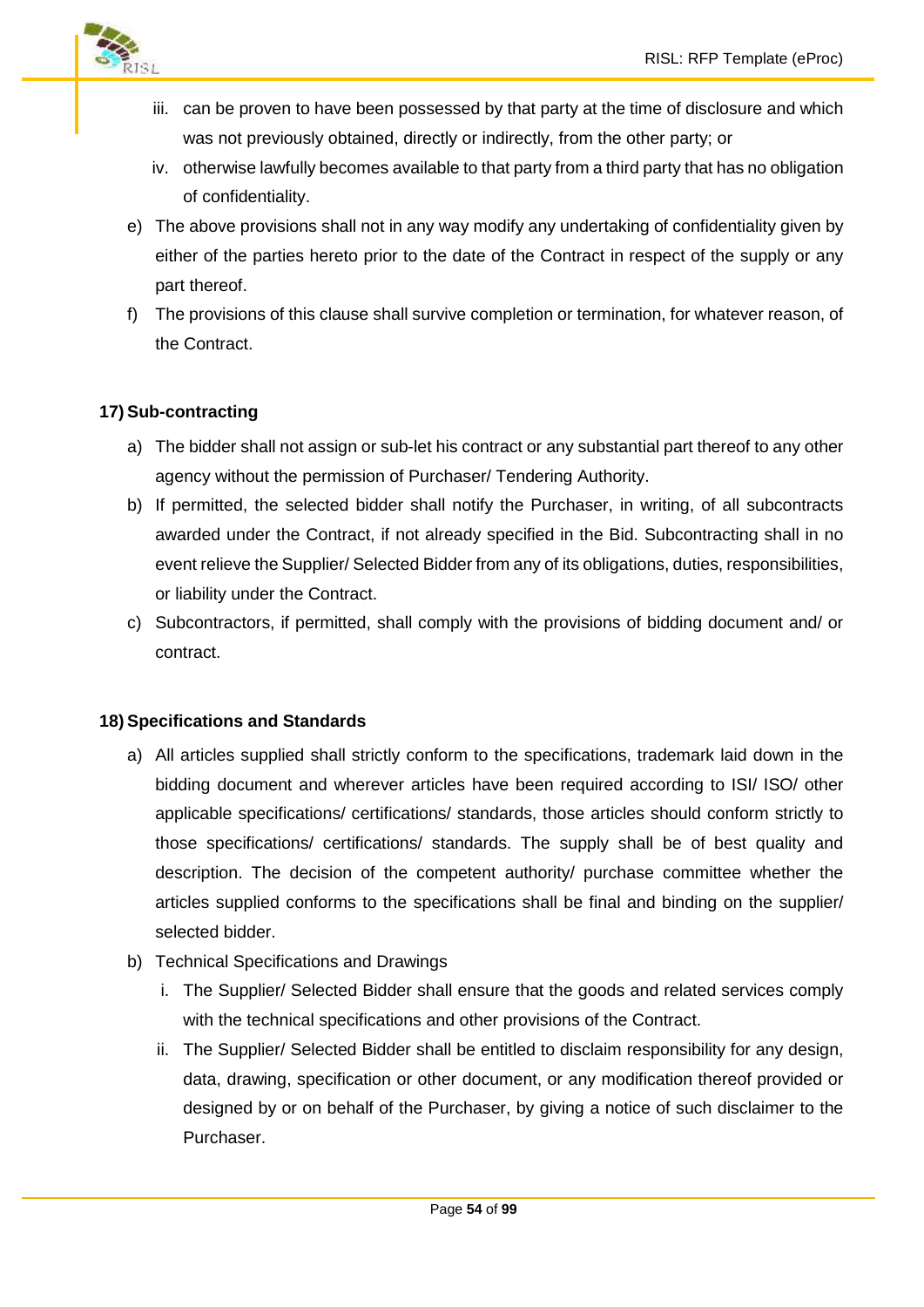iii. can be proven to have been possessed by that party at the time of disclosure and which was not previously obtained, directly or indirectly, from the other party; or
   iv. otherwise lawfully becomes available to that party from a third party that has no obligation of confidentiality.

e) The above provisions shall not in any way modify any undertaking of confidentiality given by either of the parties hereto prior to the date of the Contract in respect of the supply or any part thereof.
f) The provisions of this clause shall survive completion or termination, for whatever reason, of the Contract.

**17) Sub-contracting**

a) The bidder shall not assign or sub-let his contract or any substantial part thereof to any other agency without the permission of Purchaser/ Tendering Authority.
b) If permitted, the selected bidder shall notify the Purchaser, in writing, of all subcontracts awarded under the Contract, if not already specified in the Bid. Subcontracting shall in no event relieve the Supplier/ Selected Bidder from any of its obligations, duties, responsibilities, or liability under the Contract.
c) Subcontractors, if permitted, shall comply with the provisions of bidding document and/ or contract.

**18) Specifications and Standards**

a) All articles supplied shall strictly conform to the specifications, trademark laid down in the bidding document and wherever articles have been required according to ISI/ ISO/ other applicable specifications/ certifications/ standards, those articles should conform strictly to those specifications/ certifications/ standards. The supply shall be of best quality and description. The decision of the competent authority/ purchase committee whether the articles supplied conforms to the specifications shall be final and binding on the supplier/ selected bidder.
b) Technical Specifications and Drawings
   i. The Supplier/ Selected Bidder shall ensure that the goods and related services comply with the technical specifications and other provisions of the Contract.
   ii. The Supplier/ Selected Bidder shall be entitled to disclaim responsibility for any design, data, drawing, specification or other document, or any modification thereof provided or designed by or on behalf of the Purchaser, by giving a notice of such disclaimer to the Purchaser.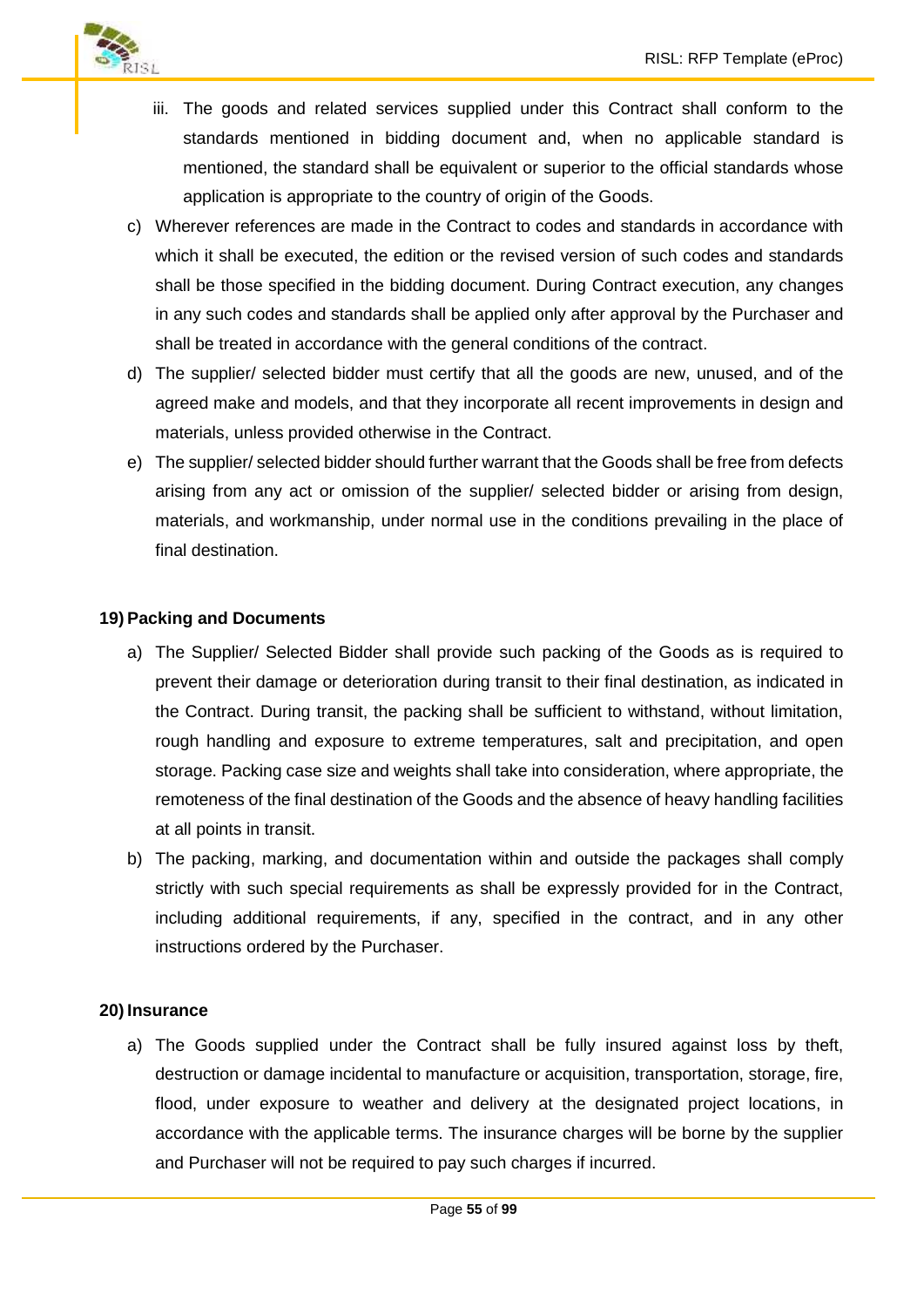iii. The goods and related services supplied under this Contract shall conform to the standards mentioned in bidding document and, when no applicable standard is mentioned, the standard shall be equivalent or superior to the official standards whose application is appropriate to the country of origin of the Goods.

c) Wherever references are made in the Contract to codes and standards in accordance with which it shall be executed, the edition or the revised version of such codes and standards shall be those specified in the bidding document. During Contract execution, any changes in any such codes and standards shall be applied only after approval by the Purchaser and shall be treated in accordance with the general conditions of the contract.

d) The supplier/ selected bidder must certify that all the goods are new, unused, and of the agreed make and models, and that they incorporate all recent improvements in design and materials, unless provided otherwise in the Contract.

e) The supplier/ selected bidder should further warrant that the Goods shall be free from defects arising from any act or omission of the supplier/ selected bidder or arising from design, materials, and workmanship, under normal use in the conditions prevailing in the place of final destination.

**19) Packing and Documents**

a) The Supplier/ Selected Bidder shall provide such packing of the Goods as is required to prevent their damage or deterioration during transit to their final destination, as indicated in the Contract. During transit, the packing shall be sufficient to withstand, without limitation, rough handling and exposure to extreme temperatures, salt and precipitation, and open storage. Packing case size and weights shall take into consideration, where appropriate, the remoteness of the final destination of the Goods and the absence of heavy handling facilities at all points in transit.

b) The packing, marking, and documentation within and outside the packages shall comply strictly with such special requirements as shall be expressly provided for in the Contract, including additional requirements, if any, specified in the contract, and in any other instructions ordered by the Purchaser.

**20) Insurance**

a) The Goods supplied under the Contract shall be fully insured against loss by theft, destruction or damage incidental to manufacture or acquisition, transportation, storage, fire, flood, under exposure to weather and delivery at the designated project locations, in accordance with the applicable terms. The insurance charges will be borne by the supplier and Purchaser will not be required to pay such charges if incurred.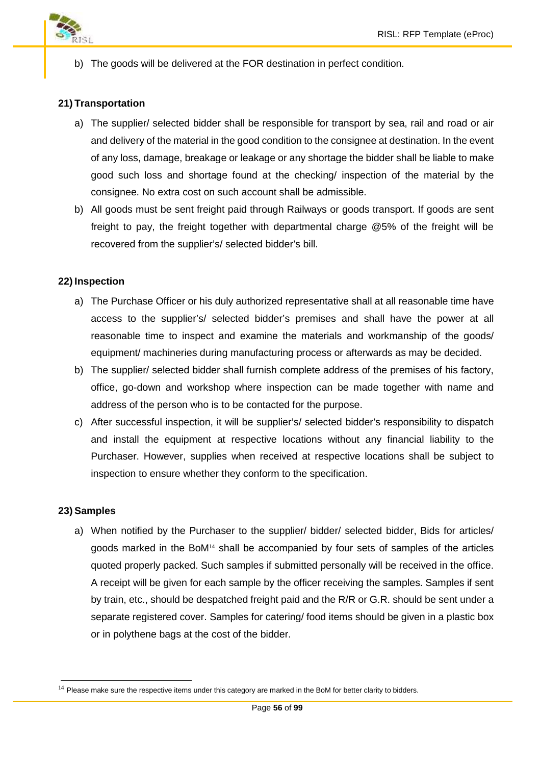b) The goods will be delivered at the FOR destination in perfect condition.

**21) Transportation**

a) The supplier/ selected bidder shall be responsible for transport by sea, rail and road or air and delivery of the material in the good condition to the consignee at destination. In the event of any loss, damage, breakage or leakage or any shortage the bidder shall be liable to make good such loss and shortage found at the checking/ inspection of the material by the consignee. No extra cost on such account shall be admissible.

b) All goods must be sent freight paid through Railways or goods transport. If goods are sent freight to pay, the freight together with departmental charge @5% of the freight will be recovered from the supplier's/ selected bidder's bill.

**22) Inspection**

a) The Purchase Officer or his duly authorized representative shall at all reasonable time have access to the supplier's/ selected bidder's premises and shall have the power at all reasonable time to inspect and examine the materials and workmanship of the goods/ equipment/ machineries during manufacturing process or afterwards as may be decided.

b) The supplier/ selected bidder shall furnish complete address of the premises of his factory, office, go-down and workshop where inspection can be made together with name and address of the person who is to be contacted for the purpose.

c) After successful inspection, it will be supplier's/ selected bidder's responsibility to dispatch and install the equipment at respective locations without any financial liability to the Purchaser. However, supplies when received at respective locations shall be subject to inspection to ensure whether they conform to the specification.

**23) Samples**

a) When notified by the Purchaser to the supplier/ bidder/ selected bidder, Bids for articles/ goods marked in the BoM[14] shall be accompanied by four sets of samples of the articles quoted properly packed. Such samples if submitted personally will be received in the office. A receipt will be given for each sample by the officer receiving the samples. Samples if sent by train, etc., should be despatched freight paid and the R/R or G.R. should be sent under a separate registered cover. Samples for catering/ food items should be given in a plastic box or in polythene bags at the cost of the bidder.

---

[14] Please make sure the respective items under this category are marked in the BoM for better clarity to bidders.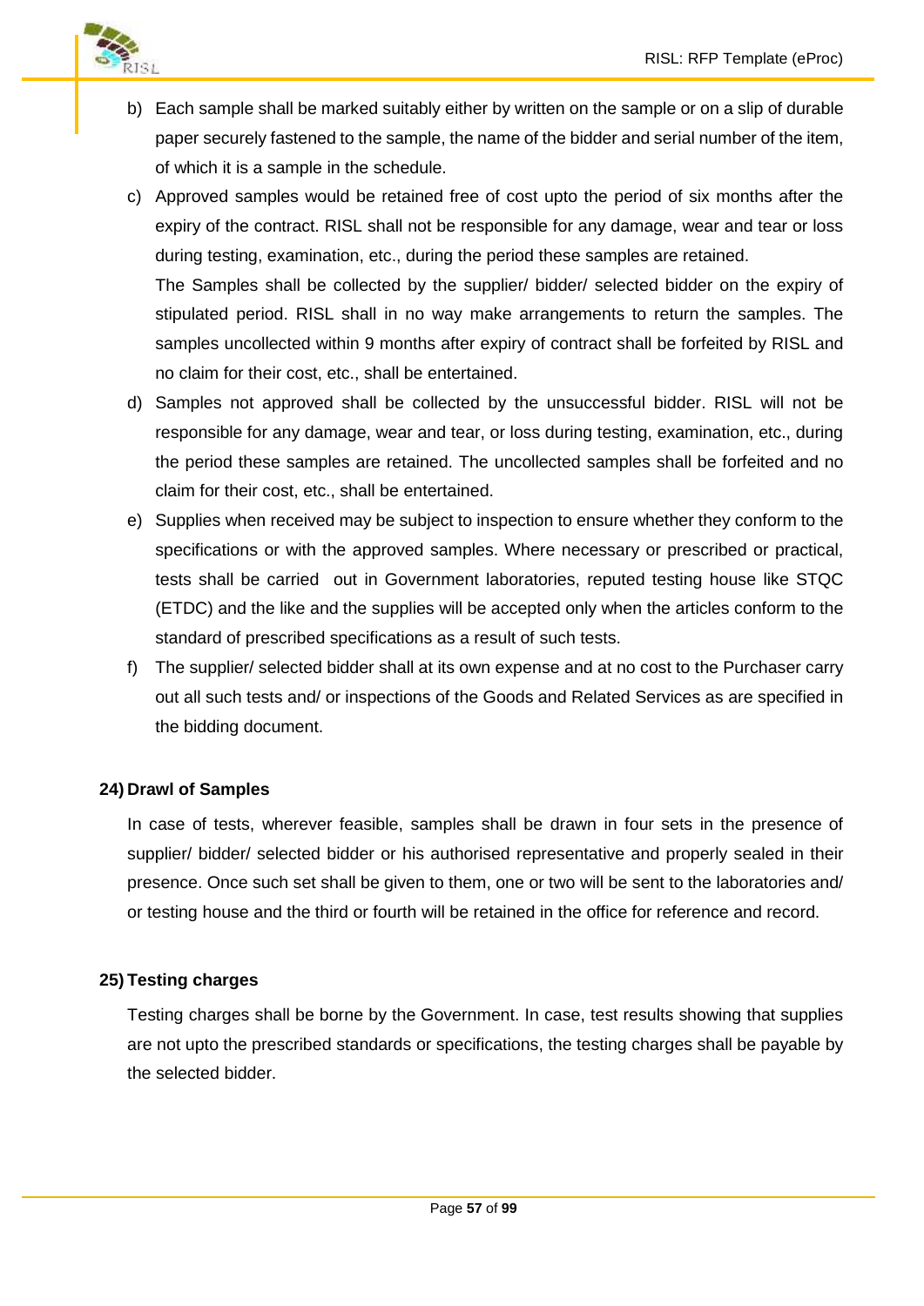b) Each sample shall be marked suitably either by written on the sample or on a slip of durable paper securely fastened to the sample, the name of the bidder and serial number of the item, of which it is a sample in the schedule.

c) Approved samples would be retained free of cost upto the period of six months after the expiry of the contract. RISL shall not be responsible for any damage, wear and tear or loss during testing, examination, etc., during the period these samples are retained.
   The Samples shall be collected by the supplier/ bidder/ selected bidder on the expiry of stipulated period. RISL shall in no way make arrangements to return the samples. The samples uncollected within 9 months after expiry of contract shall be forfeited by RISL and no claim for their cost, etc., shall be entertained.

d) Samples not approved shall be collected by the unsuccessful bidder. RISL will not be responsible for any damage, wear and tear, or loss during testing, examination, etc., during the period these samples are retained. The uncollected samples shall be forfeited and no claim for their cost, etc., shall be entertained.

e) Supplies when received may be subject to inspection to ensure whether they conform to the specifications or with the approved samples. Where necessary or prescribed or practical, tests shall be carried out in Government laboratories, reputed testing house like STQC (ETDC) and the like and the supplies will be accepted only when the articles conform to the standard of prescribed specifications as a result of such tests.

f) The supplier/ selected bidder shall at its own expense and at no cost to the Purchaser carry out all such tests and/ or inspections of the Goods and Related Services as are specified in the bidding document.

**24) Drawl of Samples**

In case of tests, wherever feasible, samples shall be drawn in four sets in the presence of supplier/ bidder/ selected bidder or his authorised representative and properly sealed in their presence. Once such set shall be given to them, one or two will be sent to the laboratories and/ or testing house and the third or fourth will be retained in the office for reference and record.

**25) Testing charges**

Testing charges shall be borne by the Government. In case, test results showing that supplies are not upto the prescribed standards or specifications, the testing charges shall be payable by the selected bidder.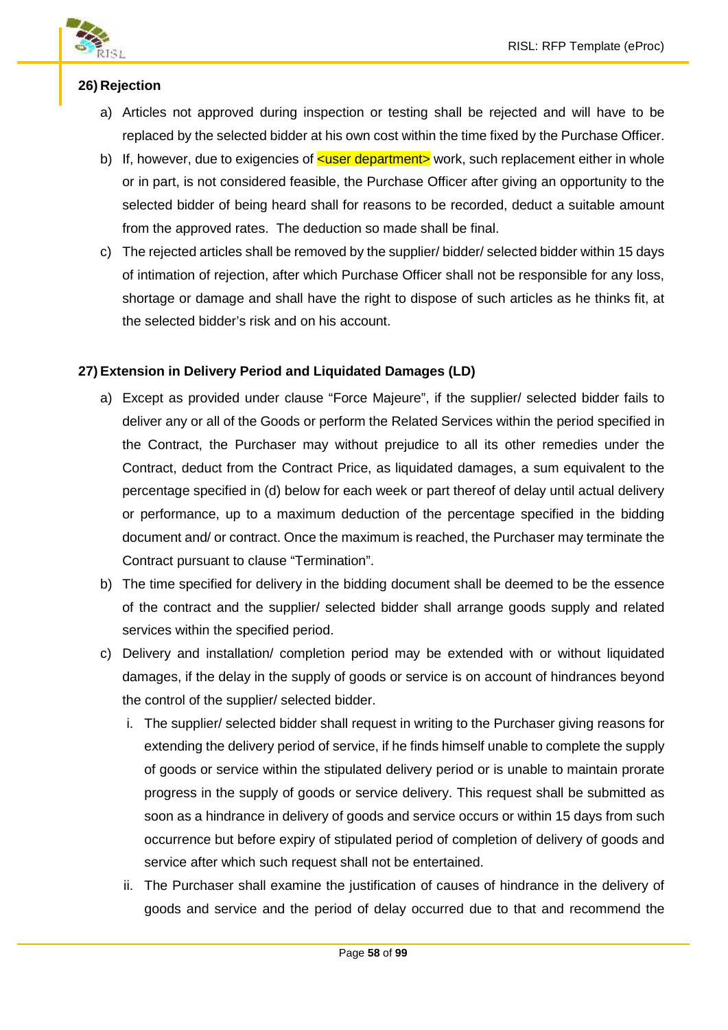**26) Rejection**

a) Articles not approved during inspection or testing shall be rejected and will have to be replaced by the selected bidder at his own cost within the time fixed by the Purchase Officer.

b) If, however, due to exigencies of <user department> work, such replacement either in whole or in part, is not considered feasible, the Purchase Officer after giving an opportunity to the selected bidder of being heard shall for reasons to be recorded, deduct a suitable amount from the approved rates. The deduction so made shall be final.

c) The rejected articles shall be removed by the supplier/ bidder/ selected bidder within 15 days of intimation of rejection, after which Purchase Officer shall not be responsible for any loss, shortage or damage and shall have the right to dispose of such articles as he thinks fit, at the selected bidder's risk and on his account.

**27) Extension in Delivery Period and Liquidated Damages (LD)**

a) Except as provided under clause "Force Majeure", if the supplier/ selected bidder fails to deliver any or all of the Goods or perform the Related Services within the period specified in the Contract, the Purchaser may without prejudice to all its other remedies under the Contract, deduct from the Contract Price, as liquidated damages, a sum equivalent to the percentage specified in (d) below for each week or part thereof of delay until actual delivery or performance, up to a maximum deduction of the percentage specified in the bidding document and/ or contract. Once the maximum is reached, the Purchaser may terminate the Contract pursuant to clause "Termination".

b) The time specified for delivery in the bidding document shall be deemed to be the essence of the contract and the supplier/ selected bidder shall arrange goods supply and related services within the specified period.

c) Delivery and installation/ completion period may be extended with or without liquidated damages, if the delay in the supply of goods or service is on account of hindrances beyond the control of the supplier/ selected bidder.

   i. The supplier/ selected bidder shall request in writing to the Purchaser giving reasons for extending the delivery period of service, if he finds himself unable to complete the supply of goods or service within the stipulated delivery period or is unable to maintain prorate progress in the supply of goods or service delivery. This request shall be submitted as soon as a hindrance in delivery of goods and service occurs or within 15 days from such occurrence but before expiry of stipulated period of completion of delivery of goods and service after which such request shall not be entertained.

   ii. The Purchaser shall examine the justification of causes of hindrance in the delivery of goods and service and the period of delay occurred due to that and recommend the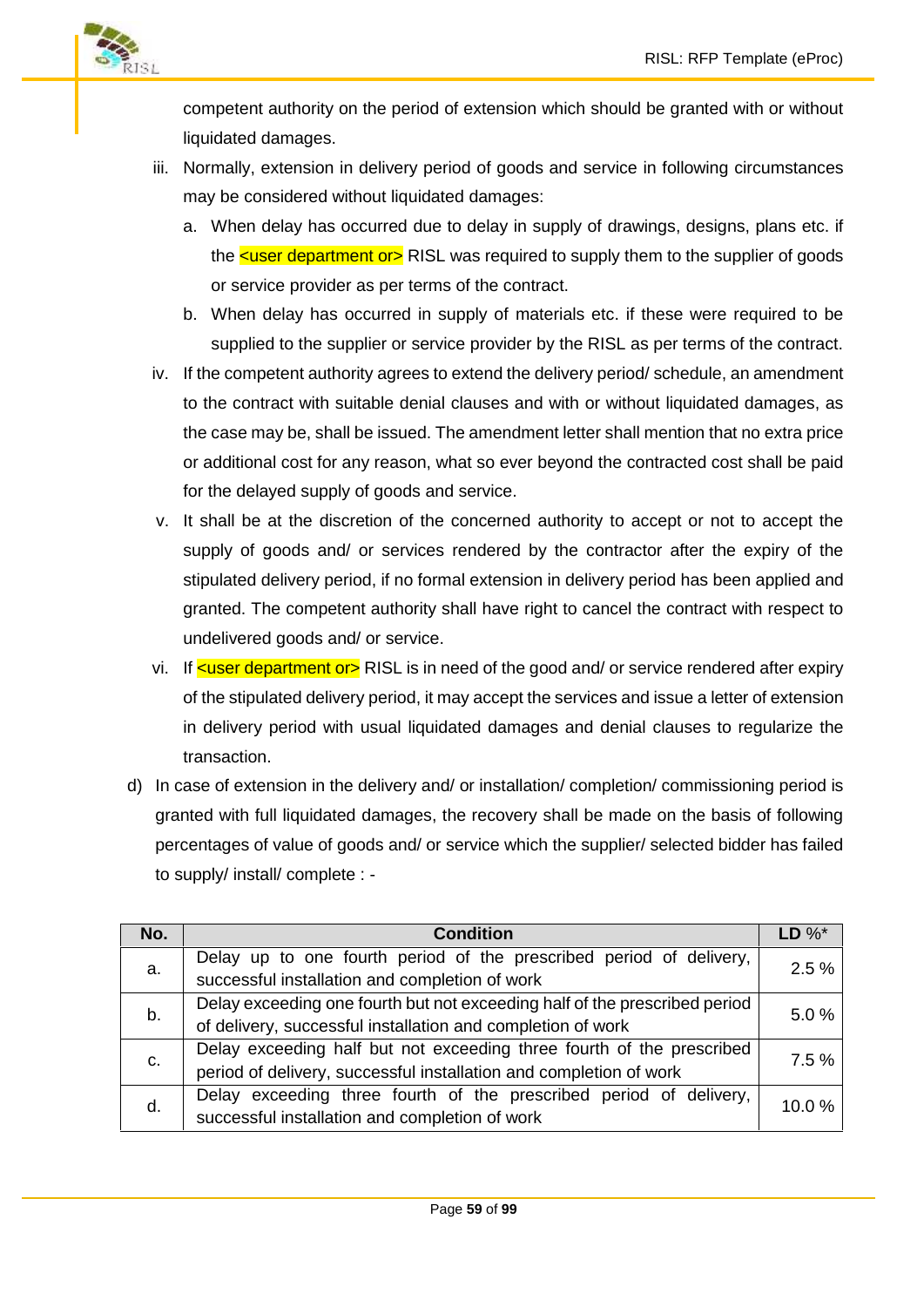competent authority on the period of extension which should be granted with or without liquidated damages.

iii. Normally, extension in delivery period of goods and service in following circumstances may be considered without liquidated damages:

   a. When delay has occurred due to delay in supply of drawings, designs, plans etc. if the <user department or> RISL was required to supply them to the supplier of goods or service provider as per terms of the contract.

   b. When delay has occurred in supply of materials etc. if these were required to be supplied to the supplier or service provider by the RISL as per terms of the contract.

iv. If the competent authority agrees to extend the delivery period/ schedule, an amendment to the contract with suitable denial clauses and with or without liquidated damages, as the case may be, shall be issued. The amendment letter shall mention that no extra price or additional cost for any reason, what so ever beyond the contracted cost shall be paid for the delayed supply of goods and service.

v. It shall be at the discretion of the concerned authority to accept or not to accept the supply of goods and/ or services rendered by the contractor after the expiry of the stipulated delivery period, if no formal extension in delivery period has been applied and granted. The competent authority shall have right to cancel the contract with respect to undelivered goods and/ or service.

vi. If <user department or> RISL is in need of the good and/ or service rendered after expiry of the stipulated delivery period, it may accept the services and issue a letter of extension in delivery period with usual liquidated damages and denial clauses to regularize the transaction.

d) In case of extension in the delivery and/ or installation/ completion/ commissioning period is granted with full liquidated damages, the recovery shall be made on the basis of following percentages of value of goods and/ or service which the supplier/ selected bidder has failed to supply/ install/ complete : -

| No. | Condition | LD %* |
|---|---|---|
| a. | Delay up to one fourth period of the prescribed period of delivery, successful installation and completion of work | 2.5 % |
| b. | Delay exceeding one fourth but not exceeding half of the prescribed period of delivery, successful installation and completion of work | 5.0 % |
| c. | Delay exceeding half but not exceeding three fourth of the prescribed period of delivery, successful installation and completion of work | 7.5 % |
| d. | Delay exceeding three fourth of the prescribed period of delivery, successful installation and completion of work | 10.0 % |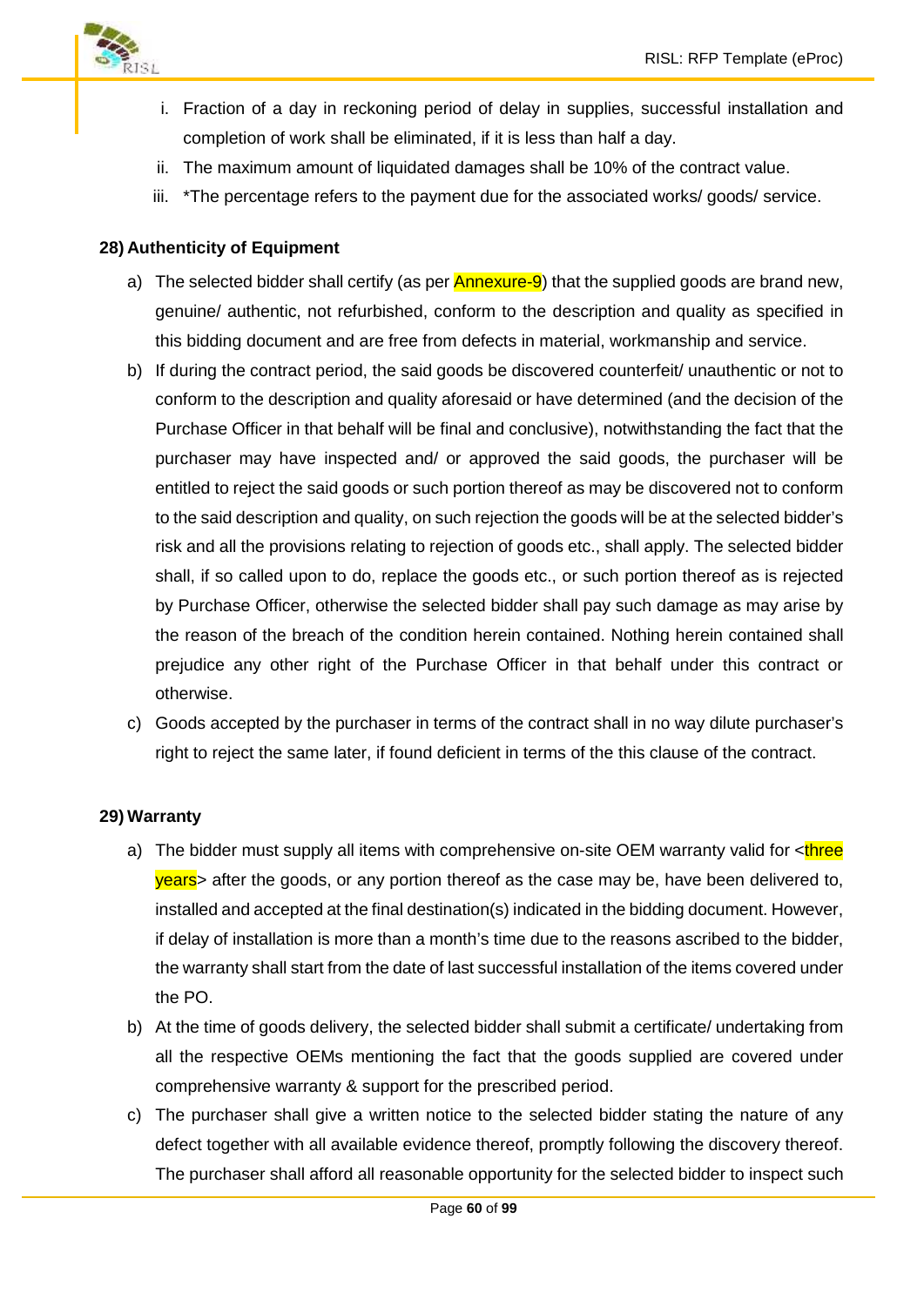i. Fraction of a day in reckoning period of delay in supplies, successful installation and completion of work shall be eliminated, if it is less than half a day.

ii. The maximum amount of liquidated damages shall be 10% of the contract value.

iii. *The percentage refers to the payment due for the associated works/ goods/ service.

**28) Authenticity of Equipment**

a) The selected bidder shall certify (as per Annexure-9) that the supplied goods are brand new, genuine/ authentic, not refurbished, conform to the description and quality as specified in this bidding document and are free from defects in material, workmanship and service.

b) If during the contract period, the said goods be discovered counterfeit/ unauthentic or not to conform to the description and quality aforesaid or have determined (and the decision of the Purchase Officer in that behalf will be final and conclusive), notwithstanding the fact that the purchaser may have inspected and/ or approved the said goods, the purchaser will be entitled to reject the said goods or such portion thereof as may be discovered not to conform to the said description and quality, on such rejection the goods will be at the selected bidder's risk and all the provisions relating to rejection of goods etc., shall apply. The selected bidder shall, if so called upon to do, replace the goods etc., or such portion thereof as is rejected by Purchase Officer, otherwise the selected bidder shall pay such damage as may arise by the reason of the breach of the condition herein contained. Nothing herein contained shall prejudice any other right of the Purchase Officer in that behalf under this contract or otherwise.

c) Goods accepted by the purchaser in terms of the contract shall in no way dilute purchaser's right to reject the same later, if found deficient in terms of the this clause of the contract.

**29) Warranty**

a) The bidder must supply all items with comprehensive on-site OEM warranty valid for <three years> after the goods, or any portion thereof as the case may be, have been delivered to, installed and accepted at the final destination(s) indicated in the bidding document. However, if delay of installation is more than a month's time due to the reasons ascribed to the bidder, the warranty shall start from the date of last successful installation of the items covered under the PO.

b) At the time of goods delivery, the selected bidder shall submit a certificate/ undertaking from all the respective OEMs mentioning the fact that the goods supplied are covered under comprehensive warranty & support for the prescribed period.

c) The purchaser shall give a written notice to the selected bidder stating the nature of any defect together with all available evidence thereof, promptly following the discovery thereof. The purchaser shall afford all reasonable opportunity for the selected bidder to inspect such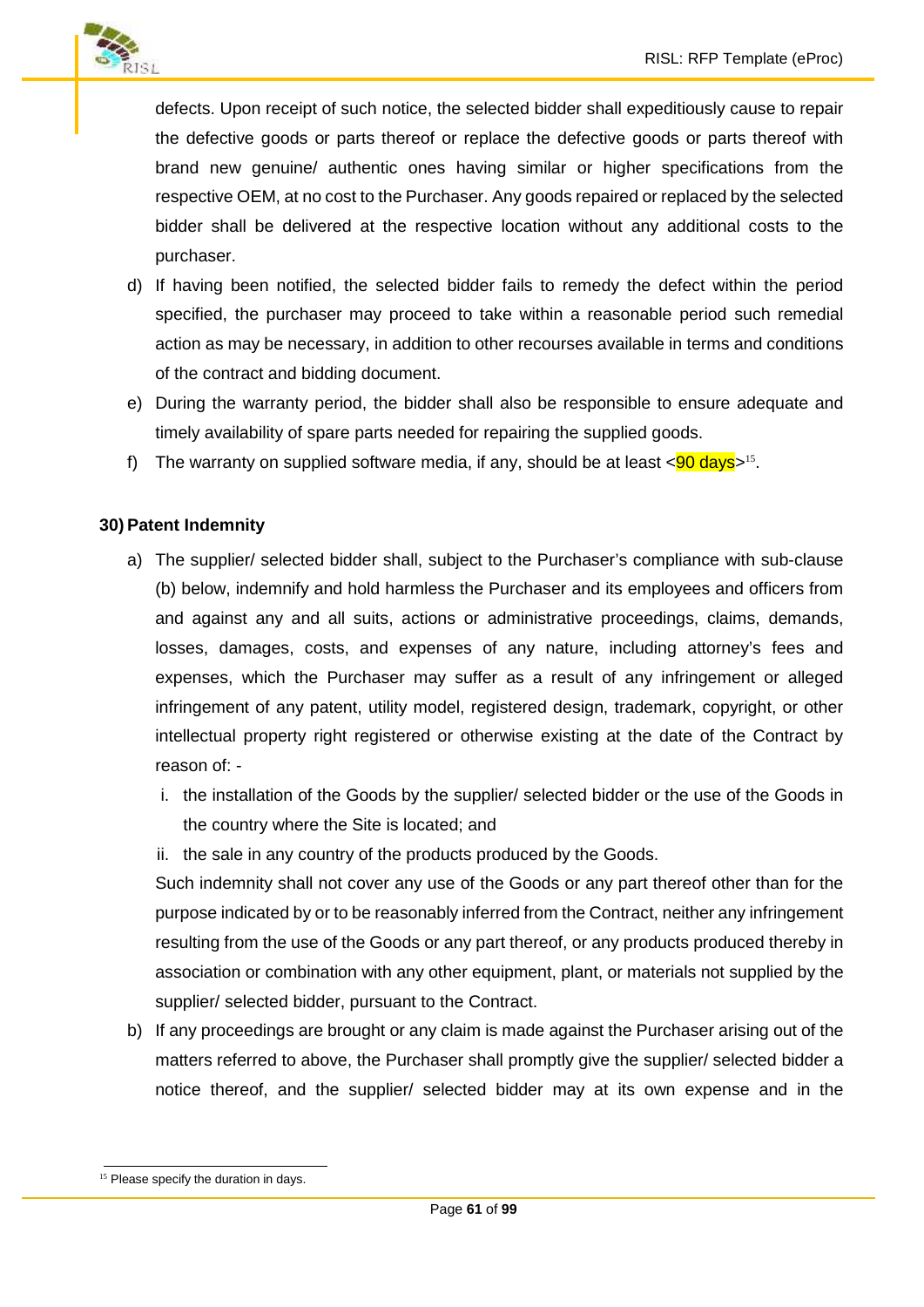defects. Upon receipt of such notice, the selected bidder shall expeditiously cause to repair the defective goods or parts thereof or replace the defective goods or parts thereof with brand new genuine/ authentic ones having similar or higher specifications from the respective OEM, at no cost to the Purchaser. Any goods repaired or replaced by the selected bidder shall be delivered at the respective location without any additional costs to the purchaser.

d) If having been notified, the selected bidder fails to remedy the defect within the period specified, the purchaser may proceed to take within a reasonable period such remedial action as may be necessary, in addition to other recourses available in terms and conditions of the contract and bidding document.

e) During the warranty period, the bidder shall also be responsible to ensure adequate and timely availability of spare parts needed for repairing the supplied goods.

f) The warranty on supplied software media, if any, should be at least <90 days>[15].

**30) Patent Indemnity**

a) The supplier/ selected bidder shall, subject to the Purchaser's compliance with sub-clause (b) below, indemnify and hold harmless the Purchaser and its employees and officers from and against any and all suits, actions or administrative proceedings, claims, demands, losses, damages, costs, and expenses of any nature, including attorney's fees and expenses, which the Purchaser may suffer as a result of any infringement or alleged infringement of any patent, utility model, registered design, trademark, copyright, or other intellectual property right registered or otherwise existing at the date of the Contract by reason of: -

   i. the installation of the Goods by the supplier/ selected bidder or the use of the Goods in the country where the Site is located; and

   ii. the sale in any country of the products produced by the Goods.

   Such indemnity shall not cover any use of the Goods or any part thereof other than for the purpose indicated by or to be reasonably inferred from the Contract, neither any infringement resulting from the use of the Goods or any part thereof, or any products produced thereby in association or combination with any other equipment, plant, or materials not supplied by the supplier/ selected bidder, pursuant to the Contract.

b) If any proceedings are brought or any claim is made against the Purchaser arising out of the matters referred to above, the Purchaser shall promptly give the supplier/ selected bidder a notice thereof, and the supplier/ selected bidder may at its own expense and in the

[15] Please specify the duration in days.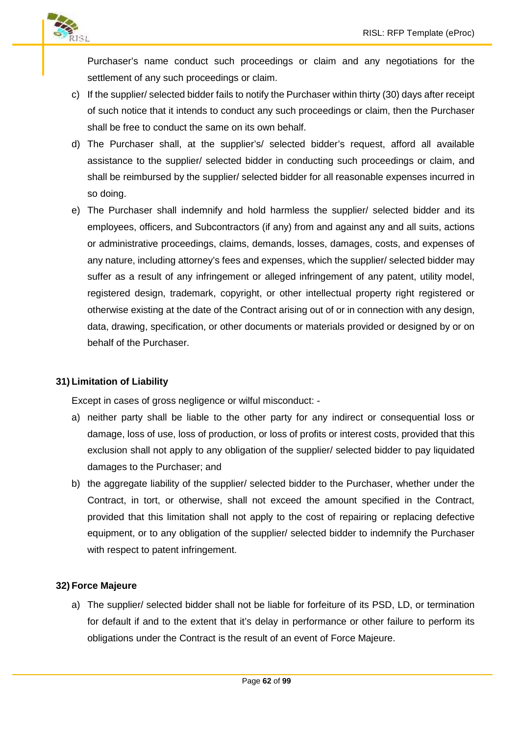Purchaser's name conduct such proceedings or claim and any negotiations for the settlement of any such proceedings or claim.

c) If the supplier/ selected bidder fails to notify the Purchaser within thirty (30) days after receipt of such notice that it intends to conduct any such proceedings or claim, then the Purchaser shall be free to conduct the same on its own behalf.

d) The Purchaser shall, at the supplier's/ selected bidder's request, afford all available assistance to the supplier/ selected bidder in conducting such proceedings or claim, and shall be reimbursed by the supplier/ selected bidder for all reasonable expenses incurred in so doing.

e) The Purchaser shall indemnify and hold harmless the supplier/ selected bidder and its employees, officers, and Subcontractors (if any) from and against any and all suits, actions or administrative proceedings, claims, demands, losses, damages, costs, and expenses of any nature, including attorney's fees and expenses, which the supplier/ selected bidder may suffer as a result of any infringement or alleged infringement of any patent, utility model, registered design, trademark, copyright, or other intellectual property right registered or otherwise existing at the date of the Contract arising out of or in connection with any design, data, drawing, specification, or other documents or materials provided or designed by or on behalf of the Purchaser.

**31) Limitation of Liability**

Except in cases of gross negligence or wilful misconduct: -

a) neither party shall be liable to the other party for any indirect or consequential loss or damage, loss of use, loss of production, or loss of profits or interest costs, provided that this exclusion shall not apply to any obligation of the supplier/ selected bidder to pay liquidated damages to the Purchaser; and

b) the aggregate liability of the supplier/ selected bidder to the Purchaser, whether under the Contract, in tort, or otherwise, shall not exceed the amount specified in the Contract, provided that this limitation shall not apply to the cost of repairing or replacing defective equipment, or to any obligation of the supplier/ selected bidder to indemnify the Purchaser with respect to patent infringement.

**32) Force Majeure**

a) The supplier/ selected bidder shall not be liable for forfeiture of its PSD, LD, or termination for default if and to the extent that it's delay in performance or other failure to perform its obligations under the Contract is the result of an event of Force Majeure.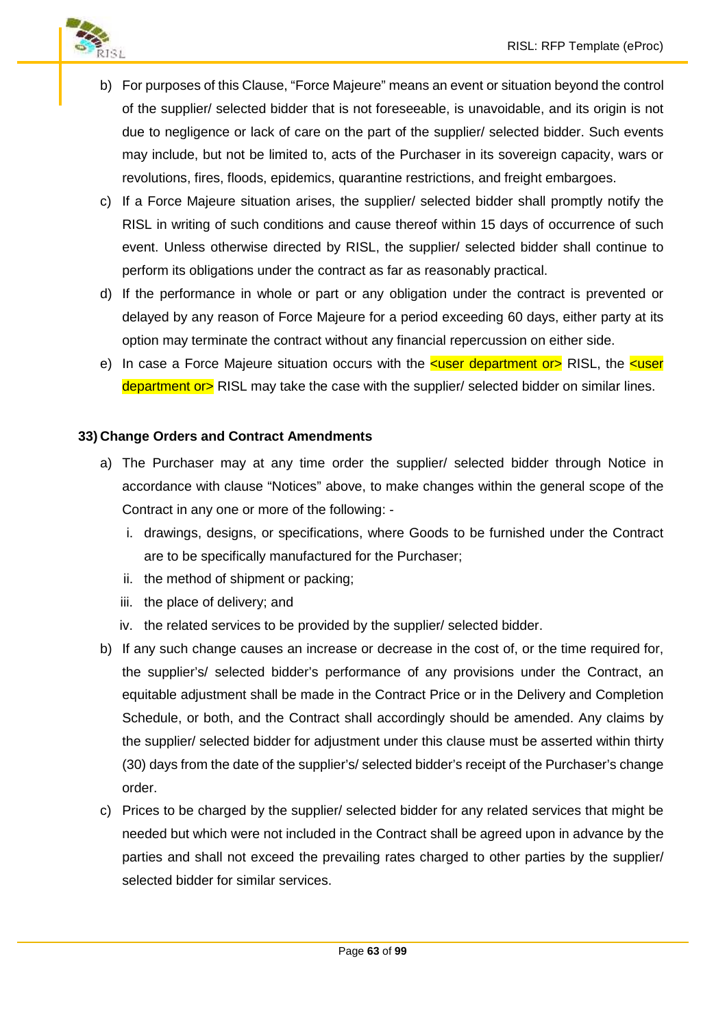b) For purposes of this Clause, "Force Majeure" means an event or situation beyond the control of the supplier/ selected bidder that is not foreseeable, is unavoidable, and its origin is not due to negligence or lack of care on the part of the supplier/ selected bidder. Such events may include, but not be limited to, acts of the Purchaser in its sovereign capacity, wars or revolutions, fires, floods, epidemics, quarantine restrictions, and freight embargoes.

c) If a Force Majeure situation arises, the supplier/ selected bidder shall promptly notify the RISL in writing of such conditions and cause thereof within 15 days of occurrence of such event. Unless otherwise directed by RISL, the supplier/ selected bidder shall continue to perform its obligations under the contract as far as reasonably practical.

d) If the performance in whole or part or any obligation under the contract is prevented or delayed by any reason of Force Majeure for a period exceeding 60 days, either party at its option may terminate the contract without any financial repercussion on either side.

e) In case a Force Majeure situation occurs with the <user department or> RISL, the <user department or> RISL may take the case with the supplier/ selected bidder on similar lines.

**33) Change Orders and Contract Amendments**

a) The Purchaser may at any time order the supplier/ selected bidder through Notice in accordance with clause "Notices" above, to make changes within the general scope of the Contract in any one or more of the following: -

   i. drawings, designs, or specifications, where Goods to be furnished under the Contract are to be specifically manufactured for the Purchaser;
   ii. the method of shipment or packing;
   iii. the place of delivery; and
   iv. the related services to be provided by the supplier/ selected bidder.

b) If any such change causes an increase or decrease in the cost of, or the time required for, the supplier's/ selected bidder's performance of any provisions under the Contract, an equitable adjustment shall be made in the Contract Price or in the Delivery and Completion Schedule, or both, and the Contract shall accordingly should be amended. Any claims by the supplier/ selected bidder for adjustment under this clause must be asserted within thirty (30) days from the date of the supplier's/ selected bidder's receipt of the Purchaser's change order.

c) Prices to be charged by the supplier/ selected bidder for any related services that might be needed but which were not included in the Contract shall be agreed upon in advance by the parties and shall not exceed the prevailing rates charged to other parties by the supplier/ selected bidder for similar services.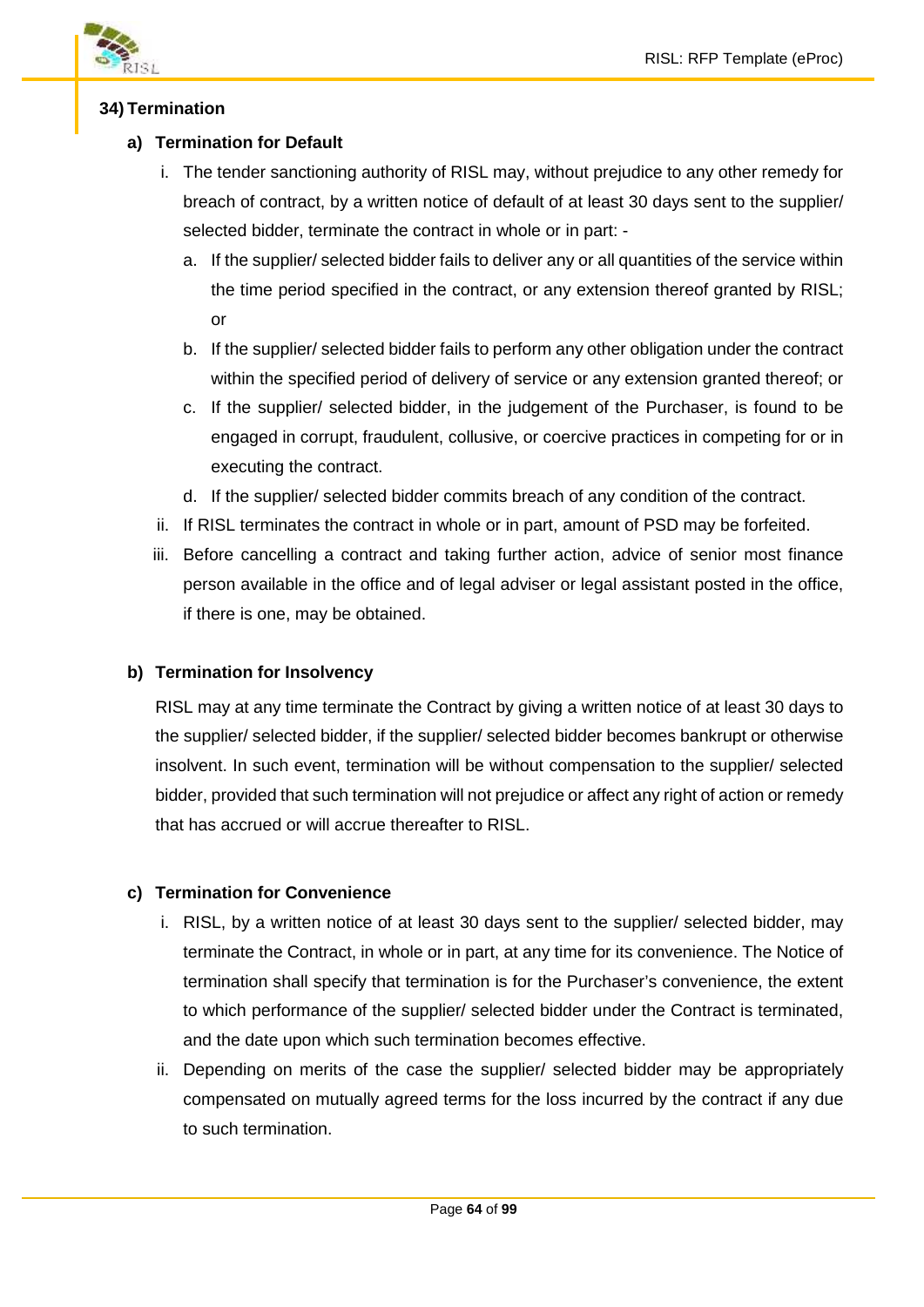## 34) Termination

### a) Termination for Default

i. The tender sanctioning authority of RISL may, without prejudice to any other remedy for breach of contract, by a written notice of default of at least 30 days sent to the supplier/ selected bidder, terminate the contract in whole or in part: -

   a. If the supplier/ selected bidder fails to deliver any or all quantities of the service within the time period specified in the contract, or any extension thereof granted by RISL; or

   b. If the supplier/ selected bidder fails to perform any other obligation under the contract within the specified period of delivery of service or any extension granted thereof; or

   c. If the supplier/ selected bidder, in the judgement of the Purchaser, is found to be engaged in corrupt, fraudulent, collusive, or coercive practices in competing for or in executing the contract.

   d. If the supplier/ selected bidder commits breach of any condition of the contract.

ii. If RISL terminates the contract in whole or in part, amount of PSD may be forfeited.

iii. Before cancelling a contract and taking further action, advice of senior most finance person available in the office and of legal adviser or legal assistant posted in the office, if there is one, may be obtained.

### b) Termination for Insolvency

RISL may at any time terminate the Contract by giving a written notice of at least 30 days to the supplier/ selected bidder, if the supplier/ selected bidder becomes bankrupt or otherwise insolvent. In such event, termination will be without compensation to the supplier/ selected bidder, provided that such termination will not prejudice or affect any right of action or remedy that has accrued or will accrue thereafter to RISL.

### c) Termination for Convenience

i. RISL, by a written notice of at least 30 days sent to the supplier/ selected bidder, may terminate the Contract, in whole or in part, at any time for its convenience. The Notice of termination shall specify that termination is for the Purchaser's convenience, the extent to which performance of the supplier/ selected bidder under the Contract is terminated, and the date upon which such termination becomes effective.

ii. Depending on merits of the case the supplier/ selected bidder may be appropriately compensated on mutually agreed terms for the loss incurred by the contract if any due to such termination.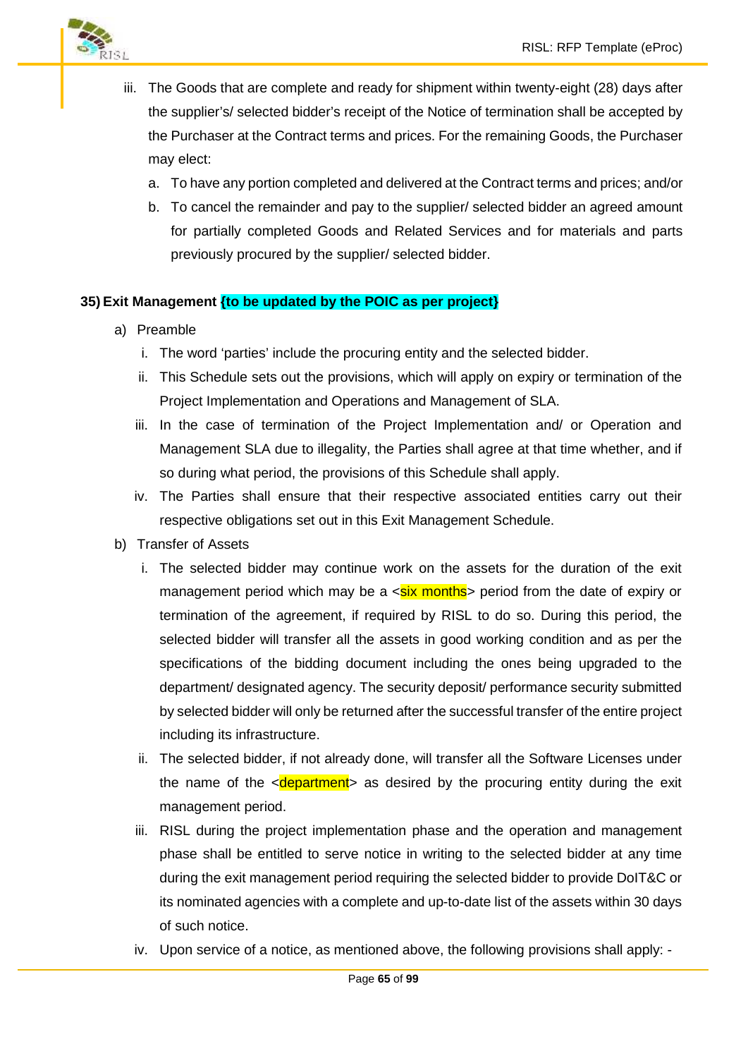iii. The Goods that are complete and ready for shipment within twenty-eight (28) days after the supplier's/ selected bidder's receipt of the Notice of termination shall be accepted by the Purchaser at the Contract terms and prices. For the remaining Goods, the Purchaser may elect:

   a. To have any portion completed and delivered at the Contract terms and prices; and/or

   b. To cancel the remainder and pay to the supplier/ selected bidder an agreed amount for partially completed Goods and Related Services and for materials and parts previously procured by the supplier/ selected bidder.

**35) Exit Management {to be updated by the POIC as per project}**

a) Preamble

   i. The word 'parties' include the procuring entity and the selected bidder.

   ii. This Schedule sets out the provisions, which will apply on expiry or termination of the Project Implementation and Operations and Management of SLA.

   iii. In the case of termination of the Project Implementation and/ or Operation and Management SLA due to illegality, the Parties shall agree at that time whether, and if so during what period, the provisions of this Schedule shall apply.

   iv. The Parties shall ensure that their respective associated entities carry out their respective obligations set out in this Exit Management Schedule.

b) Transfer of Assets

   i. The selected bidder may continue work on the assets for the duration of the exit management period which may be a <six months> period from the date of expiry or termination of the agreement, if required by RISL to do so. During this period, the selected bidder will transfer all the assets in good working condition and as per the specifications of the bidding document including the ones being upgraded to the department/ designated agency. The security deposit/ performance security submitted by selected bidder will only be returned after the successful transfer of the entire project including its infrastructure.

   ii. The selected bidder, if not already done, will transfer all the Software Licenses under the name of the <department> as desired by the procuring entity during the exit management period.

   iii. RISL during the project implementation phase and the operation and management phase shall be entitled to serve notice in writing to the selected bidder at any time during the exit management period requiring the selected bidder to provide DoIT&C or its nominated agencies with a complete and up-to-date list of the assets within 30 days of such notice.

   iv. Upon service of a notice, as mentioned above, the following provisions shall apply: -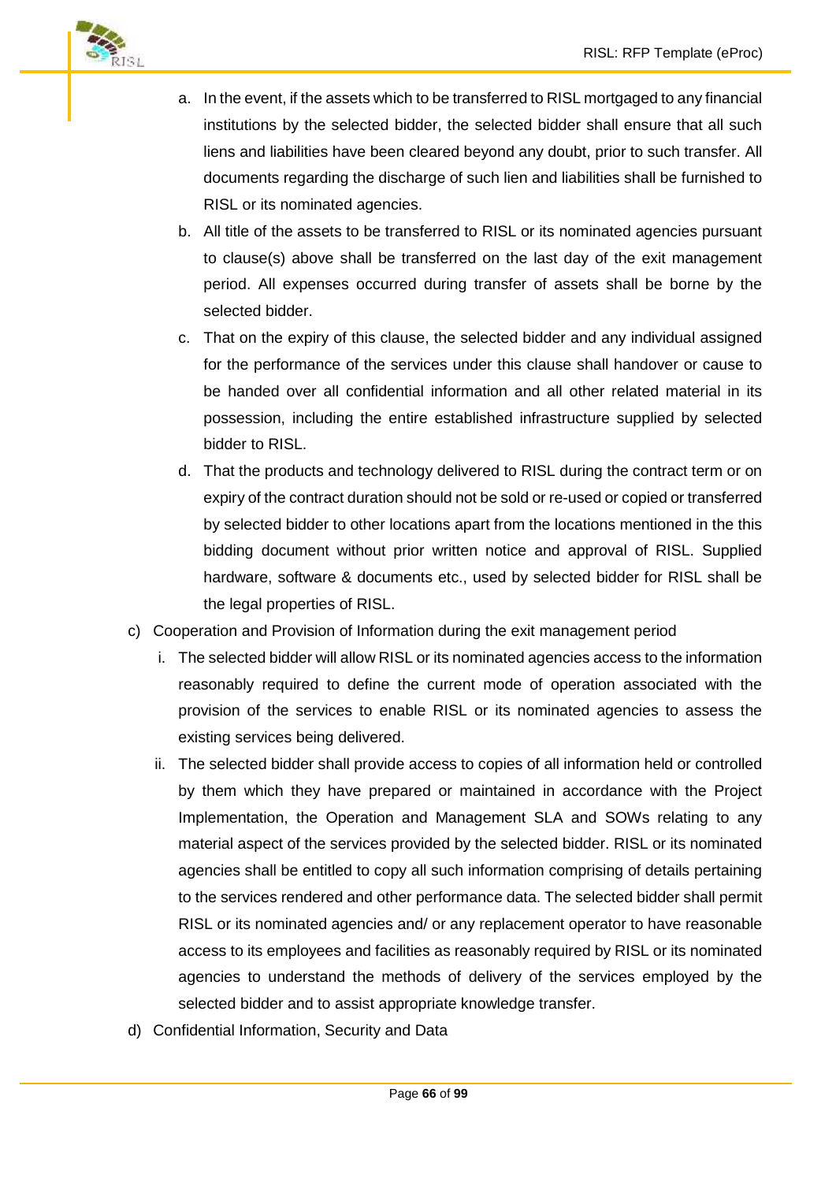a. In the event, if the assets which to be transferred to RISL mortgaged to any financial institutions by the selected bidder, the selected bidder shall ensure that all such liens and liabilities have been cleared beyond any doubt, prior to such transfer. All documents regarding the discharge of such lien and liabilities shall be furnished to RISL or its nominated agencies.

b. All title of the assets to be transferred to RISL or its nominated agencies pursuant to clause(s) above shall be transferred on the last day of the exit management period. All expenses occurred during transfer of assets shall be borne by the selected bidder.

c. That on the expiry of this clause, the selected bidder and any individual assigned for the performance of the services under this clause shall handover or cause to be handed over all confidential information and all other related material in its possession, including the entire established infrastructure supplied by selected bidder to RISL.

d. That the products and technology delivered to RISL during the contract term or on expiry of the contract duration should not be sold or re-used or copied or transferred by selected bidder to other locations apart from the locations mentioned in the this bidding document without prior written notice and approval of RISL. Supplied hardware, software & documents etc., used by selected bidder for RISL shall be the legal properties of RISL.

c) Cooperation and Provision of Information during the exit management period

   i. The selected bidder will allow RISL or its nominated agencies access to the information reasonably required to define the current mode of operation associated with the provision of the services to enable RISL or its nominated agencies to assess the existing services being delivered.

   ii. The selected bidder shall provide access to copies of all information held or controlled by them which they have prepared or maintained in accordance with the Project Implementation, the Operation and Management SLA and SOWs relating to any material aspect of the services provided by the selected bidder. RISL or its nominated agencies shall be entitled to copy all such information comprising of details pertaining to the services rendered and other performance data. The selected bidder shall permit RISL or its nominated agencies and/ or any replacement operator to have reasonable access to its employees and facilities as reasonably required by RISL or its nominated agencies to understand the methods of delivery of the services employed by the selected bidder and to assist appropriate knowledge transfer.

d) Confidential Information, Security and Data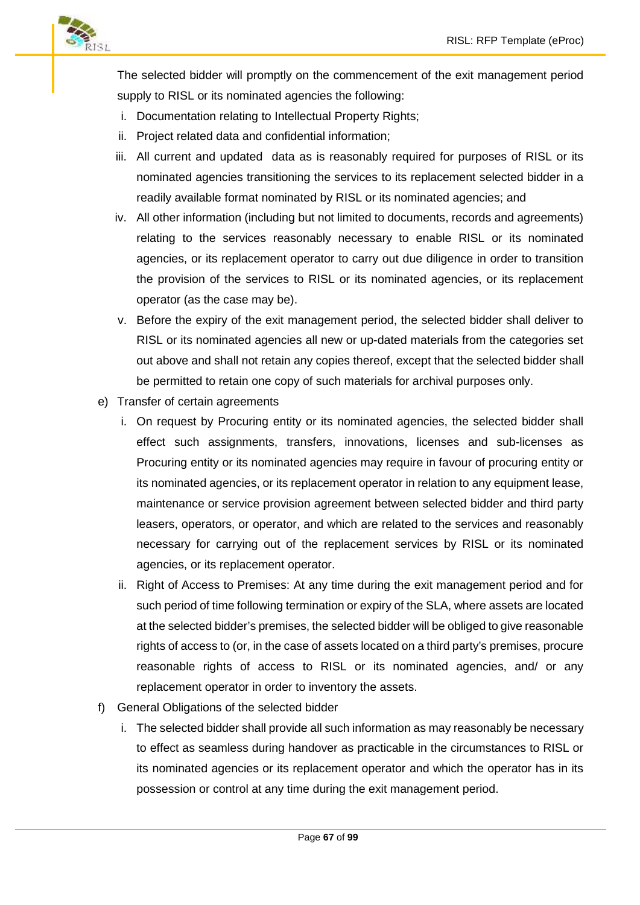The selected bidder will promptly on the commencement of the exit management period supply to RISL or its nominated agencies the following:

i. Documentation relating to Intellectual Property Rights;
ii. Project related data and confidential information;
iii. All current and updated data as is reasonably required for purposes of RISL or its nominated agencies transitioning the services to its replacement selected bidder in a readily available format nominated by RISL or its nominated agencies; and
iv. All other information (including but not limited to documents, records and agreements) relating to the services reasonably necessary to enable RISL or its nominated agencies, or its replacement operator to carry out due diligence in order to transition the provision of the services to RISL or its nominated agencies, or its replacement operator (as the case may be).
v. Before the expiry of the exit management period, the selected bidder shall deliver to RISL or its nominated agencies all new or up-dated materials from the categories set out above and shall not retain any copies thereof, except that the selected bidder shall be permitted to retain one copy of such materials for archival purposes only.

e) Transfer of certain agreements
   i. On request by Procuring entity or its nominated agencies, the selected bidder shall effect such assignments, transfers, innovations, licenses and sub-licenses as Procuring entity or its nominated agencies may require in favour of procuring entity or its nominated agencies, or its replacement operator in relation to any equipment lease, maintenance or service provision agreement between selected bidder and third party leasers, operators, or operator, and which are related to the services and reasonably necessary for carrying out of the replacement services by RISL or its nominated agencies, or its replacement operator.
   ii. Right of Access to Premises: At any time during the exit management period and for such period of time following termination or expiry of the SLA, where assets are located at the selected bidder's premises, the selected bidder will be obliged to give reasonable rights of access to (or, in the case of assets located on a third party's premises, procure reasonable rights of access to RISL or its nominated agencies, and/ or any replacement operator in order to inventory the assets.

f) General Obligations of the selected bidder
   i. The selected bidder shall provide all such information as may reasonably be necessary to effect as seamless during handover as practicable in the circumstances to RISL or its nominated agencies or its replacement operator and which the operator has in its possession or control at any time during the exit management period.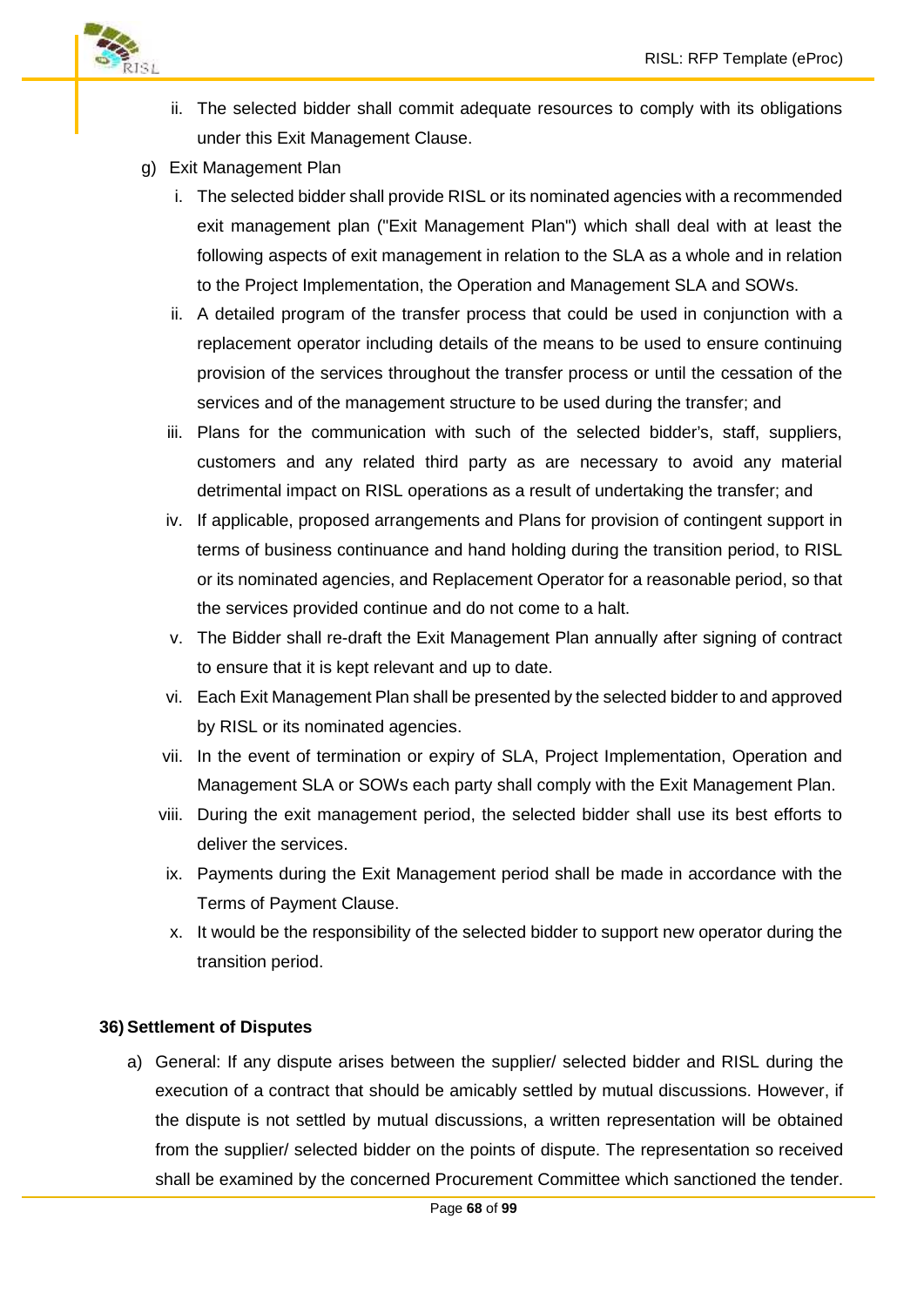ii. The selected bidder shall commit adequate resources to comply with its obligations under this Exit Management Clause.

g) Exit Management Plan

i. The selected bidder shall provide RISL or its nominated agencies with a recommended exit management plan ("Exit Management Plan") which shall deal with at least the following aspects of exit management in relation to the SLA as a whole and in relation to the Project Implementation, the Operation and Management SLA and SOWs.

ii. A detailed program of the transfer process that could be used in conjunction with a replacement operator including details of the means to be used to ensure continuing provision of the services throughout the transfer process or until the cessation of the services and of the management structure to be used during the transfer; and

iii. Plans for the communication with such of the selected bidder's, staff, suppliers, customers and any related third party as are necessary to avoid any material detrimental impact on RISL operations as a result of undertaking the transfer; and

iv. If applicable, proposed arrangements and Plans for provision of contingent support in terms of business continuance and hand holding during the transition period, to RISL or its nominated agencies, and Replacement Operator for a reasonable period, so that the services provided continue and do not come to a halt.

v. The Bidder shall re-draft the Exit Management Plan annually after signing of contract to ensure that it is kept relevant and up to date.

vi. Each Exit Management Plan shall be presented by the selected bidder to and approved by RISL or its nominated agencies.

vii. In the event of termination or expiry of SLA, Project Implementation, Operation and Management SLA or SOWs each party shall comply with the Exit Management Plan.

viii. During the exit management period, the selected bidder shall use its best efforts to deliver the services.

ix. Payments during the Exit Management period shall be made in accordance with the Terms of Payment Clause.

x. It would be the responsibility of the selected bidder to support new operator during the transition period.

**36) Settlement of Disputes**

a) General: If any dispute arises between the supplier/ selected bidder and RISL during the execution of a contract that should be amicably settled by mutual discussions. However, if the dispute is not settled by mutual discussions, a written representation will be obtained from the supplier/ selected bidder on the points of dispute. The representation so received shall be examined by the concerned Procurement Committee which sanctioned the tender.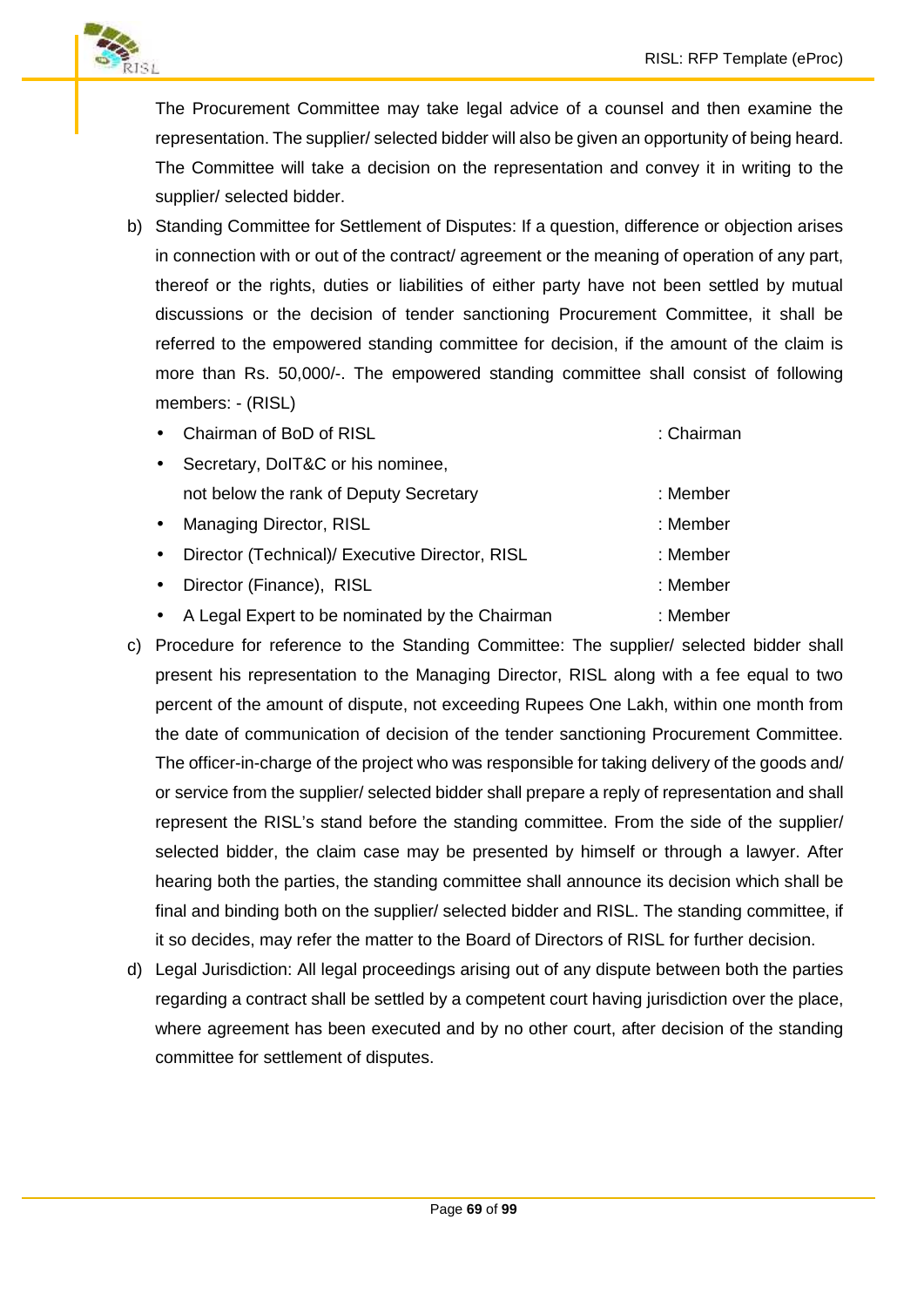The Procurement Committee may take legal advice of a counsel and then examine the representation. The supplier/ selected bidder will also be given an opportunity of being heard. The Committee will take a decision on the representation and convey it in writing to the supplier/ selected bidder.

b) Standing Committee for Settlement of Disputes: If a question, difference or objection arises in connection with or out of the contract/ agreement or the meaning of operation of any part, thereof or the rights, duties or liabilities of either party have not been settled by mutual discussions or the decision of tender sanctioning Procurement Committee, it shall be referred to the empowered standing committee for decision, if the amount of the claim is more than Rs. 50,000/-. The empowered standing committee shall consist of following members: - (RISL)

   - Chairman of BoD of RISL : Chairman
   - Secretary, DoIT&C or his nominee, not below the rank of Deputy Secretary : Member
   - Managing Director, RISL : Member
   - Director (Technical)/ Executive Director, RISL : Member
   - Director (Finance), RISL : Member
   - A Legal Expert to be nominated by the Chairman : Member

c) Procedure for reference to the Standing Committee: The supplier/ selected bidder shall present his representation to the Managing Director, RISL along with a fee equal to two percent of the amount of dispute, not exceeding Rupees One Lakh, within one month from the date of communication of decision of the tender sanctioning Procurement Committee. The officer-in-charge of the project who was responsible for taking delivery of the goods and/ or service from the supplier/ selected bidder shall prepare a reply of representation and shall represent the RISL's stand before the standing committee. From the side of the supplier/ selected bidder, the claim case may be presented by himself or through a lawyer. After hearing both the parties, the standing committee shall announce its decision which shall be final and binding both on the supplier/ selected bidder and RISL. The standing committee, if it so decides, may refer the matter to the Board of Directors of RISL for further decision.

d) Legal Jurisdiction: All legal proceedings arising out of any dispute between both the parties regarding a contract shall be settled by a competent court having jurisdiction over the place, where agreement has been executed and by no other court, after decision of the standing committee for settlement of disputes.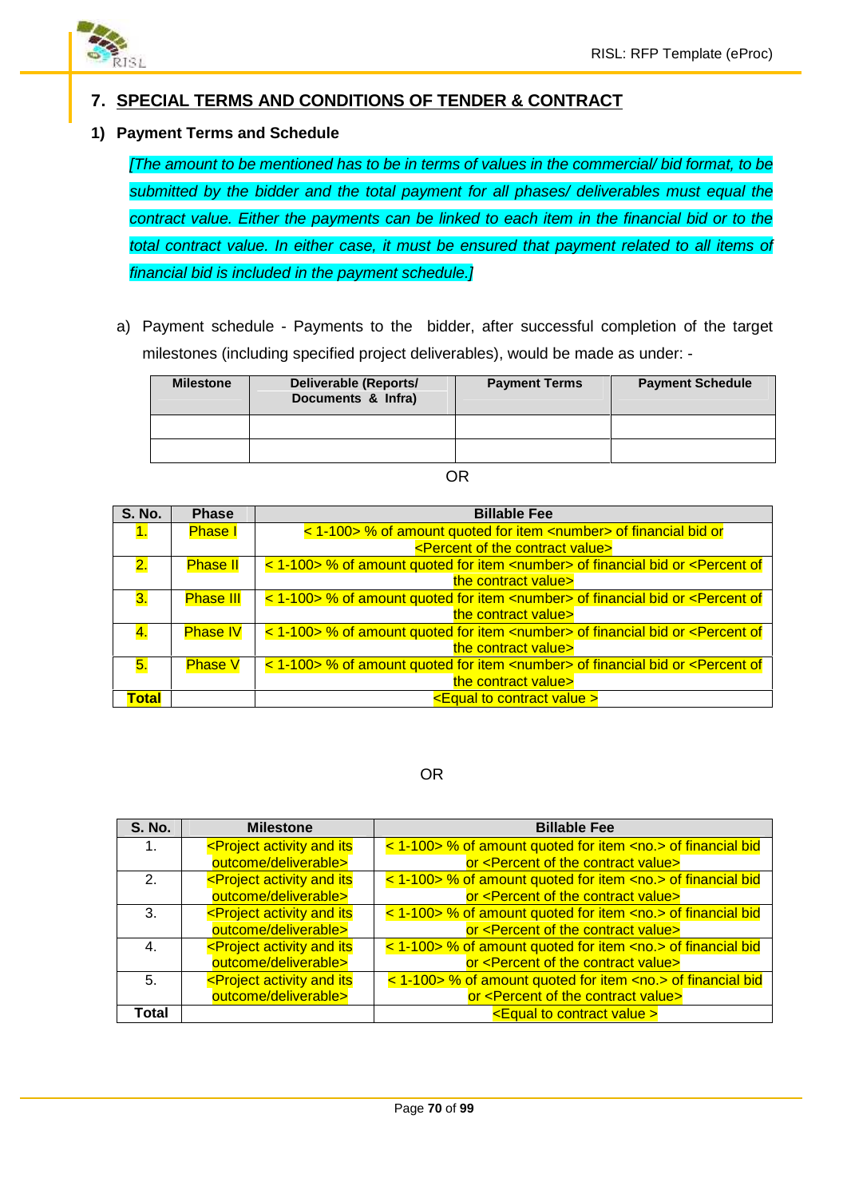## 7. SPECIAL TERMS AND CONDITIONS OF TENDER & CONTRACT

### 1) Payment Terms and Schedule

*[The amount to be mentioned has to be in terms of values in the commercial/ bid format, to be submitted by the bidder and the total payment for all phases/ deliverables must equal the contract value. Either the payments can be linked to each item in the financial bid or to the total contract value. In either case, it must be ensured that payment related to all items of financial bid is included in the payment schedule.]*

a) Payment schedule - Payments to the bidder, after successful completion of the target milestones (including specified project deliverables), would be made as under: -

| Milestone | Deliverable (Reports/ Documents & Infra) | Payment Terms | Payment Schedule |
|---|---|---|---|
| | | | |
| | | | |

OR

| S. No. | Phase | Billable Fee |
|---|---|---|
| 1. | Phase I | < 1-100> % of amount quoted for item <number> of financial bid or <Percent of the contract value> |
| 2. | Phase II | < 1-100> % of amount quoted for item <number> of financial bid or <Percent of the contract value> |
| 3. | Phase III | < 1-100> % of amount quoted for item <number> of financial bid or <Percent of the contract value> |
| 4. | Phase IV | < 1-100> % of amount quoted for item <number> of financial bid or <Percent of the contract value> |
| 5. | Phase V | < 1-100> % of amount quoted for item <number> of financial bid or <Percent of the contract value> |
| Total | | <Equal to contract value > |

OR

| S. No. | Milestone | Billable Fee |
|---|---|---|
| 1. | <Project activity and its outcome/deliverable> | < 1-100> % of amount quoted for item <no.> of financial bid or <Percent of the contract value> |
| 2. | <Project activity and its outcome/deliverable> | < 1-100> % of amount quoted for item <no.> of financial bid or <Percent of the contract value> |
| 3. | <Project activity and its outcome/deliverable> | < 1-100> % of amount quoted for item <no.> of financial bid or <Percent of the contract value> |
| 4. | <Project activity and its outcome/deliverable> | < 1-100> % of amount quoted for item <no.> of financial bid or <Percent of the contract value> |
| 5. | <Project activity and its outcome/deliverable> | < 1-100> % of amount quoted for item <no.> of financial bid or <Percent of the contract value> |
| Total | | <Equal to contract value > |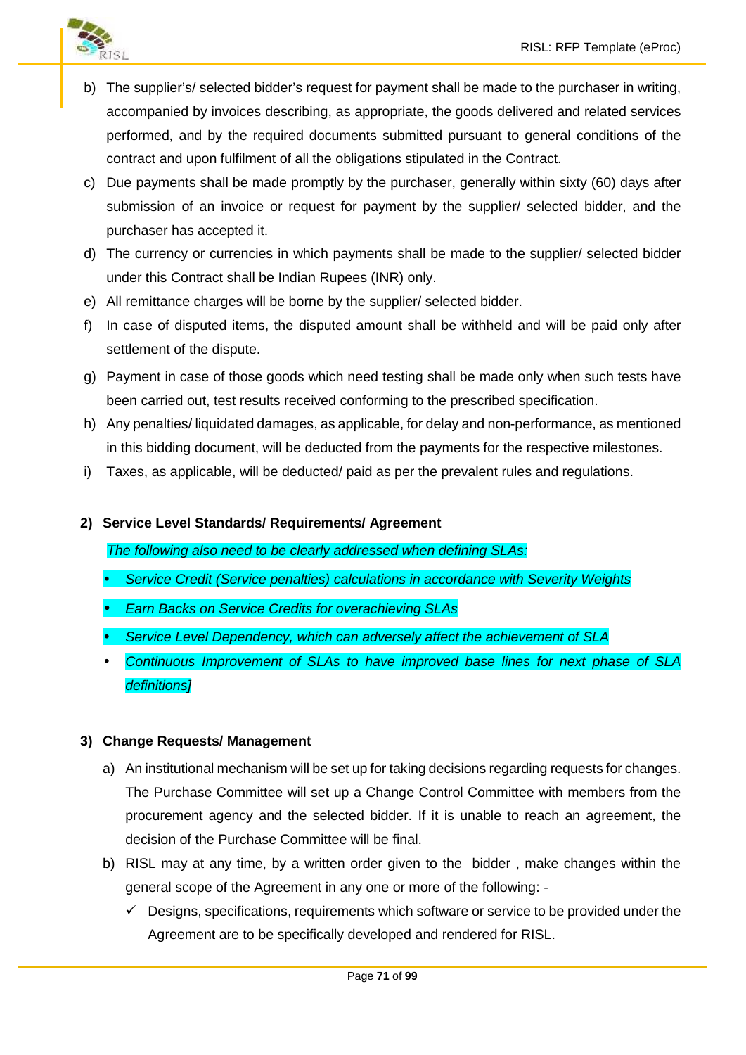b) The supplier's/ selected bidder's request for payment shall be made to the purchaser in writing, accompanied by invoices describing, as appropriate, the goods delivered and related services performed, and by the required documents submitted pursuant to general conditions of the contract and upon fulfilment of all the obligations stipulated in the Contract.

c) Due payments shall be made promptly by the purchaser, generally within sixty (60) days after submission of an invoice or request for payment by the supplier/ selected bidder, and the purchaser has accepted it.

d) The currency or currencies in which payments shall be made to the supplier/ selected bidder under this Contract shall be Indian Rupees (INR) only.

e) All remittance charges will be borne by the supplier/ selected bidder.

f) In case of disputed items, the disputed amount shall be withheld and will be paid only after settlement of the dispute.

g) Payment in case of those goods which need testing shall be made only when such tests have been carried out, test results received conforming to the prescribed specification.

h) Any penalties/ liquidated damages, as applicable, for delay and non-performance, as mentioned in this bidding document, will be deducted from the payments for the respective milestones.

i) Taxes, as applicable, will be deducted/ paid as per the prevalent rules and regulations.

**2) Service Level Standards/ Requirements/ Agreement**

*The following also need to be clearly addressed when defining SLAs:*

- *Service Credit (Service penalties) calculations in accordance with Severity Weights*
- *Earn Backs on Service Credits for overachieving SLAs*
- *Service Level Dependency, which can adversely affect the achievement of SLA*
- *Continuous Improvement of SLAs to have improved base lines for next phase of SLA definitions]*

**3) Change Requests/ Management**

a) An institutional mechanism will be set up for taking decisions regarding requests for changes. The Purchase Committee will set up a Change Control Committee with members from the procurement agency and the selected bidder. If it is unable to reach an agreement, the decision of the Purchase Committee will be final.

b) RISL may at any time, by a written order given to the bidder , make changes within the general scope of the Agreement in any one or more of the following: -

✓ Designs, specifications, requirements which software or service to be provided under the Agreement are to be specifically developed and rendered for RISL.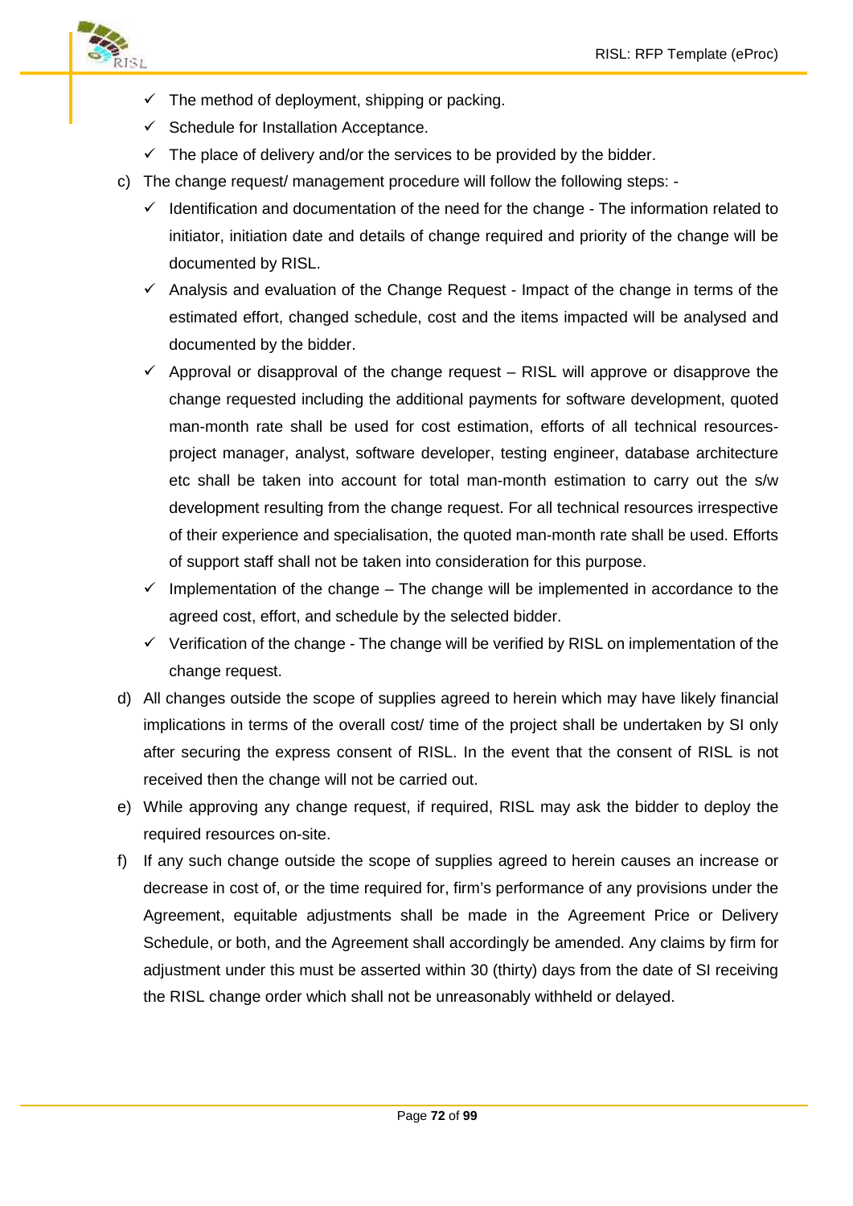- ✓ The method of deployment, shipping or packing.
- ✓ Schedule for Installation Acceptance.
- ✓ The place of delivery and/or the services to be provided by the bidder.

c) The change request/ management procedure will follow the following steps: -

- ✓ Identification and documentation of the need for the change - The information related to initiator, initiation date and details of change required and priority of the change will be documented by RISL.
- ✓ Analysis and evaluation of the Change Request - Impact of the change in terms of the estimated effort, changed schedule, cost and the items impacted will be analysed and documented by the bidder.
- ✓ Approval or disapproval of the change request – RISL will approve or disapprove the change requested including the additional payments for software development, quoted man-month rate shall be used for cost estimation, efforts of all technical resources- project manager, analyst, software developer, testing engineer, database architecture etc shall be taken into account for total man-month estimation to carry out the s/w development resulting from the change request. For all technical resources irrespective of their experience and specialisation, the quoted man-month rate shall be used. Efforts of support staff shall not be taken into consideration for this purpose.
- ✓ Implementation of the change – The change will be implemented in accordance to the agreed cost, effort, and schedule by the selected bidder.
- ✓ Verification of the change - The change will be verified by RISL on implementation of the change request.

d) All changes outside the scope of supplies agreed to herein which may have likely financial implications in terms of the overall cost/ time of the project shall be undertaken by SI only after securing the express consent of RISL. In the event that the consent of RISL is not received then the change will not be carried out.

e) While approving any change request, if required, RISL may ask the bidder to deploy the required resources on-site.

f) If any such change outside the scope of supplies agreed to herein causes an increase or decrease in cost of, or the time required for, firm's performance of any provisions under the Agreement, equitable adjustments shall be made in the Agreement Price or Delivery Schedule, or both, and the Agreement shall accordingly be amended. Any claims by firm for adjustment under this must be asserted within 30 (thirty) days from the date of SI receiving the RISL change order which shall not be unreasonably withheld or delayed.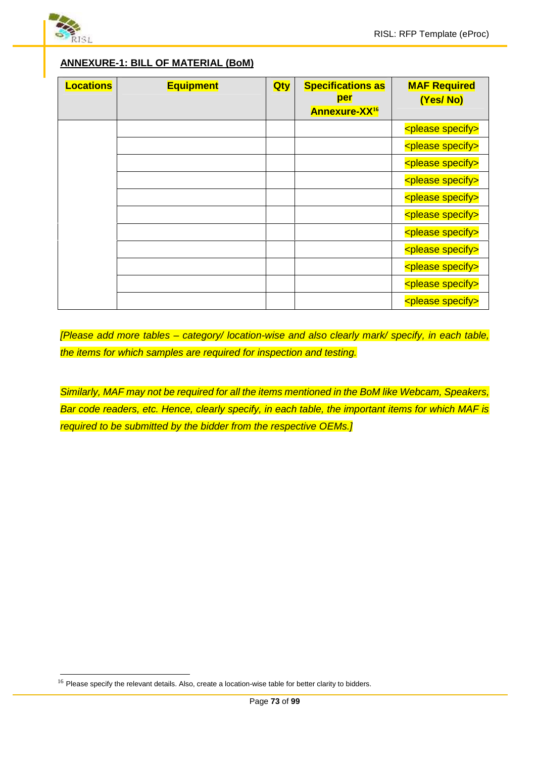## ANNEXURE-1: BILL OF MATERIAL (BoM)

| Locations | Equipment | Qty | Specifications as per Annexure-XX[16] | MAF Required (Yes/ No) |
|---|---|---|---|---|
| | | | | <please specify> |
| | | | | <please specify> |
| | | | | <please specify> |
| | | | | <please specify> |
| | | | | <please specify> |
| | | | | <please specify> |
| | | | | <please specify> |
| | | | | <please specify> |
| | | | | <please specify> |
| | | | | <please specify> |
| | | | | <please specify> |

*[Please add more tables – category/ location-wise and also clearly mark/ specify, in each table, the items for which samples are required for inspection and testing.*

*Similarly, MAF may not be required for all the items mentioned in the BoM like Webcam, Speakers, Bar code readers, etc. Hence, clearly specify, in each table, the important items for which MAF is required to be submitted by the bidder from the respective OEMs.]*

[16] Please specify the relevant details. Also, create a location-wise table for better clarity to bidders.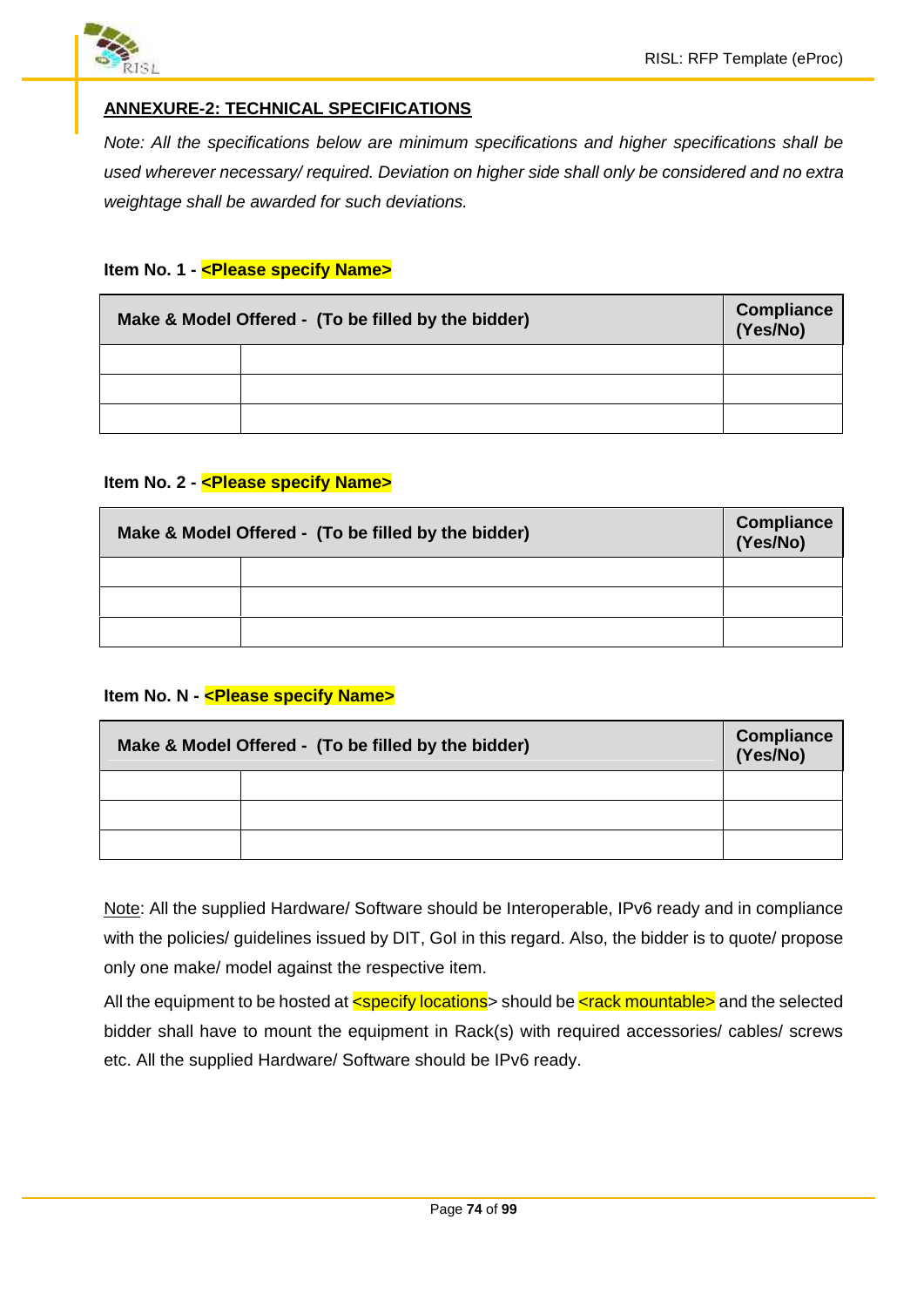## ANNEXURE-2: TECHNICAL SPECIFICATIONS

*Note: All the specifications below are minimum specifications and higher specifications shall be used wherever necessary/ required. Deviation on higher side shall only be considered and no extra weightage shall be awarded for such deviations.*

**Item No. 1 - <Please specify Name>**

| Make & Model Offered - (To be filled by the bidder) | | Compliance (Yes/No) |
|---|---|---|
| | | |
| | | |
| | | |

**Item No. 2 - <Please specify Name>**

| Make & Model Offered - (To be filled by the bidder) | | Compliance (Yes/No) |
|---|---|---|
| | | |
| | | |
| | | |

**Item No. N - <Please specify Name>**

| Make & Model Offered - (To be filled by the bidder) | | Compliance (Yes/No) |
|---|---|---|
| | | |
| | | |
| | | |

Note: All the supplied Hardware/ Software should be Interoperable, IPv6 ready and in compliance with the policies/ guidelines issued by DIT, GoI in this regard. Also, the bidder is to quote/ propose only one make/ model against the respective item.

All the equipment to be hosted at <specify locations> should be <rack mountable> and the selected bidder shall have to mount the equipment in Rack(s) with required accessories/ cables/ screws etc. All the supplied Hardware/ Software should be IPv6 ready.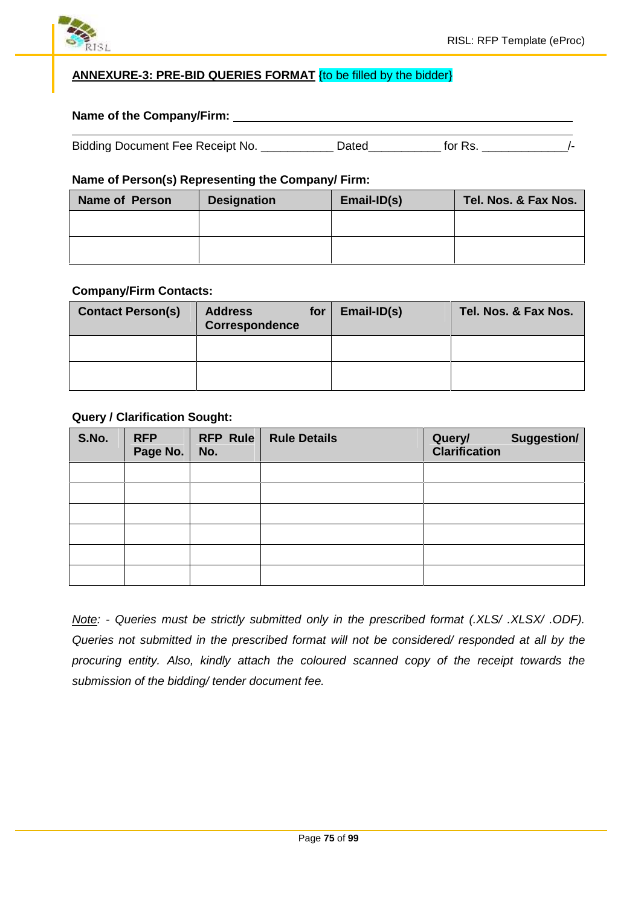## **ANNEXURE-3: PRE-BID QUERIES FORMAT** {to be filled by the bidder}

**Name of the Company/Firm:** ______________________________________________

Bidding Document Fee Receipt No. ___________ Dated___________ for Rs. ____________/-

**Name of Person(s) Representing the Company/ Firm:**

| Name of Person | Designation | Email-ID(s) | Tel. Nos. & Fax Nos. |
|---|---|---|---|
| | | | |
| | | | |

**Company/Firm Contacts:**

| Contact Person(s) | Address for Correspondence | Email-ID(s) | Tel. Nos. & Fax Nos. |
|---|---|---|---|
| | | | |
| | | | |

**Query / Clarification Sought:**

| S.No. | RFP Page No. | RFP Rule No. | Rule Details | Query/ Suggestion/ Clarification |
|---|---|---|---|---|
| | | | | |
| | | | | |
| | | | | |
| | | | | |
| | | | | |
| | | | | |

*Note: - Queries must be strictly submitted only in the prescribed format (.XLS/ .XLSX/ .ODF). Queries not submitted in the prescribed format will not be considered/ responded at all by the procuring entity. Also, kindly attach the coloured scanned copy of the receipt towards the submission of the bidding/ tender document fee.*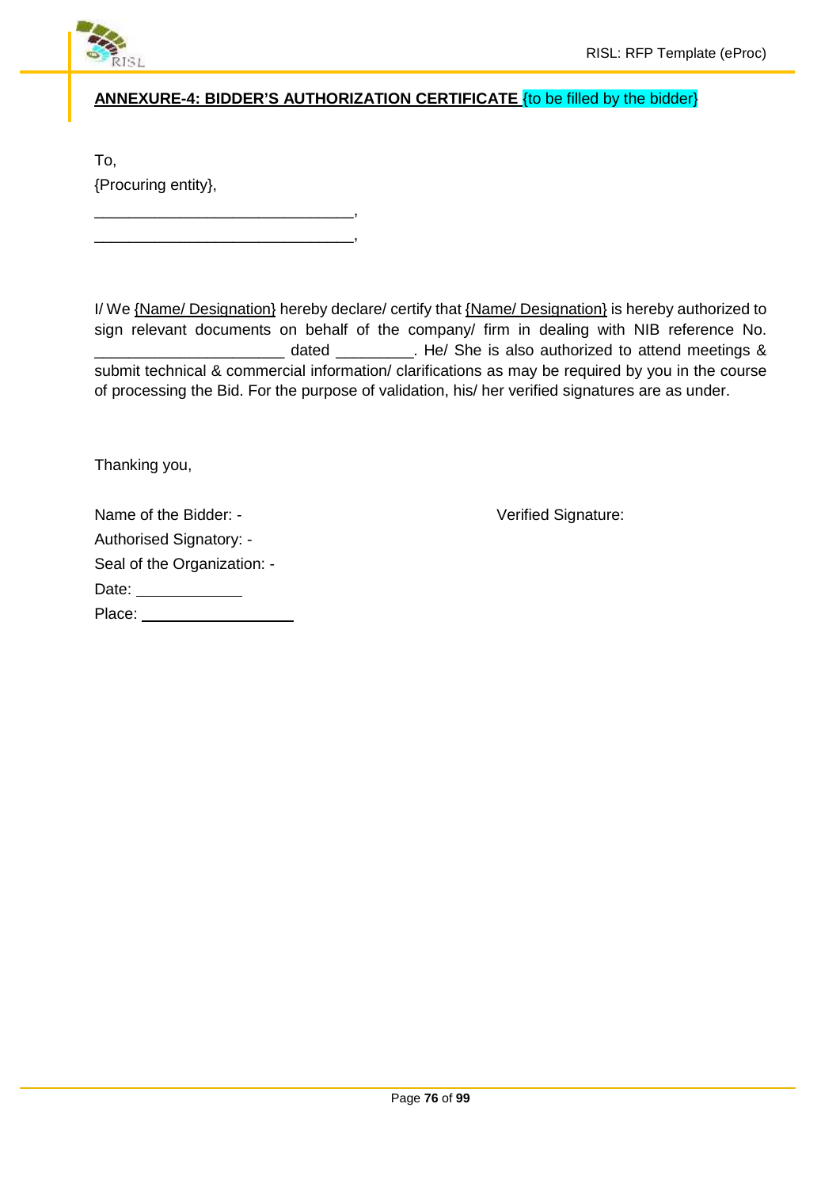## **ANNEXURE-4: BIDDER'S AUTHORIZATION CERTIFICATE** {to be filled by the bidder}

To,

{Procuring entity},

______________________________,

______________________________,

I/ We {Name/ Designation} hereby declare/ certify that {Name/ Designation} is hereby authorized to sign relevant documents on behalf of the company/ firm in dealing with NIB reference No. ______________________ dated _________. He/ She is also authorized to attend meetings & submit technical & commercial information/ clarifications as may be required by you in the course of processing the Bid. For the purpose of validation, his/ her verified signatures are as under.

Thanking you,

Name of the Bidder: -

Authorised Signatory: -

Seal of the Organization: -

Date: ____________

Place: __________________

Verified Signature: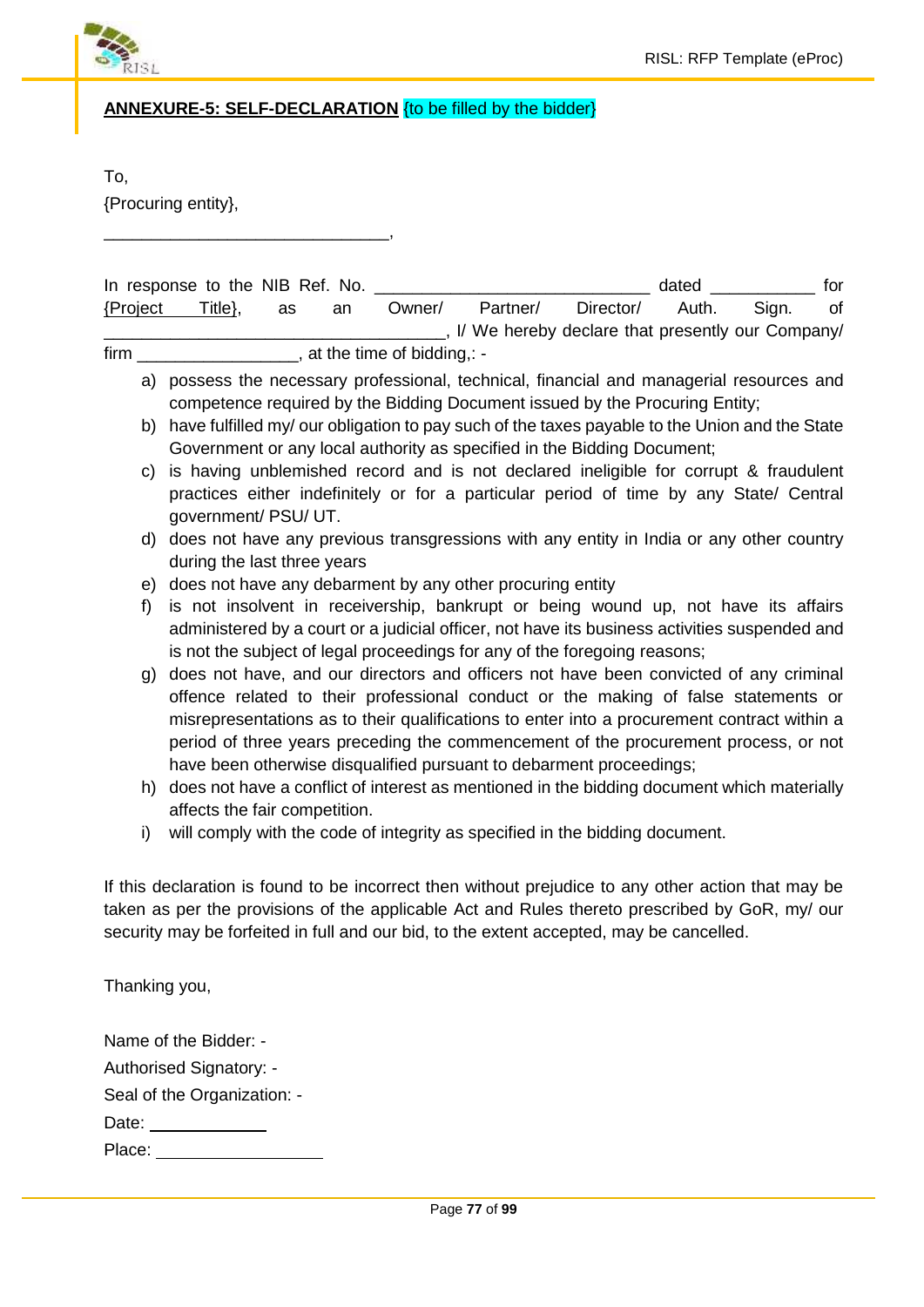**ANNEXURE-5: SELF-DECLARATION** {to be filled by the bidder}

To,

{Procuring entity},

______________________________,

In response to the NIB Ref. No. _____________________________ dated ___________ for {Project Title}, as an Owner/ Partner/ Director/ Auth. Sign. of ____________________________________, I/ We hereby declare that presently our Company/ firm _________________, at the time of bidding,: -

a) possess the necessary professional, technical, financial and managerial resources and competence required by the Bidding Document issued by the Procuring Entity;
b) have fulfilled my/ our obligation to pay such of the taxes payable to the Union and the State Government or any local authority as specified in the Bidding Document;
c) is having unblemished record and is not declared ineligible for corrupt & fraudulent practices either indefinitely or for a particular period of time by any State/ Central government/ PSU/ UT.
d) does not have any previous transgressions with any entity in India or any other country during the last three years
e) does not have any debarment by any other procuring entity
f) is not insolvent in receivership, bankrupt or being wound up, not have its affairs administered by a court or a judicial officer, not have its business activities suspended and is not the subject of legal proceedings for any of the foregoing reasons;
g) does not have, and our directors and officers not have been convicted of any criminal offence related to their professional conduct or the making of false statements or misrepresentations as to their qualifications to enter into a procurement contract within a period of three years preceding the commencement of the procurement process, or not have been otherwise disqualified pursuant to debarment proceedings;
h) does not have a conflict of interest as mentioned in the bidding document which materially affects the fair competition.
i) will comply with the code of integrity as specified in the bidding document.

If this declaration is found to be incorrect then without prejudice to any other action that may be taken as per the provisions of the applicable Act and Rules thereto prescribed by GoR, my/ our security may be forfeited in full and our bid, to the extent accepted, may be cancelled.

Thanking you,

Name of the Bidder: -

Authorised Signatory: -

Seal of the Organization: -

Date: ____________

Place: __________________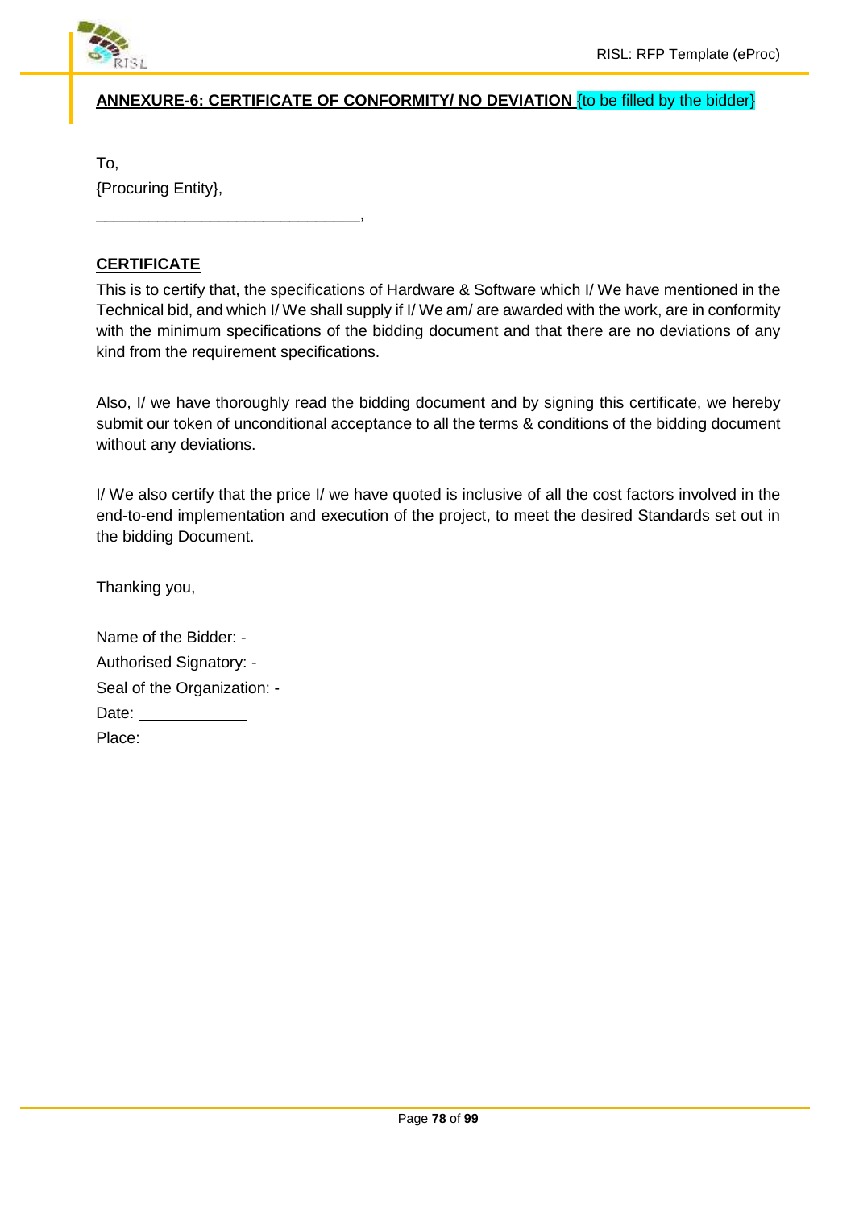## ANNEXURE-6: CERTIFICATE OF CONFORMITY/ NO DEVIATION {to be filled by the bidder}

To,

{Procuring Entity},

______________________________,

**CERTIFICATE**

This is to certify that, the specifications of Hardware & Software which I/ We have mentioned in the Technical bid, and which I/ We shall supply if I/ We am/ are awarded with the work, are in conformity with the minimum specifications of the bidding document and that there are no deviations of any kind from the requirement specifications.

Also, I/ we have thoroughly read the bidding document and by signing this certificate, we hereby submit our token of unconditional acceptance to all the terms & conditions of the bidding document without any deviations.

I/ We also certify that the price I/ we have quoted is inclusive of all the cost factors involved in the end-to-end implementation and execution of the project, to meet the desired Standards set out in the bidding Document.

Thanking you,

Name of the Bidder: -

Authorised Signatory: -

Seal of the Organization: -

Date: ____________

Place: ________________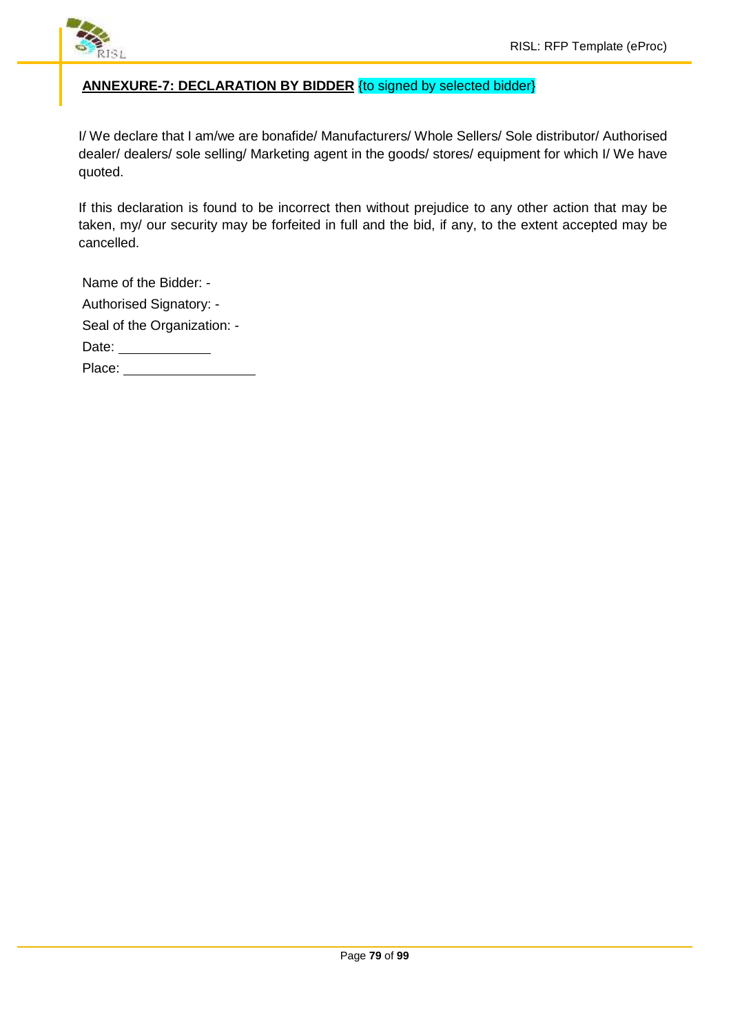**ANNEXURE-7: DECLARATION BY BIDDER** {to signed by selected bidder}

I/ We declare that I am/we are bonafide/ Manufacturers/ Whole Sellers/ Sole distributor/ Authorised dealer/ dealers/ sole selling/ Marketing agent in the goods/ stores/ equipment for which I/ We have quoted.

If this declaration is found to be incorrect then without prejudice to any other action that may be taken, my/ our security may be forfeited in full and the bid, if any, to the extent accepted may be cancelled.

Name of the Bidder: -

Authorised Signatory: -

Seal of the Organization: -

Date: ____________

Place: ________________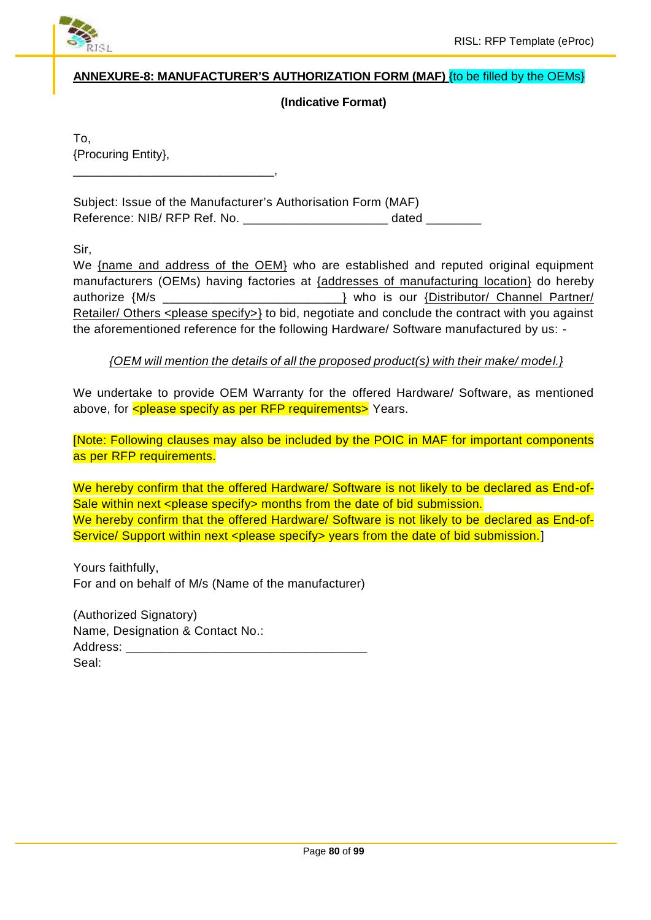## ANNEXURE-8: MANUFACTURER'S AUTHORIZATION FORM (MAF) {to be filled by the OEMs}

**(Indicative Format)**

To,
{Procuring Entity},
______________________________,

Subject: Issue of the Manufacturer's Authorisation Form (MAF)
Reference: NIB/ RFP Ref. No. _____________________ dated ________

Sir,
We {name and address of the OEM} who are established and reputed original equipment manufacturers (OEMs) having factories at {addresses of manufacturing location} do hereby authorize {M/s __________________________} who is our {Distributor/ Channel Partner/ Retailer/ Others <please specify>} to bid, negotiate and conclude the contract with you against the aforementioned reference for the following Hardware/ Software manufactured by us: -

*{OEM will mention the details of all the proposed product(s) with their make/ model.}*

We undertake to provide OEM Warranty for the offered Hardware/ Software, as mentioned above, for <please specify as per RFP requirements> Years.

[Note: Following clauses may also be included by the POIC in MAF for important components as per RFP requirements.

We hereby confirm that the offered Hardware/ Software is not likely to be declared as End-of-Sale within next <please specify> months from the date of bid submission.
We hereby confirm that the offered Hardware/ Software is not likely to be declared as End-of-Service/ Support within next <please specify> years from the date of bid submission.]

Yours faithfully,
For and on behalf of M/s (Name of the manufacturer)

(Authorized Signatory)
Name, Designation & Contact No.:
Address: ___________________________________
Seal: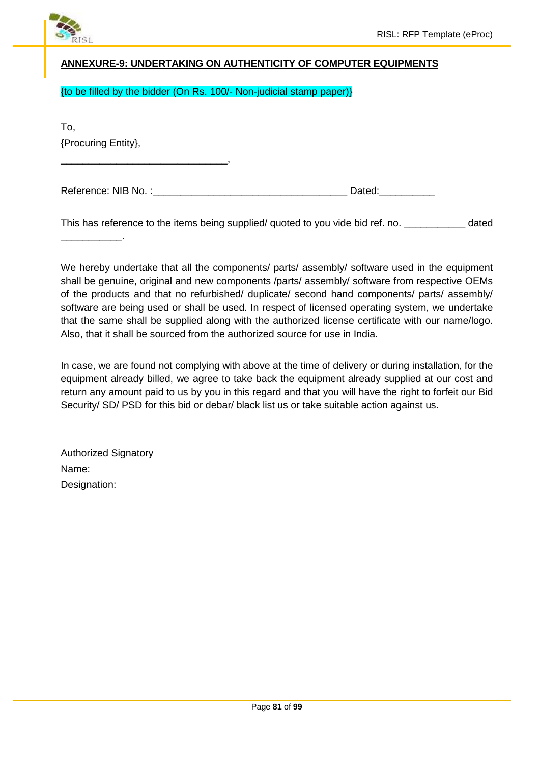## ANNEXURE-9: UNDERTAKING ON AUTHENTICITY OF COMPUTER EQUIPMENTS

{to be filled by the bidder (On Rs. 100/- Non-judicial stamp paper)}

To,
{Procuring Entity},
______________________________,

Reference: NIB No. :___________________________________ Dated:__________

This has reference to the items being supplied/ quoted to you vide bid ref. no. ___________ dated ___________.

We hereby undertake that all the components/ parts/ assembly/ software used in the equipment shall be genuine, original and new components /parts/ assembly/ software from respective OEMs of the products and that no refurbished/ duplicate/ second hand components/ parts/ assembly/ software are being used or shall be used. In respect of licensed operating system, we undertake that the same shall be supplied along with the authorized license certificate with our name/logo. Also, that it shall be sourced from the authorized source for use in India.

In case, we are found not complying with above at the time of delivery or during installation, for the equipment already billed, we agree to take back the equipment already supplied at our cost and return any amount paid to us by you in this regard and that you will have the right to forfeit our Bid Security/ SD/ PSD for this bid or debar/ black list us or take suitable action against us.

Authorized Signatory
Name:
Designation: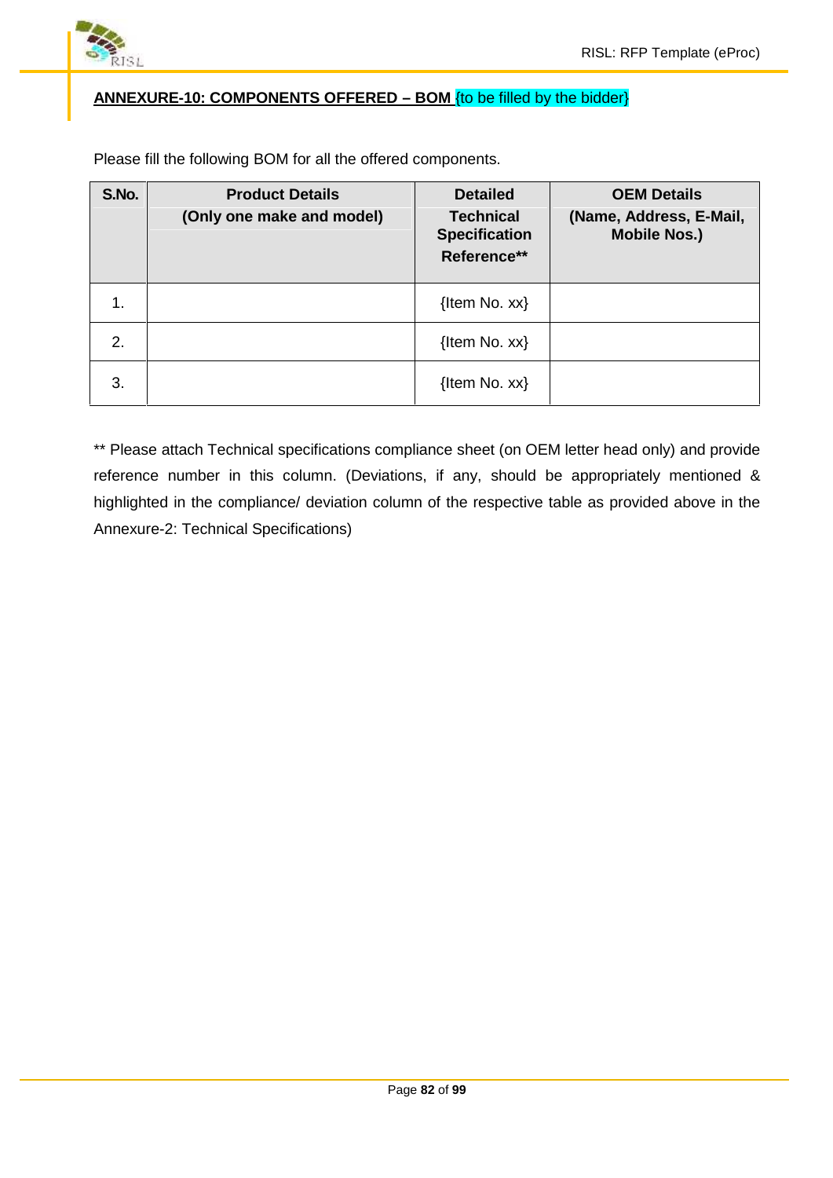**ANNEXURE-10: COMPONENTS OFFERED – BOM {to be filled by the bidder}**

Please fill the following BOM for all the offered components.

| S.No. | Product Details (Only one make and model) | Detailed Technical Specification Reference** | OEM Details (Name, Address, E-Mail, Mobile Nos.) |
|---|---|---|---|
| 1. | | {Item No. xx} | |
| 2. | | {Item No. xx} | |
| 3. | | {Item No. xx} | |

** Please attach Technical specifications compliance sheet (on OEM letter head only) and provide reference number in this column. (Deviations, if any, should be appropriately mentioned & highlighted in the compliance/ deviation column of the respective table as provided above in the Annexure-2: Technical Specifications)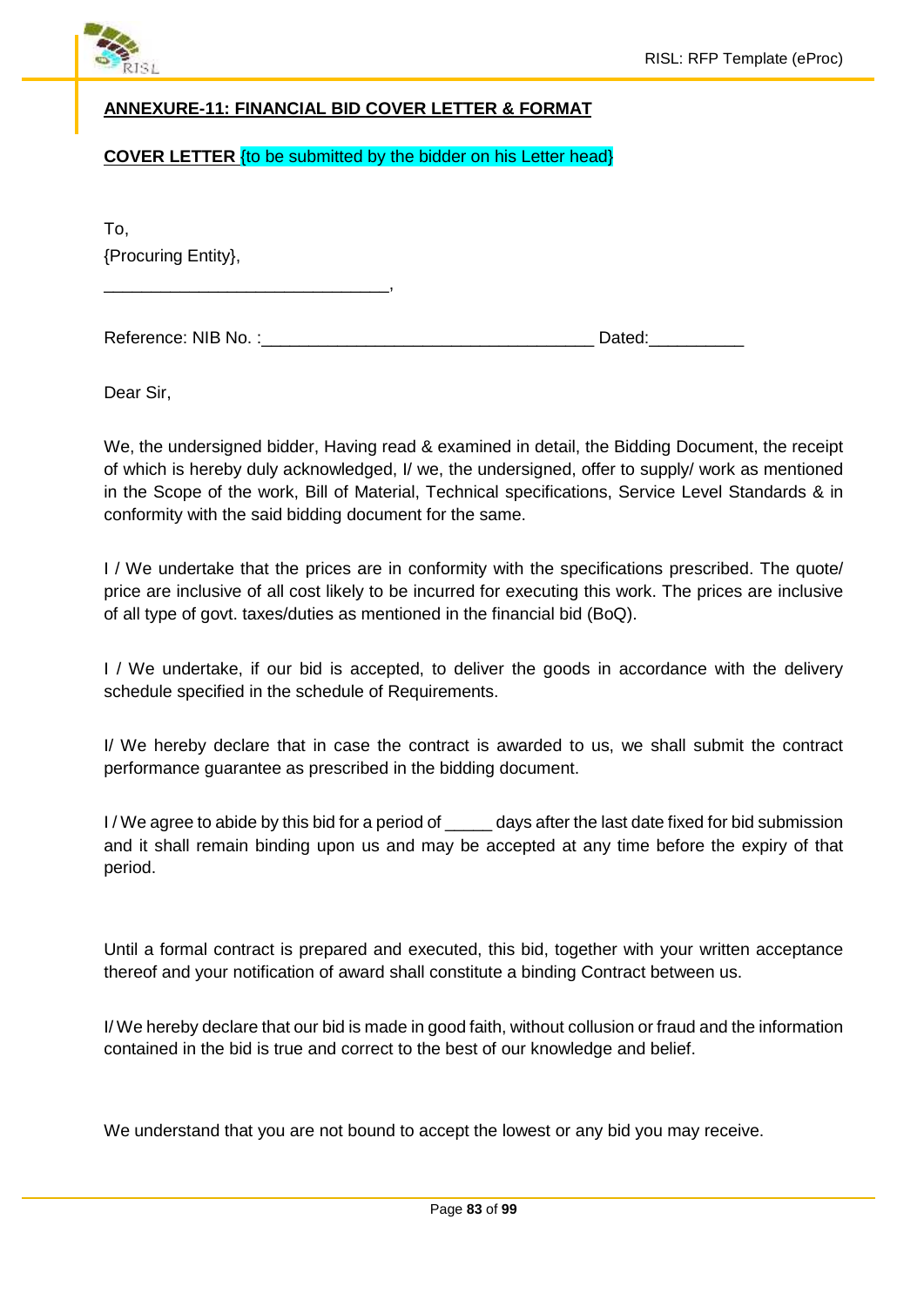**ANNEXURE-11: FINANCIAL BID COVER LETTER & FORMAT**

**COVER LETTER** {to be submitted by the bidder on his Letter head}

To,
{Procuring Entity},
______________________________,

Reference: NIB No. :___________________________________ Dated:__________

Dear Sir,

We, the undersigned bidder, Having read & examined in detail, the Bidding Document, the receipt of which is hereby duly acknowledged, I/ we, the undersigned, offer to supply/ work as mentioned in the Scope of the work, Bill of Material, Technical specifications, Service Level Standards & in conformity with the said bidding document for the same.

I / We undertake that the prices are in conformity with the specifications prescribed. The quote/ price are inclusive of all cost likely to be incurred for executing this work. The prices are inclusive of all type of govt. taxes/duties as mentioned in the financial bid (BoQ).

I / We undertake, if our bid is accepted, to deliver the goods in accordance with the delivery schedule specified in the schedule of Requirements.

I/ We hereby declare that in case the contract is awarded to us, we shall submit the contract performance guarantee as prescribed in the bidding document.

I / We agree to abide by this bid for a period of _____ days after the last date fixed for bid submission and it shall remain binding upon us and may be accepted at any time before the expiry of that period.

Until a formal contract is prepared and executed, this bid, together with your written acceptance thereof and your notification of award shall constitute a binding Contract between us.

I/ We hereby declare that our bid is made in good faith, without collusion or fraud and the information contained in the bid is true and correct to the best of our knowledge and belief.

We understand that you are not bound to accept the lowest or any bid you may receive.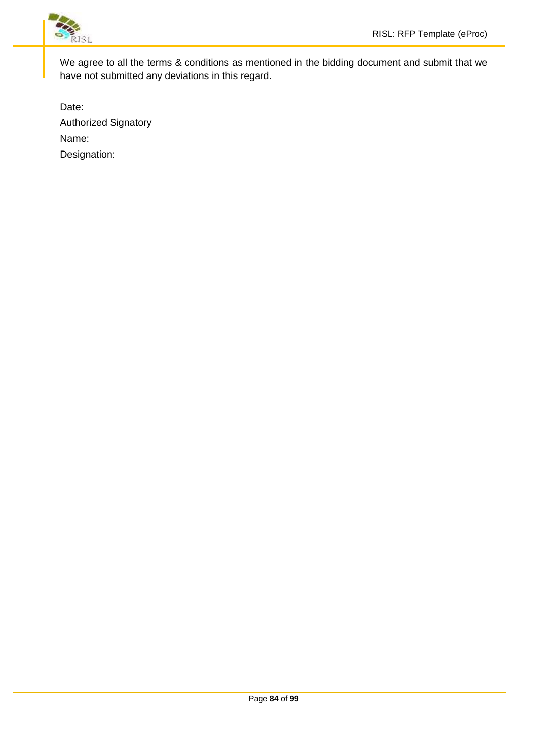We agree to all the terms & conditions as mentioned in the bidding document and submit that we have not submitted any deviations in this regard.

Date:

Authorized Signatory

Name:

Designation: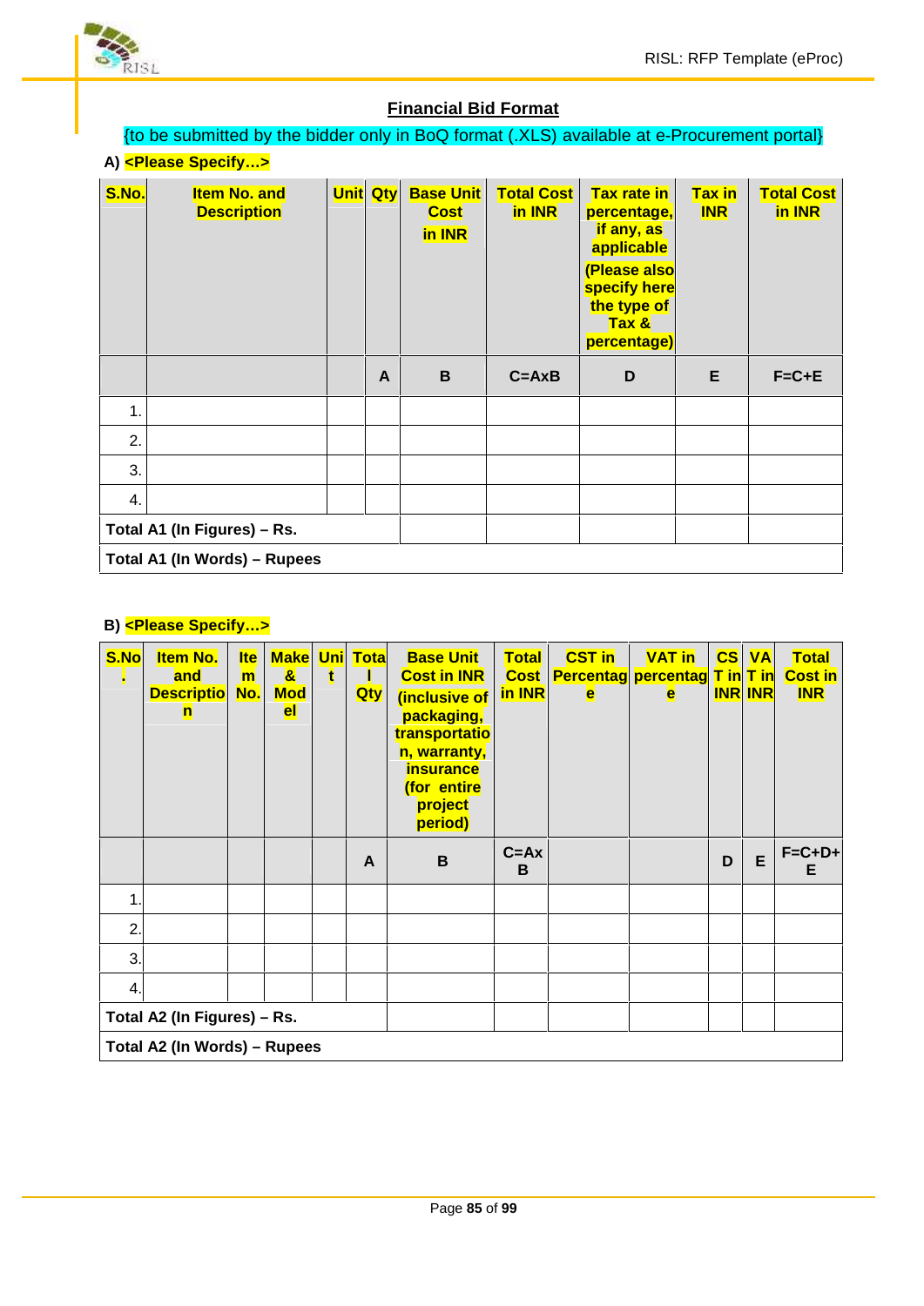## Financial Bid Format

{to be submitted by the bidder only in BoQ format (.XLS) available at e-Procurement portal}

**A) <Please Specify…>**

| S.No. | Item No. and Description | Unit | Qty | Base Unit Cost in INR | Total Cost in INR | Tax rate in percentage, if any, as applicable (Please also specify here the type of Tax & percentage) | Tax in INR | Total Cost in INR |
|---|---|---|---|---|---|---|---|---|
| | | | A | B | C=AxB | D | E | F=C+E |
| 1. | | | | | | | | |
| 2. | | | | | | | | |
| 3. | | | | | | | | |
| 4. | | | | | | | | |
| **Total A1 (In Figures) – Rs.** | | | | | | | | |
| **Total A1 (In Words) – Rupees** | | | | | | | | |

**B) <Please Specify…>**

| S.No. | Item No. and Description | Item No. | Make & Model | Unit | Total Qty | Base Unit Cost in INR (inclusive of packaging, transportation, warranty, insurance (for entire project period) | Total Cost in INR | CST in Percentage | VAT in percentage | CST in INR | VAT in INR | Total Cost in INR |
|---|---|---|---|---|---|---|---|---|---|---|---|---|
| | | | | | A | B | C=AxB | | | D | E | F=C+D+E |
| 1. | | | | | | | | | | | | |
| 2. | | | | | | | | | | | | |
| 3. | | | | | | | | | | | | |
| 4. | | | | | | | | | | | | |
| **Total A2 (In Figures) – Rs.** | | | | | | | | | | | | |
| **Total A2 (In Words) – Rupees** | | | | | | | | | | | | |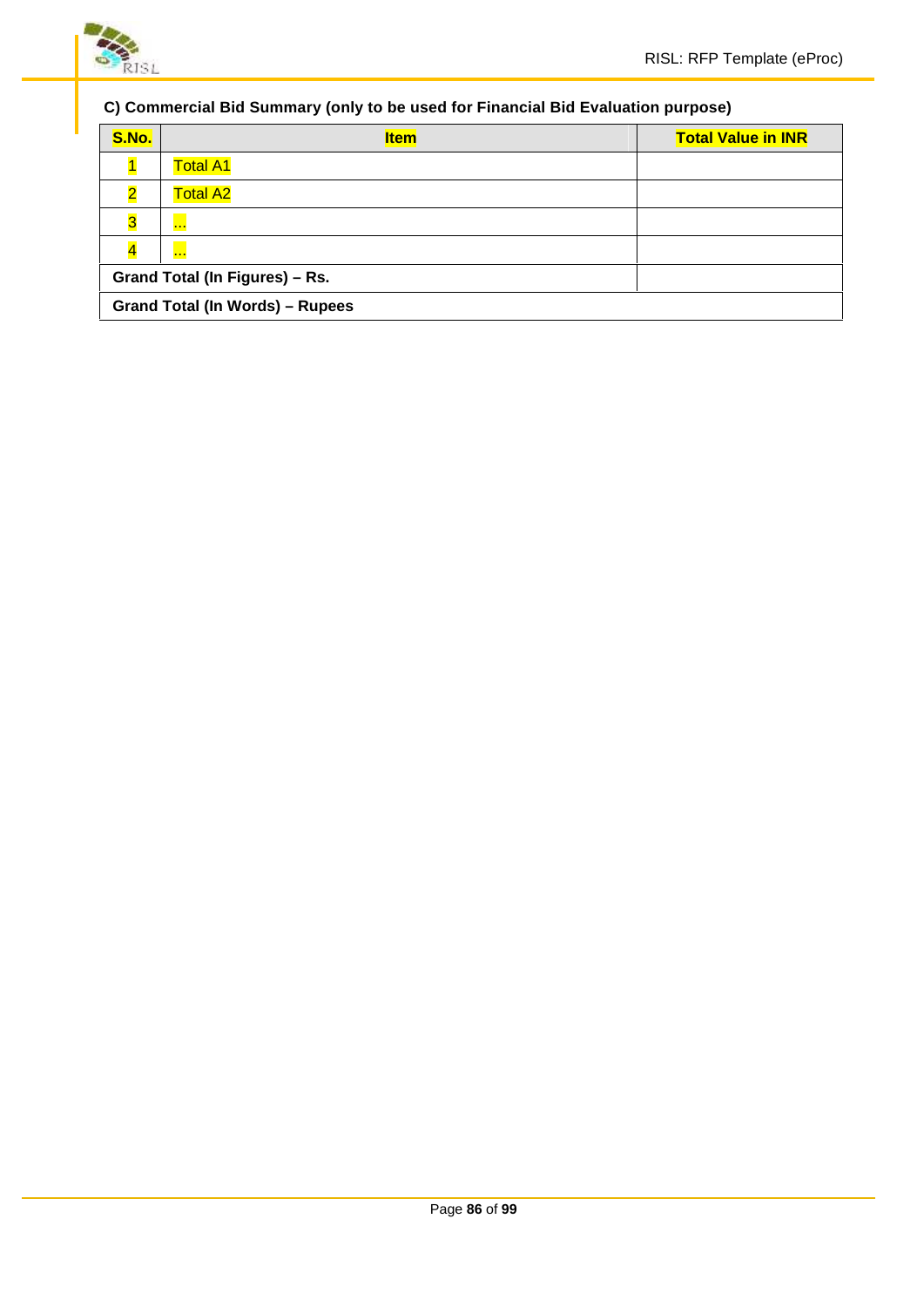**C) Commercial Bid Summary (only to be used for Financial Bid Evaluation purpose)**

| S.No. | Item | Total Value in INR |
|---|---|---|
| 1 | Total A1 | |
| 2 | Total A2 | |
| 3 | ... | |
| 4 | ... | |
| **Grand Total (In Figures) – Rs.** | | |
| **Grand Total (In Words) – Rupees** | | |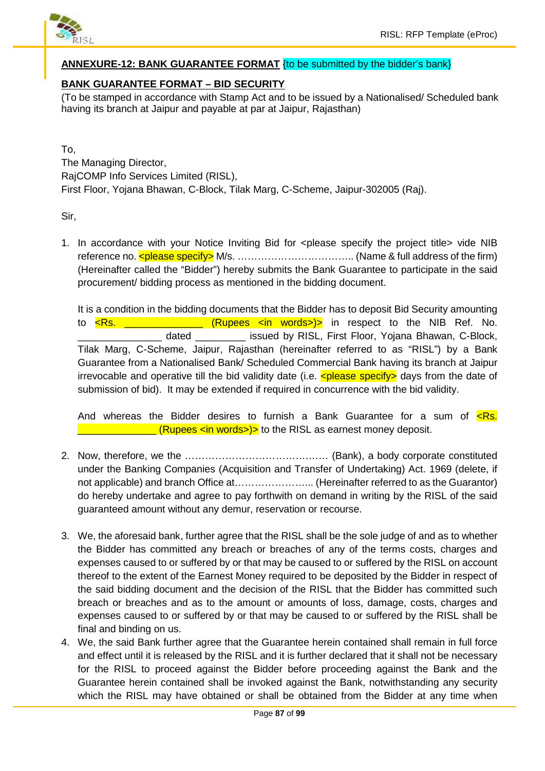**ANNEXURE-12: BANK GUARANTEE FORMAT** {to be submitted by the bidder's bank}

**BANK GUARANTEE FORMAT – BID SECURITY**

(To be stamped in accordance with Stamp Act and to be issued by a Nationalised/ Scheduled bank having its branch at Jaipur and payable at par at Jaipur, Rajasthan)

To,
The Managing Director,
RajCOMP Info Services Limited (RISL),
First Floor, Yojana Bhawan, C-Block, Tilak Marg, C-Scheme, Jaipur-302005 (Raj).

Sir,

1. In accordance with your Notice Inviting Bid for <please specify the project title> vide NIB reference no. <please specify> M/s. …………………………….. (Name & full address of the firm) (Hereinafter called the "Bidder") hereby submits the Bank Guarantee to participate in the said procurement/ bidding process as mentioned in the bidding document.

   It is a condition in the bidding documents that the Bidder has to deposit Bid Security amounting to <Rs. ______________ (Rupees <in words>)> in respect to the NIB Ref. No. _______________ dated _________ issued by RISL, First Floor, Yojana Bhawan, C-Block, Tilak Marg, C-Scheme, Jaipur, Rajasthan (hereinafter referred to as "RISL") by a Bank Guarantee from a Nationalised Bank/ Scheduled Commercial Bank having its branch at Jaipur irrevocable and operative till the bid validity date (i.e. <please specify> days from the date of submission of bid). It may be extended if required in concurrence with the bid validity.

   And whereas the Bidder desires to furnish a Bank Guarantee for a sum of <Rs. ______________ (Rupees <in words>)> to the RISL as earnest money deposit.

2. Now, therefore, we the ……………………………………. (Bank), a body corporate constituted under the Banking Companies (Acquisition and Transfer of Undertaking) Act. 1969 (delete, if not applicable) and branch Office at………………….. (Hereinafter referred to as the Guarantor) do hereby undertake and agree to pay forthwith on demand in writing by the RISL of the said guaranteed amount without any demur, reservation or recourse.

3. We, the aforesaid bank, further agree that the RISL shall be the sole judge of and as to whether the Bidder has committed any breach or breaches of any of the terms costs, charges and expenses caused to or suffered by or that may be caused to or suffered by the RISL on account thereof to the extent of the Earnest Money required to be deposited by the Bidder in respect of the said bidding document and the decision of the RISL that the Bidder has committed such breach or breaches and as to the amount or amounts of loss, damage, costs, charges and expenses caused to or suffered by or that may be caused to or suffered by the RISL shall be final and binding on us.

4. We, the said Bank further agree that the Guarantee herein contained shall remain in full force and effect until it is released by the RISL and it is further declared that it shall not be necessary for the RISL to proceed against the Bidder before proceeding against the Bank and the Guarantee herein contained shall be invoked against the Bank, notwithstanding any security which the RISL may have obtained or shall be obtained from the Bidder at any time when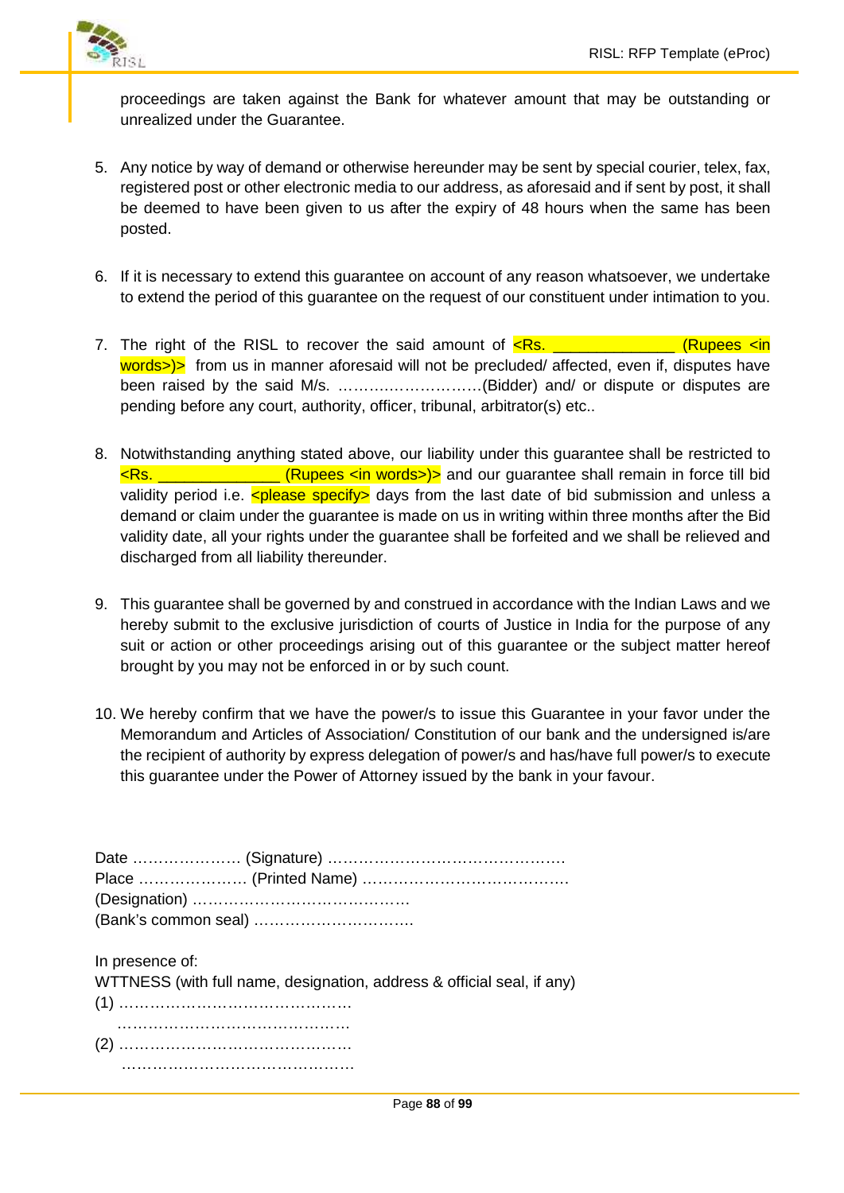proceedings are taken against the Bank for whatever amount that may be outstanding or unrealized under the Guarantee.

5. Any notice by way of demand or otherwise hereunder may be sent by special courier, telex, fax, registered post or other electronic media to our address, as aforesaid and if sent by post, it shall be deemed to have been given to us after the expiry of 48 hours when the same has been posted.

6. If it is necessary to extend this guarantee on account of any reason whatsoever, we undertake to extend the period of this guarantee on the request of our constituent under intimation to you.

7. The right of the RISL to recover the said amount of <Rs. ______________ (Rupees <in words>)> from us in manner aforesaid will not be precluded/ affected, even if, disputes have been raised by the said M/s. ……………………….(Bidder) and/ or dispute or disputes are pending before any court, authority, officer, tribunal, arbitrator(s) etc..

8. Notwithstanding anything stated above, our liability under this guarantee shall be restricted to <Rs. ______________ (Rupees <in words>)> and our guarantee shall remain in force till bid validity period i.e. <please specify> days from the last date of bid submission and unless a demand or claim under the guarantee is made on us in writing within three months after the Bid validity date, all your rights under the guarantee shall be forfeited and we shall be relieved and discharged from all liability thereunder.

9. This guarantee shall be governed by and construed in accordance with the Indian Laws and we hereby submit to the exclusive jurisdiction of courts of Justice in India for the purpose of any suit or action or other proceedings arising out of this guarantee or the subject matter hereof brought by you may not be enforced in or by such count.

10. We hereby confirm that we have the power/s to issue this Guarantee in your favor under the Memorandum and Articles of Association/ Constitution of our bank and the undersigned is/are the recipient of authority by express delegation of power/s and has/have full power/s to execute this guarantee under the Power of Attorney issued by the bank in your favour.

Date ………………… (Signature) ……………………………………….
Place ………………… (Printed Name) ………………………………….
(Designation) ……………………………………
(Bank's common seal) ………………………….

In presence of:
WTTNESS (with full name, designation, address & official seal, if any)
(1) ………………………………………
………………………………………
(2) ………………………………………
………………………………………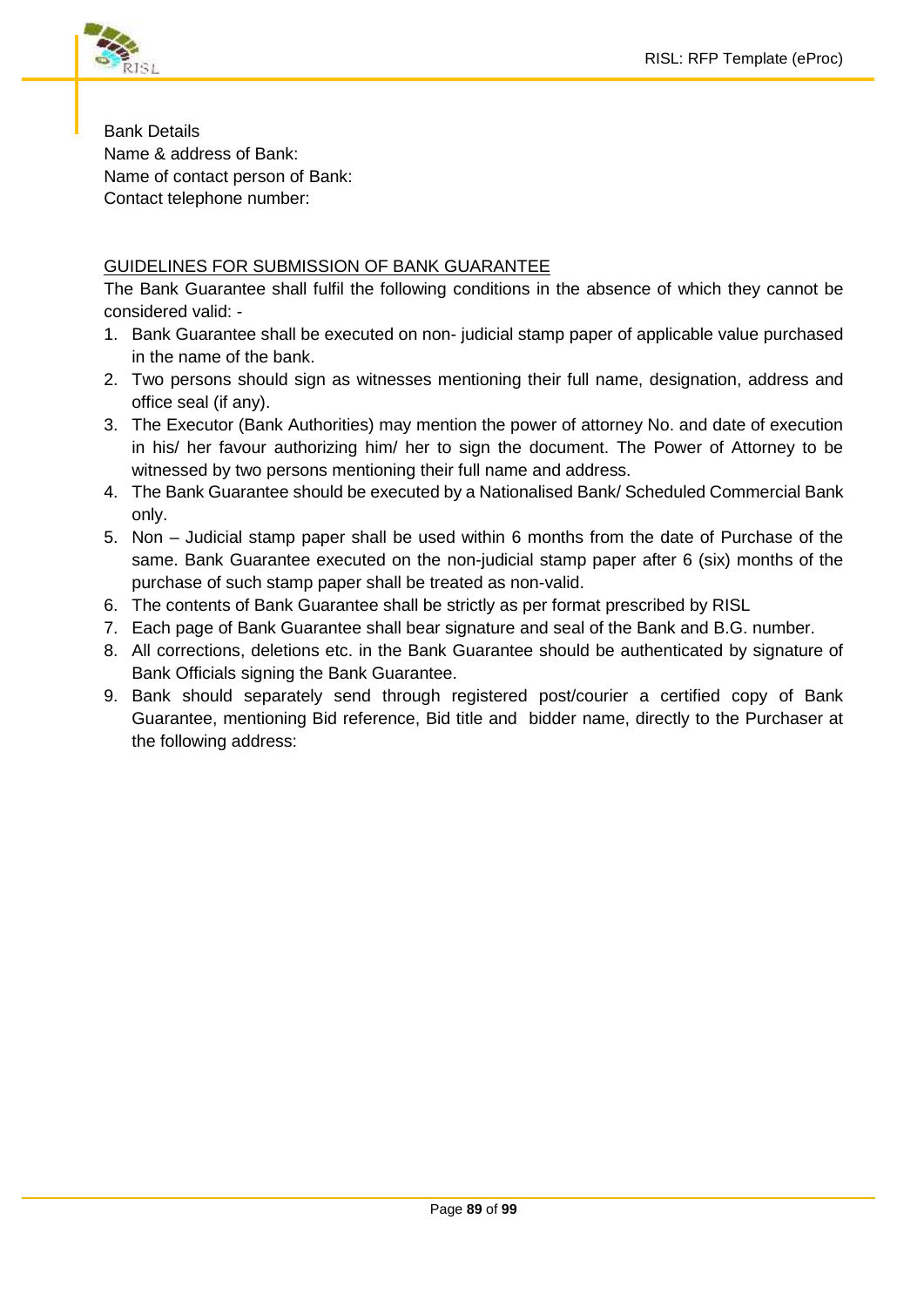Bank Details
Name & address of Bank:
Name of contact person of Bank:
Contact telephone number:

<u>GUIDELINES FOR SUBMISSION OF BANK GUARANTEE</u>

The Bank Guarantee shall fulfil the following conditions in the absence of which they cannot be considered valid: -

1. Bank Guarantee shall be executed on non- judicial stamp paper of applicable value purchased in the name of the bank.
2. Two persons should sign as witnesses mentioning their full name, designation, address and office seal (if any).
3. The Executor (Bank Authorities) may mention the power of attorney No. and date of execution in his/ her favour authorizing him/ her to sign the document. The Power of Attorney to be witnessed by two persons mentioning their full name and address.
4. The Bank Guarantee should be executed by a Nationalised Bank/ Scheduled Commercial Bank only.
5. Non – Judicial stamp paper shall be used within 6 months from the date of Purchase of the same. Bank Guarantee executed on the non-judicial stamp paper after 6 (six) months of the purchase of such stamp paper shall be treated as non-valid.
6. The contents of Bank Guarantee shall be strictly as per format prescribed by RISL
7. Each page of Bank Guarantee shall bear signature and seal of the Bank and B.G. number.
8. All corrections, deletions etc. in the Bank Guarantee should be authenticated by signature of Bank Officials signing the Bank Guarantee.
9. Bank should separately send through registered post/courier a certified copy of Bank Guarantee, mentioning Bid reference, Bid title and bidder name, directly to the Purchaser at the following address: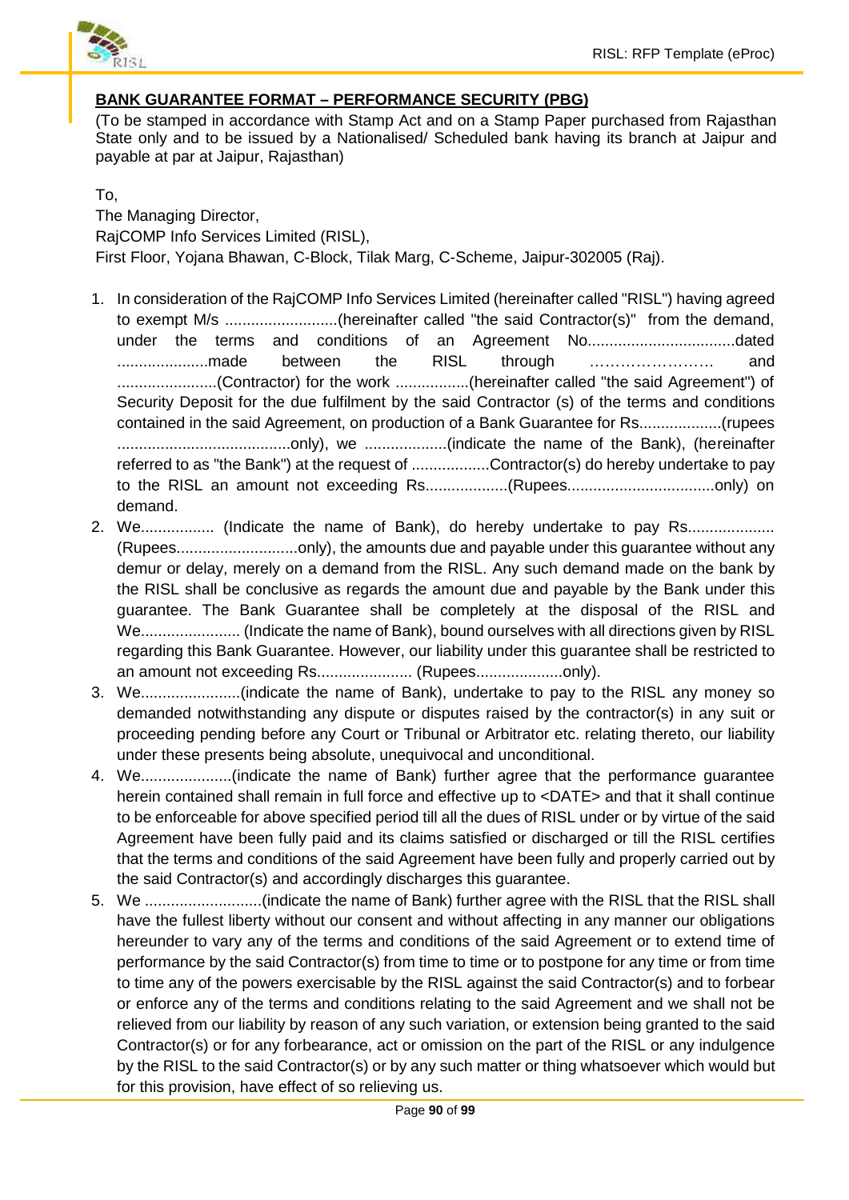**BANK GUARANTEE FORMAT – PERFORMANCE SECURITY (PBG)**

(To be stamped in accordance with Stamp Act and on a Stamp Paper purchased from Rajasthan State only and to be issued by a Nationalised/ Scheduled bank having its branch at Jaipur and payable at par at Jaipur, Rajasthan)

To,
The Managing Director,
RajCOMP Info Services Limited (RISL),
First Floor, Yojana Bhawan, C-Block, Tilak Marg, C-Scheme, Jaipur-302005 (Raj).

1. In consideration of the RajCOMP Info Services Limited (hereinafter called "RISL") having agreed to exempt M/s ..........................(hereinafter called "the said Contractor(s)" from the demand, under the terms and conditions of an Agreement No..................................dated .....................made between the RISL through ……………………. and .......................(Contractor) for the work .................(hereinafter called "the said Agreement") of Security Deposit for the due fulfilment by the said Contractor (s) of the terms and conditions contained in the said Agreement, on production of a Bank Guarantee for Rs...................(rupees ........................................only), we ...................(indicate the name of the Bank), (hereinafter referred to as "the Bank") at the request of ..................Contractor(s) do hereby undertake to pay to the RISL an amount not exceeding Rs...................(Rupees.................................only) on demand.
2. We................. (Indicate the name of Bank), do hereby undertake to pay Rs.................... (Rupees............................only), the amounts due and payable under this guarantee without any demur or delay, merely on a demand from the RISL. Any such demand made on the bank by the RISL shall be conclusive as regards the amount due and payable by the Bank under this guarantee. The Bank Guarantee shall be completely at the disposal of the RISL and We....................... (Indicate the name of Bank), bound ourselves with all directions given by RISL regarding this Bank Guarantee. However, our liability under this guarantee shall be restricted to an amount not exceeding Rs...................... (Rupees....................only).
3. We.......................(indicate the name of Bank), undertake to pay to the RISL any money so demanded notwithstanding any dispute or disputes raised by the contractor(s) in any suit or proceeding pending before any Court or Tribunal or Arbitrator etc. relating thereto, our liability under these presents being absolute, unequivocal and unconditional.
4. We.....................(indicate the name of Bank) further agree that the performance guarantee herein contained shall remain in full force and effective up to <DATE> and that it shall continue to be enforceable for above specified period till all the dues of RISL under or by virtue of the said Agreement have been fully paid and its claims satisfied or discharged or till the RISL certifies that the terms and conditions of the said Agreement have been fully and properly carried out by the said Contractor(s) and accordingly discharges this guarantee.
5. We ...........................(indicate the name of Bank) further agree with the RISL that the RISL shall have the fullest liberty without our consent and without affecting in any manner our obligations hereunder to vary any of the terms and conditions of the said Agreement or to extend time of performance by the said Contractor(s) from time to time or to postpone for any time or from time to time any of the powers exercisable by the RISL against the said Contractor(s) and to forbear or enforce any of the terms and conditions relating to the said Agreement and we shall not be relieved from our liability by reason of any such variation, or extension being granted to the said Contractor(s) or for any forbearance, act or omission on the part of the RISL or any indulgence by the RISL to the said Contractor(s) or by any such matter or thing whatsoever which would but for this provision, have effect of so relieving us.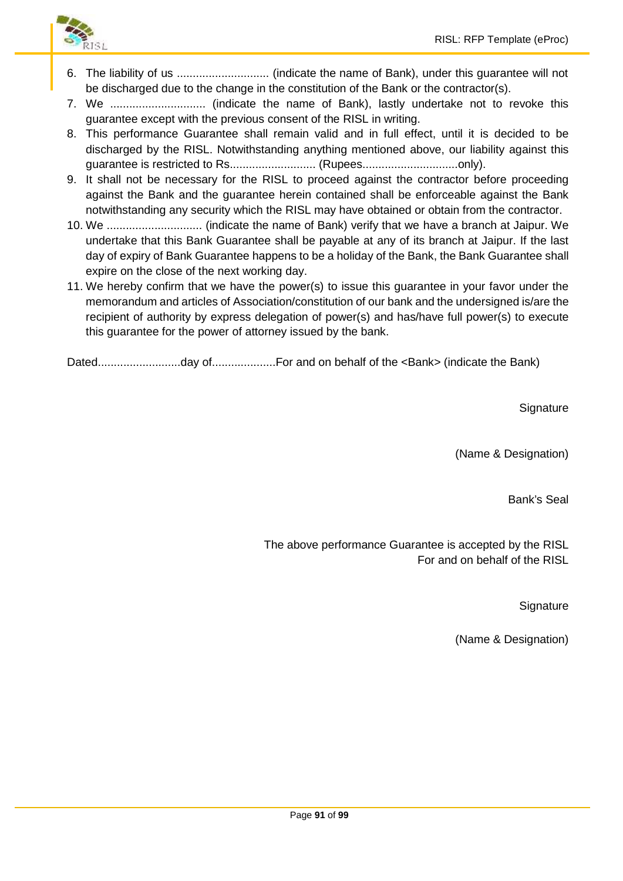6. The liability of us ............................. (indicate the name of Bank), under this guarantee will not be discharged due to the change in the constitution of the Bank or the contractor(s).
7. We .............................. (indicate the name of Bank), lastly undertake not to revoke this guarantee except with the previous consent of the RISL in writing.
8. This performance Guarantee shall remain valid and in full effect, until it is decided to be discharged by the RISL. Notwithstanding anything mentioned above, our liability against this guarantee is restricted to Rs........................... (Rupees..............................only).
9. It shall not be necessary for the RISL to proceed against the contractor before proceeding against the Bank and the guarantee herein contained shall be enforceable against the Bank notwithstanding any security which the RISL may have obtained or obtain from the contractor.
10. We .............................. (indicate the name of Bank) verify that we have a branch at Jaipur. We undertake that this Bank Guarantee shall be payable at any of its branch at Jaipur. If the last day of expiry of Bank Guarantee happens to be a holiday of the Bank, the Bank Guarantee shall expire on the close of the next working day.
11. We hereby confirm that we have the power(s) to issue this guarantee in your favor under the memorandum and articles of Association/constitution of our bank and the undersigned is/are the recipient of authority by express delegation of power(s) and has/have full power(s) to execute this guarantee for the power of attorney issued by the bank.

Dated..........................day of....................For and on behalf of the <Bank> (indicate the Bank)

Signature

(Name & Designation)

Bank's Seal

The above performance Guarantee is accepted by the RISL
For and on behalf of the RISL

Signature

(Name & Designation)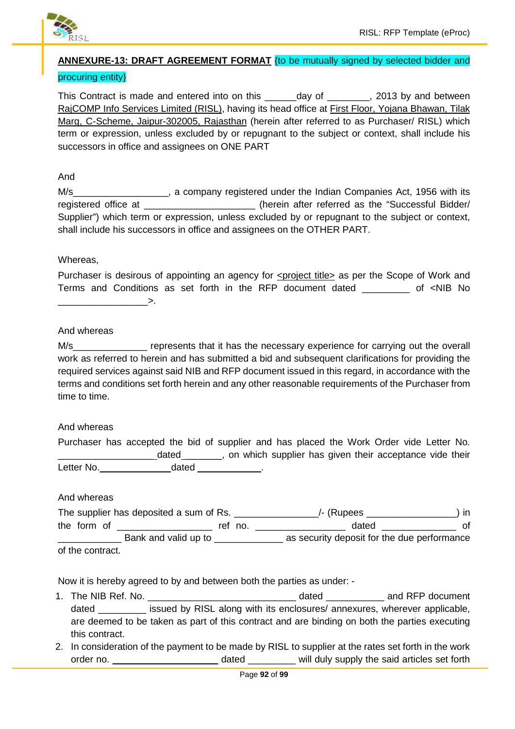**ANNEXURE-13: DRAFT AGREEMENT FORMAT** {to be mutually signed by selected bidder and procuring entity}

This Contract is made and entered into on this ______day of ________, 2013 by and between RajCOMP Info Services Limited (RISL), having its head office at First Floor, Yojana Bhawan, Tilak Marg, C-Scheme, Jaipur-302005, Rajasthan (herein after referred to as Purchaser/ RISL) which term or expression, unless excluded by or repugnant to the subject or context, shall include his successors in office and assignees on ONE PART

And

M/s__________________, a company registered under the Indian Companies Act, 1956 with its registered office at _____________________ (herein after referred as the "Successful Bidder/ Supplier") which term or expression, unless excluded by or repugnant to the subject or context, shall include his successors in office and assignees on the OTHER PART.

Whereas,

Purchaser is desirous of appointing an agency for <project title> as per the Scope of Work and Terms and Conditions as set forth in the RFP document dated _________ of <NIB No _________________>.

And whereas

M/s______________ represents that it has the necessary experience for carrying out the overall work as referred to herein and has submitted a bid and subsequent clarifications for providing the required services against said NIB and RFP document issued in this regard, in accordance with the terms and conditions set forth herein and any other reasonable requirements of the Purchaser from time to time.

And whereas

Purchaser has accepted the bid of supplier and has placed the Work Order vide Letter No. __________________dated_______, on which supplier has given their acceptance vide their Letter No.______________dated _____________.

And whereas

The supplier has deposited a sum of Rs. _______________/- (Rupees ________________) in the form of _________________ ref no. ________________ dated _____________ of ____________ Bank and valid up to _____________ as security deposit for the due performance of the contract.

Now it is hereby agreed to by and between both the parties as under: -

1. The NIB Ref. No. ____________________________ dated ___________ and RFP document dated _________ issued by RISL along with its enclosures/ annexures, wherever applicable, are deemed to be taken as part of this contract and are binding on both the parties executing this contract.
2. In consideration of the payment to be made by RISL to supplier at the rates set forth in the work order no. ____________________ dated _________ will duly supply the said articles set forth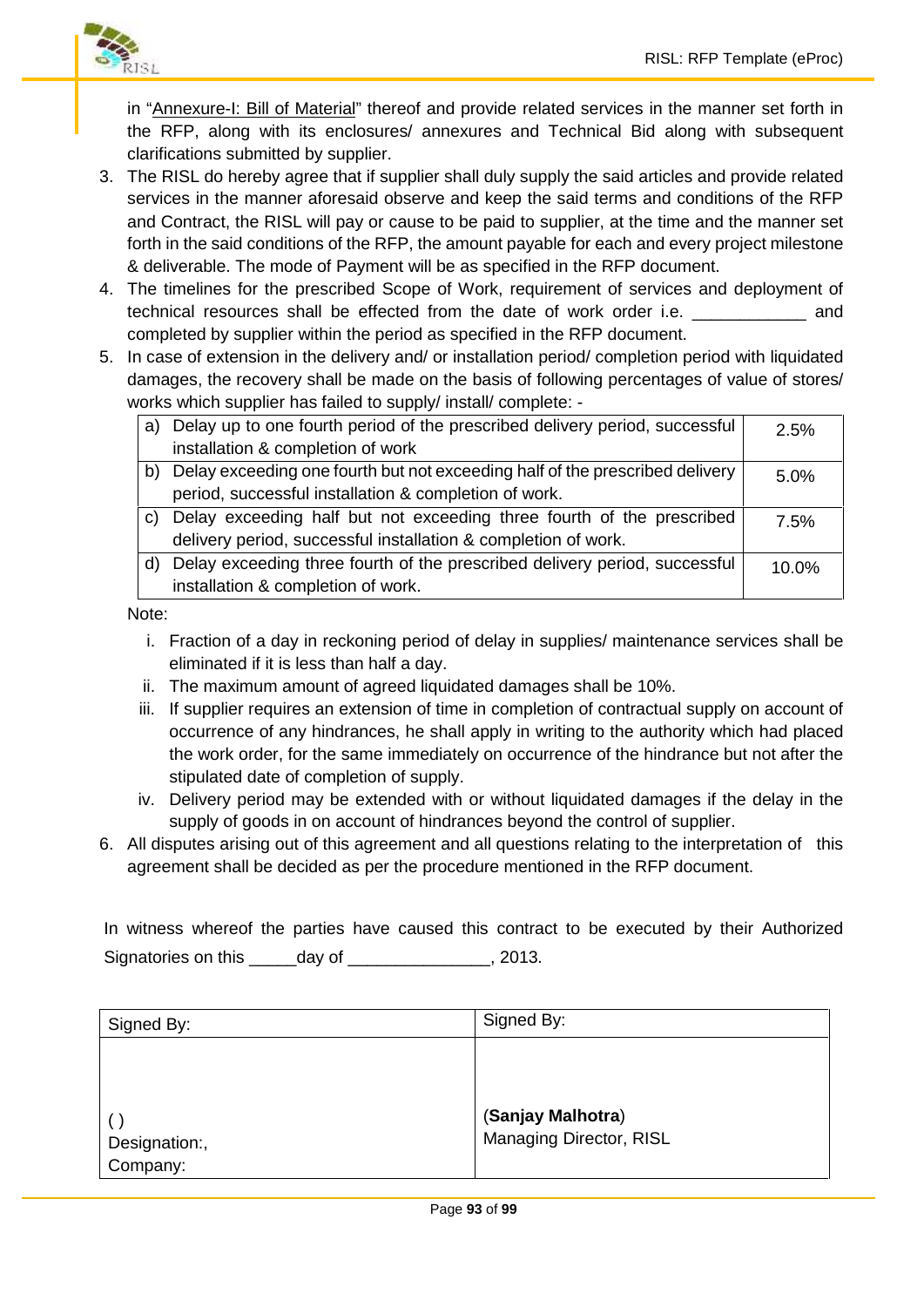in "Annexure-I: Bill of Material" thereof and provide related services in the manner set forth in the RFP, along with its enclosures/ annexures and Technical Bid along with subsequent clarifications submitted by supplier.

3. The RISL do hereby agree that if supplier shall duly supply the said articles and provide related services in the manner aforesaid observe and keep the said terms and conditions of the RFP and Contract, the RISL will pay or cause to be paid to supplier, at the time and the manner set forth in the said conditions of the RFP, the amount payable for each and every project milestone & deliverable. The mode of Payment will be as specified in the RFP document.
4. The timelines for the prescribed Scope of Work, requirement of services and deployment of technical resources shall be effected from the date of work order i.e. ____________ and completed by supplier within the period as specified in the RFP document.
5. In case of extension in the delivery and/ or installation period/ completion period with liquidated damages, the recovery shall be made on the basis of following percentages of value of stores/ works which supplier has failed to supply/ install/ complete: -

| | |
|---|---|
| a) Delay up to one fourth period of the prescribed delivery period, successful installation & completion of work | 2.5% |
| b) Delay exceeding one fourth but not exceeding half of the prescribed delivery period, successful installation & completion of work. | 5.0% |
| c) Delay exceeding half but not exceeding three fourth of the prescribed delivery period, successful installation & completion of work. | 7.5% |
| d) Delay exceeding three fourth of the prescribed delivery period, successful installation & completion of work. | 10.0% |

Note:

i. Fraction of a day in reckoning period of delay in supplies/ maintenance services shall be eliminated if it is less than half a day.
ii. The maximum amount of agreed liquidated damages shall be 10%.
iii. If supplier requires an extension of time in completion of contractual supply on account of occurrence of any hindrances, he shall apply in writing to the authority which had placed the work order, for the same immediately on occurrence of the hindrance but not after the stipulated date of completion of supply.
iv. Delivery period may be extended with or without liquidated damages if the delay in the supply of goods in on account of hindrances beyond the control of supplier.

6. All disputes arising out of this agreement and all questions relating to the interpretation of this agreement shall be decided as per the procedure mentioned in the RFP document.

In witness whereof the parties have caused this contract to be executed by their Authorized Signatories on this _____day of _______________, 2013.

| Signed By: | Signed By: |
|---|---|
| ( )<br>Designation:,<br>Company: | (**Sanjay Malhotra**)<br>Managing Director, RISL |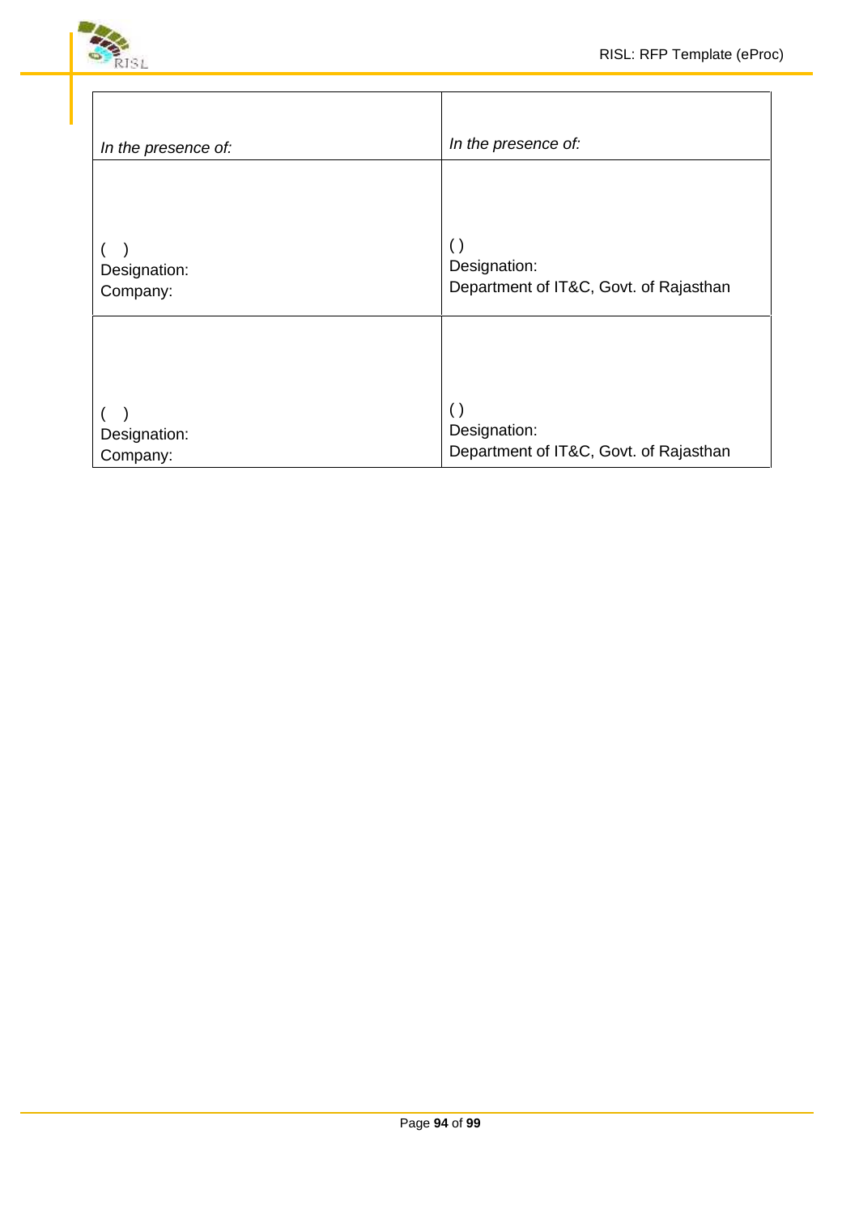| *In the presence of:* | *In the presence of:* |
|---|---|
| ( )<br>Designation:<br>Company: | ( )<br>Designation:<br>Department of IT&C, Govt. of Rajasthan |
| ( )<br>Designation:<br>Company: | ( )<br>Designation:<br>Department of IT&C, Govt. of Rajasthan |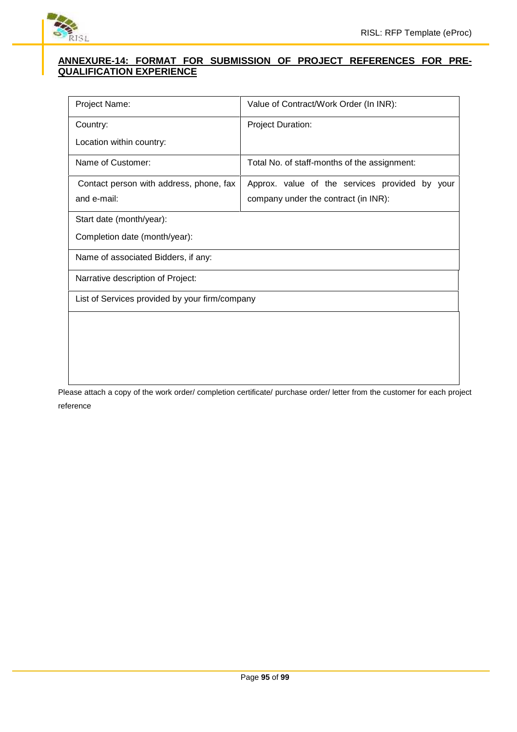## ANNEXURE-14: FORMAT FOR SUBMISSION OF PROJECT REFERENCES FOR PRE-QUALIFICATION EXPERIENCE

| | |
|---|---|
| Project Name: | Value of Contract/Work Order (In INR): |
| Country:<br>Location within country: | Project Duration: |
| Name of Customer: | Total No. of staff-months of the assignment: |
| Contact person with address, phone, fax and e-mail: | Approx. value of the services provided by your company under the contract (in INR): |
| Start date (month/year):<br>Completion date (month/year): | |
| Name of associated Bidders, if any: | |
| Narrative description of Project: | |
| List of Services provided by your firm/company | |
| | |

Please attach a copy of the work order/ completion certificate/ purchase order/ letter from the customer for each project reference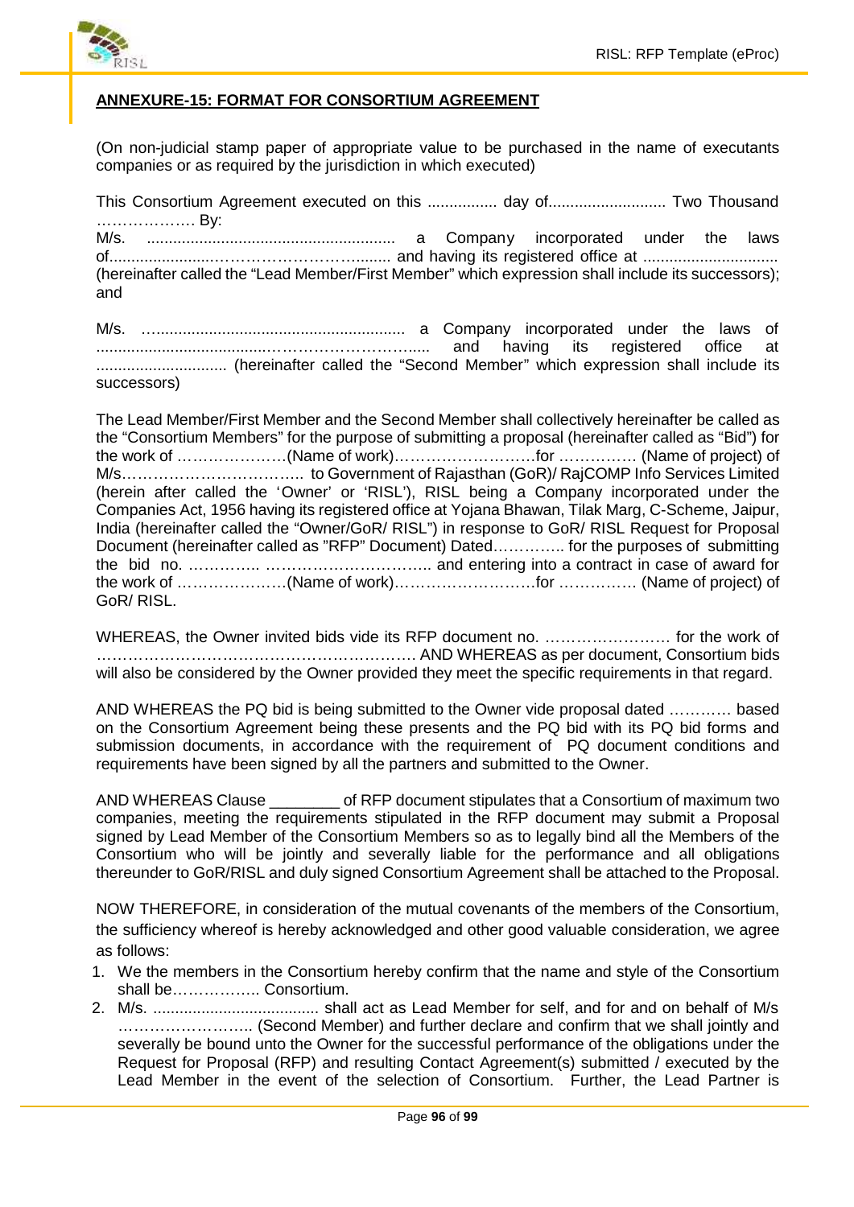## ANNEXURE-15: FORMAT FOR CONSORTIUM AGREEMENT

(On non-judicial stamp paper of appropriate value to be purchased in the name of executants companies or as required by the jurisdiction in which executed)

This Consortium Agreement executed on this ................ day of........................... Two Thousand ………………. By:

M/s. ......................................................... a Company incorporated under the laws of.......................…………………………........ and having its registered office at ............................... (hereinafter called the "Lead Member/First Member" which expression shall include its successors); and

M/s. …......................................................... a Company incorporated under the laws of .......................................………………………..... and having its registered office at .............................. (hereinafter called the "Second Member" which expression shall include its successors)

The Lead Member/First Member and the Second Member shall collectively hereinafter be called as the "Consortium Members" for the purpose of submitting a proposal (hereinafter called as "Bid") for the work of …………………(Name of work)………………………for …………… (Name of project) of M/s…………………………….. to Government of Rajasthan (GoR)/ RajCOMP Info Services Limited (herein after called the 'Owner' or 'RISL'), RISL being a Company incorporated under the Companies Act, 1956 having its registered office at Yojana Bhawan, Tilak Marg, C-Scheme, Jaipur, India (hereinafter called the "Owner/GoR/ RISL") in response to GoR/ RISL Request for Proposal Document (hereinafter called as "RFP" Document) Dated………….. for the purposes of submitting the bid no. ………….. ………………………….. and entering into a contract in case of award for the work of …………………(Name of work)………………………for …………… (Name of project) of GoR/ RISL.

WHEREAS, the Owner invited bids vide its RFP document no. …………………… for the work of …………………………………………………… AND WHEREAS as per document, Consortium bids will also be considered by the Owner provided they meet the specific requirements in that regard.

AND WHEREAS the PQ bid is being submitted to the Owner vide proposal dated ………… based on the Consortium Agreement being these presents and the PQ bid with its PQ bid forms and submission documents, in accordance with the requirement of PQ document conditions and requirements have been signed by all the partners and submitted to the Owner.

AND WHEREAS Clause ________ of RFP document stipulates that a Consortium of maximum two companies, meeting the requirements stipulated in the RFP document may submit a Proposal signed by Lead Member of the Consortium Members so as to legally bind all the Members of the Consortium who will be jointly and severally liable for the performance and all obligations thereunder to GoR/RISL and duly signed Consortium Agreement shall be attached to the Proposal.

NOW THEREFORE, in consideration of the mutual covenants of the members of the Consortium, the sufficiency whereof is hereby acknowledged and other good valuable consideration, we agree as follows:

1. We the members in the Consortium hereby confirm that the name and style of the Consortium shall be…………….. Consortium.
2. M/s. ...................................... shall act as Lead Member for self, and for and on behalf of M/s …………………….. (Second Member) and further declare and confirm that we shall jointly and severally be bound unto the Owner for the successful performance of the obligations under the Request for Proposal (RFP) and resulting Contact Agreement(s) submitted / executed by the Lead Member in the event of the selection of Consortium. Further, the Lead Partner is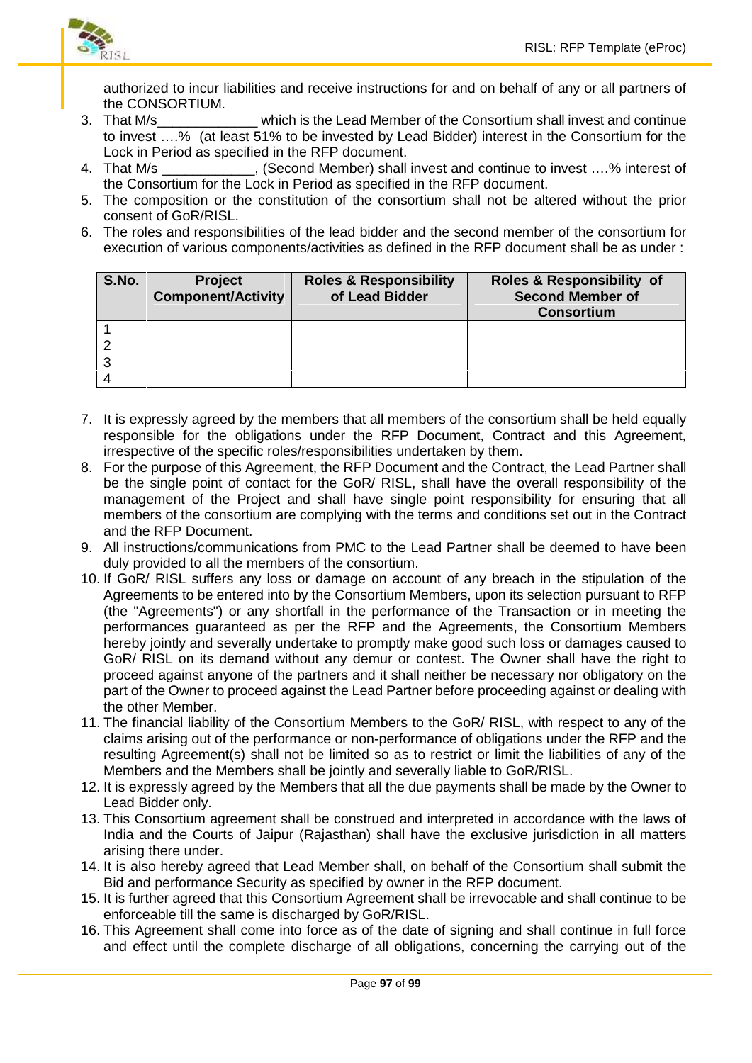authorized to incur liabilities and receive instructions for and on behalf of any or all partners of the CONSORTIUM.

3. That M/s_____________ which is the Lead Member of the Consortium shall invest and continue to invest ….% (at least 51% to be invested by Lead Bidder) interest in the Consortium for the Lock in Period as specified in the RFP document.
4. That M/s ____________, (Second Member) shall invest and continue to invest ….% interest of the Consortium for the Lock in Period as specified in the RFP document.
5. The composition or the constitution of the consortium shall not be altered without the prior consent of GoR/RISL.
6. The roles and responsibilities of the lead bidder and the second member of the consortium for execution of various components/activities as defined in the RFP document shall be as under :

| S.No. | Project Component/Activity | Roles & Responsibility of Lead Bidder | Roles & Responsibility of Second Member of Consortium |
|---|---|---|---|
| 1 | | | |
| 2 | | | |
| 3 | | | |
| 4 | | | |

7. It is expressly agreed by the members that all members of the consortium shall be held equally responsible for the obligations under the RFP Document, Contract and this Agreement, irrespective of the specific roles/responsibilities undertaken by them.
8. For the purpose of this Agreement, the RFP Document and the Contract, the Lead Partner shall be the single point of contact for the GoR/ RISL, shall have the overall responsibility of the management of the Project and shall have single point responsibility for ensuring that all members of the consortium are complying with the terms and conditions set out in the Contract and the RFP Document.
9. All instructions/communications from PMC to the Lead Partner shall be deemed to have been duly provided to all the members of the consortium.
10. If GoR/ RISL suffers any loss or damage on account of any breach in the stipulation of the Agreements to be entered into by the Consortium Members, upon its selection pursuant to RFP (the "Agreements") or any shortfall in the performance of the Transaction or in meeting the performances guaranteed as per the RFP and the Agreements, the Consortium Members hereby jointly and severally undertake to promptly make good such loss or damages caused to GoR/ RISL on its demand without any demur or contest. The Owner shall have the right to proceed against anyone of the partners and it shall neither be necessary nor obligatory on the part of the Owner to proceed against the Lead Partner before proceeding against or dealing with the other Member.
11. The financial liability of the Consortium Members to the GoR/ RISL, with respect to any of the claims arising out of the performance or non-performance of obligations under the RFP and the resulting Agreement(s) shall not be limited so as to restrict or limit the liabilities of any of the Members and the Members shall be jointly and severally liable to GoR/RISL.
12. It is expressly agreed by the Members that all the due payments shall be made by the Owner to Lead Bidder only.
13. This Consortium agreement shall be construed and interpreted in accordance with the laws of India and the Courts of Jaipur (Rajasthan) shall have the exclusive jurisdiction in all matters arising there under.
14. It is also hereby agreed that Lead Member shall, on behalf of the Consortium shall submit the Bid and performance Security as specified by owner in the RFP document.
15. It is further agreed that this Consortium Agreement shall be irrevocable and shall continue to be enforceable till the same is discharged by GoR/RISL.
16. This Agreement shall come into force as of the date of signing and shall continue in full force and effect until the complete discharge of all obligations, concerning the carrying out of the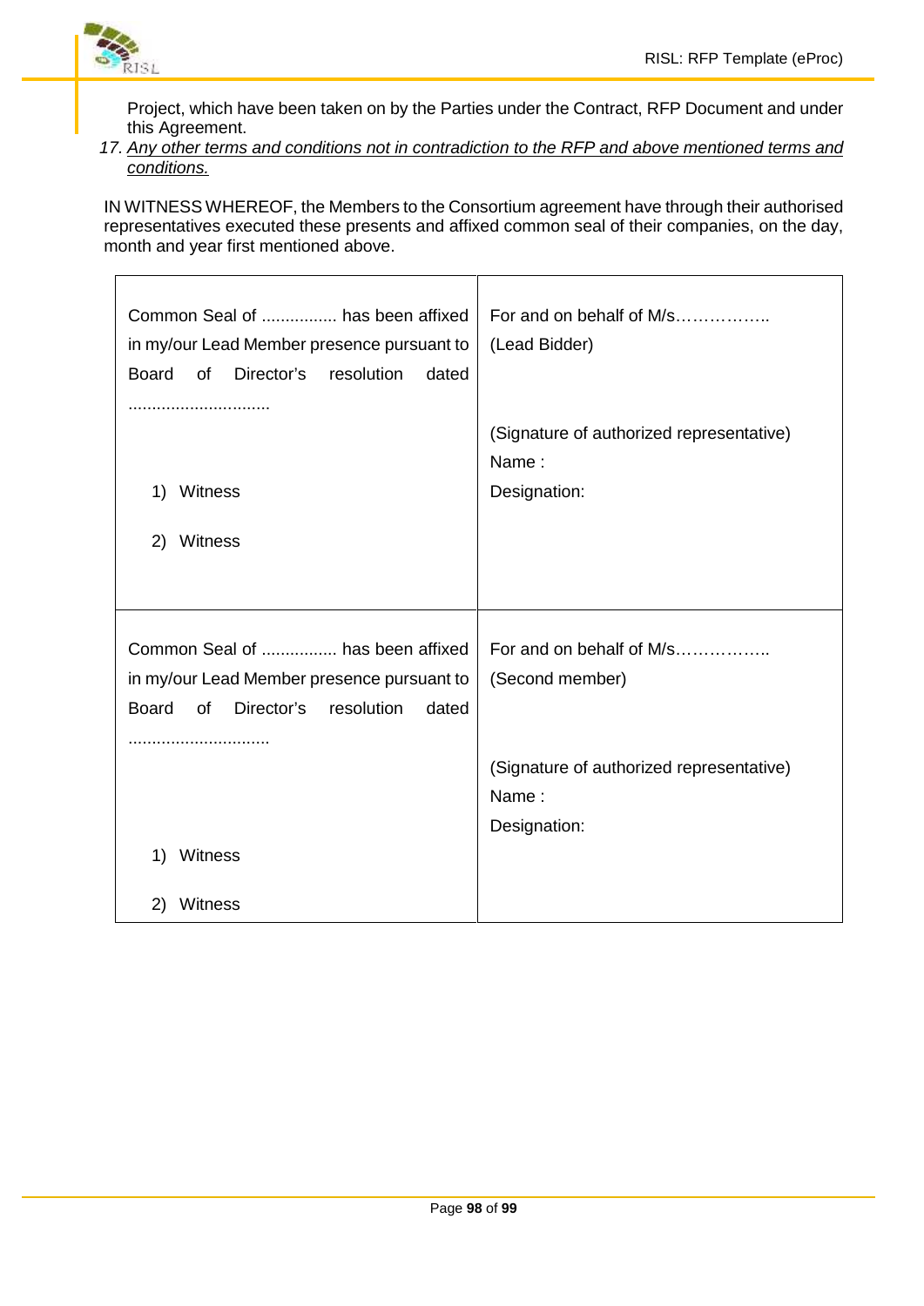Project, which have been taken on by the Parties under the Contract, RFP Document and under this Agreement.

17. *Any other terms and conditions not in contradiction to the RFP and above mentioned terms and conditions.*

IN WITNESS WHEREOF, the Members to the Consortium agreement have through their authorised representatives executed these presents and affixed common seal of their companies, on the day, month and year first mentioned above.

| | |
|---|---|
| Common Seal of ................ has been affixed in my/our Lead Member presence pursuant to Board of Director's resolution dated ............................. <br><br> 1) Witness <br><br> 2) Witness | For and on behalf of M/s…………….. (Lead Bidder) <br><br> (Signature of authorized representative) <br> Name : <br> Designation: |
| Common Seal of ................ has been affixed in my/our Lead Member presence pursuant to Board of Director's resolution dated ............................. <br><br> 1) Witness <br><br> 2) Witness | For and on behalf of M/s…………….. (Second member) <br><br> (Signature of authorized representative) <br> Name : <br> Designation: |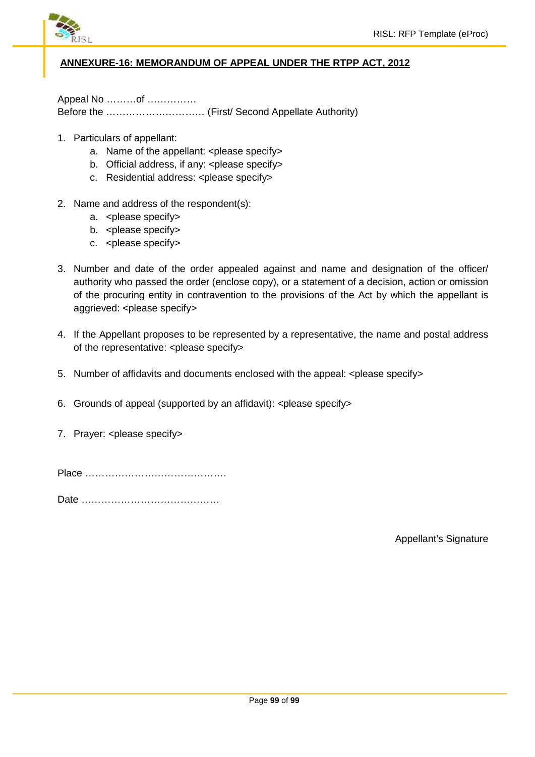## ANNEXURE-16: MEMORANDUM OF APPEAL UNDER THE RTPP ACT, 2012

Appeal No ………of ……………
Before the ………………………… (First/ Second Appellate Authority)

1. Particulars of appellant:
   a. Name of the appellant: <please specify>
   b. Official address, if any: <please specify>
   c. Residential address: <please specify>

2. Name and address of the respondent(s):
   a. <please specify>
   b. <please specify>
   c. <please specify>

3. Number and date of the order appealed against and name and designation of the officer/ authority who passed the order (enclose copy), or a statement of a decision, action or omission of the procuring entity in contravention to the provisions of the Act by which the appellant is aggrieved: <please specify>

4. If the Appellant proposes to be represented by a representative, the name and postal address of the representative: <please specify>

5. Number of affidavits and documents enclosed with the appeal: <please specify>

6. Grounds of appeal (supported by an affidavit): <please specify>

7. Prayer: <please specify>

Place …………………………………….

Date ……………………………………

Appellant's Signature